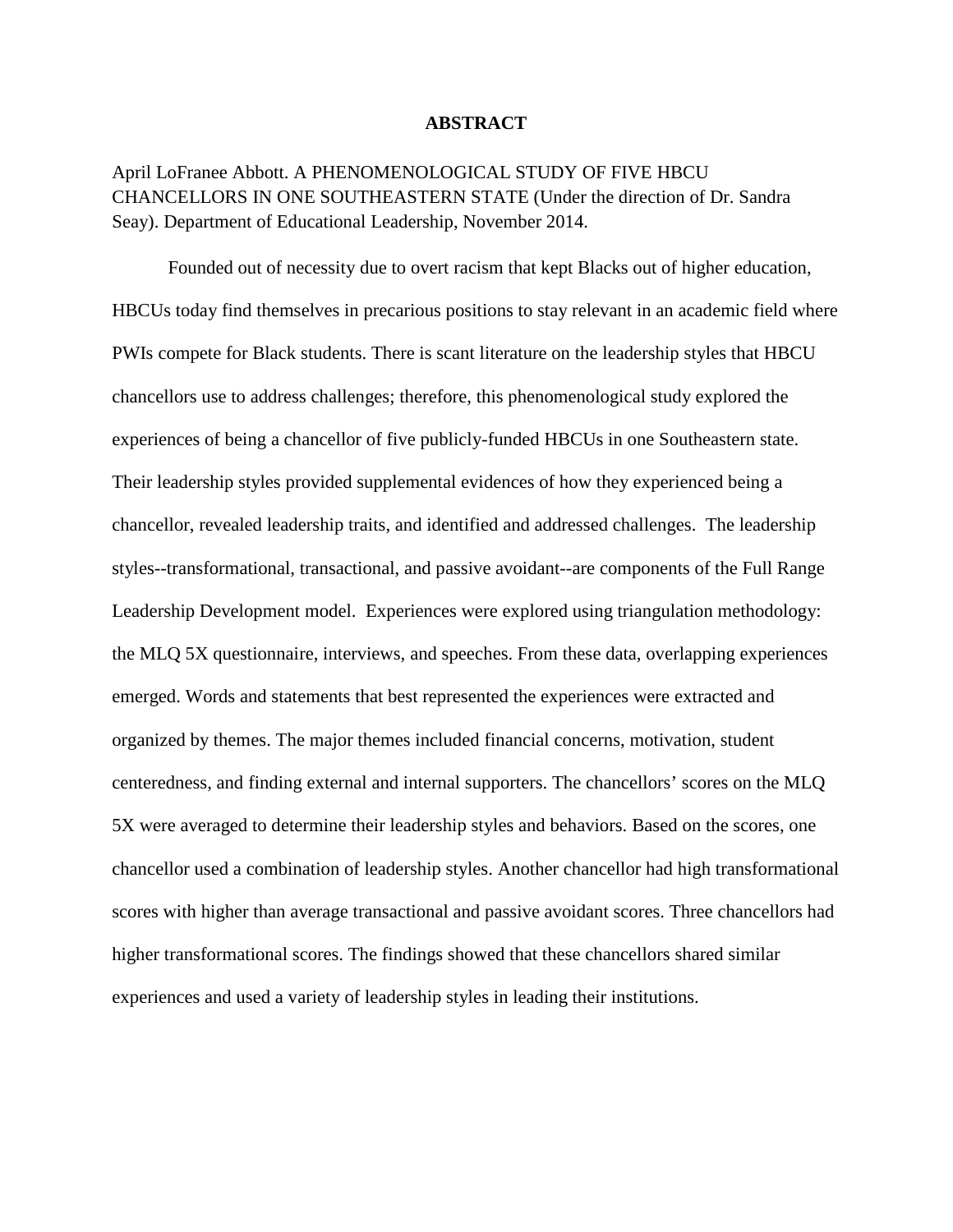# ABSTRACT

April LoFranee Abbott. A PHENOMENOLOGICAL STUDY OF FIVE HBCU CHANCELLORS IN ONE SOUTHEASTERN STATE (Under the direction of Dr. Sandra Seay). Department of Educational Leadership, November 2014.

Founded out of necessity due to overt racism that kept Blacks out of higher education, HBCUs today find themselves in precarious positions to stay relevant in an academic field where PWIs compete for Black students. There is scant literature on the leadership styles that HBCU chancellors use to address challenges; therefore, this phenomenological study explored the experiences of being a chancellor of five publicly-funded HBCUs in one Southeastern state. Their leadership styles provided supplemental evidences of how they experienced being a chancellor, revealed leadership traits, and identified and addressed challenges. The leadership styles--transformational, transactional, and passive avoidant--are components of the Full Range Leadership Development model. Experiences were explored using triangulation methodology: the MLQ 5X questionnaire, interviews, and speeches. From these data, overlapping experiences emerged. Words and statements that best represented the experiences were extracted and organized by themes. The major themes included financial concerns, motivation, student centeredness, and finding external and internal supporters. The chancellors' scores on the MLQ 5X were averaged to determine their leadership styles and behaviors. Based on the scores, one chancellor used a combination of leadership styles. Another chancellor had high transformational scores with higher than average transactional and passive avoidant scores. Three chancellors had higher transformational scores. The findings showed that these chancellors shared similar experiences and used a variety of leadership styles in leading their institutions.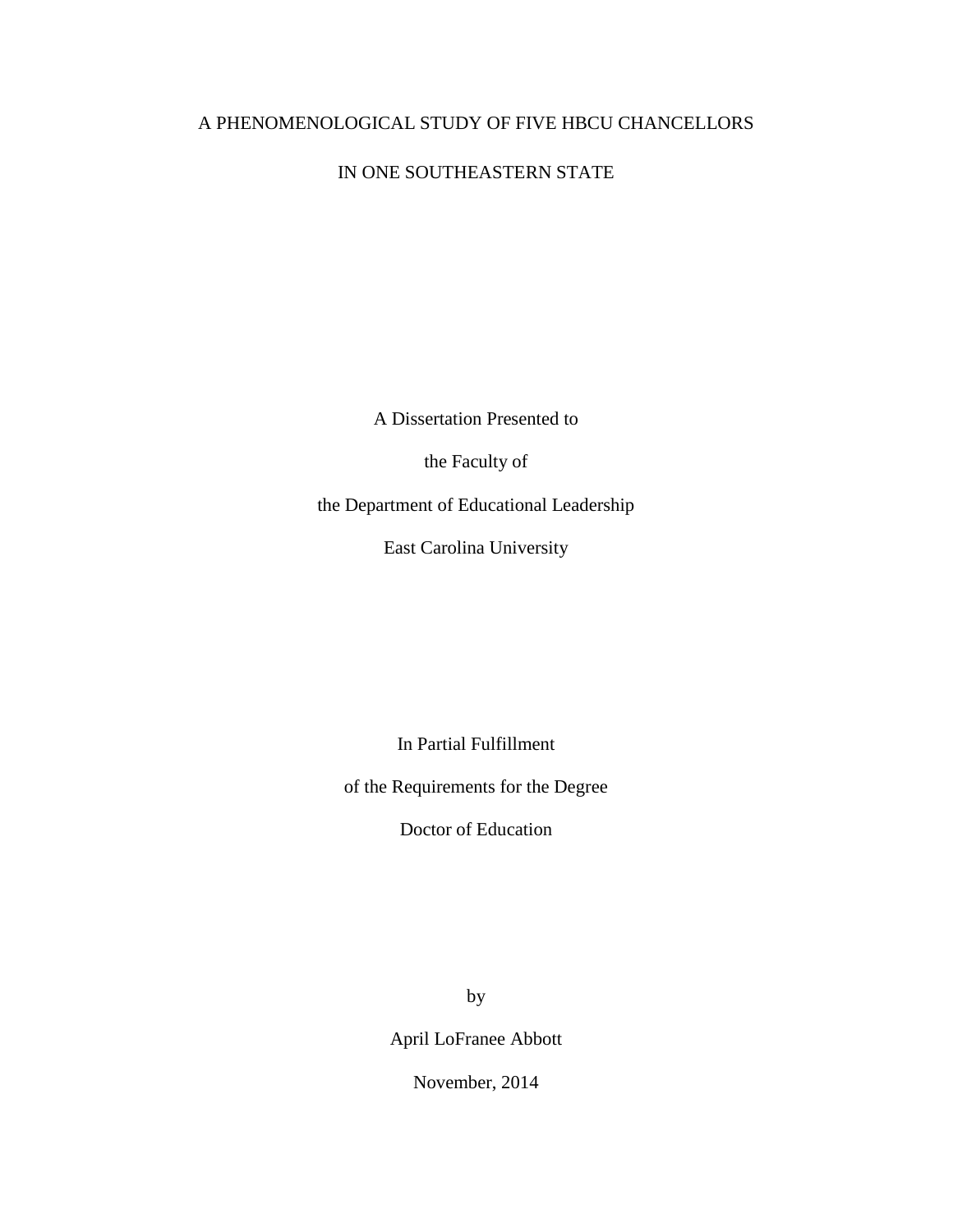# A PHENOMENOLOGICAL STUDY OF FIVE HBCU CHANCELLORS

# IN ONE SOUTHEASTERN STATE

A Dissertation Presented to

the Faculty of

the Department of Educational Leadership

East Carolina University

In Partial Fulfillment

of the Requirements for the Degree

Doctor of Education

by

April LoFranee Abbott

November, 2014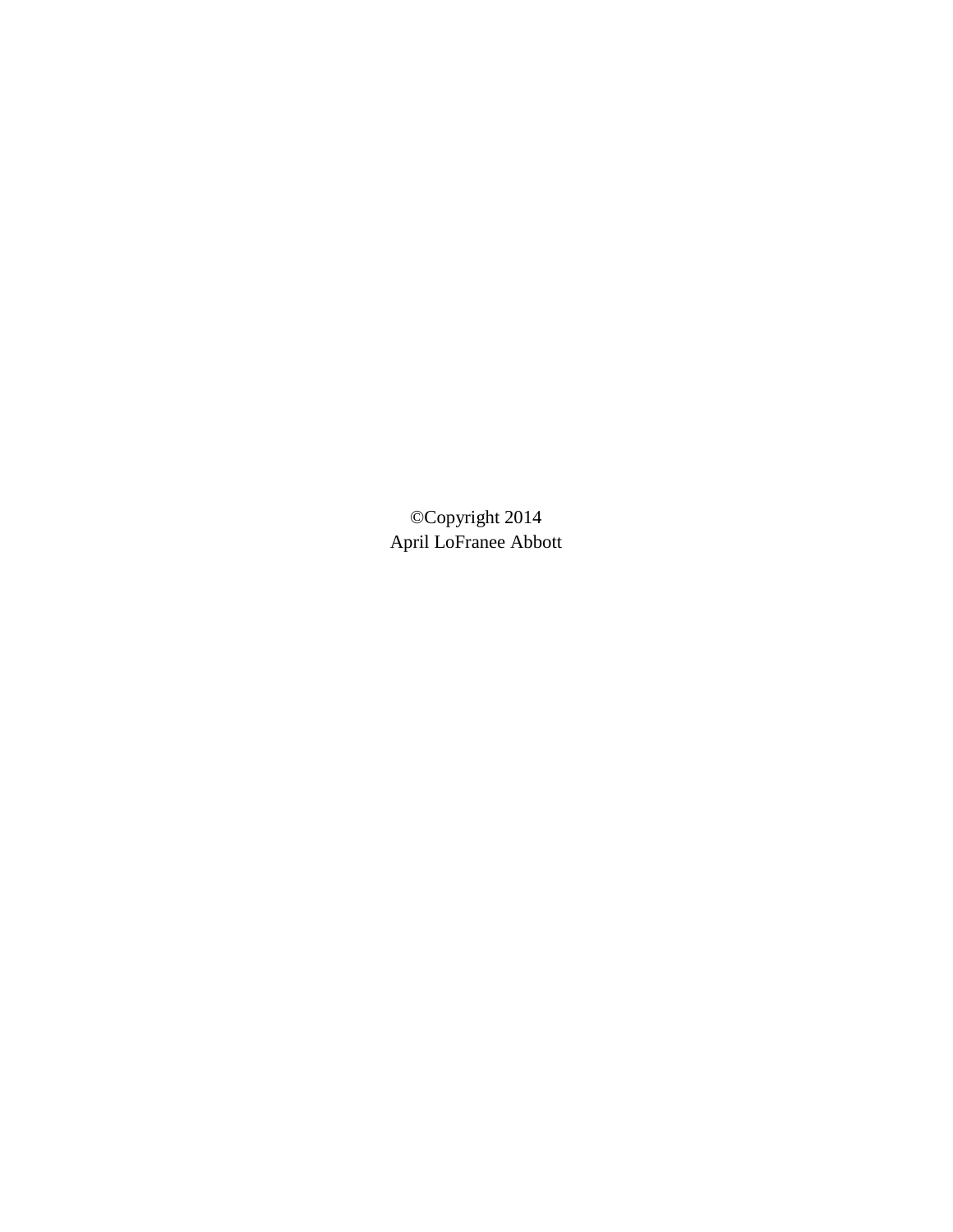©Copyright 2014
April LoFranee Abbott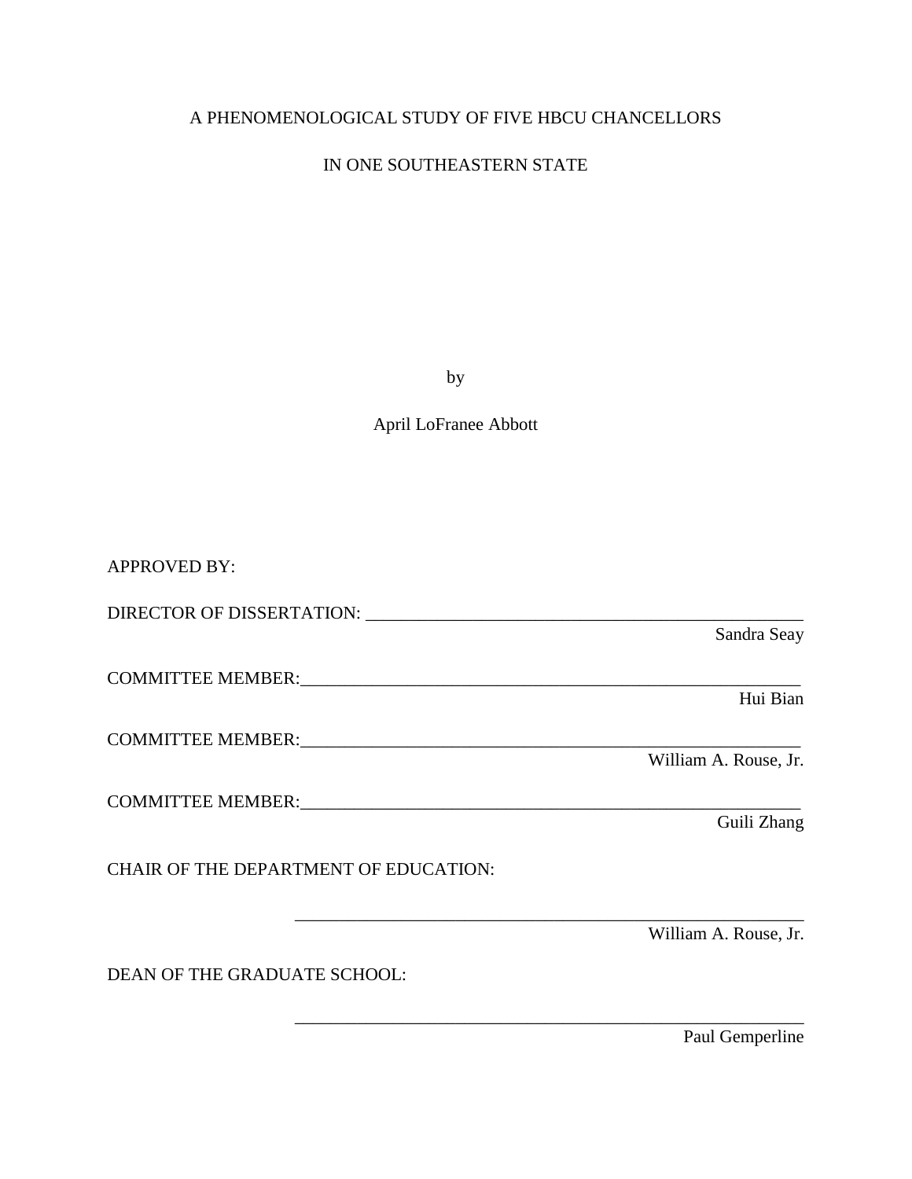A PHENOMENOLOGICAL STUDY OF FIVE HBCU CHANCELLORS

IN ONE SOUTHEASTERN STATE

by

April LoFranee Abbott

APPROVED BY:

DIRECTOR OF DISSERTATION: ______________________________________________

Sandra Seay

COMMITTEE MEMBER: ______________________________________________

Hui Bian

COMMITTEE MEMBER: ______________________________________________

William A. Rouse, Jr.

COMMITTEE MEMBER: ______________________________________________

Guili Zhang

CHAIR OF THE DEPARTMENT OF EDUCATION:

______________________________________________

William A. Rouse, Jr.

DEAN OF THE GRADUATE SCHOOL:

______________________________________________

Paul Gemperline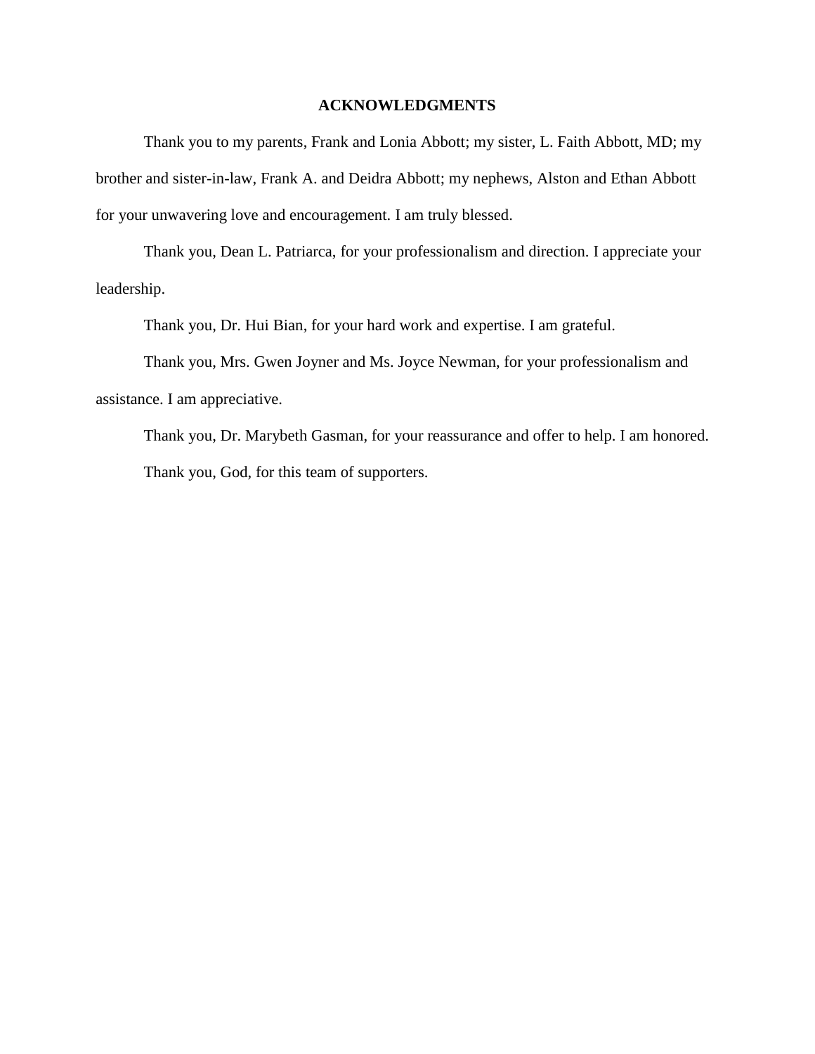## ACKNOWLEDGMENTS

Thank you to my parents, Frank and Lonia Abbott; my sister, L. Faith Abbott, MD; my brother and sister-in-law, Frank A. and Deidra Abbott; my nephews, Alston and Ethan Abbott for your unwavering love and encouragement. I am truly blessed.

Thank you, Dean L. Patriarca, for your professionalism and direction. I appreciate your leadership.

Thank you, Dr. Hui Bian, for your hard work and expertise. I am grateful.

Thank you, Mrs. Gwen Joyner and Ms. Joyce Newman, for your professionalism and assistance. I am appreciative.

Thank you, Dr. Marybeth Gasman, for your reassurance and offer to help. I am honored.

Thank you, God, for this team of supporters.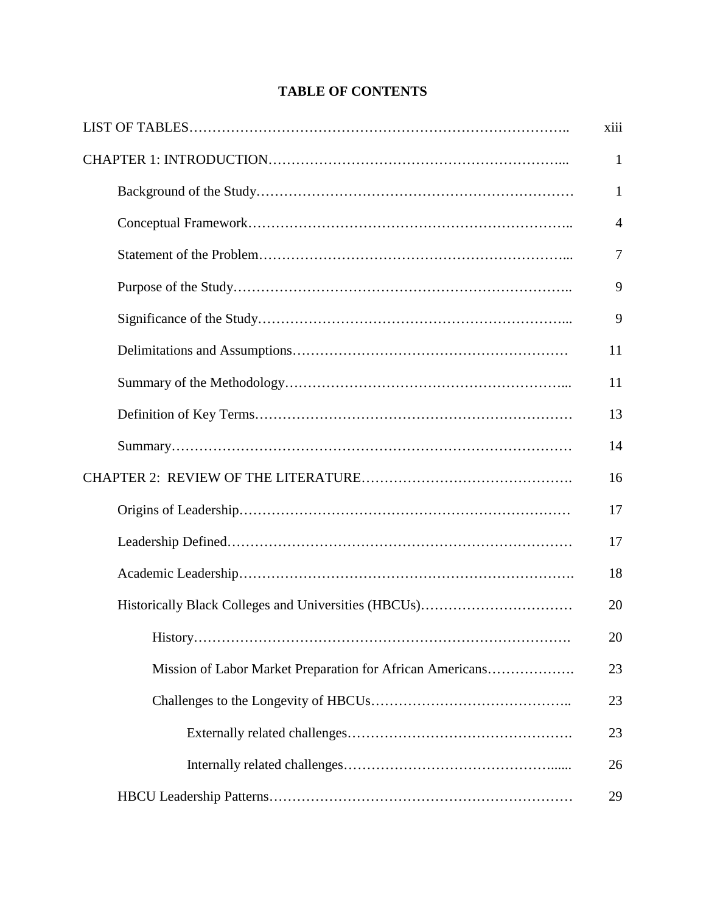# TABLE OF CONTENTS

| | |
|---|---|
| LIST OF TABLES | xiii |
| CHAPTER 1: INTRODUCTION | 1 |
| &nbsp;&nbsp;&nbsp;&nbsp;Background of the Study | 1 |
| &nbsp;&nbsp;&nbsp;&nbsp;Conceptual Framework | 4 |
| &nbsp;&nbsp;&nbsp;&nbsp;Statement of the Problem | 7 |
| &nbsp;&nbsp;&nbsp;&nbsp;Purpose of the Study | 9 |
| &nbsp;&nbsp;&nbsp;&nbsp;Significance of the Study | 9 |
| &nbsp;&nbsp;&nbsp;&nbsp;Delimitations and Assumptions | 11 |
| &nbsp;&nbsp;&nbsp;&nbsp;Summary of the Methodology | 11 |
| &nbsp;&nbsp;&nbsp;&nbsp;Definition of Key Terms | 13 |
| &nbsp;&nbsp;&nbsp;&nbsp;Summary | 14 |
| CHAPTER 2: REVIEW OF THE LITERATURE | 16 |
| &nbsp;&nbsp;&nbsp;&nbsp;Origins of Leadership | 17 |
| &nbsp;&nbsp;&nbsp;&nbsp;Leadership Defined | 17 |
| &nbsp;&nbsp;&nbsp;&nbsp;Academic Leadership | 18 |
| &nbsp;&nbsp;&nbsp;&nbsp;Historically Black Colleges and Universities (HBCUs) | 20 |
| &nbsp;&nbsp;&nbsp;&nbsp;&nbsp;&nbsp;&nbsp;&nbsp;History | 20 |
| &nbsp;&nbsp;&nbsp;&nbsp;&nbsp;&nbsp;&nbsp;&nbsp;Mission of Labor Market Preparation for African Americans | 23 |
| &nbsp;&nbsp;&nbsp;&nbsp;&nbsp;&nbsp;&nbsp;&nbsp;Challenges to the Longevity of HBCUs | 23 |
| &nbsp;&nbsp;&nbsp;&nbsp;&nbsp;&nbsp;&nbsp;&nbsp;&nbsp;&nbsp;&nbsp;&nbsp;Externally related challenges | 23 |
| &nbsp;&nbsp;&nbsp;&nbsp;&nbsp;&nbsp;&nbsp;&nbsp;&nbsp;&nbsp;&nbsp;&nbsp;Internally related challenges | 26 |
| &nbsp;&nbsp;&nbsp;&nbsp;HBCU Leadership Patterns | 29 |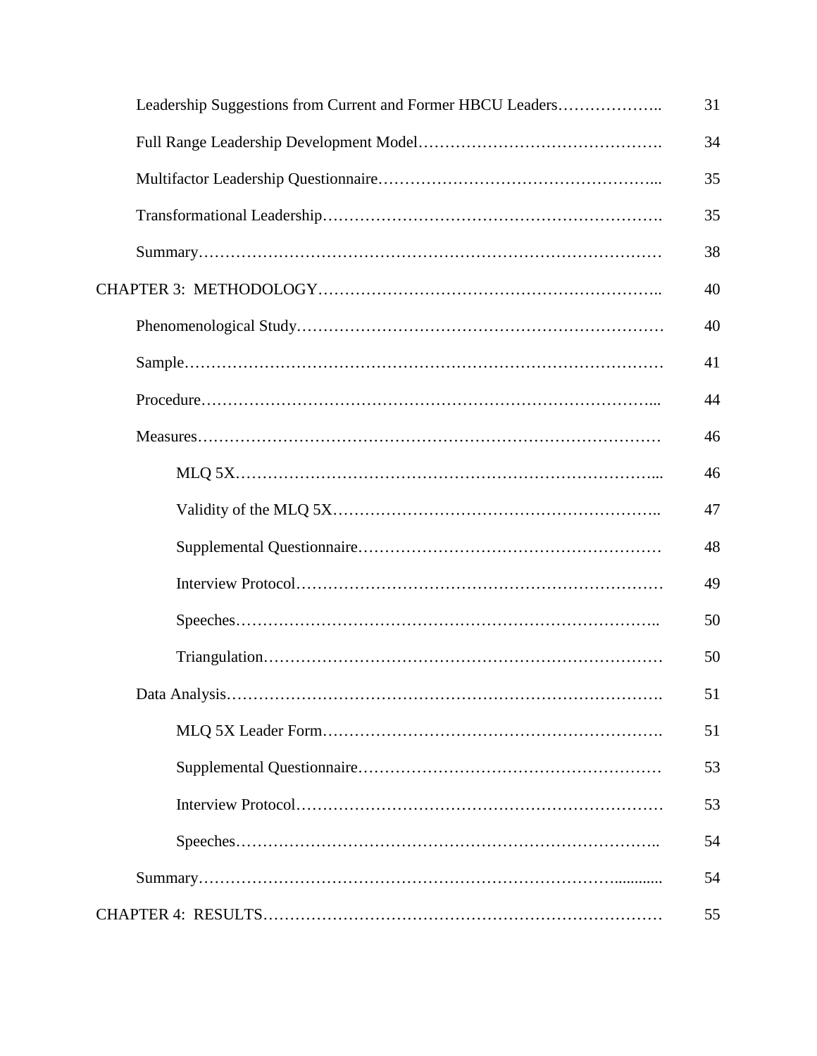| | |
|---|---|
| Leadership Suggestions from Current and Former HBCU Leaders……………….. | 31 |
| Full Range Leadership Development Model………………………………………. | 34 |
| Multifactor Leadership Questionnaire…………………………………………….... | 35 |
| Transformational Leadership………………………………………………………. | 35 |
| Summary…………………………………………………………………………… | 38 |
| CHAPTER 3: METHODOLOGY……………………………………………………….. | 40 |
| Phenomenological Study…………………………………………………………… | 40 |
| Sample……………………………………………………………………………… | 41 |
| Procedure…………………………………………………………………………... | 44 |
| Measures…………………………………………………………………………… | 46 |
| MLQ 5X…………………………………………………………………….... | 46 |
| Validity of the MLQ 5X…………………………………………………….. | 47 |
| Supplemental Questionnaire………………………………………………… | 48 |
| Interview Protocol…………………………………………………………… | 49 |
| Speeches…………………………………………………………………….. | 50 |
| Triangulation………………………………………………………………. | 50 |
| Data Analysis………………………………………………………………………. | 51 |
| MLQ 5X Leader Form………………………………………………………. | 51 |
| Supplemental Questionnaire………………………………………………… | 53 |
| Interview Protocol…………………………………………………………… | 53 |
| Speeches…………………………………………………………………….. | 54 |
| Summary…………………………………………………………………............ | 54 |
| CHAPTER 4: RESULTS………………………………………………………………… | 55 |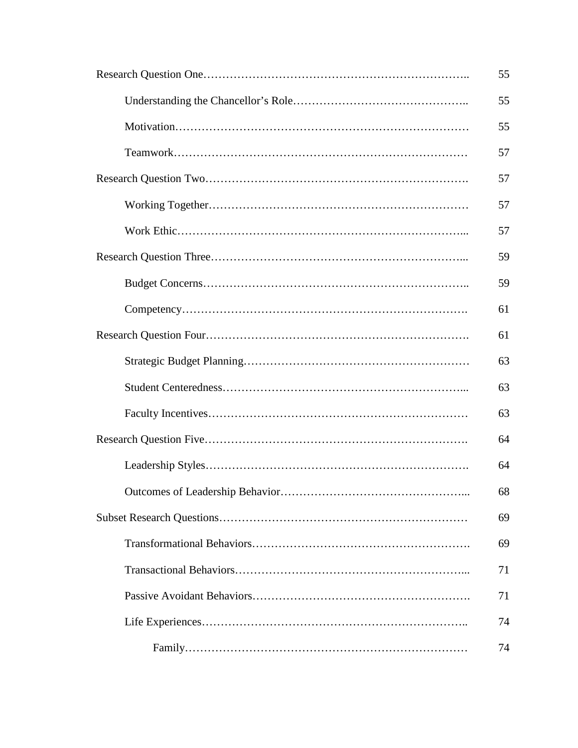| | |
|---|---|
| Research Question One | 55 |
| &nbsp;&nbsp;&nbsp;&nbsp;Understanding the Chancellor's Role | 55 |
| &nbsp;&nbsp;&nbsp;&nbsp;Motivation | 55 |
| &nbsp;&nbsp;&nbsp;&nbsp;Teamwork | 57 |
| Research Question Two | 57 |
| &nbsp;&nbsp;&nbsp;&nbsp;Working Together | 57 |
| &nbsp;&nbsp;&nbsp;&nbsp;Work Ethic | 57 |
| Research Question Three | 59 |
| &nbsp;&nbsp;&nbsp;&nbsp;Budget Concerns | 59 |
| &nbsp;&nbsp;&nbsp;&nbsp;Competency | 61 |
| Research Question Four | 61 |
| &nbsp;&nbsp;&nbsp;&nbsp;Strategic Budget Planning | 63 |
| &nbsp;&nbsp;&nbsp;&nbsp;Student Centeredness | 63 |
| &nbsp;&nbsp;&nbsp;&nbsp;Faculty Incentives | 63 |
| Research Question Five | 64 |
| &nbsp;&nbsp;&nbsp;&nbsp;Leadership Styles | 64 |
| &nbsp;&nbsp;&nbsp;&nbsp;Outcomes of Leadership Behavior | 68 |
| Subset Research Questions | 69 |
| &nbsp;&nbsp;&nbsp;&nbsp;Transformational Behaviors | 69 |
| &nbsp;&nbsp;&nbsp;&nbsp;Transactional Behaviors | 71 |
| &nbsp;&nbsp;&nbsp;&nbsp;Passive Avoidant Behaviors | 71 |
| &nbsp;&nbsp;&nbsp;&nbsp;Life Experiences | 74 |
| &nbsp;&nbsp;&nbsp;&nbsp;&nbsp;&nbsp;&nbsp;&nbsp;Family | 74 |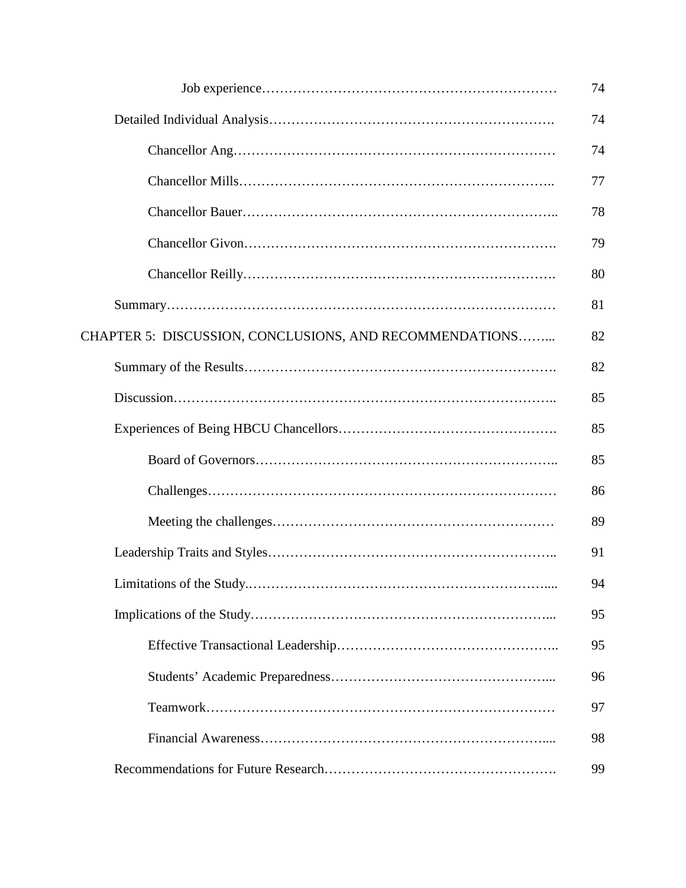| | |
|---|---|
| Job experience | 74 |
| Detailed Individual Analysis | 74 |
| Chancellor Ang | 74 |
| Chancellor Mills | 77 |
| Chancellor Bauer | 78 |
| Chancellor Givon | 79 |
| Chancellor Reilly | 80 |
| Summary | 81 |
| CHAPTER 5: DISCUSSION, CONCLUSIONS, AND RECOMMENDATIONS | 82 |
| Summary of the Results | 82 |
| Discussion | 85 |
| Experiences of Being HBCU Chancellors | 85 |
| Board of Governors | 85 |
| Challenges | 86 |
| Meeting the challenges | 89 |
| Leadership Traits and Styles | 91 |
| Limitations of the Study | 94 |
| Implications of the Study | 95 |
| Effective Transactional Leadership | 95 |
| Students' Academic Preparedness | 96 |
| Teamwork | 97 |
| Financial Awareness | 98 |
| Recommendations for Future Research | 99 |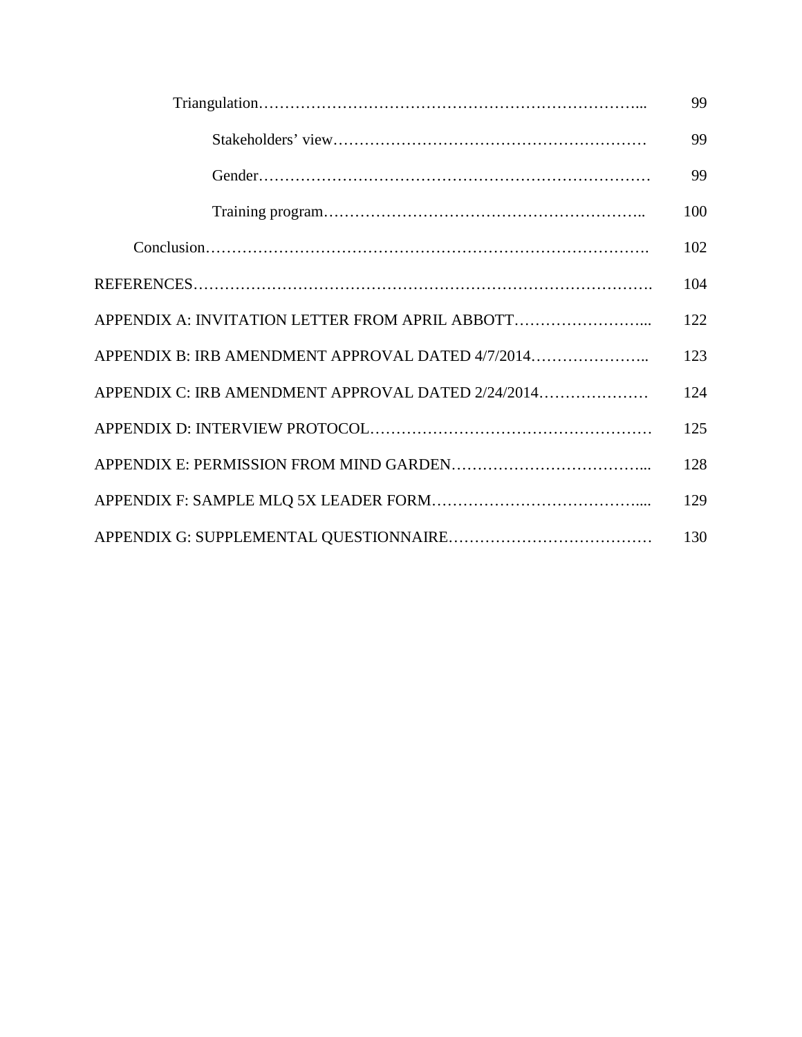| | |
|---|---|
| Triangulation………………………………………………………………... | 99 |
| Stakeholders' view…………………………………………………… | 99 |
| Gender………………………………………………………………… | 99 |
| Training program…………………………………………………….. | 100 |
| Conclusion………………………………………………………………………. | 102 |
| REFERENCES………………………………………………………………………. | 104 |
| APPENDIX A: INVITATION LETTER FROM APRIL ABBOTT……………………... | 122 |
| APPENDIX B: IRB AMENDMENT APPROVAL DATED 4/7/2014………………….. | 123 |
| APPENDIX C: IRB AMENDMENT APPROVAL DATED 2/24/2014………………… | 124 |
| APPENDIX D: INTERVIEW PROTOCOL……………………………………………… | 125 |
| APPENDIX E: PERMISSION FROM MIND GARDEN……………………………... | 128 |
| APPENDIX F: SAMPLE MLQ 5X LEADER FORM………………………………….... | 129 |
| APPENDIX G: SUPPLEMENTAL QUESTIONNAIRE………………………………… | 130 |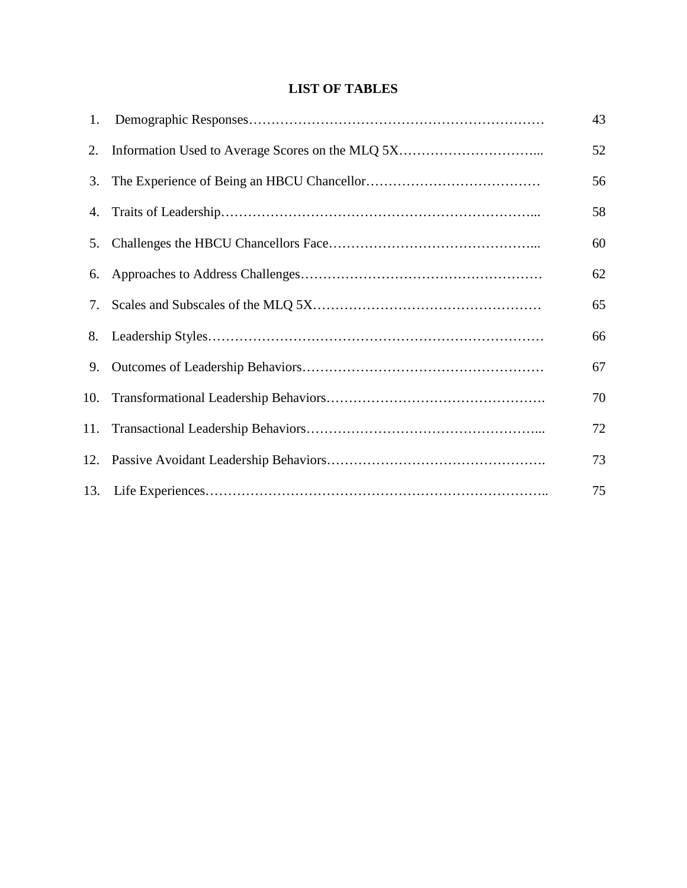## LIST OF TABLES

| No. | Table | Page |
|---|---|---|
| 1. | Demographic Responses | 43 |
| 2. | Information Used to Average Scores on the MLQ 5X | 52 |
| 3. | The Experience of Being an HBCU Chancellor | 56 |
| 4. | Traits of Leadership | 58 |
| 5. | Challenges the HBCU Chancellors Face | 60 |
| 6. | Approaches to Address Challenges | 62 |
| 7. | Scales and Subscales of the MLQ 5X | 65 |
| 8. | Leadership Styles | 66 |
| 9. | Outcomes of Leadership Behaviors | 67 |
| 10. | Transformational Leadership Behaviors | 70 |
| 11. | Transactional Leadership Behaviors | 72 |
| 12. | Passive Avoidant Leadership Behaviors | 73 |
| 13. | Life Experiences | 75 |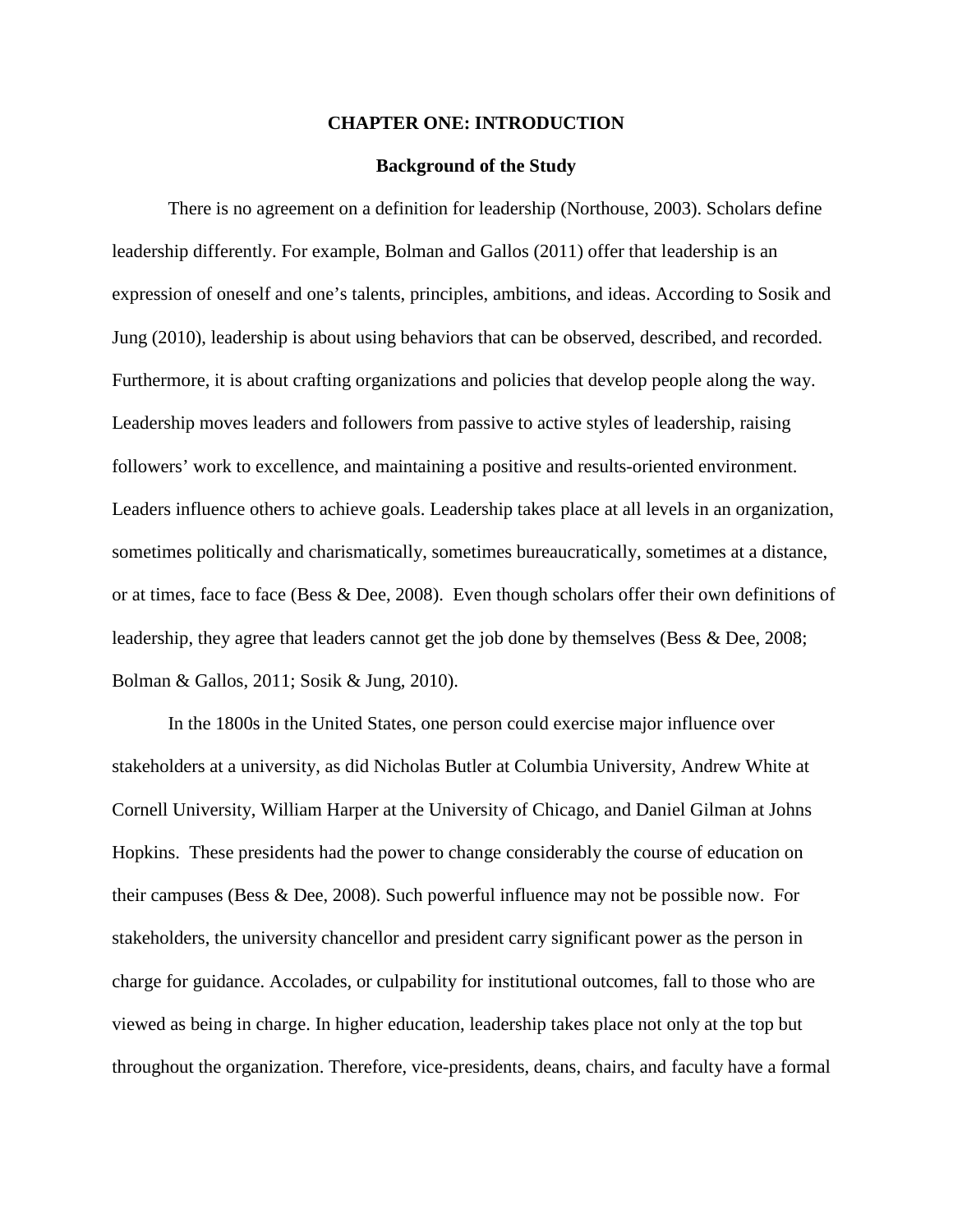# CHAPTER ONE: INTRODUCTION

## Background of the Study

There is no agreement on a definition for leadership (Northouse, 2003). Scholars define leadership differently. For example, Bolman and Gallos (2011) offer that leadership is an expression of oneself and one's talents, principles, ambitions, and ideas. According to Sosik and Jung (2010), leadership is about using behaviors that can be observed, described, and recorded. Furthermore, it is about crafting organizations and policies that develop people along the way. Leadership moves leaders and followers from passive to active styles of leadership, raising followers' work to excellence, and maintaining a positive and results-oriented environment. Leaders influence others to achieve goals. Leadership takes place at all levels in an organization, sometimes politically and charismatically, sometimes bureaucratically, sometimes at a distance, or at times, face to face (Bess & Dee, 2008). Even though scholars offer their own definitions of leadership, they agree that leaders cannot get the job done by themselves (Bess & Dee, 2008; Bolman & Gallos, 2011; Sosik & Jung, 2010).

In the 1800s in the United States, one person could exercise major influence over stakeholders at a university, as did Nicholas Butler at Columbia University, Andrew White at Cornell University, William Harper at the University of Chicago, and Daniel Gilman at Johns Hopkins. These presidents had the power to change considerably the course of education on their campuses (Bess & Dee, 2008). Such powerful influence may not be possible now. For stakeholders, the university chancellor and president carry significant power as the person in charge for guidance. Accolades, or culpability for institutional outcomes, fall to those who are viewed as being in charge. In higher education, leadership takes place not only at the top but throughout the organization. Therefore, vice-presidents, deans, chairs, and faculty have a formal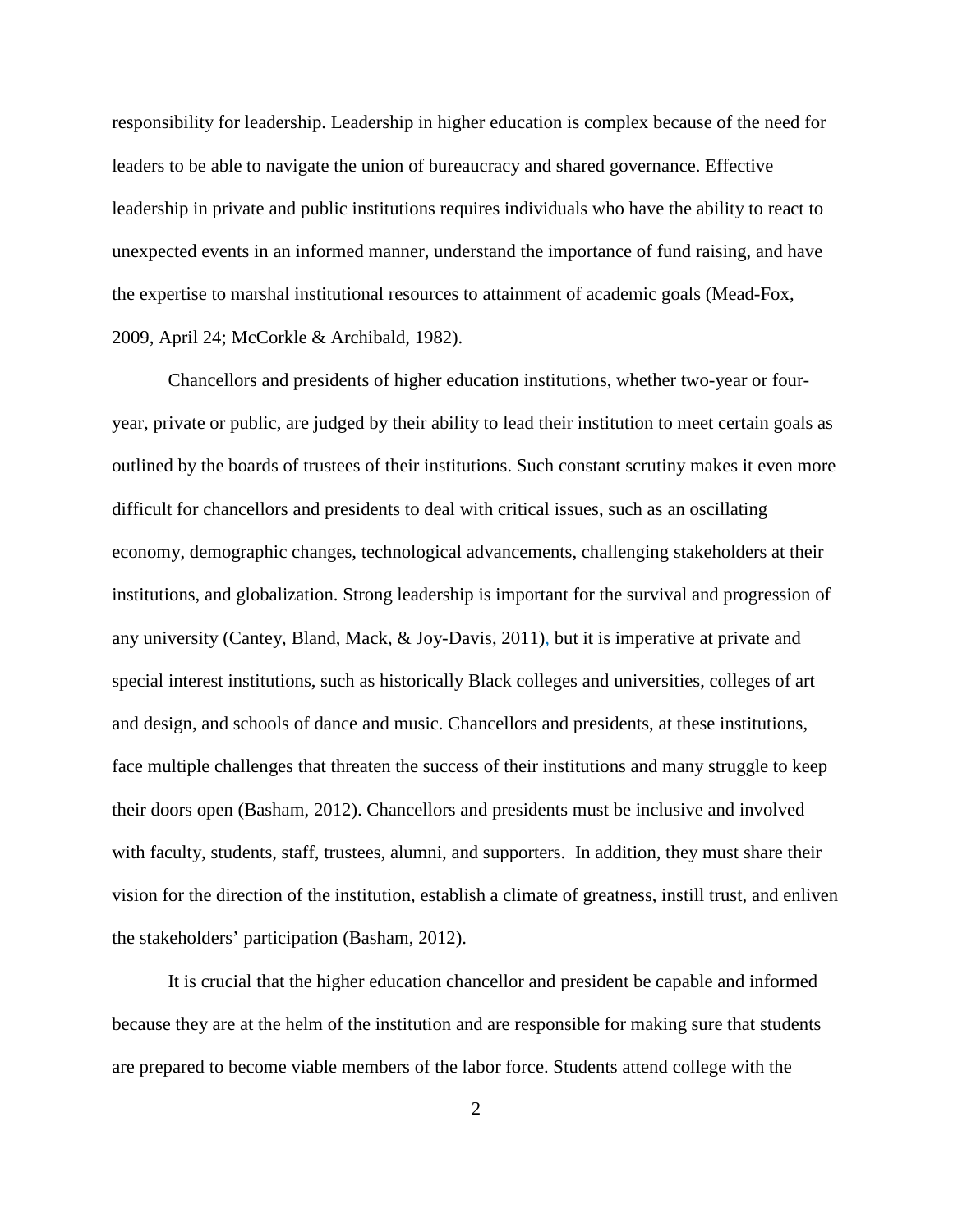responsibility for leadership. Leadership in higher education is complex because of the need for leaders to be able to navigate the union of bureaucracy and shared governance. Effective leadership in private and public institutions requires individuals who have the ability to react to unexpected events in an informed manner, understand the importance of fund raising, and have the expertise to marshal institutional resources to attainment of academic goals (Mead-Fox, 2009, April 24; McCorkle & Archibald, 1982).

Chancellors and presidents of higher education institutions, whether two-year or four-year, private or public, are judged by their ability to lead their institution to meet certain goals as outlined by the boards of trustees of their institutions. Such constant scrutiny makes it even more difficult for chancellors and presidents to deal with critical issues, such as an oscillating economy, demographic changes, technological advancements, challenging stakeholders at their institutions, and globalization. Strong leadership is important for the survival and progression of any university (Cantey, Bland, Mack, & Joy-Davis, 2011), but it is imperative at private and special interest institutions, such as historically Black colleges and universities, colleges of art and design, and schools of dance and music. Chancellors and presidents, at these institutions, face multiple challenges that threaten the success of their institutions and many struggle to keep their doors open (Basham, 2012). Chancellors and presidents must be inclusive and involved with faculty, students, staff, trustees, alumni, and supporters. In addition, they must share their vision for the direction of the institution, establish a climate of greatness, instill trust, and enliven the stakeholders' participation (Basham, 2012).

It is crucial that the higher education chancellor and president be capable and informed because they are at the helm of the institution and are responsible for making sure that students are prepared to become viable members of the labor force. Students attend college with the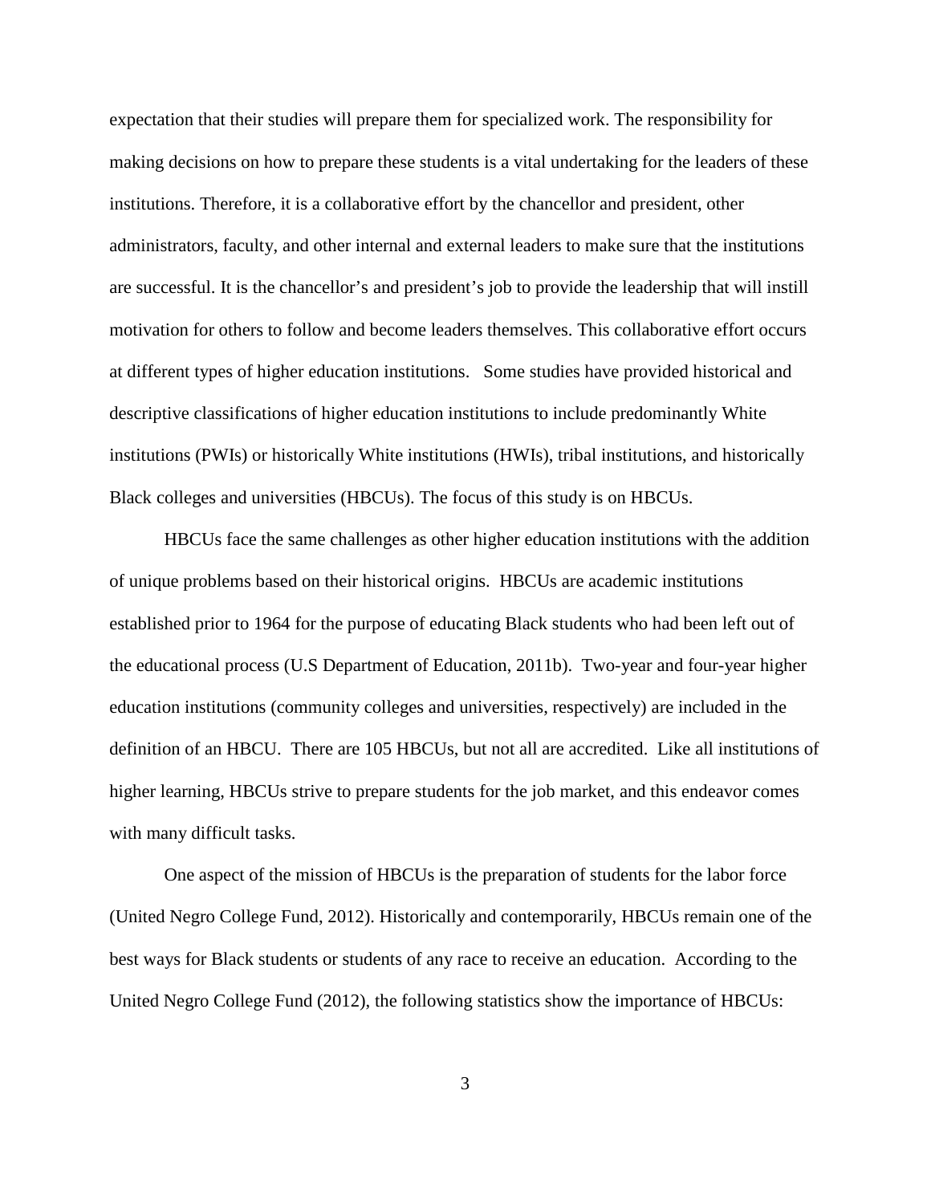expectation that their studies will prepare them for specialized work. The responsibility for making decisions on how to prepare these students is a vital undertaking for the leaders of these institutions. Therefore, it is a collaborative effort by the chancellor and president, other administrators, faculty, and other internal and external leaders to make sure that the institutions are successful. It is the chancellor's and president's job to provide the leadership that will instill motivation for others to follow and become leaders themselves. This collaborative effort occurs at different types of higher education institutions. Some studies have provided historical and descriptive classifications of higher education institutions to include predominantly White institutions (PWIs) or historically White institutions (HWIs), tribal institutions, and historically Black colleges and universities (HBCUs). The focus of this study is on HBCUs.

HBCUs face the same challenges as other higher education institutions with the addition of unique problems based on their historical origins. HBCUs are academic institutions established prior to 1964 for the purpose of educating Black students who had been left out of the educational process (U.S Department of Education, 2011b). Two-year and four-year higher education institutions (community colleges and universities, respectively) are included in the definition of an HBCU. There are 105 HBCUs, but not all are accredited. Like all institutions of higher learning, HBCUs strive to prepare students for the job market, and this endeavor comes with many difficult tasks.

One aspect of the mission of HBCUs is the preparation of students for the labor force (United Negro College Fund, 2012). Historically and contemporarily, HBCUs remain one of the best ways for Black students or students of any race to receive an education. According to the United Negro College Fund (2012), the following statistics show the importance of HBCUs: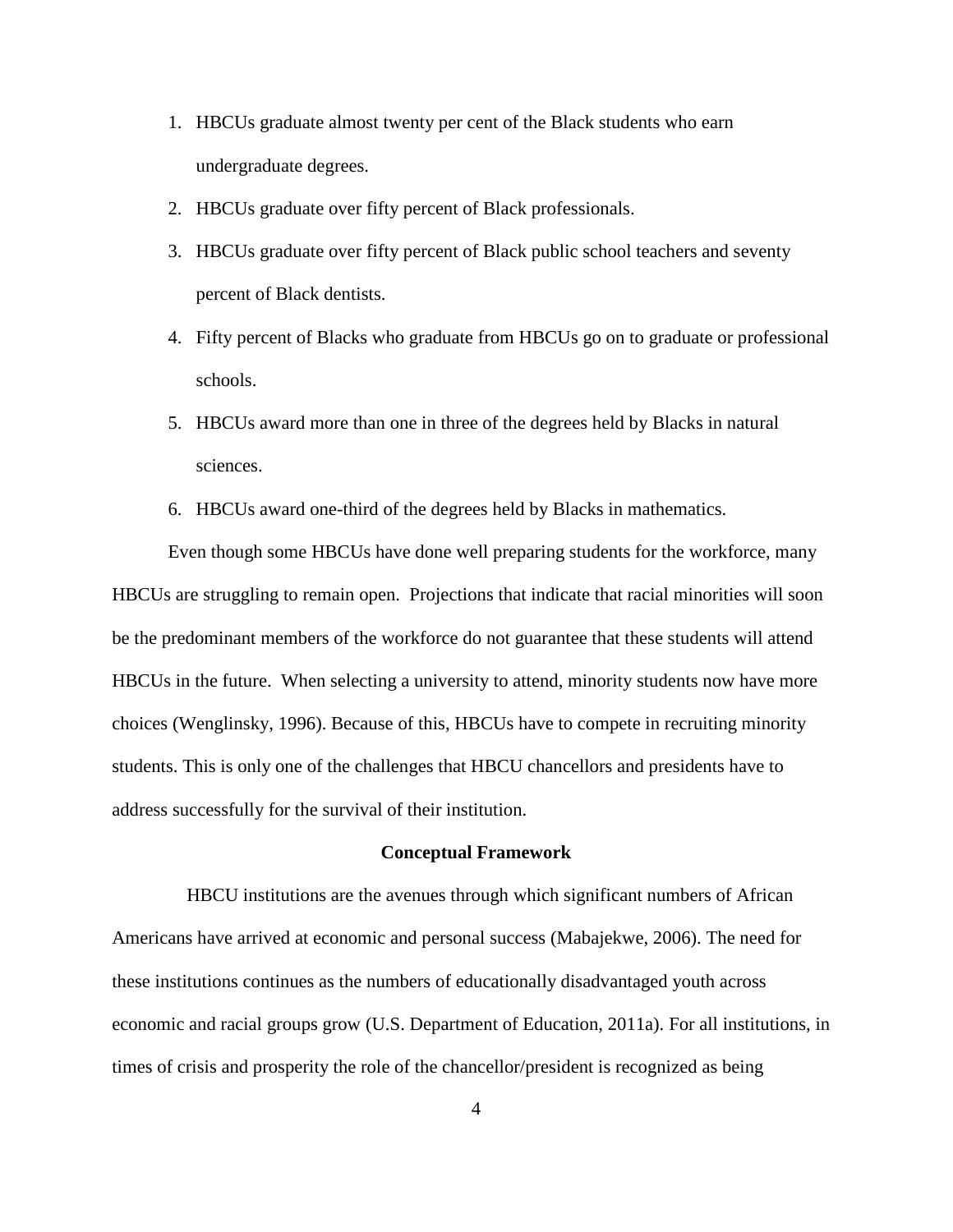1. HBCUs graduate almost twenty per cent of the Black students who earn undergraduate degrees.
2. HBCUs graduate over fifty percent of Black professionals.
3. HBCUs graduate over fifty percent of Black public school teachers and seventy percent of Black dentists.
4. Fifty percent of Blacks who graduate from HBCUs go on to graduate or professional schools.
5. HBCUs award more than one in three of the degrees held by Blacks in natural sciences.
6. HBCUs award one-third of the degrees held by Blacks in mathematics.

Even though some HBCUs have done well preparing students for the workforce, many HBCUs are struggling to remain open. Projections that indicate that racial minorities will soon be the predominant members of the workforce do not guarantee that these students will attend HBCUs in the future. When selecting a university to attend, minority students now have more choices (Wenglinsky, 1996). Because of this, HBCUs have to compete in recruiting minority students. This is only one of the challenges that HBCU chancellors and presidents have to address successfully for the survival of their institution.

## Conceptual Framework

HBCU institutions are the avenues through which significant numbers of African Americans have arrived at economic and personal success (Mabajekwe, 2006). The need for these institutions continues as the numbers of educationally disadvantaged youth across economic and racial groups grow (U.S. Department of Education, 2011a). For all institutions, in times of crisis and prosperity the role of the chancellor/president is recognized as being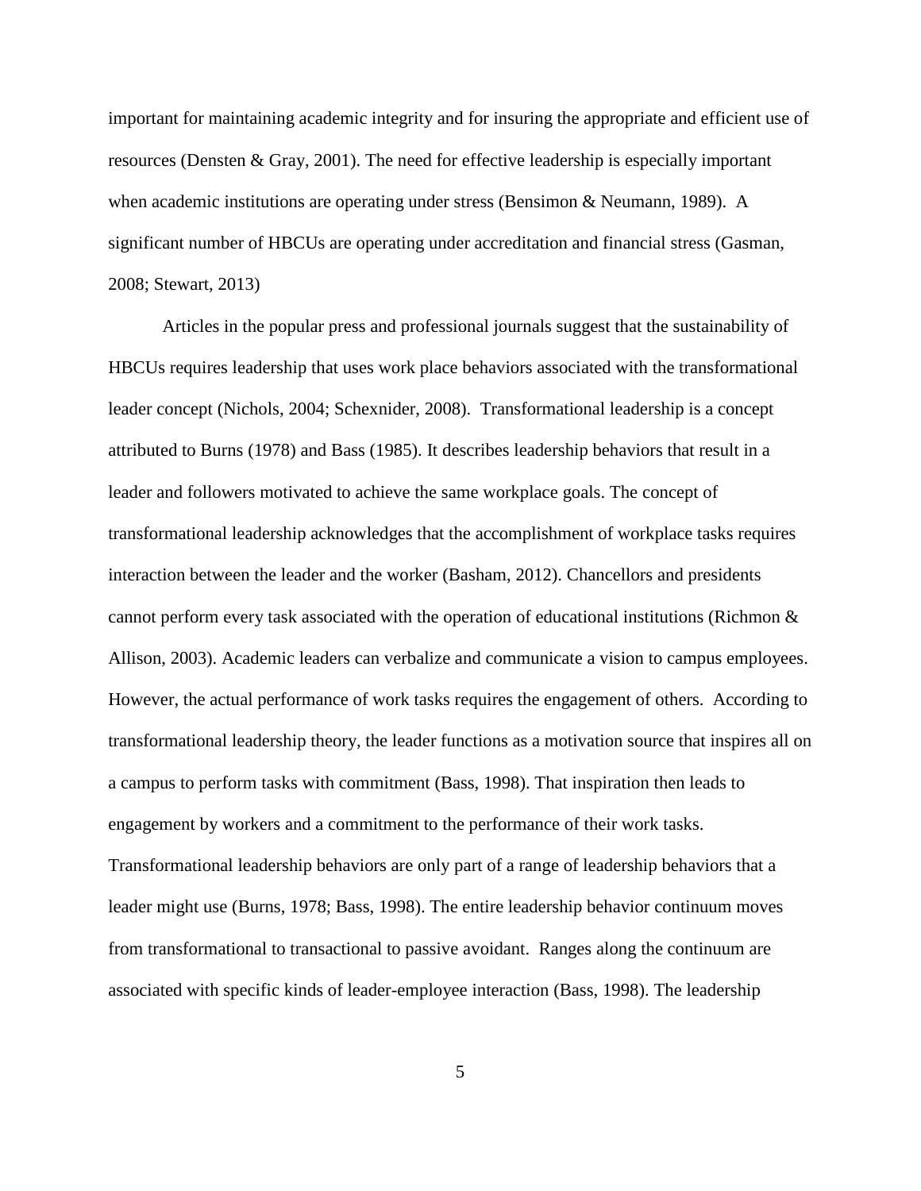important for maintaining academic integrity and for insuring the appropriate and efficient use of resources (Densten & Gray, 2001). The need for effective leadership is especially important when academic institutions are operating under stress (Bensimon & Neumann, 1989). A significant number of HBCUs are operating under accreditation and financial stress (Gasman, 2008; Stewart, 2013)

Articles in the popular press and professional journals suggest that the sustainability of HBCUs requires leadership that uses work place behaviors associated with the transformational leader concept (Nichols, 2004; Schexnider, 2008). Transformational leadership is a concept attributed to Burns (1978) and Bass (1985). It describes leadership behaviors that result in a leader and followers motivated to achieve the same workplace goals. The concept of transformational leadership acknowledges that the accomplishment of workplace tasks requires interaction between the leader and the worker (Basham, 2012). Chancellors and presidents cannot perform every task associated with the operation of educational institutions (Richmon & Allison, 2003). Academic leaders can verbalize and communicate a vision to campus employees. However, the actual performance of work tasks requires the engagement of others. According to transformational leadership theory, the leader functions as a motivation source that inspires all on a campus to perform tasks with commitment (Bass, 1998). That inspiration then leads to engagement by workers and a commitment to the performance of their work tasks. Transformational leadership behaviors are only part of a range of leadership behaviors that a leader might use (Burns, 1978; Bass, 1998). The entire leadership behavior continuum moves from transformational to transactional to passive avoidant. Ranges along the continuum are associated with specific kinds of leader-employee interaction (Bass, 1998). The leadership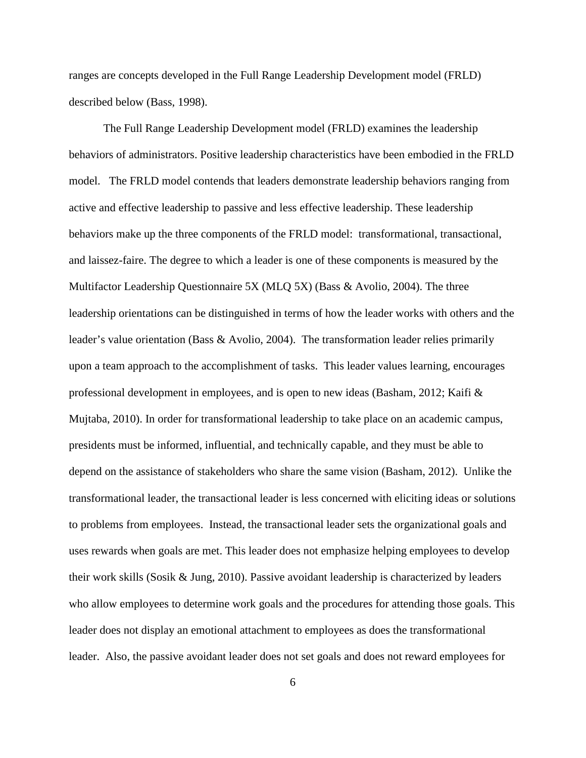ranges are concepts developed in the Full Range Leadership Development model (FRLD) described below (Bass, 1998).

The Full Range Leadership Development model (FRLD) examines the leadership behaviors of administrators. Positive leadership characteristics have been embodied in the FRLD model. The FRLD model contends that leaders demonstrate leadership behaviors ranging from active and effective leadership to passive and less effective leadership. These leadership behaviors make up the three components of the FRLD model: transformational, transactional, and laissez-faire. The degree to which a leader is one of these components is measured by the Multifactor Leadership Questionnaire 5X (MLQ 5X) (Bass & Avolio, 2004). The three leadership orientations can be distinguished in terms of how the leader works with others and the leader's value orientation (Bass & Avolio, 2004). The transformation leader relies primarily upon a team approach to the accomplishment of tasks. This leader values learning, encourages professional development in employees, and is open to new ideas (Basham, 2012; Kaifi & Mujtaba, 2010). In order for transformational leadership to take place on an academic campus, presidents must be informed, influential, and technically capable, and they must be able to depend on the assistance of stakeholders who share the same vision (Basham, 2012). Unlike the transformational leader, the transactional leader is less concerned with eliciting ideas or solutions to problems from employees. Instead, the transactional leader sets the organizational goals and uses rewards when goals are met. This leader does not emphasize helping employees to develop their work skills (Sosik & Jung, 2010). Passive avoidant leadership is characterized by leaders who allow employees to determine work goals and the procedures for attending those goals. This leader does not display an emotional attachment to employees as does the transformational leader. Also, the passive avoidant leader does not set goals and does not reward employees for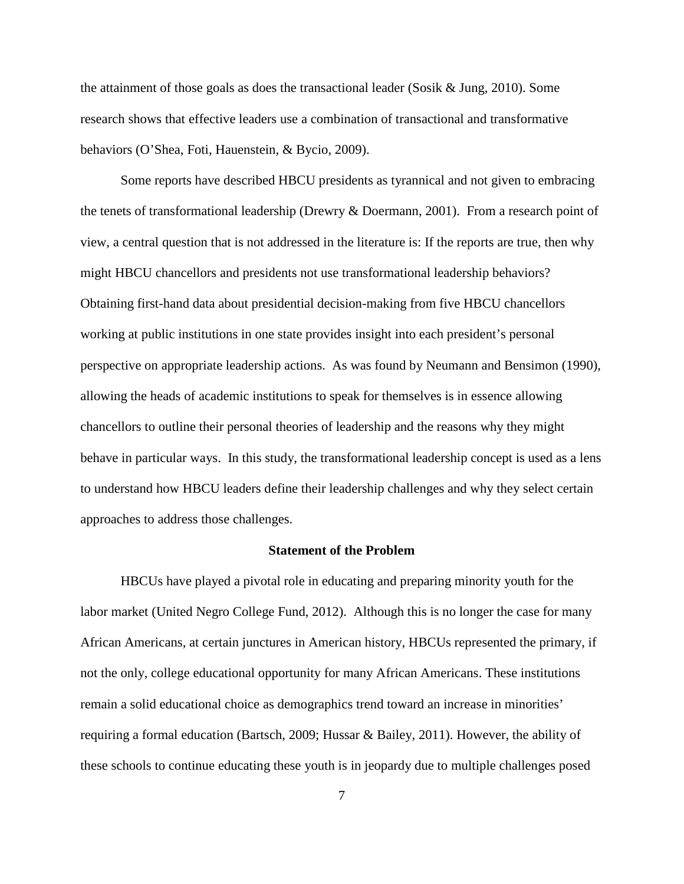the attainment of those goals as does the transactional leader (Sosik & Jung, 2010). Some research shows that effective leaders use a combination of transactional and transformative behaviors (O'Shea, Foti, Hauenstein, & Bycio, 2009).

Some reports have described HBCU presidents as tyrannical and not given to embracing the tenets of transformational leadership (Drewry & Doermann, 2001). From a research point of view, a central question that is not addressed in the literature is: If the reports are true, then why might HBCU chancellors and presidents not use transformational leadership behaviors? Obtaining first-hand data about presidential decision-making from five HBCU chancellors working at public institutions in one state provides insight into each president's personal perspective on appropriate leadership actions. As was found by Neumann and Bensimon (1990), allowing the heads of academic institutions to speak for themselves is in essence allowing chancellors to outline their personal theories of leadership and the reasons why they might behave in particular ways. In this study, the transformational leadership concept is used as a lens to understand how HBCU leaders define their leadership challenges and why they select certain approaches to address those challenges.

## Statement of the Problem

HBCUs have played a pivotal role in educating and preparing minority youth for the labor market (United Negro College Fund, 2012). Although this is no longer the case for many African Americans, at certain junctures in American history, HBCUs represented the primary, if not the only, college educational opportunity for many African Americans. These institutions remain a solid educational choice as demographics trend toward an increase in minorities' requiring a formal education (Bartsch, 2009; Hussar & Bailey, 2011). However, the ability of these schools to continue educating these youth is in jeopardy due to multiple challenges posed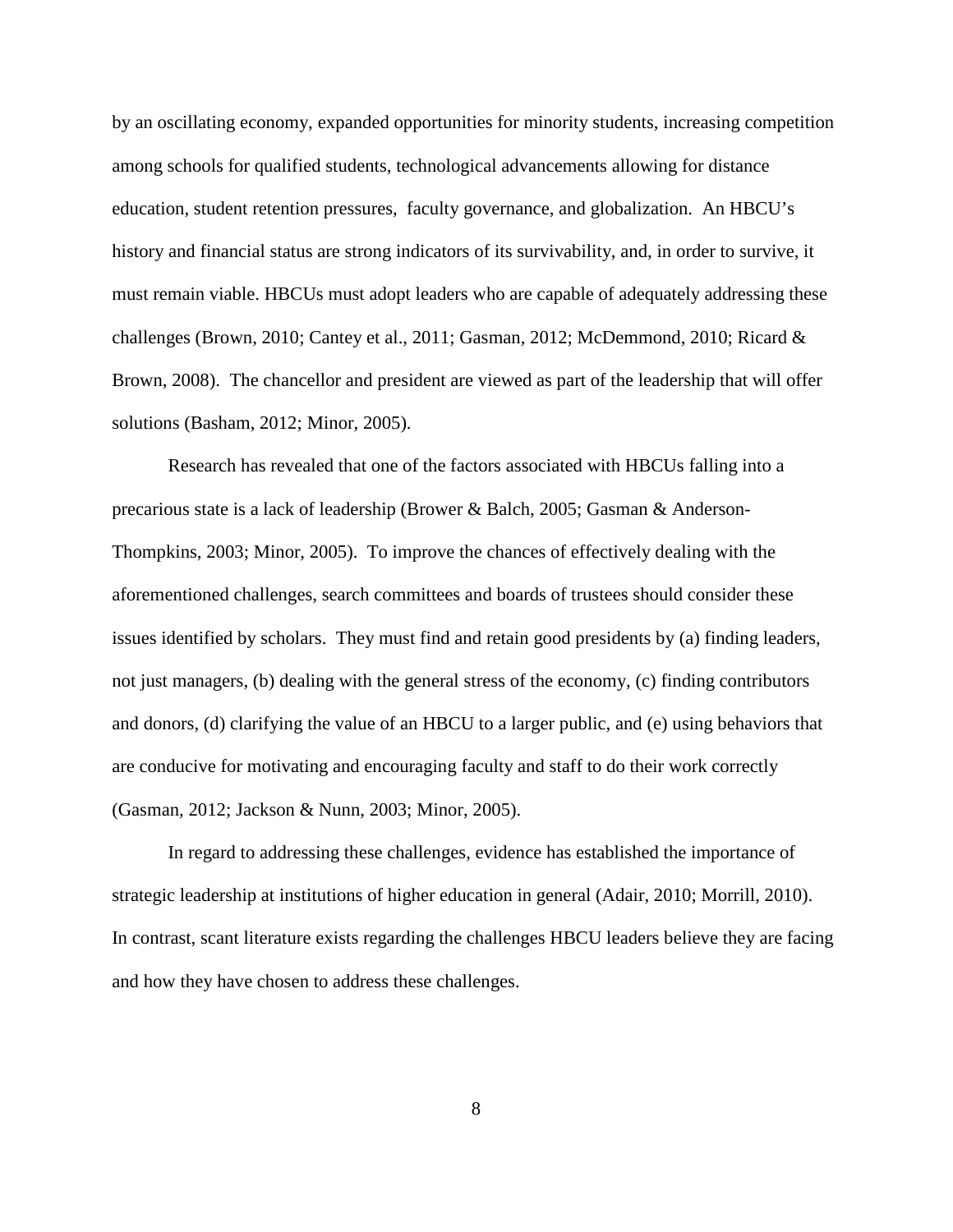by an oscillating economy, expanded opportunities for minority students, increasing competition among schools for qualified students, technological advancements allowing for distance education, student retention pressures, faculty governance, and globalization. An HBCU's history and financial status are strong indicators of its survivability, and, in order to survive, it must remain viable. HBCUs must adopt leaders who are capable of adequately addressing these challenges (Brown, 2010; Cantey et al., 2011; Gasman, 2012; McDemmond, 2010; Ricard & Brown, 2008). The chancellor and president are viewed as part of the leadership that will offer solutions (Basham, 2012; Minor, 2005).

Research has revealed that one of the factors associated with HBCUs falling into a precarious state is a lack of leadership (Brower & Balch, 2005; Gasman & Anderson-Thompkins, 2003; Minor, 2005). To improve the chances of effectively dealing with the aforementioned challenges, search committees and boards of trustees should consider these issues identified by scholars. They must find and retain good presidents by (a) finding leaders, not just managers, (b) dealing with the general stress of the economy, (c) finding contributors and donors, (d) clarifying the value of an HBCU to a larger public, and (e) using behaviors that are conducive for motivating and encouraging faculty and staff to do their work correctly (Gasman, 2012; Jackson & Nunn, 2003; Minor, 2005).

In regard to addressing these challenges, evidence has established the importance of strategic leadership at institutions of higher education in general (Adair, 2010; Morrill, 2010). In contrast, scant literature exists regarding the challenges HBCU leaders believe they are facing and how they have chosen to address these challenges.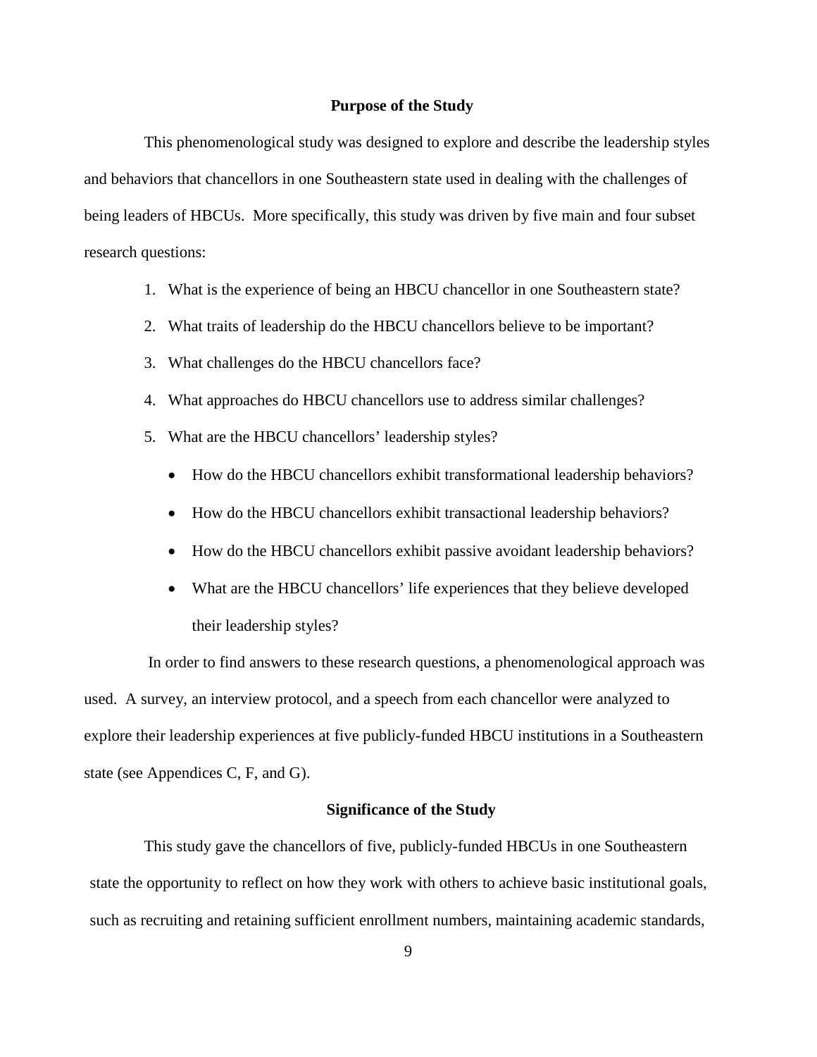## Purpose of the Study

This phenomenological study was designed to explore and describe the leadership styles and behaviors that chancellors in one Southeastern state used in dealing with the challenges of being leaders of HBCUs. More specifically, this study was driven by five main and four subset research questions:

1. What is the experience of being an HBCU chancellor in one Southeastern state?
2. What traits of leadership do the HBCU chancellors believe to be important?
3. What challenges do the HBCU chancellors face?
4. What approaches do HBCU chancellors use to address similar challenges?
5. What are the HBCU chancellors' leadership styles?
    - How do the HBCU chancellors exhibit transformational leadership behaviors?
    - How do the HBCU chancellors exhibit transactional leadership behaviors?
    - How do the HBCU chancellors exhibit passive avoidant leadership behaviors?
    - What are the HBCU chancellors' life experiences that they believe developed their leadership styles?

In order to find answers to these research questions, a phenomenological approach was used. A survey, an interview protocol, and a speech from each chancellor were analyzed to explore their leadership experiences at five publicly-funded HBCU institutions in a Southeastern state (see Appendices C, F, and G).

## Significance of the Study

This study gave the chancellors of five, publicly-funded HBCUs in one Southeastern state the opportunity to reflect on how they work with others to achieve basic institutional goals, such as recruiting and retaining sufficient enrollment numbers, maintaining academic standards,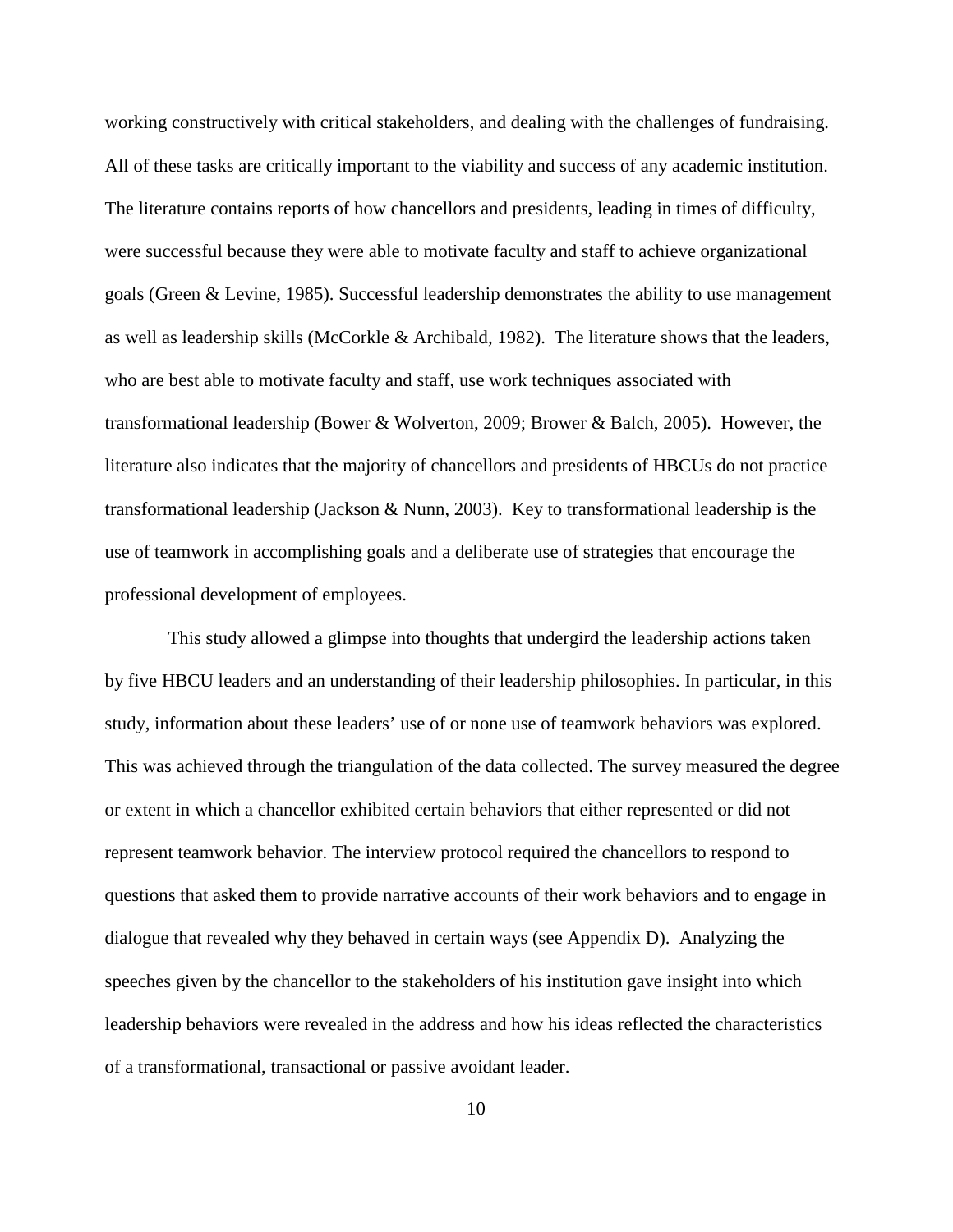working constructively with critical stakeholders, and dealing with the challenges of fundraising. All of these tasks are critically important to the viability and success of any academic institution. The literature contains reports of how chancellors and presidents, leading in times of difficulty, were successful because they were able to motivate faculty and staff to achieve organizational goals (Green & Levine, 1985). Successful leadership demonstrates the ability to use management as well as leadership skills (McCorkle & Archibald, 1982). The literature shows that the leaders, who are best able to motivate faculty and staff, use work techniques associated with transformational leadership (Bower & Wolverton, 2009; Brower & Balch, 2005). However, the literature also indicates that the majority of chancellors and presidents of HBCUs do not practice transformational leadership (Jackson & Nunn, 2003). Key to transformational leadership is the use of teamwork in accomplishing goals and a deliberate use of strategies that encourage the professional development of employees.

This study allowed a glimpse into thoughts that undergird the leadership actions taken by five HBCU leaders and an understanding of their leadership philosophies. In particular, in this study, information about these leaders' use of or none use of teamwork behaviors was explored. This was achieved through the triangulation of the data collected. The survey measured the degree or extent in which a chancellor exhibited certain behaviors that either represented or did not represent teamwork behavior. The interview protocol required the chancellors to respond to questions that asked them to provide narrative accounts of their work behaviors and to engage in dialogue that revealed why they behaved in certain ways (see Appendix D). Analyzing the speeches given by the chancellor to the stakeholders of his institution gave insight into which leadership behaviors were revealed in the address and how his ideas reflected the characteristics of a transformational, transactional or passive avoidant leader.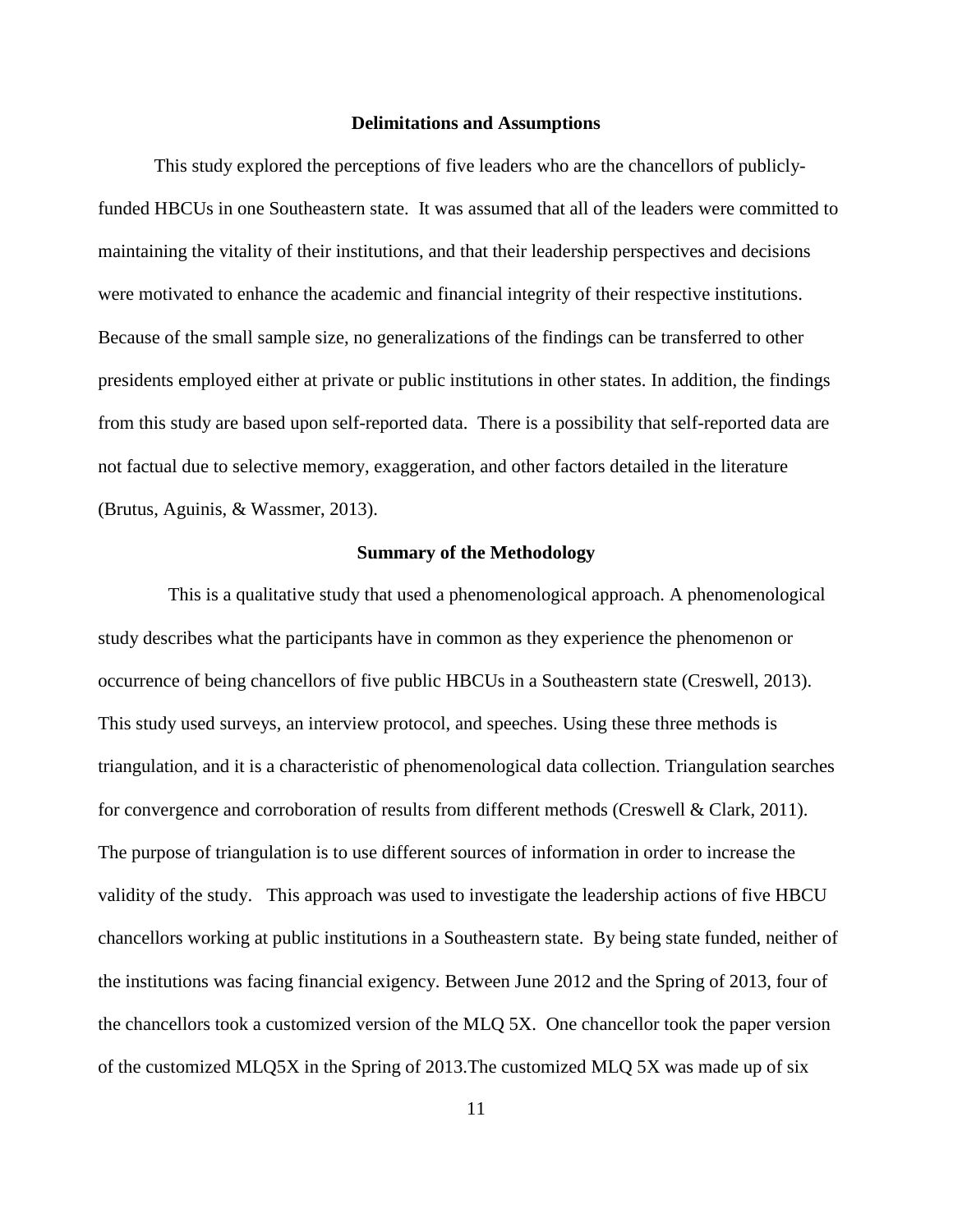## Delimitations and Assumptions

This study explored the perceptions of five leaders who are the chancellors of publicly-funded HBCUs in one Southeastern state. It was assumed that all of the leaders were committed to maintaining the vitality of their institutions, and that their leadership perspectives and decisions were motivated to enhance the academic and financial integrity of their respective institutions. Because of the small sample size, no generalizations of the findings can be transferred to other presidents employed either at private or public institutions in other states. In addition, the findings from this study are based upon self-reported data. There is a possibility that self-reported data are not factual due to selective memory, exaggeration, and other factors detailed in the literature (Brutus, Aguinis, & Wassmer, 2013).

## Summary of the Methodology

This is a qualitative study that used a phenomenological approach. A phenomenological study describes what the participants have in common as they experience the phenomenon or occurrence of being chancellors of five public HBCUs in a Southeastern state (Creswell, 2013). This study used surveys, an interview protocol, and speeches. Using these three methods is triangulation, and it is a characteristic of phenomenological data collection. Triangulation searches for convergence and corroboration of results from different methods (Creswell & Clark, 2011). The purpose of triangulation is to use different sources of information in order to increase the validity of the study. This approach was used to investigate the leadership actions of five HBCU chancellors working at public institutions in a Southeastern state. By being state funded, neither of the institutions was facing financial exigency. Between June 2012 and the Spring of 2013, four of the chancellors took a customized version of the MLQ 5X. One chancellor took the paper version of the customized MLQ5X in the Spring of 2013.The customized MLQ 5X was made up of six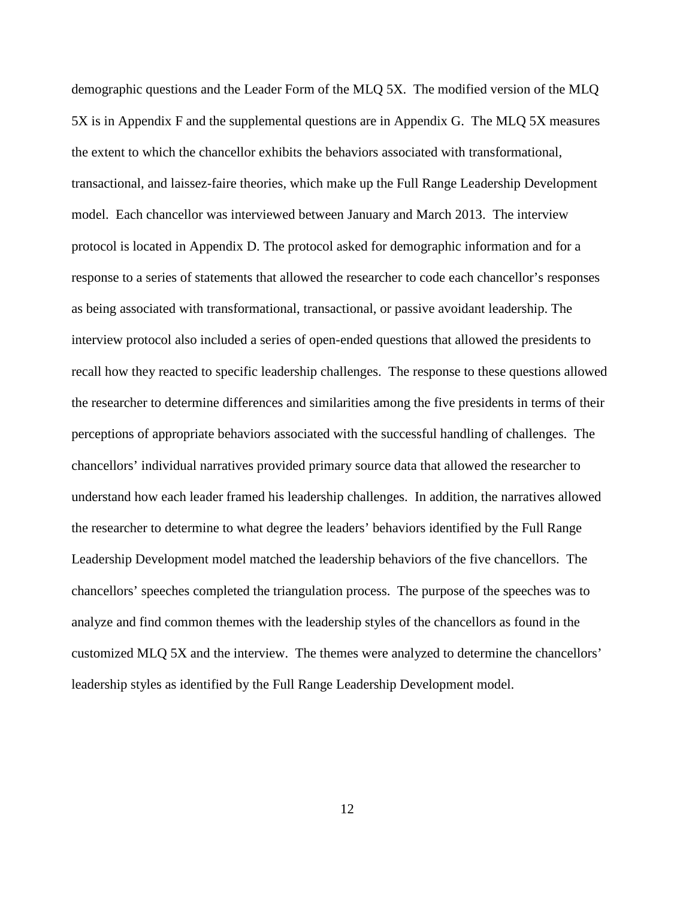demographic questions and the Leader Form of the MLQ 5X. The modified version of the MLQ 5X is in Appendix F and the supplemental questions are in Appendix G. The MLQ 5X measures the extent to which the chancellor exhibits the behaviors associated with transformational, transactional, and laissez-faire theories, which make up the Full Range Leadership Development model. Each chancellor was interviewed between January and March 2013. The interview protocol is located in Appendix D. The protocol asked for demographic information and for a response to a series of statements that allowed the researcher to code each chancellor's responses as being associated with transformational, transactional, or passive avoidant leadership. The interview protocol also included a series of open-ended questions that allowed the presidents to recall how they reacted to specific leadership challenges. The response to these questions allowed the researcher to determine differences and similarities among the five presidents in terms of their perceptions of appropriate behaviors associated with the successful handling of challenges. The chancellors' individual narratives provided primary source data that allowed the researcher to understand how each leader framed his leadership challenges. In addition, the narratives allowed the researcher to determine to what degree the leaders' behaviors identified by the Full Range Leadership Development model matched the leadership behaviors of the five chancellors. The chancellors' speeches completed the triangulation process. The purpose of the speeches was to analyze and find common themes with the leadership styles of the chancellors as found in the customized MLQ 5X and the interview. The themes were analyzed to determine the chancellors' leadership styles as identified by the Full Range Leadership Development model.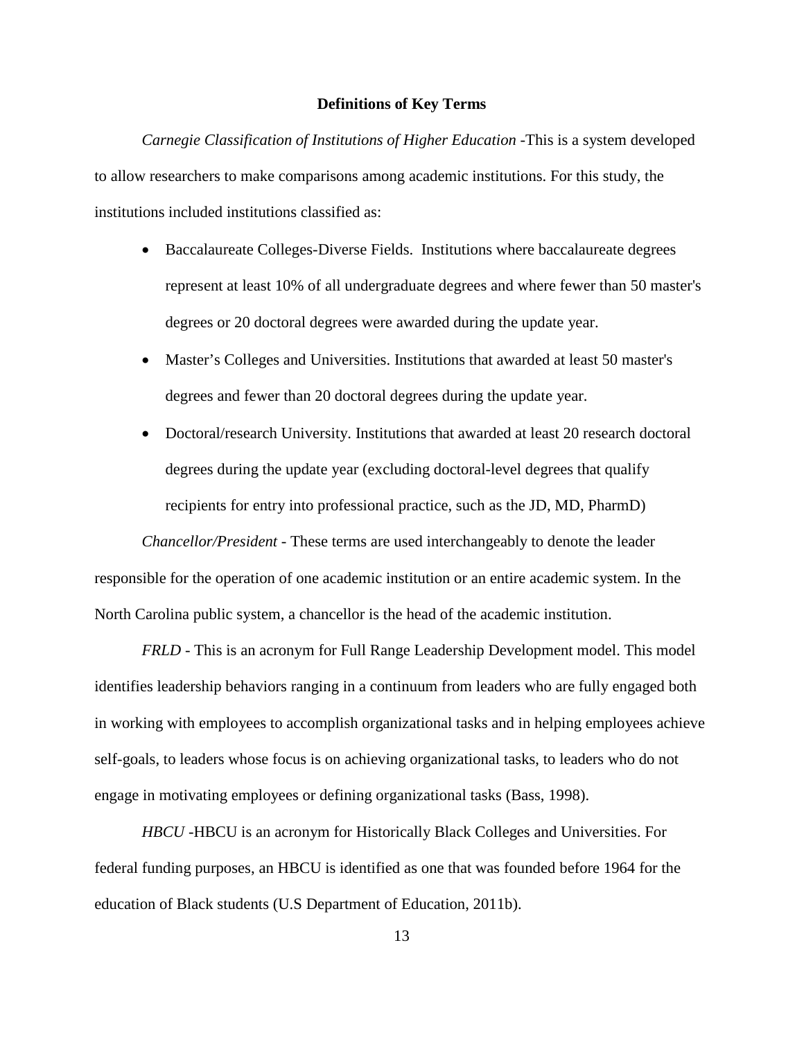## Definitions of Key Terms

*Carnegie Classification of Institutions of Higher Education* -This is a system developed to allow researchers to make comparisons among academic institutions. For this study, the institutions included institutions classified as:

- Baccalaureate Colleges-Diverse Fields. Institutions where baccalaureate degrees represent at least 10% of all undergraduate degrees and where fewer than 50 master's degrees or 20 doctoral degrees were awarded during the update year.
- Master's Colleges and Universities. Institutions that awarded at least 50 master's degrees and fewer than 20 doctoral degrees during the update year.
- Doctoral/research University. Institutions that awarded at least 20 research doctoral degrees during the update year (excluding doctoral-level degrees that qualify recipients for entry into professional practice, such as the JD, MD, PharmD)

*Chancellor/President* - These terms are used interchangeably to denote the leader responsible for the operation of one academic institution or an entire academic system. In the North Carolina public system, a chancellor is the head of the academic institution.

*FRLD* - This is an acronym for Full Range Leadership Development model. This model identifies leadership behaviors ranging in a continuum from leaders who are fully engaged both in working with employees to accomplish organizational tasks and in helping employees achieve self-goals, to leaders whose focus is on achieving organizational tasks, to leaders who do not engage in motivating employees or defining organizational tasks (Bass, 1998).

*HBCU* -HBCU is an acronym for Historically Black Colleges and Universities. For federal funding purposes, an HBCU is identified as one that was founded before 1964 for the education of Black students (U.S Department of Education, 2011b).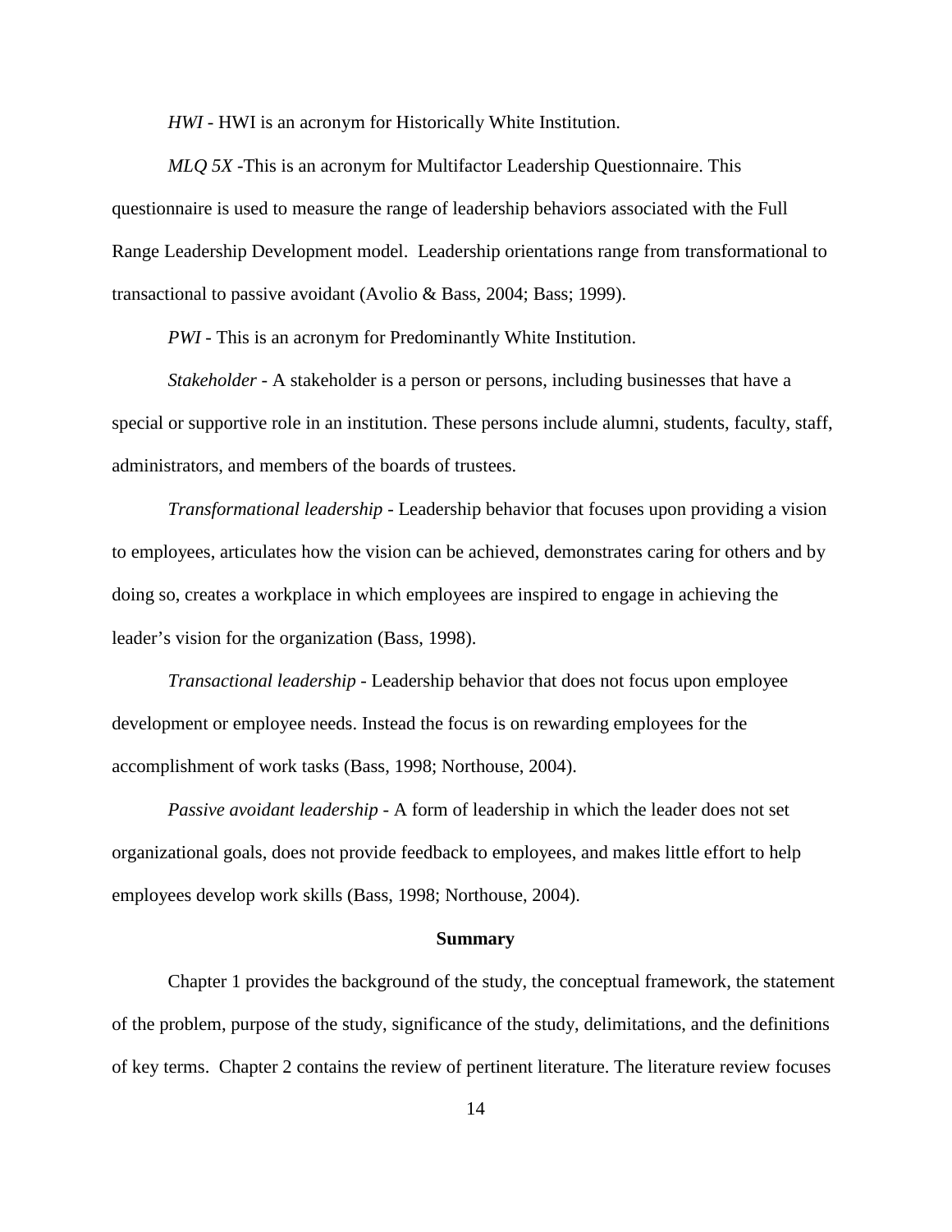*HWI* - HWI is an acronym for Historically White Institution.

*MLQ 5X* -This is an acronym for Multifactor Leadership Questionnaire. This questionnaire is used to measure the range of leadership behaviors associated with the Full Range Leadership Development model. Leadership orientations range from transformational to transactional to passive avoidant (Avolio & Bass, 2004; Bass; 1999).

*PWI* - This is an acronym for Predominantly White Institution.

*Stakeholder* - A stakeholder is a person or persons, including businesses that have a special or supportive role in an institution. These persons include alumni, students, faculty, staff, administrators, and members of the boards of trustees.

*Transformational leadership* - Leadership behavior that focuses upon providing a vision to employees, articulates how the vision can be achieved, demonstrates caring for others and by doing so, creates a workplace in which employees are inspired to engage in achieving the leader's vision for the organization (Bass, 1998).

*Transactional leadership* - Leadership behavior that does not focus upon employee development or employee needs. Instead the focus is on rewarding employees for the accomplishment of work tasks (Bass, 1998; Northouse, 2004).

*Passive avoidant leadership* - A form of leadership in which the leader does not set organizational goals, does not provide feedback to employees, and makes little effort to help employees develop work skills (Bass, 1998; Northouse, 2004).

## Summary

Chapter 1 provides the background of the study, the conceptual framework, the statement of the problem, purpose of the study, significance of the study, delimitations, and the definitions of key terms. Chapter 2 contains the review of pertinent literature. The literature review focuses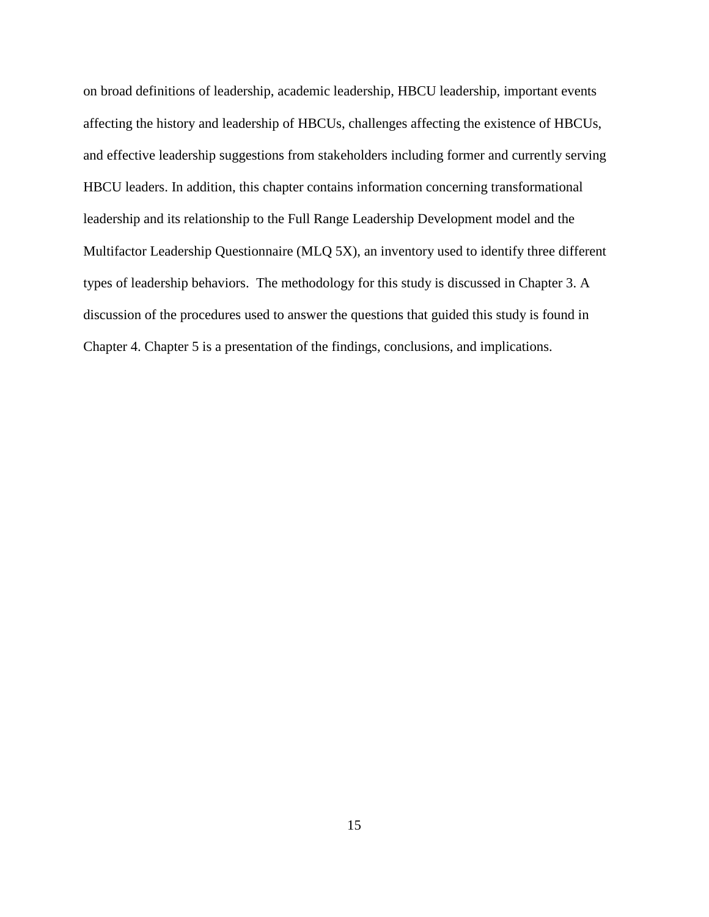on broad definitions of leadership, academic leadership, HBCU leadership, important events affecting the history and leadership of HBCUs, challenges affecting the existence of HBCUs, and effective leadership suggestions from stakeholders including former and currently serving HBCU leaders. In addition, this chapter contains information concerning transformational leadership and its relationship to the Full Range Leadership Development model and the Multifactor Leadership Questionnaire (MLQ 5X), an inventory used to identify three different types of leadership behaviors. The methodology for this study is discussed in Chapter 3. A discussion of the procedures used to answer the questions that guided this study is found in Chapter 4. Chapter 5 is a presentation of the findings, conclusions, and implications.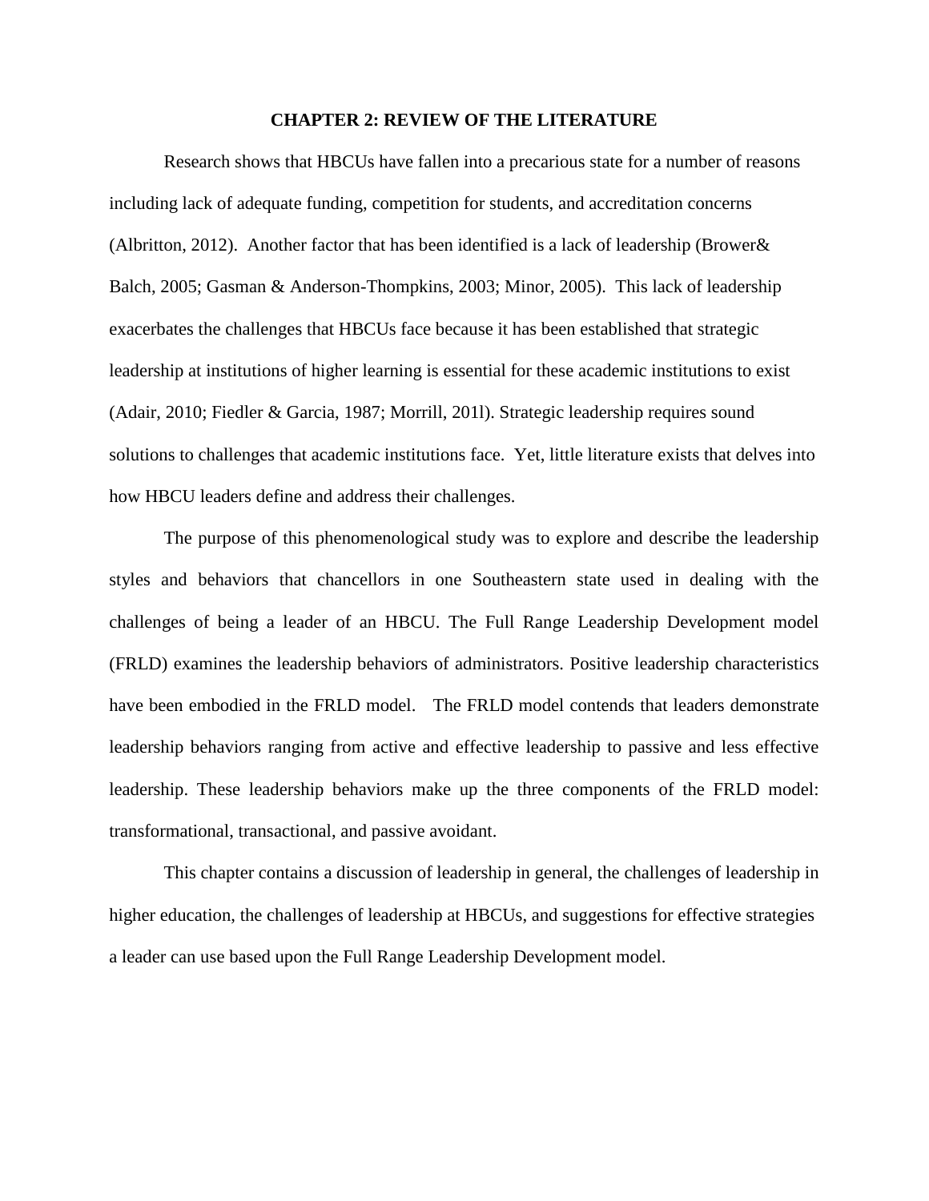# CHAPTER 2: REVIEW OF THE LITERATURE

Research shows that HBCUs have fallen into a precarious state for a number of reasons including lack of adequate funding, competition for students, and accreditation concerns (Albritton, 2012). Another factor that has been identified is a lack of leadership (Brower& Balch, 2005; Gasman & Anderson-Thompkins, 2003; Minor, 2005). This lack of leadership exacerbates the challenges that HBCUs face because it has been established that strategic leadership at institutions of higher learning is essential for these academic institutions to exist (Adair, 2010; Fiedler & Garcia, 1987; Morrill, 201l). Strategic leadership requires sound solutions to challenges that academic institutions face. Yet, little literature exists that delves into how HBCU leaders define and address their challenges.

The purpose of this phenomenological study was to explore and describe the leadership styles and behaviors that chancellors in one Southeastern state used in dealing with the challenges of being a leader of an HBCU. The Full Range Leadership Development model (FRLD) examines the leadership behaviors of administrators. Positive leadership characteristics have been embodied in the FRLD model. The FRLD model contends that leaders demonstrate leadership behaviors ranging from active and effective leadership to passive and less effective leadership. These leadership behaviors make up the three components of the FRLD model: transformational, transactional, and passive avoidant.

This chapter contains a discussion of leadership in general, the challenges of leadership in higher education, the challenges of leadership at HBCUs, and suggestions for effective strategies a leader can use based upon the Full Range Leadership Development model.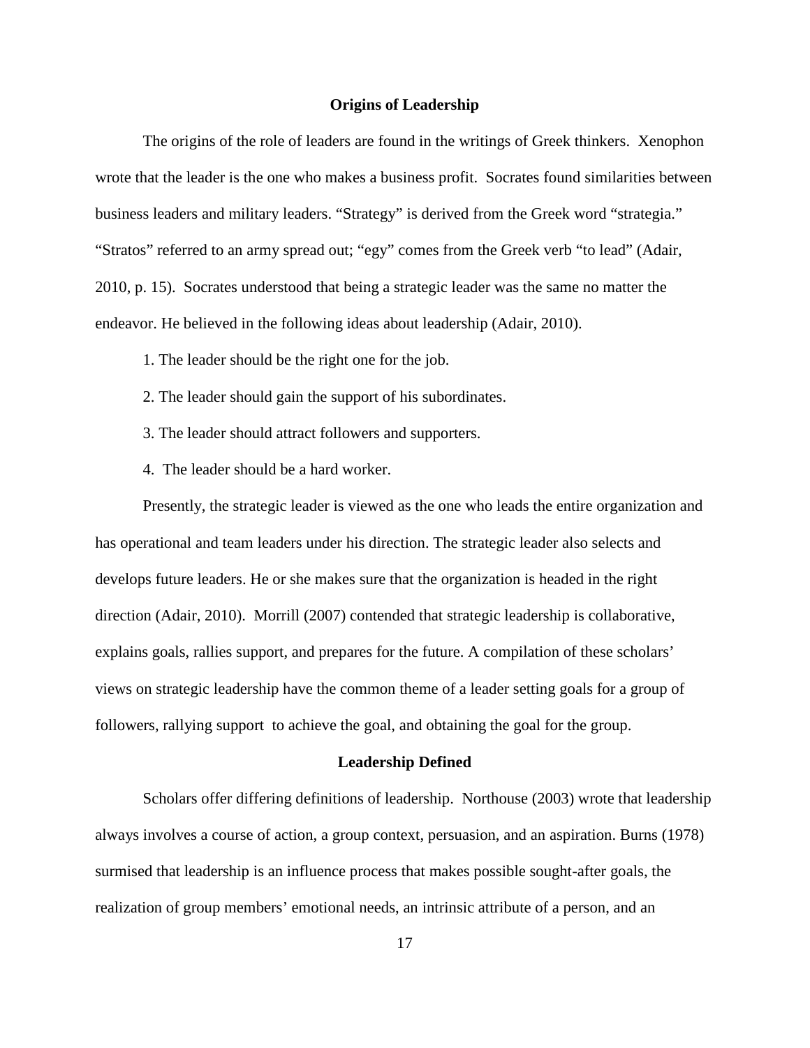## Origins of Leadership

The origins of the role of leaders are found in the writings of Greek thinkers. Xenophon wrote that the leader is the one who makes a business profit. Socrates found similarities between business leaders and military leaders. "Strategy" is derived from the Greek word "strategia." "Stratos" referred to an army spread out; "egy" comes from the Greek verb "to lead" (Adair, 2010, p. 15). Socrates understood that being a strategic leader was the same no matter the endeavor. He believed in the following ideas about leadership (Adair, 2010).

1. The leader should be the right one for the job.
2. The leader should gain the support of his subordinates.
3. The leader should attract followers and supporters.
4. The leader should be a hard worker.

Presently, the strategic leader is viewed as the one who leads the entire organization and has operational and team leaders under his direction. The strategic leader also selects and develops future leaders. He or she makes sure that the organization is headed in the right direction (Adair, 2010). Morrill (2007) contended that strategic leadership is collaborative, explains goals, rallies support, and prepares for the future. A compilation of these scholars' views on strategic leadership have the common theme of a leader setting goals for a group of followers, rallying support to achieve the goal, and obtaining the goal for the group.

## Leadership Defined

Scholars offer differing definitions of leadership. Northouse (2003) wrote that leadership always involves a course of action, a group context, persuasion, and an aspiration. Burns (1978) surmised that leadership is an influence process that makes possible sought-after goals, the realization of group members' emotional needs, an intrinsic attribute of a person, and an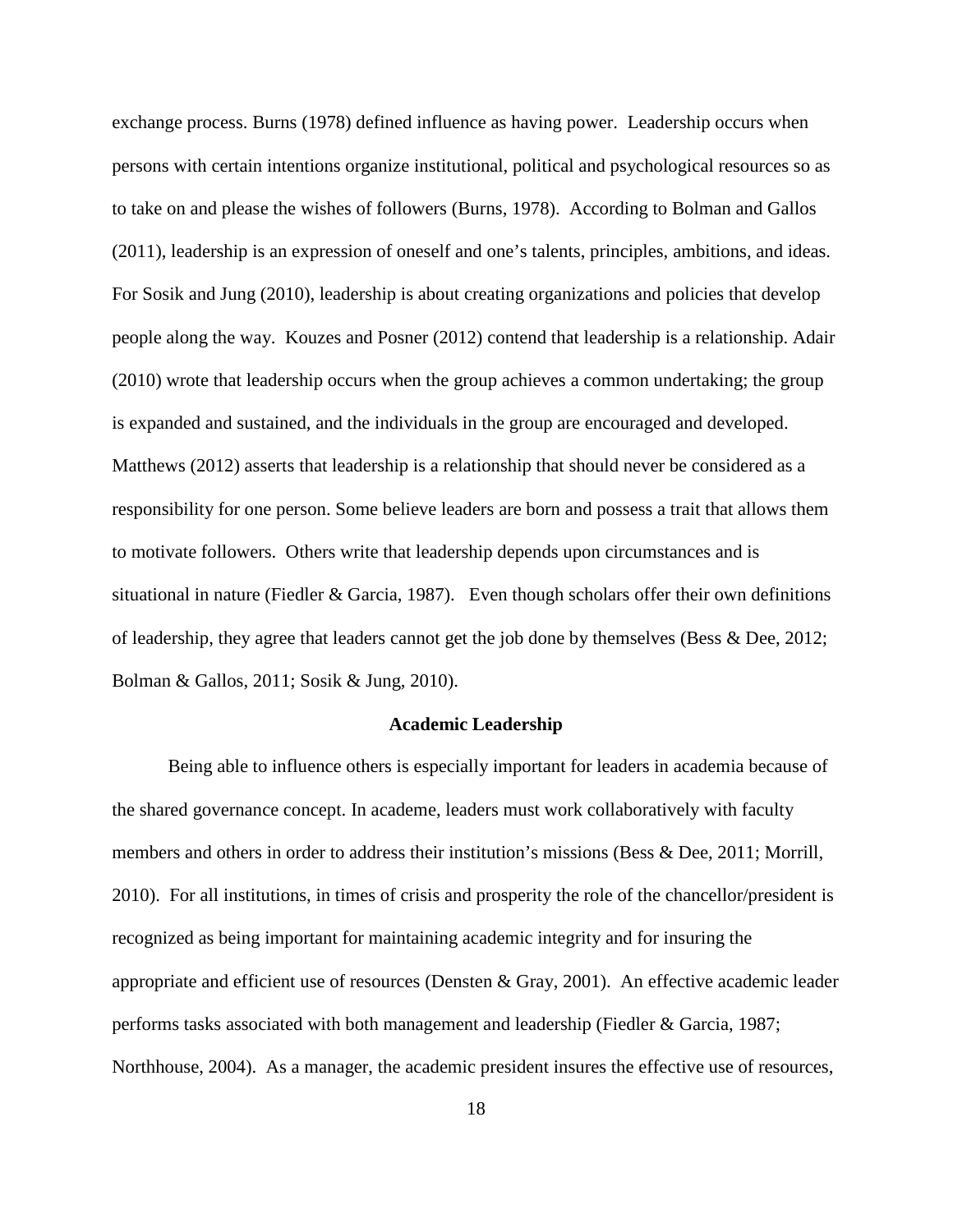exchange process. Burns (1978) defined influence as having power. Leadership occurs when persons with certain intentions organize institutional, political and psychological resources so as to take on and please the wishes of followers (Burns, 1978). According to Bolman and Gallos (2011), leadership is an expression of oneself and one's talents, principles, ambitions, and ideas. For Sosik and Jung (2010), leadership is about creating organizations and policies that develop people along the way. Kouzes and Posner (2012) contend that leadership is a relationship. Adair (2010) wrote that leadership occurs when the group achieves a common undertaking; the group is expanded and sustained, and the individuals in the group are encouraged and developed. Matthews (2012) asserts that leadership is a relationship that should never be considered as a responsibility for one person. Some believe leaders are born and possess a trait that allows them to motivate followers. Others write that leadership depends upon circumstances and is situational in nature (Fiedler & Garcia, 1987). Even though scholars offer their own definitions of leadership, they agree that leaders cannot get the job done by themselves (Bess & Dee, 2012; Bolman & Gallos, 2011; Sosik & Jung, 2010).

## Academic Leadership

Being able to influence others is especially important for leaders in academia because of the shared governance concept. In academe, leaders must work collaboratively with faculty members and others in order to address their institution's missions (Bess & Dee, 2011; Morrill, 2010). For all institutions, in times of crisis and prosperity the role of the chancellor/president is recognized as being important for maintaining academic integrity and for insuring the appropriate and efficient use of resources (Densten & Gray, 2001). An effective academic leader performs tasks associated with both management and leadership (Fiedler & Garcia, 1987; Northhouse, 2004). As a manager, the academic president insures the effective use of resources,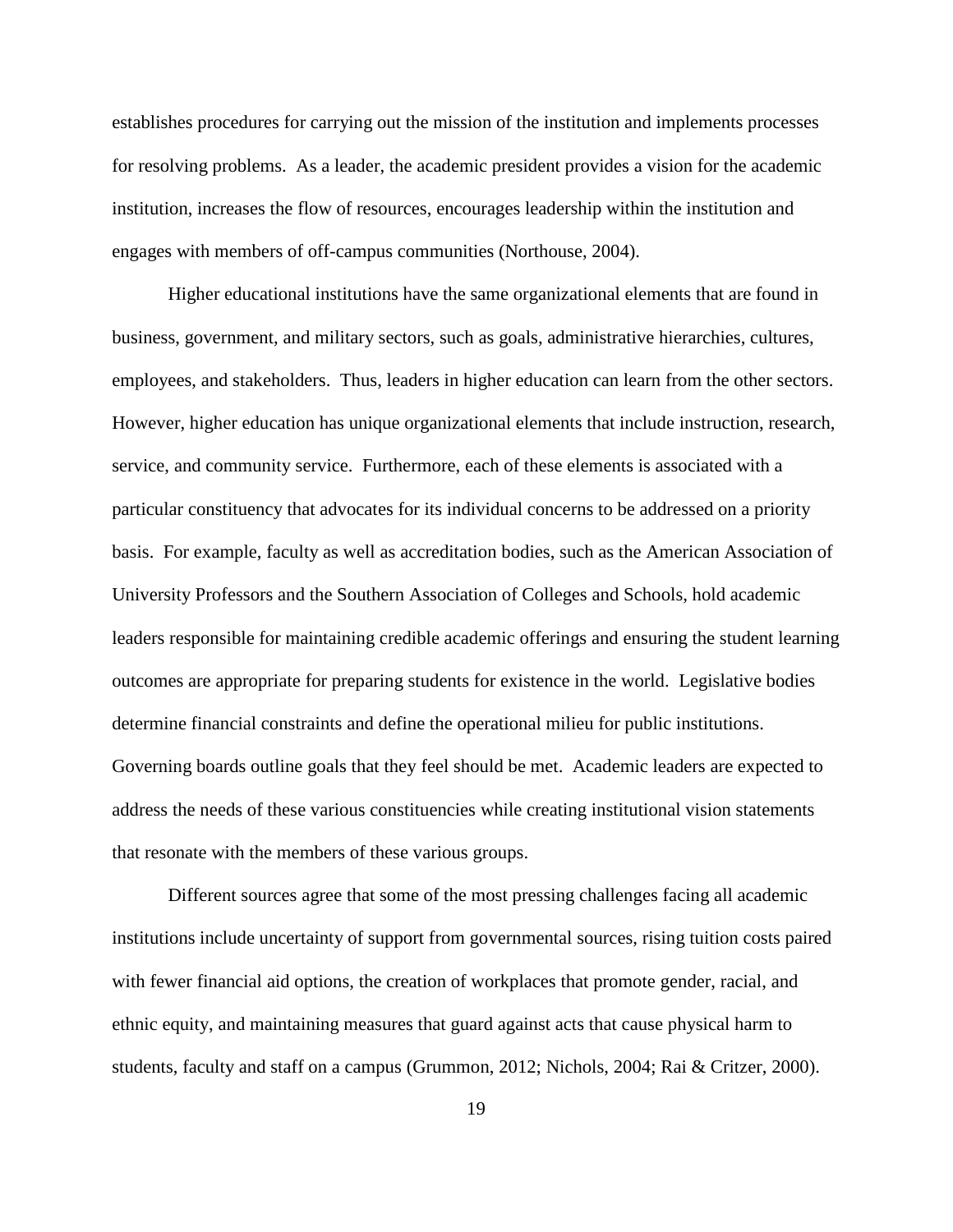establishes procedures for carrying out the mission of the institution and implements processes for resolving problems. As a leader, the academic president provides a vision for the academic institution, increases the flow of resources, encourages leadership within the institution and engages with members of off-campus communities (Northouse, 2004).

Higher educational institutions have the same organizational elements that are found in business, government, and military sectors, such as goals, administrative hierarchies, cultures, employees, and stakeholders. Thus, leaders in higher education can learn from the other sectors. However, higher education has unique organizational elements that include instruction, research, service, and community service. Furthermore, each of these elements is associated with a particular constituency that advocates for its individual concerns to be addressed on a priority basis. For example, faculty as well as accreditation bodies, such as the American Association of University Professors and the Southern Association of Colleges and Schools, hold academic leaders responsible for maintaining credible academic offerings and ensuring the student learning outcomes are appropriate for preparing students for existence in the world. Legislative bodies determine financial constraints and define the operational milieu for public institutions. Governing boards outline goals that they feel should be met. Academic leaders are expected to address the needs of these various constituencies while creating institutional vision statements that resonate with the members of these various groups.

Different sources agree that some of the most pressing challenges facing all academic institutions include uncertainty of support from governmental sources, rising tuition costs paired with fewer financial aid options, the creation of workplaces that promote gender, racial, and ethnic equity, and maintaining measures that guard against acts that cause physical harm to students, faculty and staff on a campus (Grummon, 2012; Nichols, 2004; Rai & Critzer, 2000).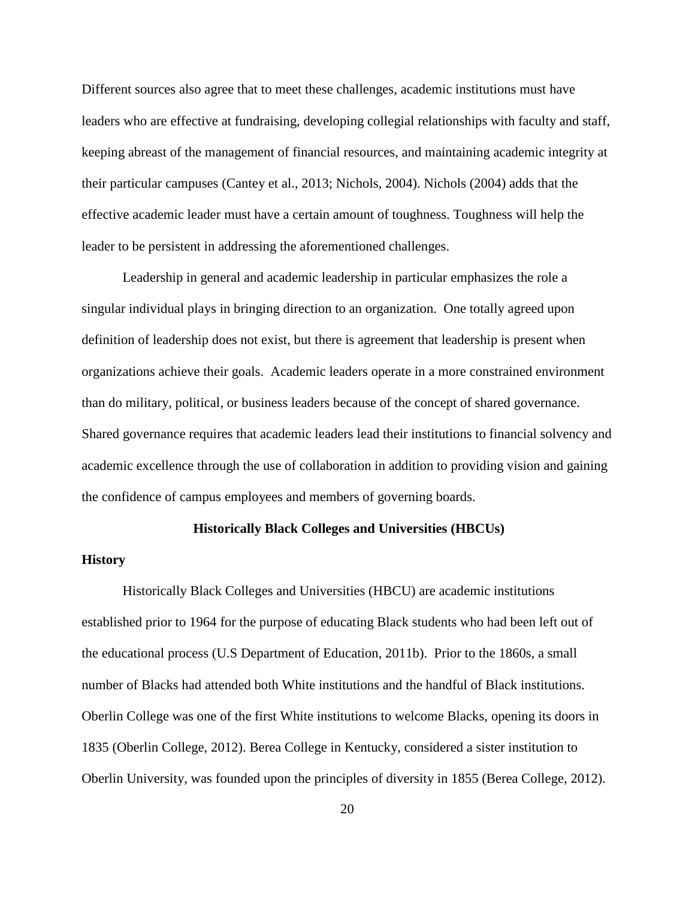Different sources also agree that to meet these challenges, academic institutions must have leaders who are effective at fundraising, developing collegial relationships with faculty and staff, keeping abreast of the management of financial resources, and maintaining academic integrity at their particular campuses (Cantey et al., 2013; Nichols, 2004). Nichols (2004) adds that the effective academic leader must have a certain amount of toughness. Toughness will help the leader to be persistent in addressing the aforementioned challenges.

Leadership in general and academic leadership in particular emphasizes the role a singular individual plays in bringing direction to an organization. One totally agreed upon definition of leadership does not exist, but there is agreement that leadership is present when organizations achieve their goals. Academic leaders operate in a more constrained environment than do military, political, or business leaders because of the concept of shared governance. Shared governance requires that academic leaders lead their institutions to financial solvency and academic excellence through the use of collaboration in addition to providing vision and gaining the confidence of campus employees and members of governing boards.

## Historically Black Colleges and Universities (HBCUs)

### History

Historically Black Colleges and Universities (HBCU) are academic institutions established prior to 1964 for the purpose of educating Black students who had been left out of the educational process (U.S Department of Education, 2011b). Prior to the 1860s, a small number of Blacks had attended both White institutions and the handful of Black institutions. Oberlin College was one of the first White institutions to welcome Blacks, opening its doors in 1835 (Oberlin College, 2012). Berea College in Kentucky, considered a sister institution to Oberlin University, was founded upon the principles of diversity in 1855 (Berea College, 2012).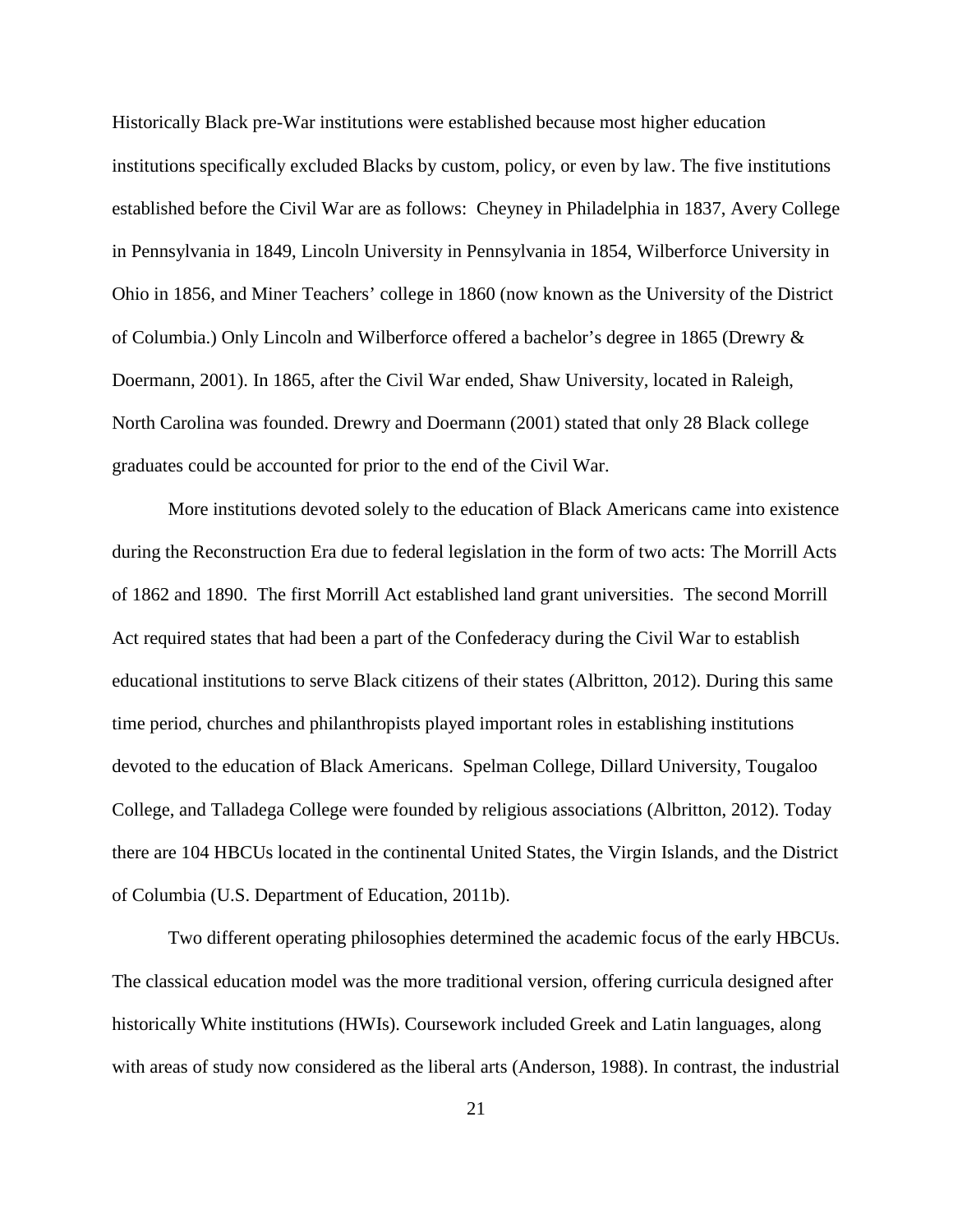Historically Black pre-War institutions were established because most higher education institutions specifically excluded Blacks by custom, policy, or even by law. The five institutions established before the Civil War are as follows: Cheyney in Philadelphia in 1837, Avery College in Pennsylvania in 1849, Lincoln University in Pennsylvania in 1854, Wilberforce University in Ohio in 1856, and Miner Teachers' college in 1860 (now known as the University of the District of Columbia.) Only Lincoln and Wilberforce offered a bachelor's degree in 1865 (Drewry & Doermann, 2001). In 1865, after the Civil War ended, Shaw University, located in Raleigh, North Carolina was founded. Drewry and Doermann (2001) stated that only 28 Black college graduates could be accounted for prior to the end of the Civil War.

More institutions devoted solely to the education of Black Americans came into existence during the Reconstruction Era due to federal legislation in the form of two acts: The Morrill Acts of 1862 and 1890. The first Morrill Act established land grant universities. The second Morrill Act required states that had been a part of the Confederacy during the Civil War to establish educational institutions to serve Black citizens of their states (Albritton, 2012). During this same time period, churches and philanthropists played important roles in establishing institutions devoted to the education of Black Americans. Spelman College, Dillard University, Tougaloo College, and Talladega College were founded by religious associations (Albritton, 2012). Today there are 104 HBCUs located in the continental United States, the Virgin Islands, and the District of Columbia (U.S. Department of Education, 2011b).

Two different operating philosophies determined the academic focus of the early HBCUs. The classical education model was the more traditional version, offering curricula designed after historically White institutions (HWIs). Coursework included Greek and Latin languages, along with areas of study now considered as the liberal arts (Anderson, 1988). In contrast, the industrial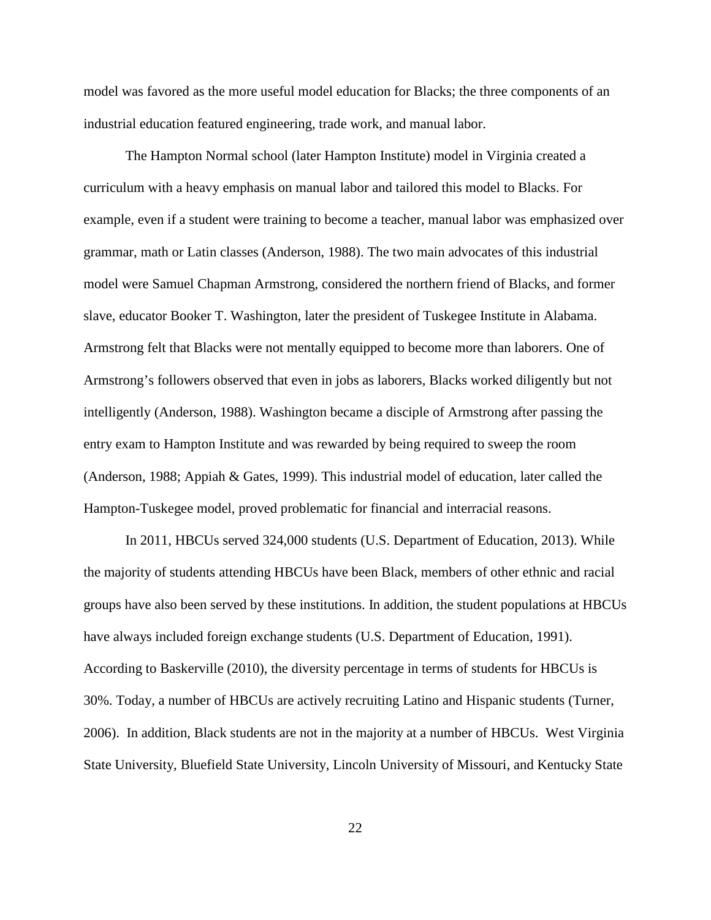model was favored as the more useful model education for Blacks; the three components of an industrial education featured engineering, trade work, and manual labor.

The Hampton Normal school (later Hampton Institute) model in Virginia created a curriculum with a heavy emphasis on manual labor and tailored this model to Blacks. For example, even if a student were training to become a teacher, manual labor was emphasized over grammar, math or Latin classes (Anderson, 1988). The two main advocates of this industrial model were Samuel Chapman Armstrong, considered the northern friend of Blacks, and former slave, educator Booker T. Washington, later the president of Tuskegee Institute in Alabama. Armstrong felt that Blacks were not mentally equipped to become more than laborers. One of Armstrong's followers observed that even in jobs as laborers, Blacks worked diligently but not intelligently (Anderson, 1988). Washington became a disciple of Armstrong after passing the entry exam to Hampton Institute and was rewarded by being required to sweep the room (Anderson, 1988; Appiah & Gates, 1999). This industrial model of education, later called the Hampton-Tuskegee model, proved problematic for financial and interracial reasons.

In 2011, HBCUs served 324,000 students (U.S. Department of Education, 2013). While the majority of students attending HBCUs have been Black, members of other ethnic and racial groups have also been served by these institutions. In addition, the student populations at HBCUs have always included foreign exchange students (U.S. Department of Education, 1991). According to Baskerville (2010), the diversity percentage in terms of students for HBCUs is 30%. Today, a number of HBCUs are actively recruiting Latino and Hispanic students (Turner, 2006). In addition, Black students are not in the majority at a number of HBCUs. West Virginia State University, Bluefield State University, Lincoln University of Missouri, and Kentucky State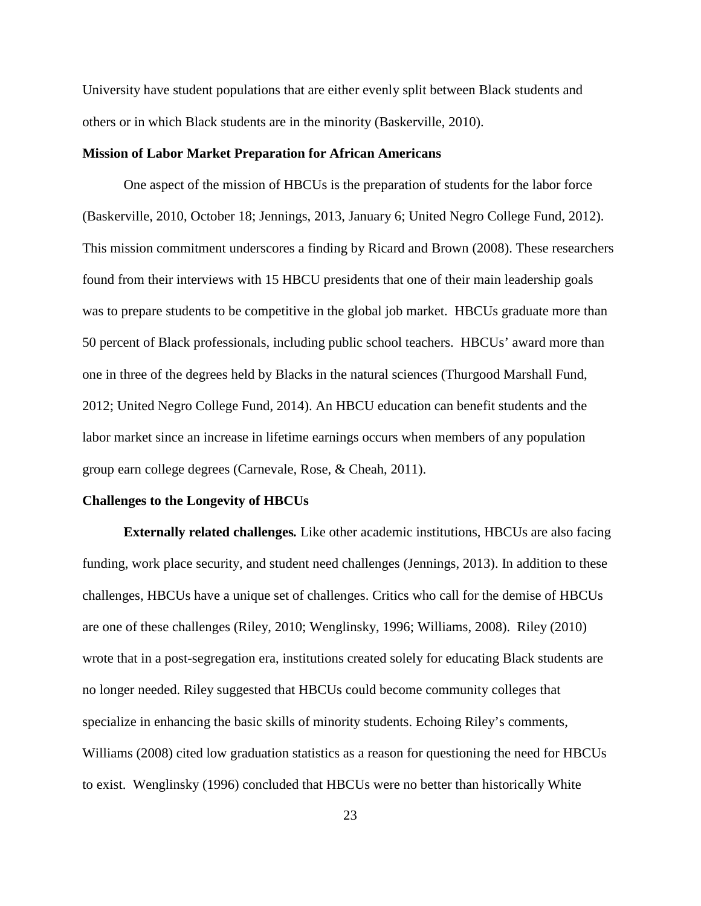University have student populations that are either evenly split between Black students and others or in which Black students are in the minority (Baskerville, 2010).

### Mission of Labor Market Preparation for African Americans

One aspect of the mission of HBCUs is the preparation of students for the labor force (Baskerville, 2010, October 18; Jennings, 2013, January 6; United Negro College Fund, 2012). This mission commitment underscores a finding by Ricard and Brown (2008). These researchers found from their interviews with 15 HBCU presidents that one of their main leadership goals was to prepare students to be competitive in the global job market. HBCUs graduate more than 50 percent of Black professionals, including public school teachers. HBCUs' award more than one in three of the degrees held by Blacks in the natural sciences (Thurgood Marshall Fund, 2012; United Negro College Fund, 2014). An HBCU education can benefit students and the labor market since an increase in lifetime earnings occurs when members of any population group earn college degrees (Carnevale, Rose, & Cheah, 2011).

### Challenges to the Longevity of HBCUs

**Externally related challenges.** Like other academic institutions, HBCUs are also facing funding, work place security, and student need challenges (Jennings, 2013). In addition to these challenges, HBCUs have a unique set of challenges. Critics who call for the demise of HBCUs are one of these challenges (Riley, 2010; Wenglinsky, 1996; Williams, 2008). Riley (2010) wrote that in a post-segregation era, institutions created solely for educating Black students are no longer needed. Riley suggested that HBCUs could become community colleges that specialize in enhancing the basic skills of minority students. Echoing Riley's comments, Williams (2008) cited low graduation statistics as a reason for questioning the need for HBCUs to exist. Wenglinsky (1996) concluded that HBCUs were no better than historically White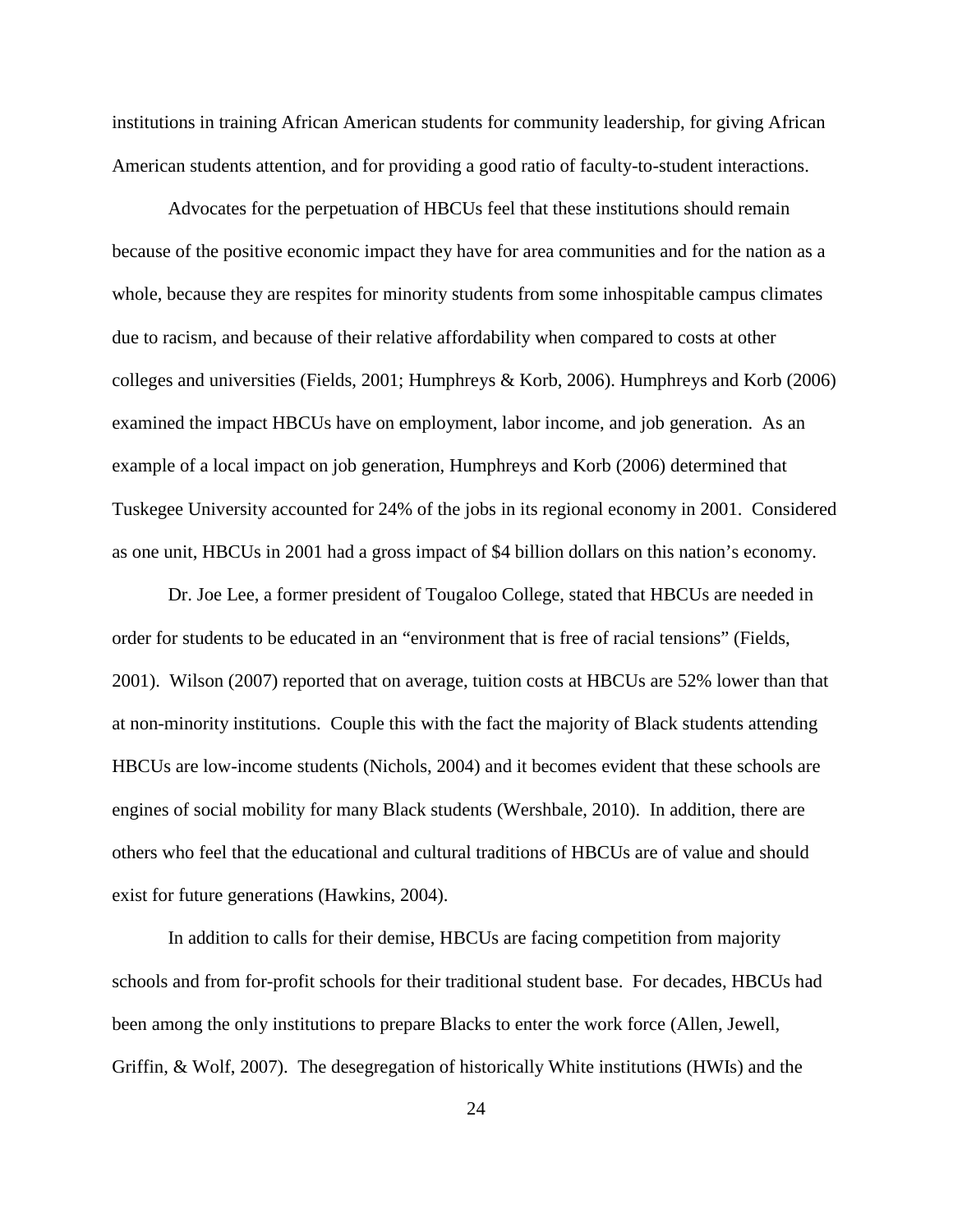institutions in training African American students for community leadership, for giving African American students attention, and for providing a good ratio of faculty-to-student interactions.

Advocates for the perpetuation of HBCUs feel that these institutions should remain because of the positive economic impact they have for area communities and for the nation as a whole, because they are respites for minority students from some inhospitable campus climates due to racism, and because of their relative affordability when compared to costs at other colleges and universities (Fields, 2001; Humphreys & Korb, 2006). Humphreys and Korb (2006) examined the impact HBCUs have on employment, labor income, and job generation. As an example of a local impact on job generation, Humphreys and Korb (2006) determined that Tuskegee University accounted for 24% of the jobs in its regional economy in 2001. Considered as one unit, HBCUs in 2001 had a gross impact of $4 billion dollars on this nation's economy.

Dr. Joe Lee, a former president of Tougaloo College, stated that HBCUs are needed in order for students to be educated in an "environment that is free of racial tensions" (Fields, 2001). Wilson (2007) reported that on average, tuition costs at HBCUs are 52% lower than that at non-minority institutions. Couple this with the fact the majority of Black students attending HBCUs are low-income students (Nichols, 2004) and it becomes evident that these schools are engines of social mobility for many Black students (Wershbale, 2010). In addition, there are others who feel that the educational and cultural traditions of HBCUs are of value and should exist for future generations (Hawkins, 2004).

In addition to calls for their demise, HBCUs are facing competition from majority schools and from for-profit schools for their traditional student base. For decades, HBCUs had been among the only institutions to prepare Blacks to enter the work force (Allen, Jewell, Griffin, & Wolf, 2007). The desegregation of historically White institutions (HWIs) and the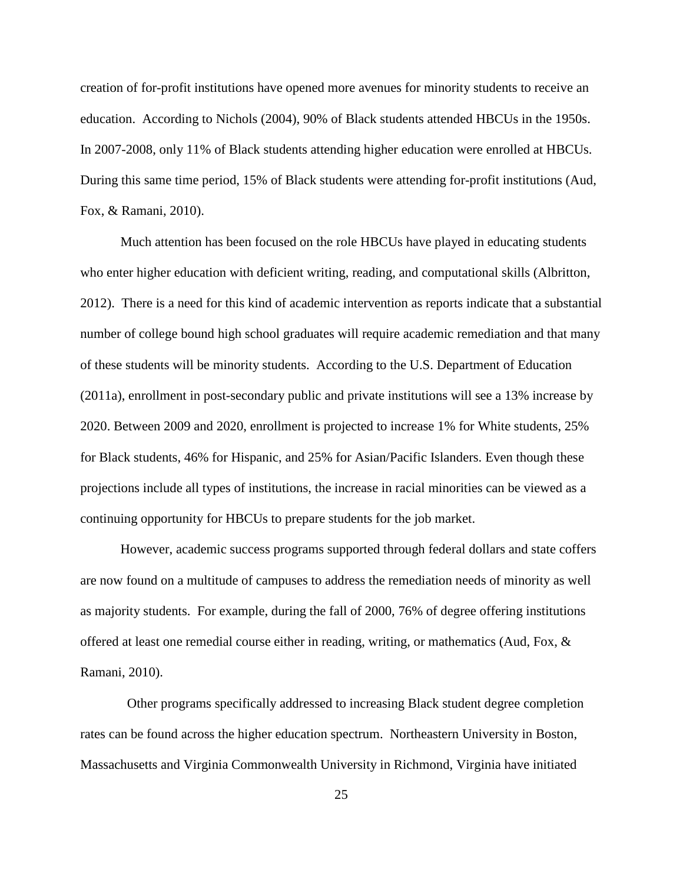creation of for-profit institutions have opened more avenues for minority students to receive an education. According to Nichols (2004), 90% of Black students attended HBCUs in the 1950s. In 2007-2008, only 11% of Black students attending higher education were enrolled at HBCUs. During this same time period, 15% of Black students were attending for-profit institutions (Aud, Fox, & Ramani, 2010).

Much attention has been focused on the role HBCUs have played in educating students who enter higher education with deficient writing, reading, and computational skills (Albritton, 2012). There is a need for this kind of academic intervention as reports indicate that a substantial number of college bound high school graduates will require academic remediation and that many of these students will be minority students. According to the U.S. Department of Education (2011a), enrollment in post-secondary public and private institutions will see a 13% increase by 2020. Between 2009 and 2020, enrollment is projected to increase 1% for White students, 25% for Black students, 46% for Hispanic, and 25% for Asian/Pacific Islanders. Even though these projections include all types of institutions, the increase in racial minorities can be viewed as a continuing opportunity for HBCUs to prepare students for the job market.

However, academic success programs supported through federal dollars and state coffers are now found on a multitude of campuses to address the remediation needs of minority as well as majority students. For example, during the fall of 2000, 76% of degree offering institutions offered at least one remedial course either in reading, writing, or mathematics (Aud, Fox, & Ramani, 2010).

Other programs specifically addressed to increasing Black student degree completion rates can be found across the higher education spectrum. Northeastern University in Boston, Massachusetts and Virginia Commonwealth University in Richmond, Virginia have initiated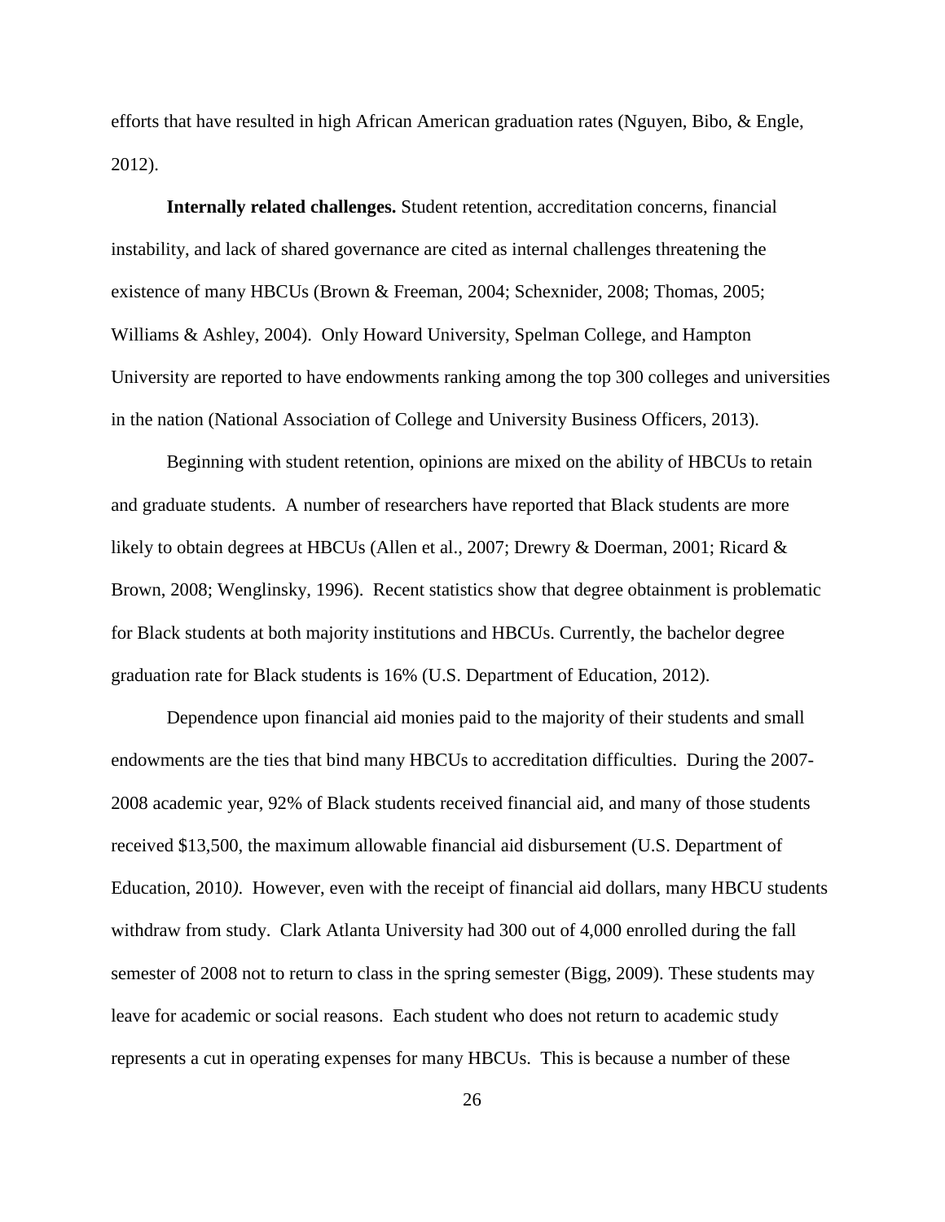efforts that have resulted in high African American graduation rates (Nguyen, Bibo, & Engle, 2012).

**Internally related challenges.** Student retention, accreditation concerns, financial instability, and lack of shared governance are cited as internal challenges threatening the existence of many HBCUs (Brown & Freeman, 2004; Schexnider, 2008; Thomas, 2005; Williams & Ashley, 2004). Only Howard University, Spelman College, and Hampton University are reported to have endowments ranking among the top 300 colleges and universities in the nation (National Association of College and University Business Officers, 2013).

Beginning with student retention, opinions are mixed on the ability of HBCUs to retain and graduate students. A number of researchers have reported that Black students are more likely to obtain degrees at HBCUs (Allen et al., 2007; Drewry & Doerman, 2001; Ricard & Brown, 2008; Wenglinsky, 1996). Recent statistics show that degree obtainment is problematic for Black students at both majority institutions and HBCUs. Currently, the bachelor degree graduation rate for Black students is 16% (U.S. Department of Education, 2012).

Dependence upon financial aid monies paid to the majority of their students and small endowments are the ties that bind many HBCUs to accreditation difficulties. During the 2007-2008 academic year, 92% of Black students received financial aid, and many of those students received $13,500, the maximum allowable financial aid disbursement (U.S. Department of Education, 2010*)*. However, even with the receipt of financial aid dollars, many HBCU students withdraw from study. Clark Atlanta University had 300 out of 4,000 enrolled during the fall semester of 2008 not to return to class in the spring semester (Bigg, 2009). These students may leave for academic or social reasons. Each student who does not return to academic study represents a cut in operating expenses for many HBCUs. This is because a number of these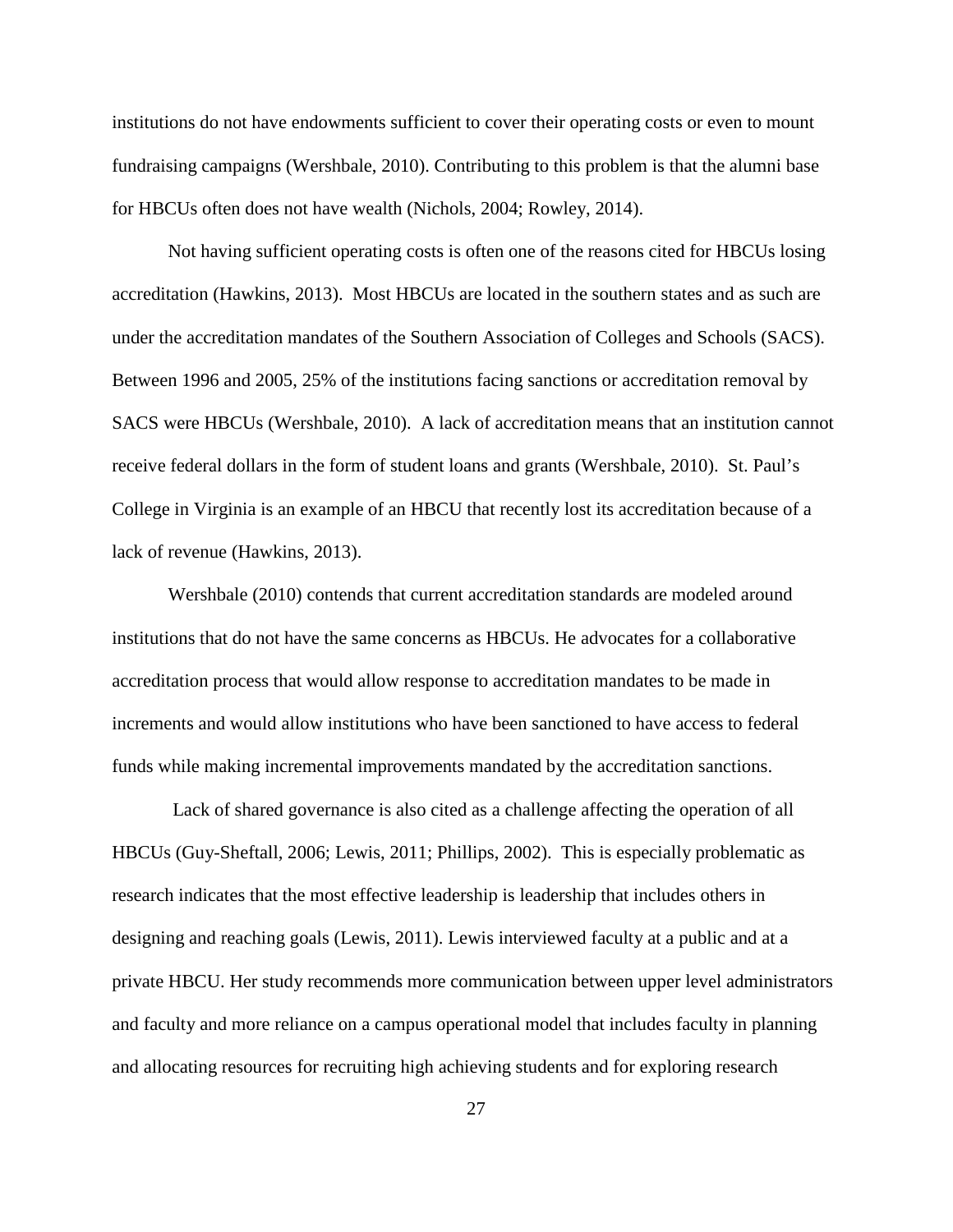institutions do not have endowments sufficient to cover their operating costs or even to mount fundraising campaigns (Wershbale, 2010). Contributing to this problem is that the alumni base for HBCUs often does not have wealth (Nichols, 2004; Rowley, 2014).

Not having sufficient operating costs is often one of the reasons cited for HBCUs losing accreditation (Hawkins, 2013). Most HBCUs are located in the southern states and as such are under the accreditation mandates of the Southern Association of Colleges and Schools (SACS). Between 1996 and 2005, 25% of the institutions facing sanctions or accreditation removal by SACS were HBCUs (Wershbale, 2010). A lack of accreditation means that an institution cannot receive federal dollars in the form of student loans and grants (Wershbale, 2010). St. Paul's College in Virginia is an example of an HBCU that recently lost its accreditation because of a lack of revenue (Hawkins, 2013).

Wershbale (2010) contends that current accreditation standards are modeled around institutions that do not have the same concerns as HBCUs. He advocates for a collaborative accreditation process that would allow response to accreditation mandates to be made in increments and would allow institutions who have been sanctioned to have access to federal funds while making incremental improvements mandated by the accreditation sanctions.

Lack of shared governance is also cited as a challenge affecting the operation of all HBCUs (Guy-Sheftall, 2006; Lewis, 2011; Phillips, 2002). This is especially problematic as research indicates that the most effective leadership is leadership that includes others in designing and reaching goals (Lewis, 2011). Lewis interviewed faculty at a public and at a private HBCU. Her study recommends more communication between upper level administrators and faculty and more reliance on a campus operational model that includes faculty in planning and allocating resources for recruiting high achieving students and for exploring research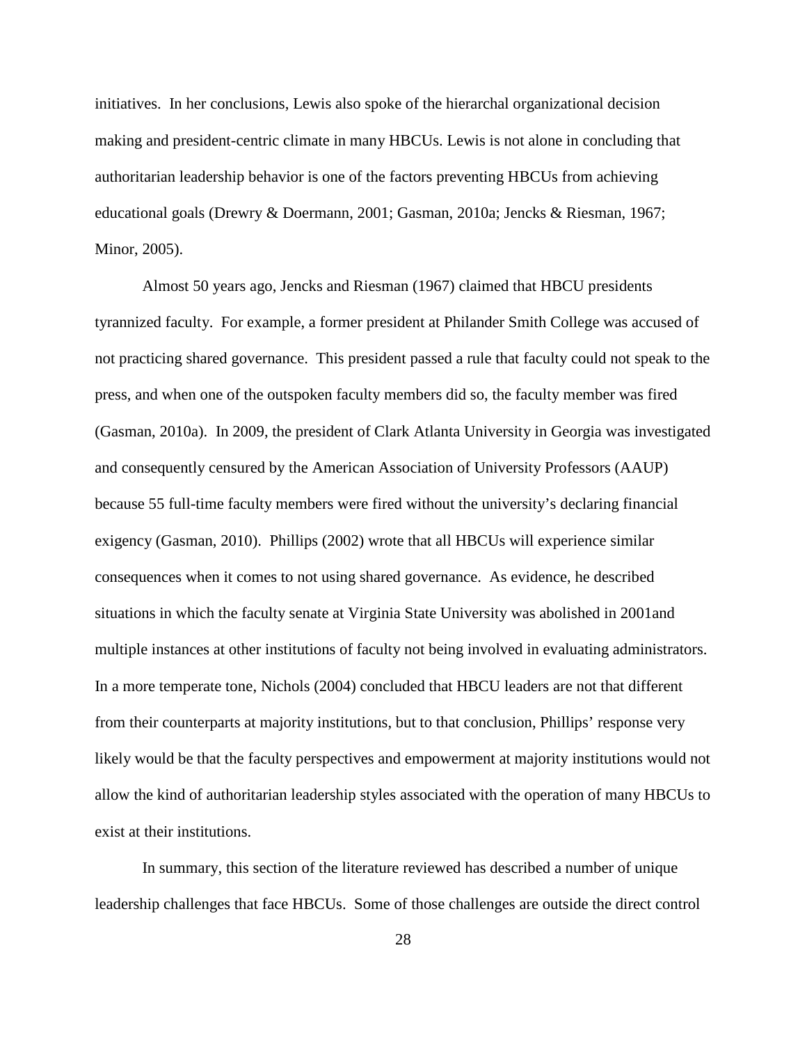initiatives. In her conclusions, Lewis also spoke of the hierarchal organizational decision making and president-centric climate in many HBCUs. Lewis is not alone in concluding that authoritarian leadership behavior is one of the factors preventing HBCUs from achieving educational goals (Drewry & Doermann, 2001; Gasman, 2010a; Jencks & Riesman, 1967; Minor, 2005).

Almost 50 years ago, Jencks and Riesman (1967) claimed that HBCU presidents tyrannized faculty. For example, a former president at Philander Smith College was accused of not practicing shared governance. This president passed a rule that faculty could not speak to the press, and when one of the outspoken faculty members did so, the faculty member was fired (Gasman, 2010a). In 2009, the president of Clark Atlanta University in Georgia was investigated and consequently censured by the American Association of University Professors (AAUP) because 55 full-time faculty members were fired without the university's declaring financial exigency (Gasman, 2010). Phillips (2002) wrote that all HBCUs will experience similar consequences when it comes to not using shared governance. As evidence, he described situations in which the faculty senate at Virginia State University was abolished in 2001and multiple instances at other institutions of faculty not being involved in evaluating administrators. In a more temperate tone, Nichols (2004) concluded that HBCU leaders are not that different from their counterparts at majority institutions, but to that conclusion, Phillips' response very likely would be that the faculty perspectives and empowerment at majority institutions would not allow the kind of authoritarian leadership styles associated with the operation of many HBCUs to exist at their institutions.

In summary, this section of the literature reviewed has described a number of unique leadership challenges that face HBCUs. Some of those challenges are outside the direct control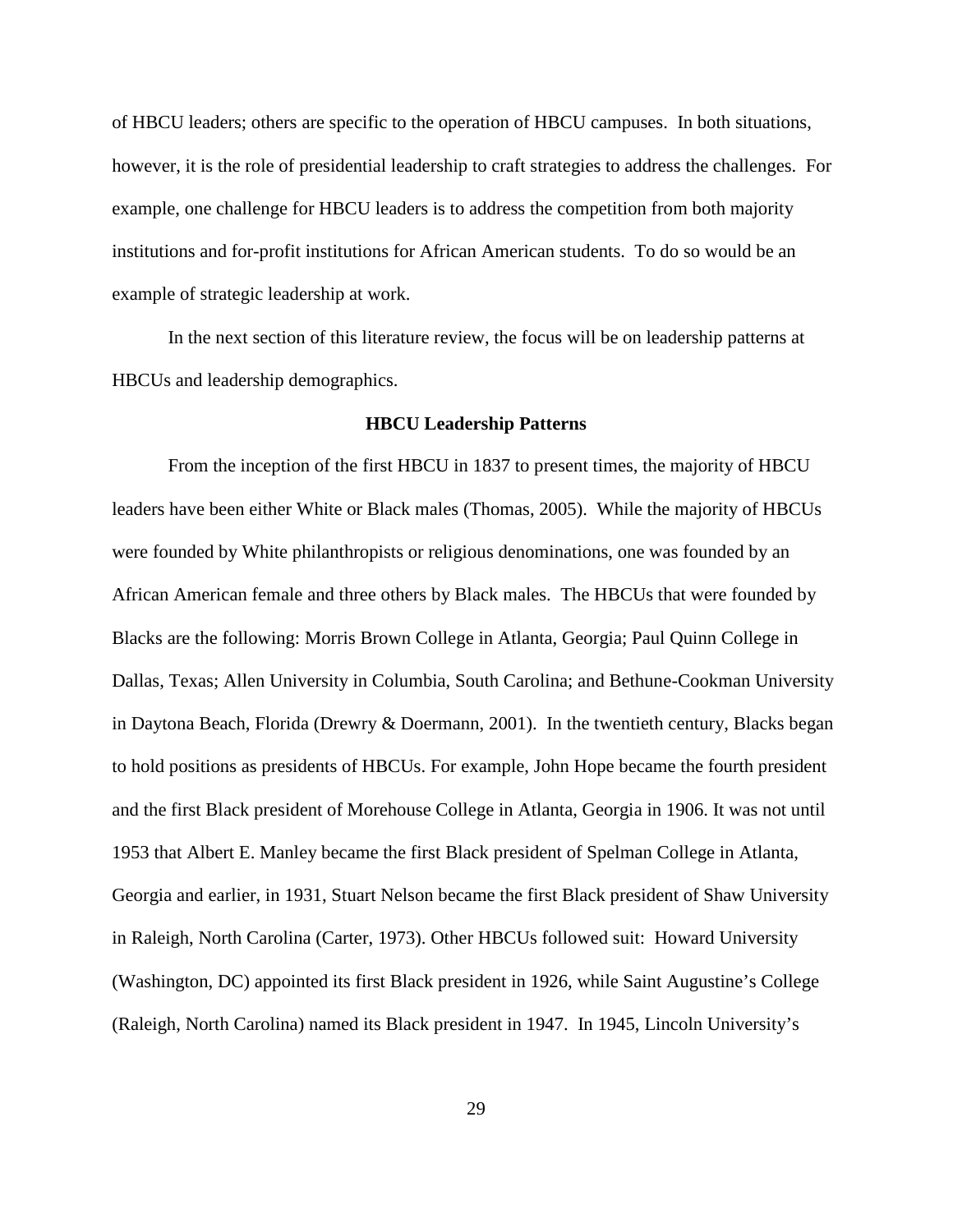of HBCU leaders; others are specific to the operation of HBCU campuses. In both situations, however, it is the role of presidential leadership to craft strategies to address the challenges. For example, one challenge for HBCU leaders is to address the competition from both majority institutions and for-profit institutions for African American students. To do so would be an example of strategic leadership at work.

In the next section of this literature review, the focus will be on leadership patterns at HBCUs and leadership demographics.

## HBCU Leadership Patterns

From the inception of the first HBCU in 1837 to present times, the majority of HBCU leaders have been either White or Black males (Thomas, 2005). While the majority of HBCUs were founded by White philanthropists or religious denominations, one was founded by an African American female and three others by Black males. The HBCUs that were founded by Blacks are the following: Morris Brown College in Atlanta, Georgia; Paul Quinn College in Dallas, Texas; Allen University in Columbia, South Carolina; and Bethune-Cookman University in Daytona Beach, Florida (Drewry & Doermann, 2001). In the twentieth century, Blacks began to hold positions as presidents of HBCUs. For example, John Hope became the fourth president and the first Black president of Morehouse College in Atlanta, Georgia in 1906. It was not until 1953 that Albert E. Manley became the first Black president of Spelman College in Atlanta, Georgia and earlier, in 1931, Stuart Nelson became the first Black president of Shaw University in Raleigh, North Carolina (Carter, 1973). Other HBCUs followed suit: Howard University (Washington, DC) appointed its first Black president in 1926, while Saint Augustine's College (Raleigh, North Carolina) named its Black president in 1947. In 1945, Lincoln University's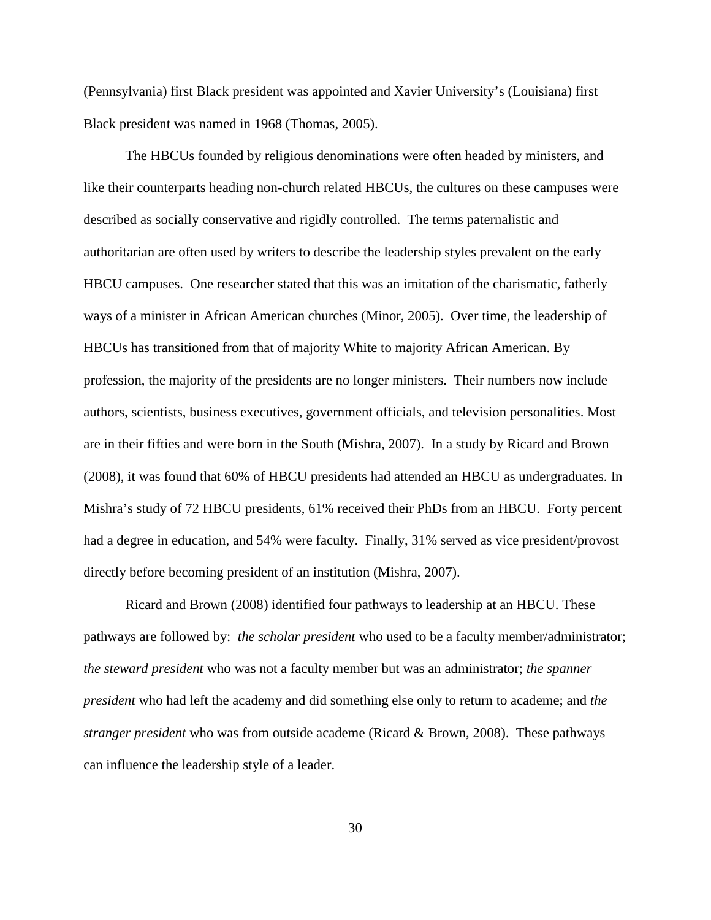(Pennsylvania) first Black president was appointed and Xavier University's (Louisiana) first Black president was named in 1968 (Thomas, 2005).

The HBCUs founded by religious denominations were often headed by ministers, and like their counterparts heading non-church related HBCUs, the cultures on these campuses were described as socially conservative and rigidly controlled. The terms paternalistic and authoritarian are often used by writers to describe the leadership styles prevalent on the early HBCU campuses. One researcher stated that this was an imitation of the charismatic, fatherly ways of a minister in African American churches (Minor, 2005). Over time, the leadership of HBCUs has transitioned from that of majority White to majority African American. By profession, the majority of the presidents are no longer ministers. Their numbers now include authors, scientists, business executives, government officials, and television personalities. Most are in their fifties and were born in the South (Mishra, 2007). In a study by Ricard and Brown (2008), it was found that 60% of HBCU presidents had attended an HBCU as undergraduates. In Mishra's study of 72 HBCU presidents, 61% received their PhDs from an HBCU. Forty percent had a degree in education, and 54% were faculty. Finally, 31% served as vice president/provost directly before becoming president of an institution (Mishra, 2007).

Ricard and Brown (2008) identified four pathways to leadership at an HBCU. These pathways are followed by: *the scholar president* who used to be a faculty member/administrator; *the steward president* who was not a faculty member but was an administrator; *the spanner president* who had left the academy and did something else only to return to academe; and *the stranger president* who was from outside academe (Ricard & Brown, 2008). These pathways can influence the leadership style of a leader.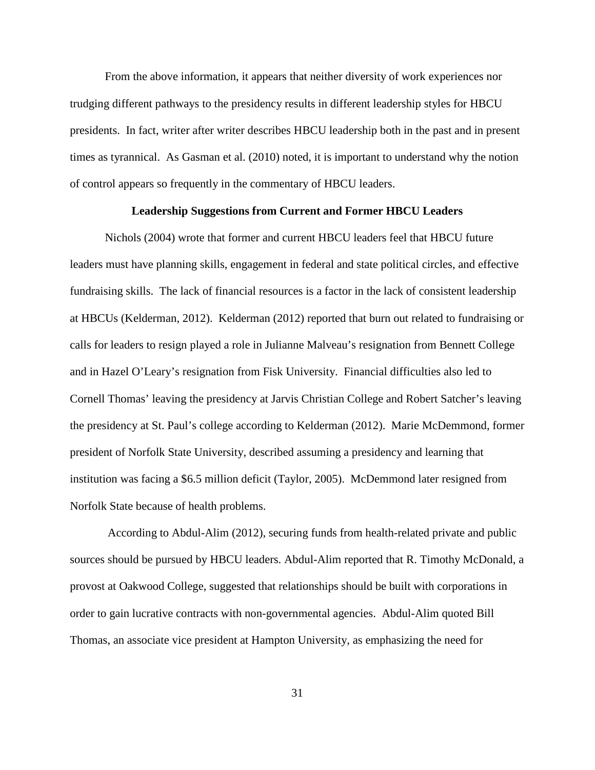From the above information, it appears that neither diversity of work experiences nor trudging different pathways to the presidency results in different leadership styles for HBCU presidents. In fact, writer after writer describes HBCU leadership both in the past and in present times as tyrannical. As Gasman et al. (2010) noted, it is important to understand why the notion of control appears so frequently in the commentary of HBCU leaders.

## Leadership Suggestions from Current and Former HBCU Leaders

Nichols (2004) wrote that former and current HBCU leaders feel that HBCU future leaders must have planning skills, engagement in federal and state political circles, and effective fundraising skills. The lack of financial resources is a factor in the lack of consistent leadership at HBCUs (Kelderman, 2012). Kelderman (2012) reported that burn out related to fundraising or calls for leaders to resign played a role in Julianne Malveau's resignation from Bennett College and in Hazel O'Leary's resignation from Fisk University. Financial difficulties also led to Cornell Thomas' leaving the presidency at Jarvis Christian College and Robert Satcher's leaving the presidency at St. Paul's college according to Kelderman (2012). Marie McDemmond, former president of Norfolk State University, described assuming a presidency and learning that institution was facing a $6.5 million deficit (Taylor, 2005). McDemmond later resigned from Norfolk State because of health problems.

According to Abdul-Alim (2012), securing funds from health-related private and public sources should be pursued by HBCU leaders. Abdul-Alim reported that R. Timothy McDonald, a provost at Oakwood College, suggested that relationships should be built with corporations in order to gain lucrative contracts with non-governmental agencies. Abdul-Alim quoted Bill Thomas, an associate vice president at Hampton University, as emphasizing the need for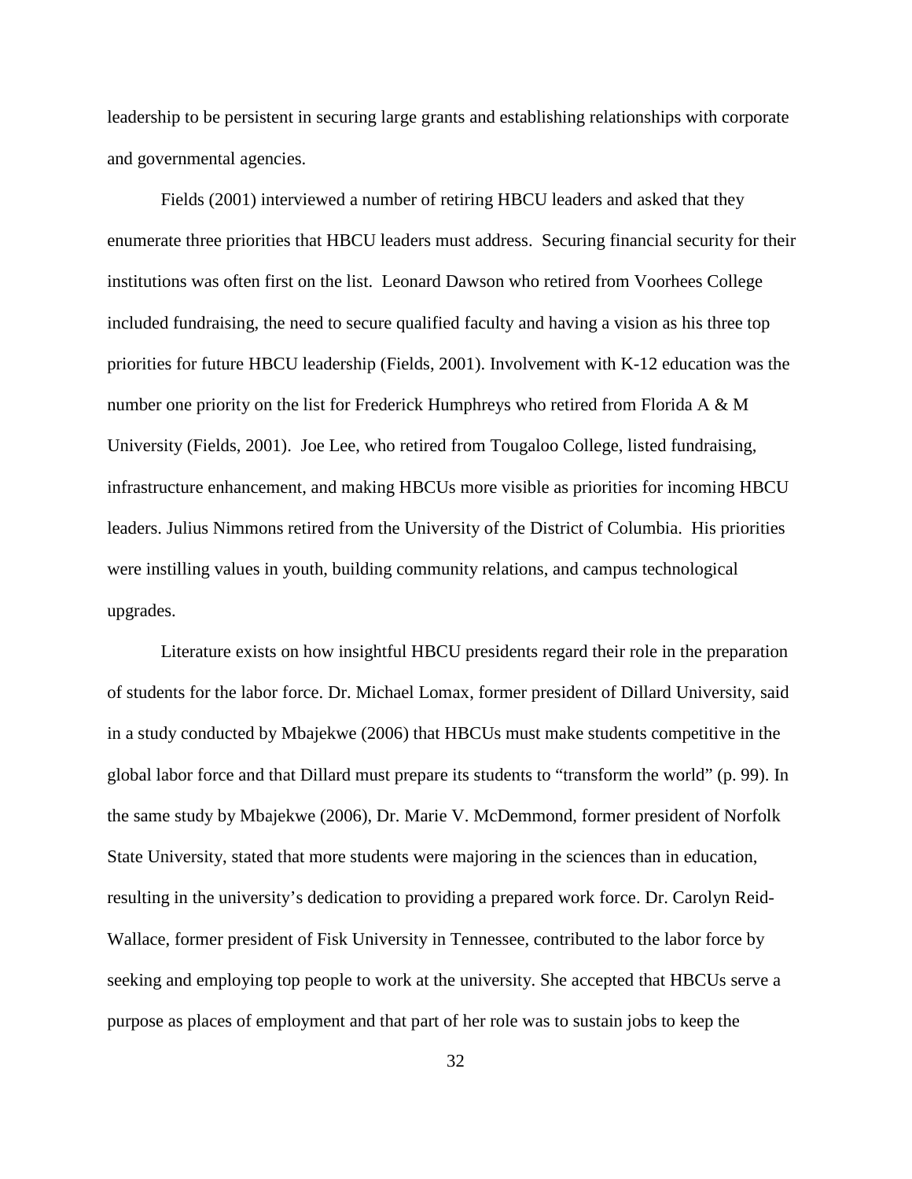leadership to be persistent in securing large grants and establishing relationships with corporate and governmental agencies.

Fields (2001) interviewed a number of retiring HBCU leaders and asked that they enumerate three priorities that HBCU leaders must address. Securing financial security for their institutions was often first on the list. Leonard Dawson who retired from Voorhees College included fundraising, the need to secure qualified faculty and having a vision as his three top priorities for future HBCU leadership (Fields, 2001). Involvement with K-12 education was the number one priority on the list for Frederick Humphreys who retired from Florida A & M University (Fields, 2001). Joe Lee, who retired from Tougaloo College, listed fundraising, infrastructure enhancement, and making HBCUs more visible as priorities for incoming HBCU leaders. Julius Nimmons retired from the University of the District of Columbia. His priorities were instilling values in youth, building community relations, and campus technological upgrades.

Literature exists on how insightful HBCU presidents regard their role in the preparation of students for the labor force. Dr. Michael Lomax, former president of Dillard University, said in a study conducted by Mbajekwe (2006) that HBCUs must make students competitive in the global labor force and that Dillard must prepare its students to "transform the world" (p. 99). In the same study by Mbajekwe (2006), Dr. Marie V. McDemmond, former president of Norfolk State University, stated that more students were majoring in the sciences than in education, resulting in the university's dedication to providing a prepared work force. Dr. Carolyn Reid-Wallace, former president of Fisk University in Tennessee, contributed to the labor force by seeking and employing top people to work at the university. She accepted that HBCUs serve a purpose as places of employment and that part of her role was to sustain jobs to keep the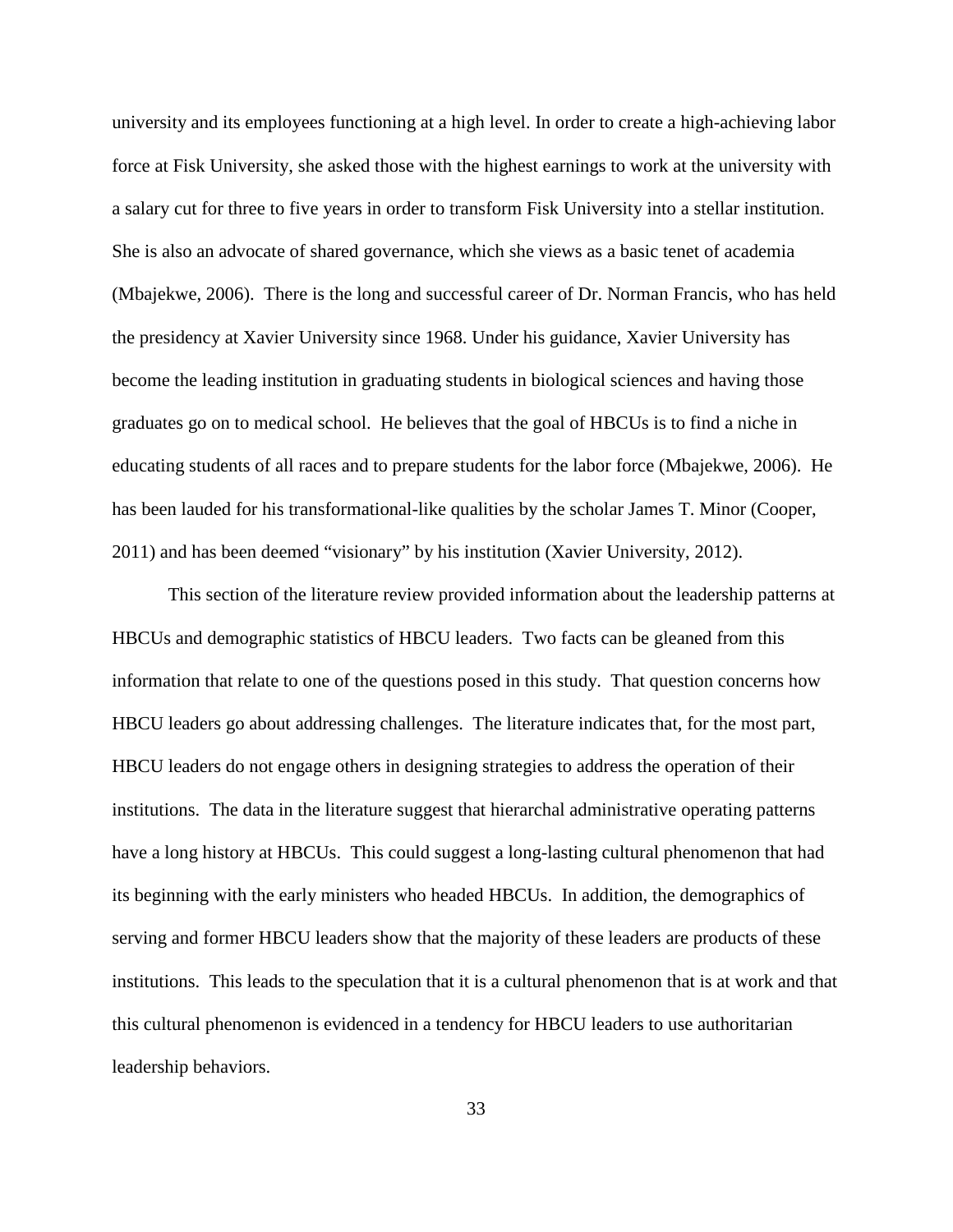university and its employees functioning at a high level. In order to create a high-achieving labor force at Fisk University, she asked those with the highest earnings to work at the university with a salary cut for three to five years in order to transform Fisk University into a stellar institution. She is also an advocate of shared governance, which she views as a basic tenet of academia (Mbajekwe, 2006). There is the long and successful career of Dr. Norman Francis, who has held the presidency at Xavier University since 1968. Under his guidance, Xavier University has become the leading institution in graduating students in biological sciences and having those graduates go on to medical school. He believes that the goal of HBCUs is to find a niche in educating students of all races and to prepare students for the labor force (Mbajekwe, 2006). He has been lauded for his transformational-like qualities by the scholar James T. Minor (Cooper, 2011) and has been deemed "visionary" by his institution (Xavier University, 2012).

This section of the literature review provided information about the leadership patterns at HBCUs and demographic statistics of HBCU leaders. Two facts can be gleaned from this information that relate to one of the questions posed in this study. That question concerns how HBCU leaders go about addressing challenges. The literature indicates that, for the most part, HBCU leaders do not engage others in designing strategies to address the operation of their institutions. The data in the literature suggest that hierarchal administrative operating patterns have a long history at HBCUs. This could suggest a long-lasting cultural phenomenon that had its beginning with the early ministers who headed HBCUs. In addition, the demographics of serving and former HBCU leaders show that the majority of these leaders are products of these institutions. This leads to the speculation that it is a cultural phenomenon that is at work and that this cultural phenomenon is evidenced in a tendency for HBCU leaders to use authoritarian leadership behaviors.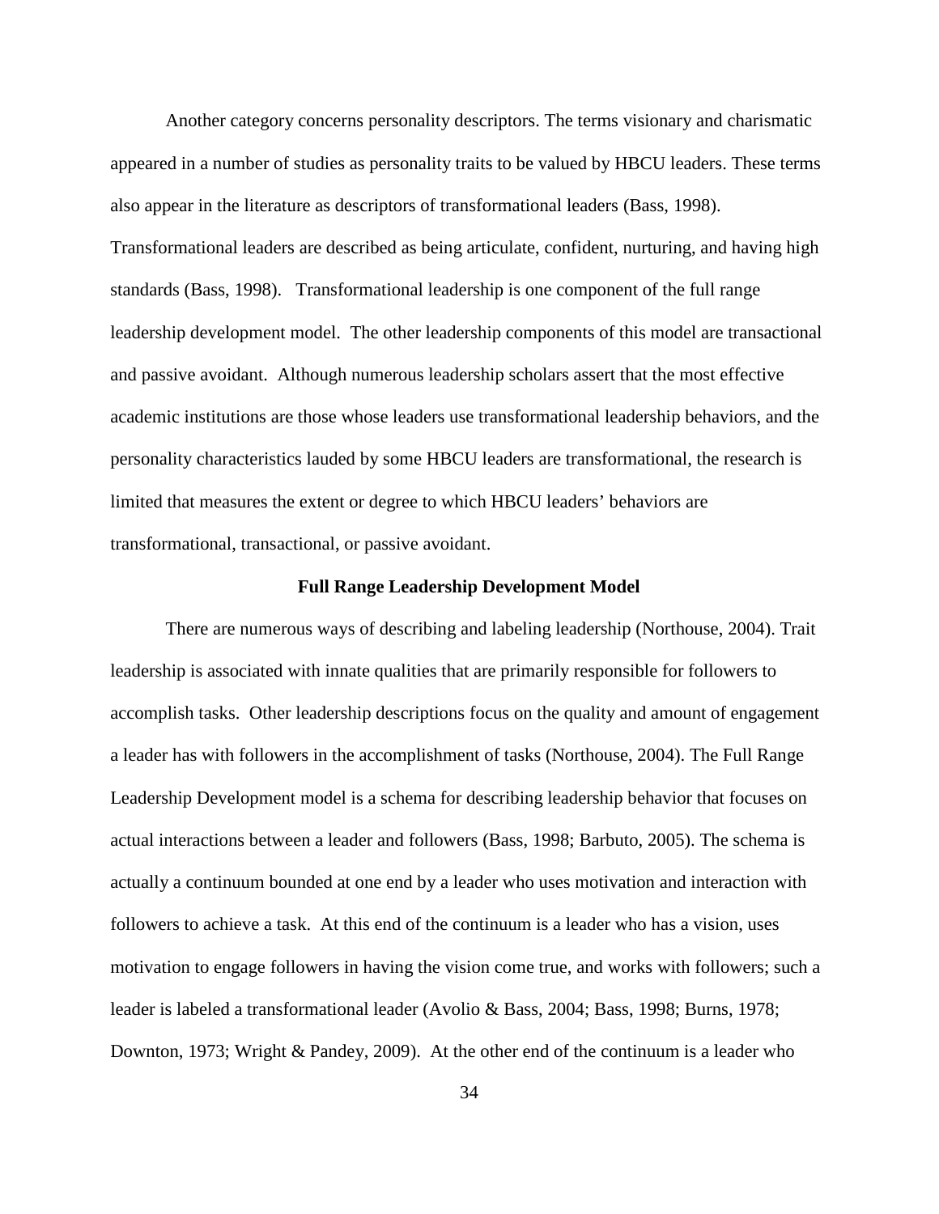Another category concerns personality descriptors. The terms visionary and charismatic appeared in a number of studies as personality traits to be valued by HBCU leaders. These terms also appear in the literature as descriptors of transformational leaders (Bass, 1998). Transformational leaders are described as being articulate, confident, nurturing, and having high standards (Bass, 1998). Transformational leadership is one component of the full range leadership development model. The other leadership components of this model are transactional and passive avoidant. Although numerous leadership scholars assert that the most effective academic institutions are those whose leaders use transformational leadership behaviors, and the personality characteristics lauded by some HBCU leaders are transformational, the research is limited that measures the extent or degree to which HBCU leaders' behaviors are transformational, transactional, or passive avoidant.

## Full Range Leadership Development Model

There are numerous ways of describing and labeling leadership (Northouse, 2004). Trait leadership is associated with innate qualities that are primarily responsible for followers to accomplish tasks. Other leadership descriptions focus on the quality and amount of engagement a leader has with followers in the accomplishment of tasks (Northouse, 2004). The Full Range Leadership Development model is a schema for describing leadership behavior that focuses on actual interactions between a leader and followers (Bass, 1998; Barbuto, 2005). The schema is actually a continuum bounded at one end by a leader who uses motivation and interaction with followers to achieve a task. At this end of the continuum is a leader who has a vision, uses motivation to engage followers in having the vision come true, and works with followers; such a leader is labeled a transformational leader (Avolio & Bass, 2004; Bass, 1998; Burns, 1978; Downton, 1973; Wright & Pandey, 2009). At the other end of the continuum is a leader who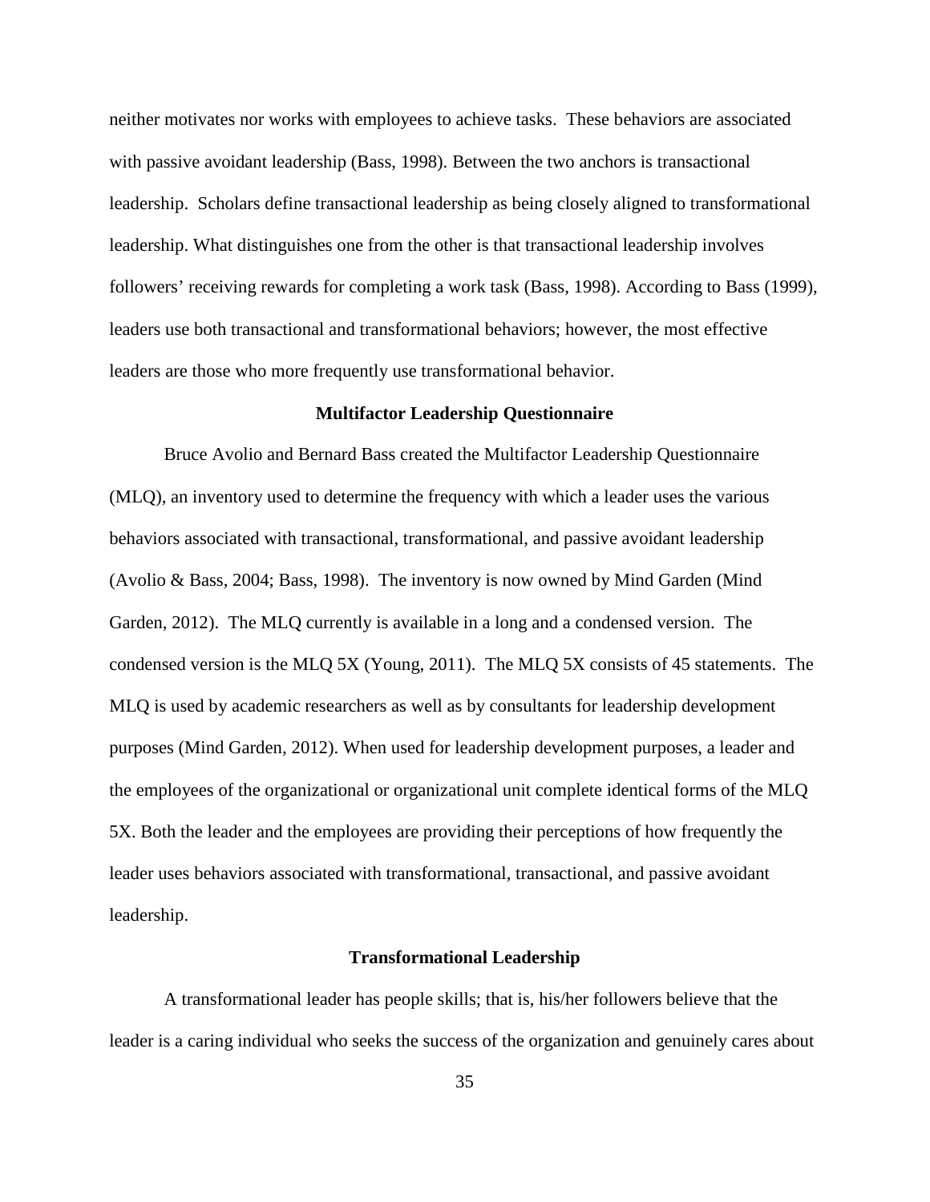neither motivates nor works with employees to achieve tasks. These behaviors are associated with passive avoidant leadership (Bass, 1998). Between the two anchors is transactional leadership. Scholars define transactional leadership as being closely aligned to transformational leadership. What distinguishes one from the other is that transactional leadership involves followers' receiving rewards for completing a work task (Bass, 1998). According to Bass (1999), leaders use both transactional and transformational behaviors; however, the most effective leaders are those who more frequently use transformational behavior.

## Multifactor Leadership Questionnaire

Bruce Avolio and Bernard Bass created the Multifactor Leadership Questionnaire (MLQ), an inventory used to determine the frequency with which a leader uses the various behaviors associated with transactional, transformational, and passive avoidant leadership (Avolio & Bass, 2004; Bass, 1998). The inventory is now owned by Mind Garden (Mind Garden, 2012). The MLQ currently is available in a long and a condensed version. The condensed version is the MLQ 5X (Young, 2011). The MLQ 5X consists of 45 statements. The MLQ is used by academic researchers as well as by consultants for leadership development purposes (Mind Garden, 2012). When used for leadership development purposes, a leader and the employees of the organizational or organizational unit complete identical forms of the MLQ 5X. Both the leader and the employees are providing their perceptions of how frequently the leader uses behaviors associated with transformational, transactional, and passive avoidant leadership.

## Transformational Leadership

A transformational leader has people skills; that is, his/her followers believe that the leader is a caring individual who seeks the success of the organization and genuinely cares about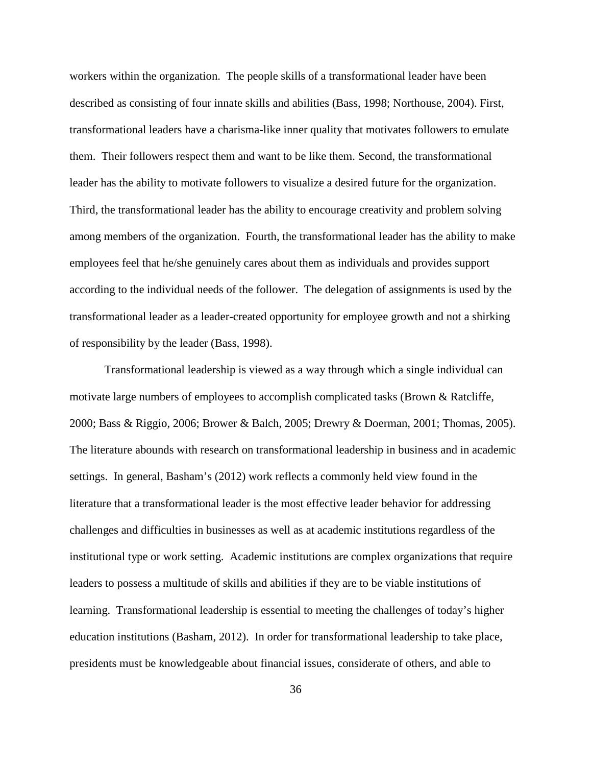workers within the organization. The people skills of a transformational leader have been described as consisting of four innate skills and abilities (Bass, 1998; Northouse, 2004). First, transformational leaders have a charisma-like inner quality that motivates followers to emulate them. Their followers respect them and want to be like them. Second, the transformational leader has the ability to motivate followers to visualize a desired future for the organization. Third, the transformational leader has the ability to encourage creativity and problem solving among members of the organization. Fourth, the transformational leader has the ability to make employees feel that he/she genuinely cares about them as individuals and provides support according to the individual needs of the follower. The delegation of assignments is used by the transformational leader as a leader-created opportunity for employee growth and not a shirking of responsibility by the leader (Bass, 1998).

Transformational leadership is viewed as a way through which a single individual can motivate large numbers of employees to accomplish complicated tasks (Brown & Ratcliffe, 2000; Bass & Riggio, 2006; Brower & Balch, 2005; Drewry & Doerman, 2001; Thomas, 2005). The literature abounds with research on transformational leadership in business and in academic settings. In general, Basham's (2012) work reflects a commonly held view found in the literature that a transformational leader is the most effective leader behavior for addressing challenges and difficulties in businesses as well as at academic institutions regardless of the institutional type or work setting. Academic institutions are complex organizations that require leaders to possess a multitude of skills and abilities if they are to be viable institutions of learning. Transformational leadership is essential to meeting the challenges of today's higher education institutions (Basham, 2012). In order for transformational leadership to take place, presidents must be knowledgeable about financial issues, considerate of others, and able to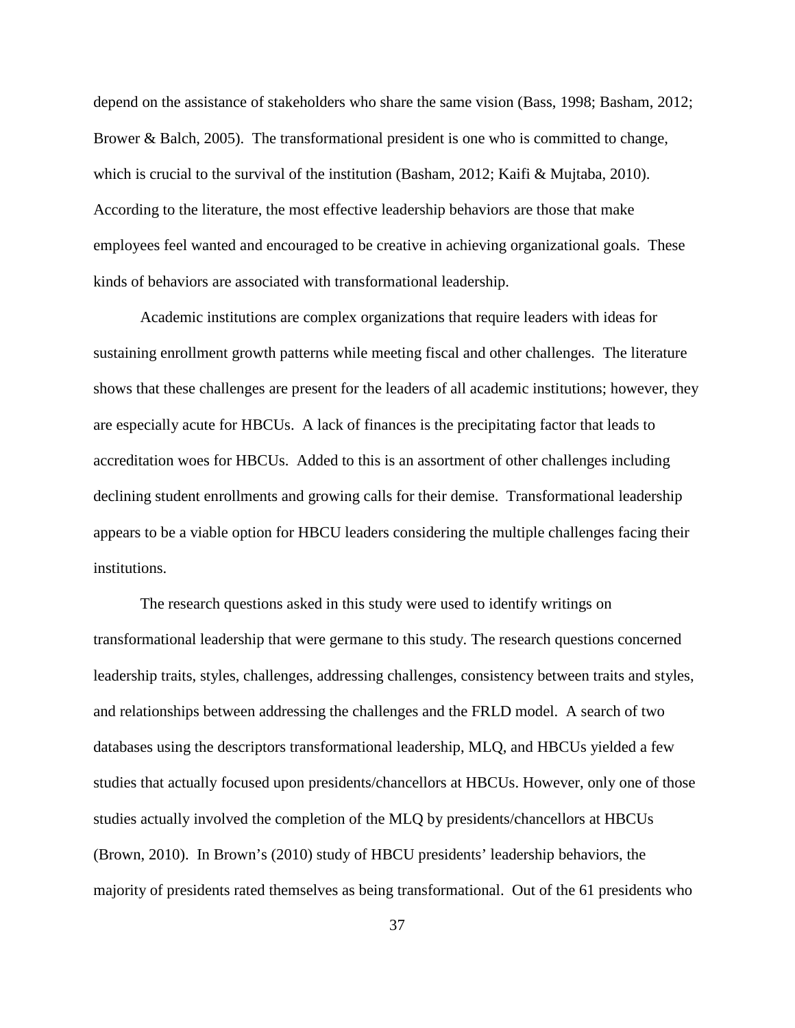depend on the assistance of stakeholders who share the same vision (Bass, 1998; Basham, 2012; Brower & Balch, 2005). The transformational president is one who is committed to change, which is crucial to the survival of the institution (Basham, 2012; Kaifi & Mujtaba, 2010). According to the literature, the most effective leadership behaviors are those that make employees feel wanted and encouraged to be creative in achieving organizational goals. These kinds of behaviors are associated with transformational leadership.

Academic institutions are complex organizations that require leaders with ideas for sustaining enrollment growth patterns while meeting fiscal and other challenges. The literature shows that these challenges are present for the leaders of all academic institutions; however, they are especially acute for HBCUs. A lack of finances is the precipitating factor that leads to accreditation woes for HBCUs. Added to this is an assortment of other challenges including declining student enrollments and growing calls for their demise. Transformational leadership appears to be a viable option for HBCU leaders considering the multiple challenges facing their institutions.

The research questions asked in this study were used to identify writings on transformational leadership that were germane to this study. The research questions concerned leadership traits, styles, challenges, addressing challenges, consistency between traits and styles, and relationships between addressing the challenges and the FRLD model. A search of two databases using the descriptors transformational leadership, MLQ, and HBCUs yielded a few studies that actually focused upon presidents/chancellors at HBCUs. However, only one of those studies actually involved the completion of the MLQ by presidents/chancellors at HBCUs (Brown, 2010). In Brown's (2010) study of HBCU presidents' leadership behaviors, the majority of presidents rated themselves as being transformational. Out of the 61 presidents who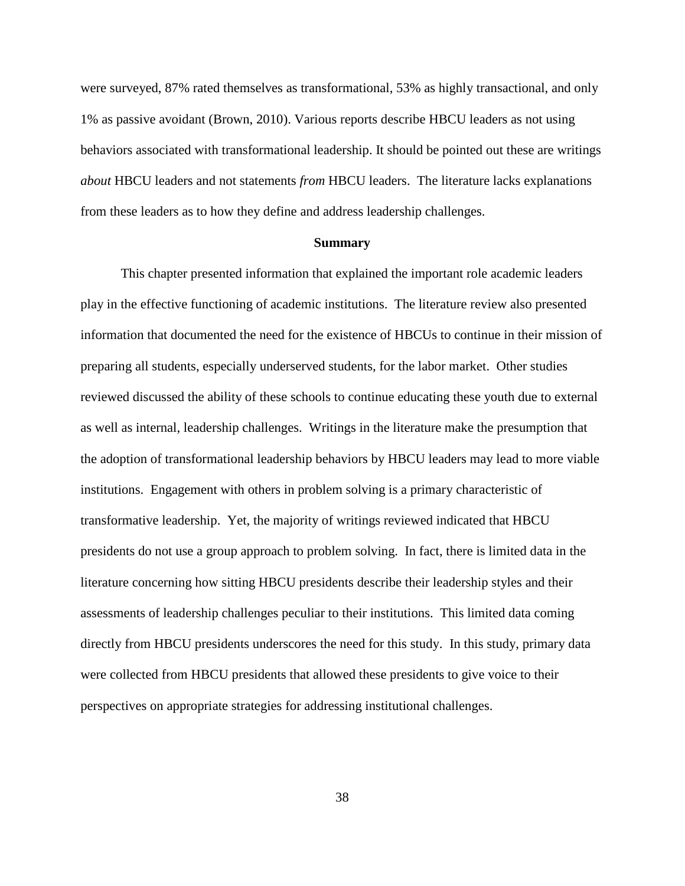were surveyed, 87% rated themselves as transformational, 53% as highly transactional, and only 1% as passive avoidant (Brown, 2010). Various reports describe HBCU leaders as not using behaviors associated with transformational leadership. It should be pointed out these are writings *about* HBCU leaders and not statements *from* HBCU leaders. The literature lacks explanations from these leaders as to how they define and address leadership challenges.

## Summary

This chapter presented information that explained the important role academic leaders play in the effective functioning of academic institutions. The literature review also presented information that documented the need for the existence of HBCUs to continue in their mission of preparing all students, especially underserved students, for the labor market. Other studies reviewed discussed the ability of these schools to continue educating these youth due to external as well as internal, leadership challenges. Writings in the literature make the presumption that the adoption of transformational leadership behaviors by HBCU leaders may lead to more viable institutions. Engagement with others in problem solving is a primary characteristic of transformative leadership. Yet, the majority of writings reviewed indicated that HBCU presidents do not use a group approach to problem solving. In fact, there is limited data in the literature concerning how sitting HBCU presidents describe their leadership styles and their assessments of leadership challenges peculiar to their institutions. This limited data coming directly from HBCU presidents underscores the need for this study. In this study, primary data were collected from HBCU presidents that allowed these presidents to give voice to their perspectives on appropriate strategies for addressing institutional challenges.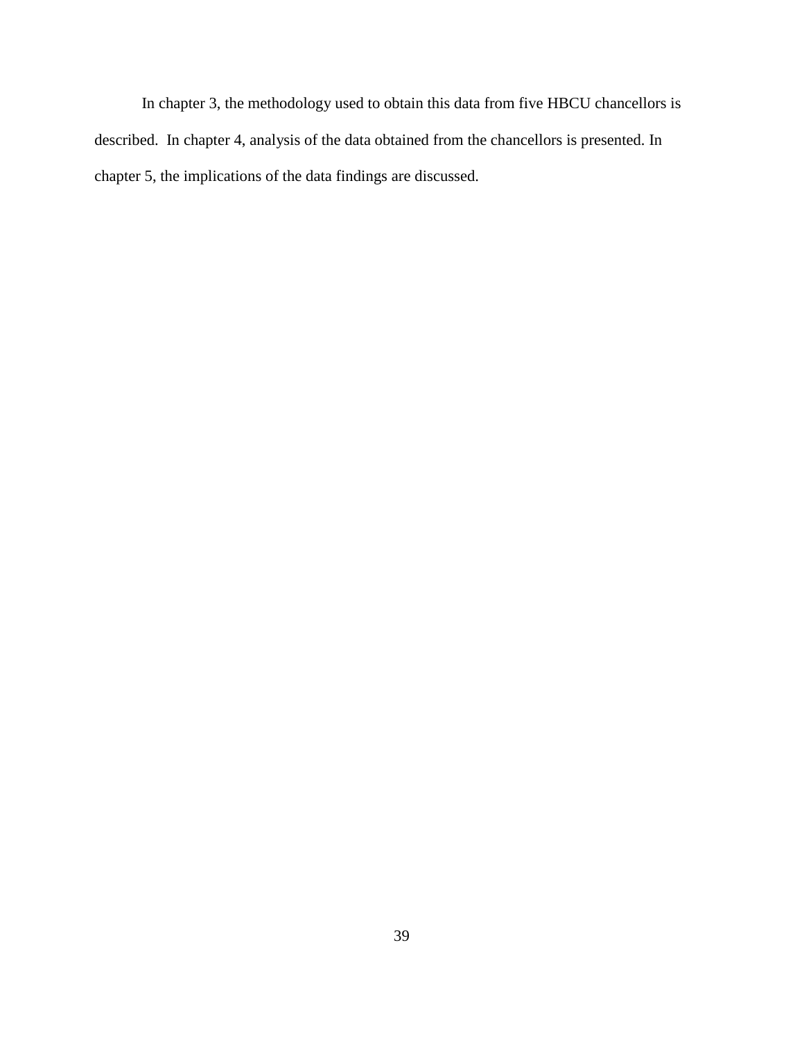In chapter 3, the methodology used to obtain this data from five HBCU chancellors is described. In chapter 4, analysis of the data obtained from the chancellors is presented. In chapter 5, the implications of the data findings are discussed.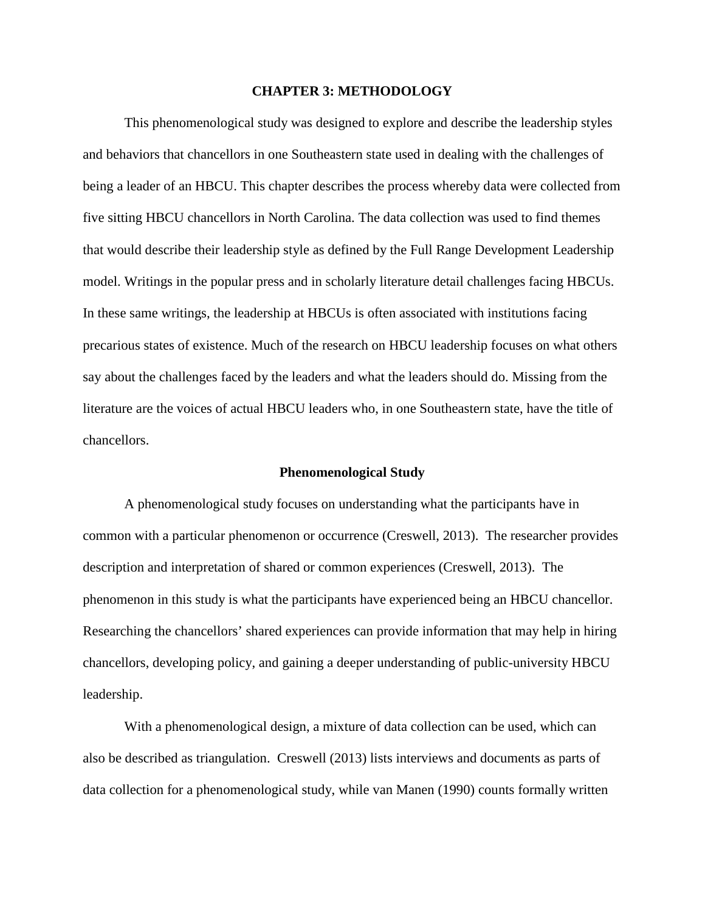# CHAPTER 3: METHODOLOGY

This phenomenological study was designed to explore and describe the leadership styles and behaviors that chancellors in one Southeastern state used in dealing with the challenges of being a leader of an HBCU. This chapter describes the process whereby data were collected from five sitting HBCU chancellors in North Carolina. The data collection was used to find themes that would describe their leadership style as defined by the Full Range Development Leadership model. Writings in the popular press and in scholarly literature detail challenges facing HBCUs. In these same writings, the leadership at HBCUs is often associated with institutions facing precarious states of existence. Much of the research on HBCU leadership focuses on what others say about the challenges faced by the leaders and what the leaders should do. Missing from the literature are the voices of actual HBCU leaders who, in one Southeastern state, have the title of chancellors.

## Phenomenological Study

A phenomenological study focuses on understanding what the participants have in common with a particular phenomenon or occurrence (Creswell, 2013). The researcher provides description and interpretation of shared or common experiences (Creswell, 2013). The phenomenon in this study is what the participants have experienced being an HBCU chancellor. Researching the chancellors' shared experiences can provide information that may help in hiring chancellors, developing policy, and gaining a deeper understanding of public-university HBCU leadership.

With a phenomenological design, a mixture of data collection can be used, which can also be described as triangulation. Creswell (2013) lists interviews and documents as parts of data collection for a phenomenological study, while van Manen (1990) counts formally written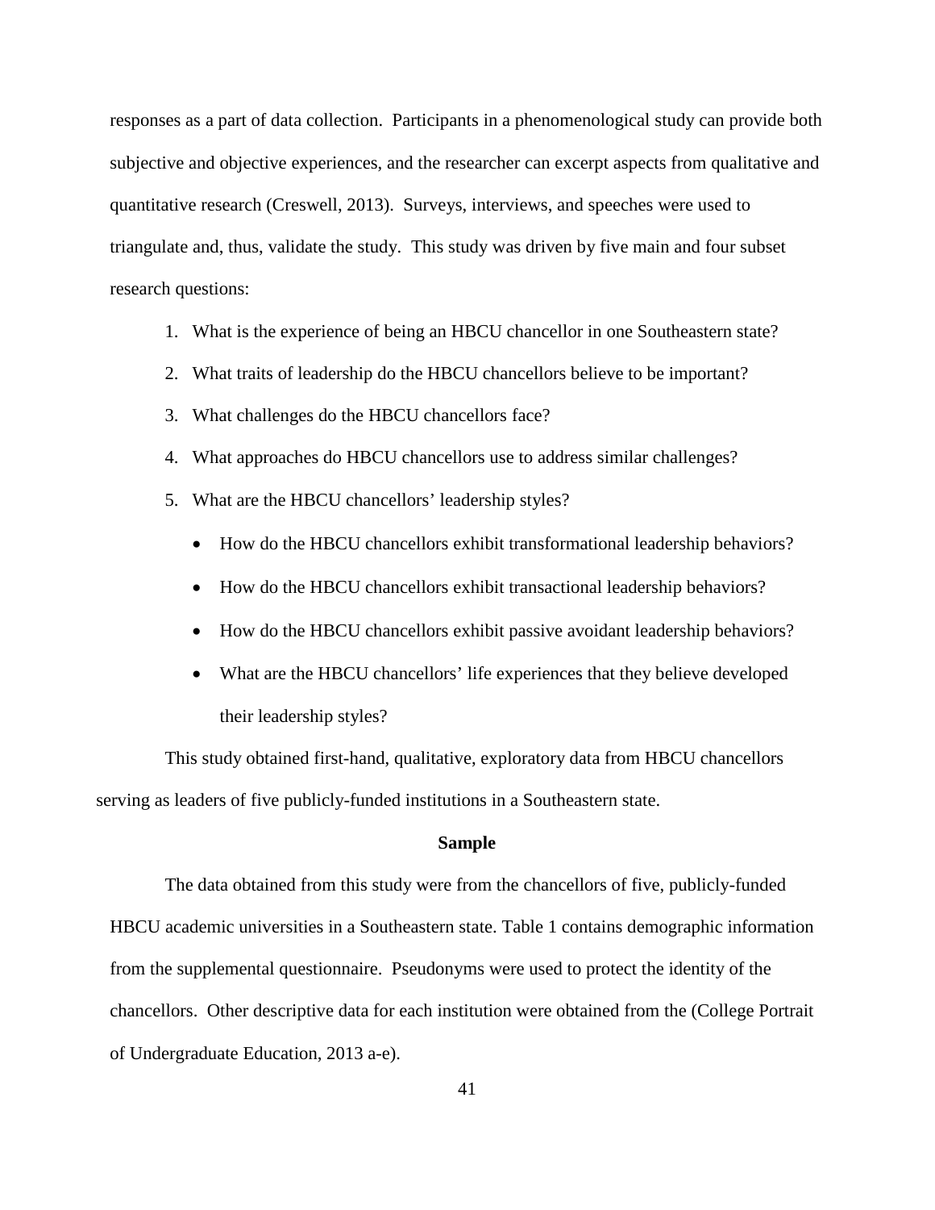responses as a part of data collection. Participants in a phenomenological study can provide both subjective and objective experiences, and the researcher can excerpt aspects from qualitative and quantitative research (Creswell, 2013). Surveys, interviews, and speeches were used to triangulate and, thus, validate the study. This study was driven by five main and four subset research questions:

1. What is the experience of being an HBCU chancellor in one Southeastern state?
2. What traits of leadership do the HBCU chancellors believe to be important?
3. What challenges do the HBCU chancellors face?
4. What approaches do HBCU chancellors use to address similar challenges?
5. What are the HBCU chancellors' leadership styles?
   - How do the HBCU chancellors exhibit transformational leadership behaviors?
   - How do the HBCU chancellors exhibit transactional leadership behaviors?
   - How do the HBCU chancellors exhibit passive avoidant leadership behaviors?
   - What are the HBCU chancellors' life experiences that they believe developed their leadership styles?

This study obtained first-hand, qualitative, exploratory data from HBCU chancellors serving as leaders of five publicly-funded institutions in a Southeastern state.

## Sample

The data obtained from this study were from the chancellors of five, publicly-funded HBCU academic universities in a Southeastern state. Table 1 contains demographic information from the supplemental questionnaire. Pseudonyms were used to protect the identity of the chancellors. Other descriptive data for each institution were obtained from the (College Portrait of Undergraduate Education, 2013 a-e).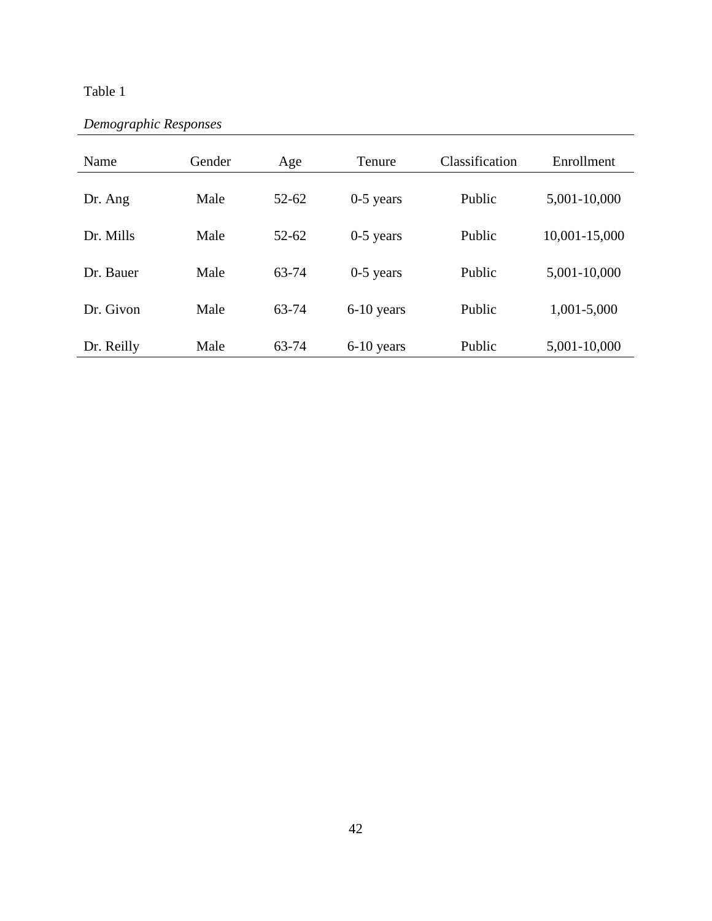Table 1

*Demographic Responses*

| Name | Gender | Age | Tenure | Classification | Enrollment |
|---|---|---|---|---|---|
| Dr. Ang | Male | 52-62 | 0-5 years | Public | 5,001-10,000 |
| Dr. Mills | Male | 52-62 | 0-5 years | Public | 10,001-15,000 |
| Dr. Bauer | Male | 63-74 | 0-5 years | Public | 5,001-10,000 |
| Dr. Givon | Male | 63-74 | 6-10 years | Public | 1,001-5,000 |
| Dr. Reilly | Male | 63-74 | 6-10 years | Public | 5,001-10,000 |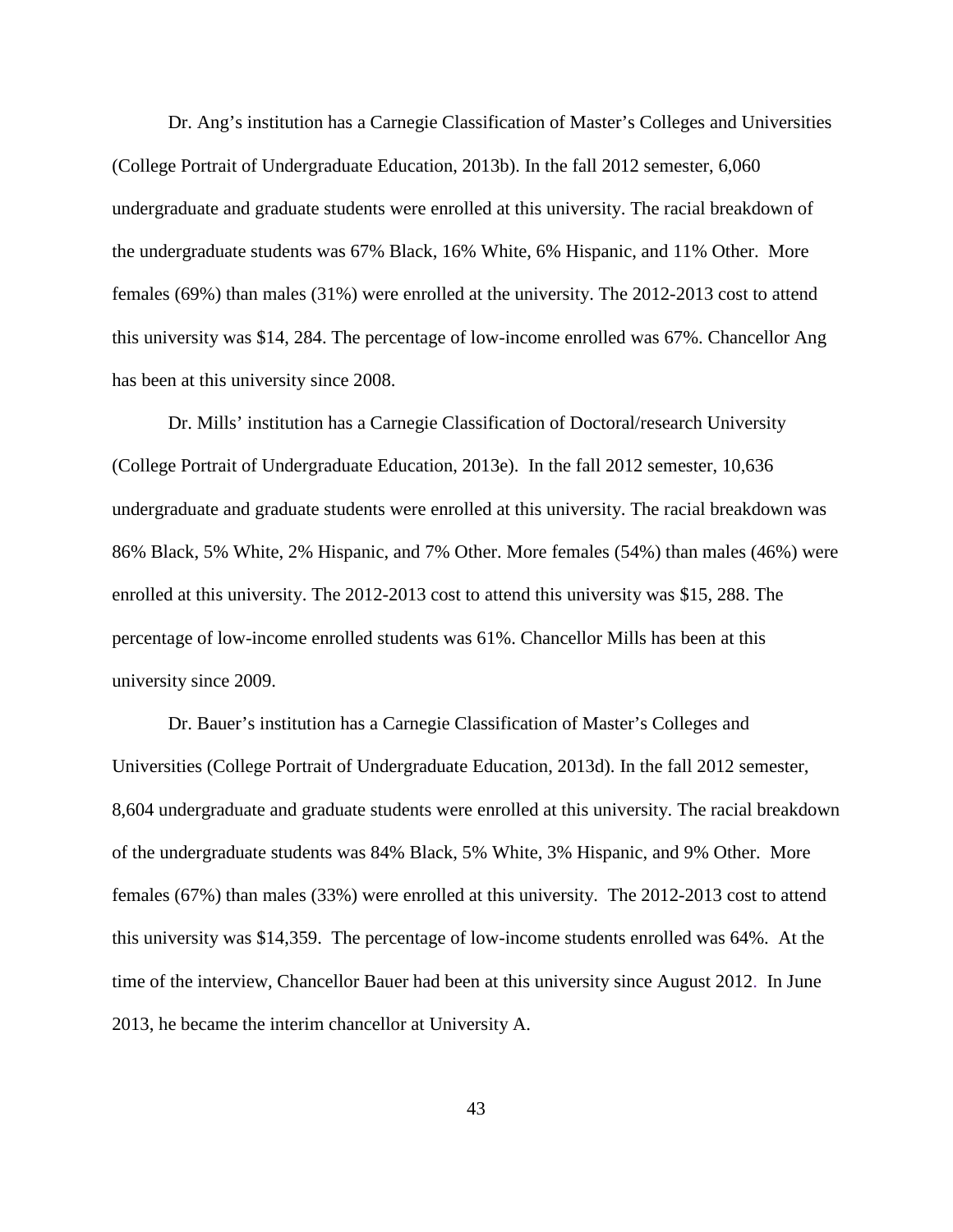Dr. Ang's institution has a Carnegie Classification of Master's Colleges and Universities (College Portrait of Undergraduate Education, 2013b). In the fall 2012 semester, 6,060 undergraduate and graduate students were enrolled at this university. The racial breakdown of the undergraduate students was 67% Black, 16% White, 6% Hispanic, and 11% Other. More females (69%) than males (31%) were enrolled at the university. The 2012-2013 cost to attend this university was $14, 284. The percentage of low-income enrolled was 67%. Chancellor Ang has been at this university since 2008.

Dr. Mills' institution has a Carnegie Classification of Doctoral/research University (College Portrait of Undergraduate Education, 2013e). In the fall 2012 semester, 10,636 undergraduate and graduate students were enrolled at this university. The racial breakdown was 86% Black, 5% White, 2% Hispanic, and 7% Other. More females (54%) than males (46%) were enrolled at this university. The 2012-2013 cost to attend this university was $15, 288. The percentage of low-income enrolled students was 61%. Chancellor Mills has been at this university since 2009.

Dr. Bauer's institution has a Carnegie Classification of Master's Colleges and Universities (College Portrait of Undergraduate Education, 2013d). In the fall 2012 semester, 8,604 undergraduate and graduate students were enrolled at this university. The racial breakdown of the undergraduate students was 84% Black, 5% White, 3% Hispanic, and 9% Other. More females (67%) than males (33%) were enrolled at this university. The 2012-2013 cost to attend this university was $14,359. The percentage of low-income students enrolled was 64%. At the time of the interview, Chancellor Bauer had been at this university since August 2012. In June 2013, he became the interim chancellor at University A.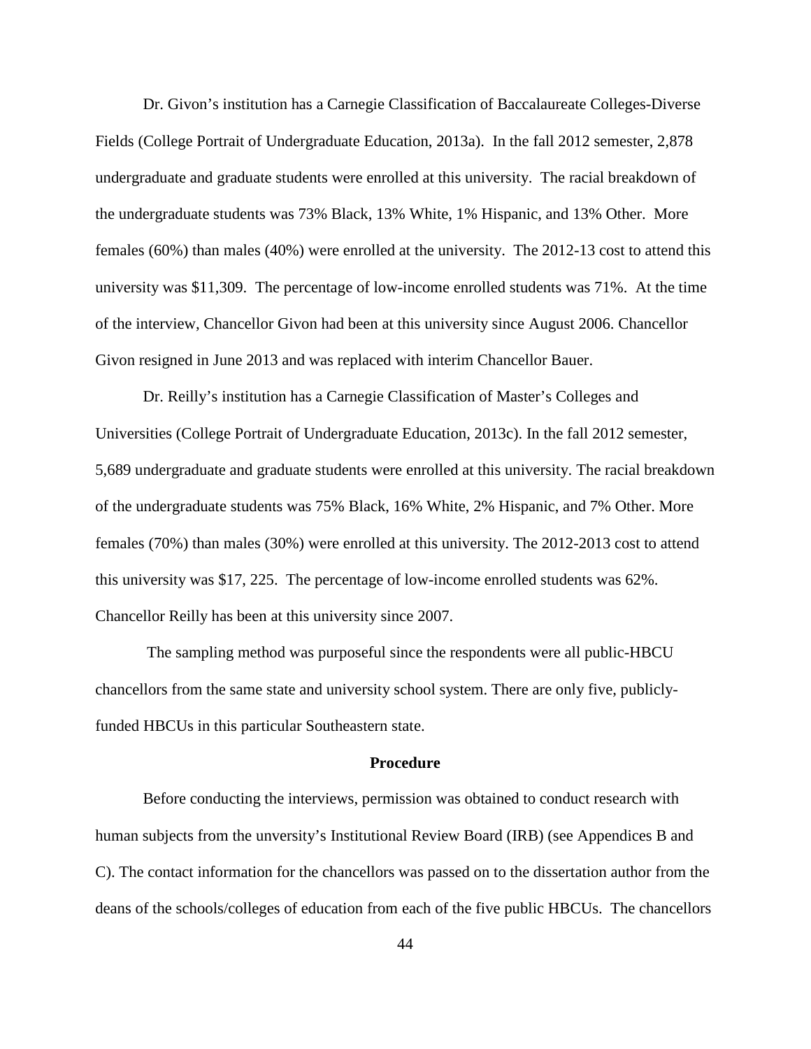Dr. Givon's institution has a Carnegie Classification of Baccalaureate Colleges-Diverse Fields (College Portrait of Undergraduate Education, 2013a). In the fall 2012 semester, 2,878 undergraduate and graduate students were enrolled at this university. The racial breakdown of the undergraduate students was 73% Black, 13% White, 1% Hispanic, and 13% Other. More females (60%) than males (40%) were enrolled at the university. The 2012-13 cost to attend this university was $11,309. The percentage of low-income enrolled students was 71%. At the time of the interview, Chancellor Givon had been at this university since August 2006. Chancellor Givon resigned in June 2013 and was replaced with interim Chancellor Bauer.

Dr. Reilly's institution has a Carnegie Classification of Master's Colleges and Universities (College Portrait of Undergraduate Education, 2013c). In the fall 2012 semester, 5,689 undergraduate and graduate students were enrolled at this university. The racial breakdown of the undergraduate students was 75% Black, 16% White, 2% Hispanic, and 7% Other. More females (70%) than males (30%) were enrolled at this university. The 2012-2013 cost to attend this university was $17, 225. The percentage of low-income enrolled students was 62%. Chancellor Reilly has been at this university since 2007.

The sampling method was purposeful since the respondents were all public-HBCU chancellors from the same state and university school system. There are only five, publicly-funded HBCUs in this particular Southeastern state.

## Procedure

Before conducting the interviews, permission was obtained to conduct research with human subjects from the unversity's Institutional Review Board (IRB) (see Appendices B and C). The contact information for the chancellors was passed on to the dissertation author from the deans of the schools/colleges of education from each of the five public HBCUs. The chancellors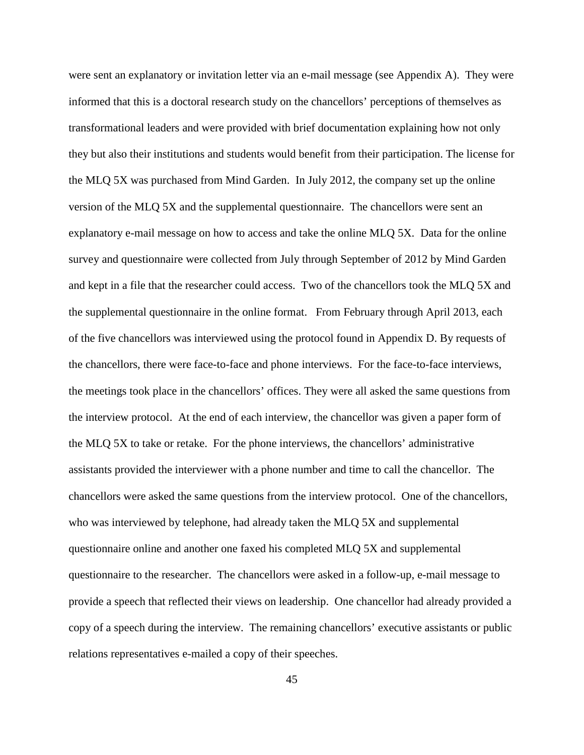were sent an explanatory or invitation letter via an e-mail message (see Appendix A). They were informed that this is a doctoral research study on the chancellors' perceptions of themselves as transformational leaders and were provided with brief documentation explaining how not only they but also their institutions and students would benefit from their participation. The license for the MLQ 5X was purchased from Mind Garden. In July 2012, the company set up the online version of the MLQ 5X and the supplemental questionnaire. The chancellors were sent an explanatory e-mail message on how to access and take the online MLQ 5X. Data for the online survey and questionnaire were collected from July through September of 2012 by Mind Garden and kept in a file that the researcher could access. Two of the chancellors took the MLQ 5X and the supplemental questionnaire in the online format. From February through April 2013, each of the five chancellors was interviewed using the protocol found in Appendix D. By requests of the chancellors, there were face-to-face and phone interviews. For the face-to-face interviews, the meetings took place in the chancellors' offices. They were all asked the same questions from the interview protocol. At the end of each interview, the chancellor was given a paper form of the MLQ 5X to take or retake. For the phone interviews, the chancellors' administrative assistants provided the interviewer with a phone number and time to call the chancellor. The chancellors were asked the same questions from the interview protocol. One of the chancellors, who was interviewed by telephone, had already taken the MLQ 5X and supplemental questionnaire online and another one faxed his completed MLQ 5X and supplemental questionnaire to the researcher. The chancellors were asked in a follow-up, e-mail message to provide a speech that reflected their views on leadership. One chancellor had already provided a copy of a speech during the interview. The remaining chancellors' executive assistants or public relations representatives e-mailed a copy of their speeches.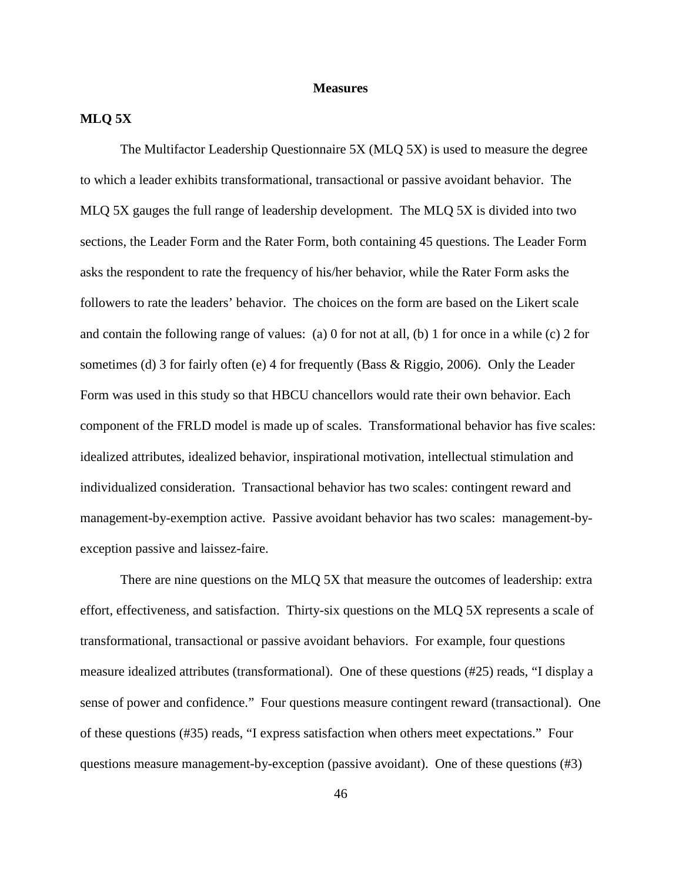## Measures

### MLQ 5X

The Multifactor Leadership Questionnaire 5X (MLQ 5X) is used to measure the degree to which a leader exhibits transformational, transactional or passive avoidant behavior. The MLQ 5X gauges the full range of leadership development. The MLQ 5X is divided into two sections, the Leader Form and the Rater Form, both containing 45 questions. The Leader Form asks the respondent to rate the frequency of his/her behavior, while the Rater Form asks the followers to rate the leaders' behavior. The choices on the form are based on the Likert scale and contain the following range of values: (a) 0 for not at all, (b) 1 for once in a while (c) 2 for sometimes (d) 3 for fairly often (e) 4 for frequently (Bass & Riggio, 2006). Only the Leader Form was used in this study so that HBCU chancellors would rate their own behavior. Each component of the FRLD model is made up of scales. Transformational behavior has five scales: idealized attributes, idealized behavior, inspirational motivation, intellectual stimulation and individualized consideration. Transactional behavior has two scales: contingent reward and management-by-exemption active. Passive avoidant behavior has two scales: management-by-exception passive and laissez-faire.

There are nine questions on the MLQ 5X that measure the outcomes of leadership: extra effort, effectiveness, and satisfaction. Thirty-six questions on the MLQ 5X represents a scale of transformational, transactional or passive avoidant behaviors. For example, four questions measure idealized attributes (transformational). One of these questions (#25) reads, "I display a sense of power and confidence." Four questions measure contingent reward (transactional). One of these questions (#35) reads, "I express satisfaction when others meet expectations." Four questions measure management-by-exception (passive avoidant). One of these questions (#3)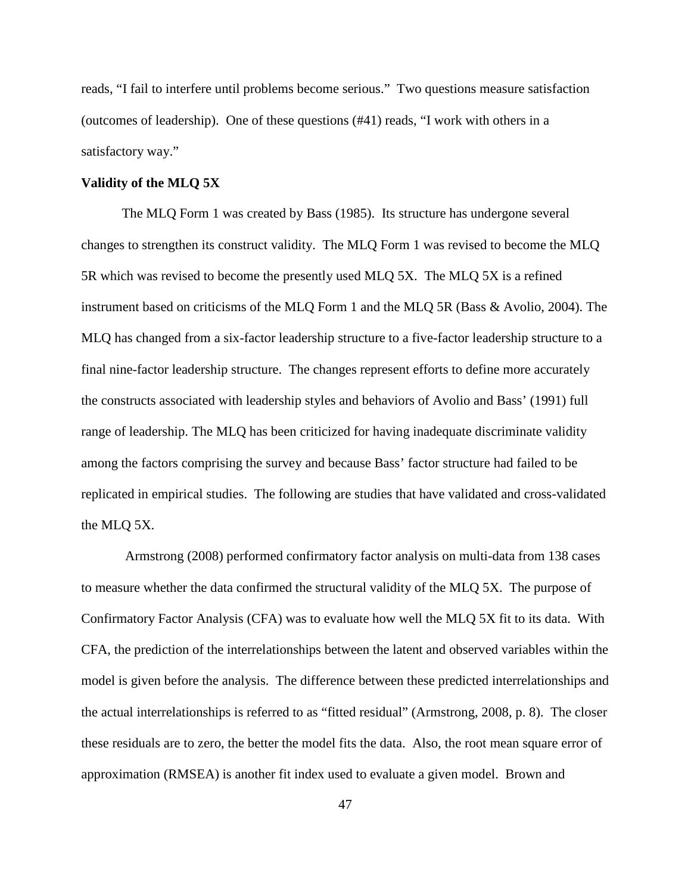reads, “I fail to interfere until problems become serious.” Two questions measure satisfaction (outcomes of leadership). One of these questions (#41) reads, “I work with others in a satisfactory way.”

**Validity of the MLQ 5X**

The MLQ Form 1 was created by Bass (1985). Its structure has undergone several changes to strengthen its construct validity. The MLQ Form 1 was revised to become the MLQ 5R which was revised to become the presently used MLQ 5X. The MLQ 5X is a refined instrument based on criticisms of the MLQ Form 1 and the MLQ 5R (Bass & Avolio, 2004). The MLQ has changed from a six-factor leadership structure to a five-factor leadership structure to a final nine-factor leadership structure. The changes represent efforts to define more accurately the constructs associated with leadership styles and behaviors of Avolio and Bass’ (1991) full range of leadership. The MLQ has been criticized for having inadequate discriminate validity among the factors comprising the survey and because Bass’ factor structure had failed to be replicated in empirical studies. The following are studies that have validated and cross-validated the MLQ 5X.

Armstrong (2008) performed confirmatory factor analysis on multi-data from 138 cases to measure whether the data confirmed the structural validity of the MLQ 5X. The purpose of Confirmatory Factor Analysis (CFA) was to evaluate how well the MLQ 5X fit to its data. With CFA, the prediction of the interrelationships between the latent and observed variables within the model is given before the analysis. The difference between these predicted interrelationships and the actual interrelationships is referred to as “fitted residual” (Armstrong, 2008, p. 8). The closer these residuals are to zero, the better the model fits the data. Also, the root mean square error of approximation (RMSEA) is another fit index used to evaluate a given model. Brown and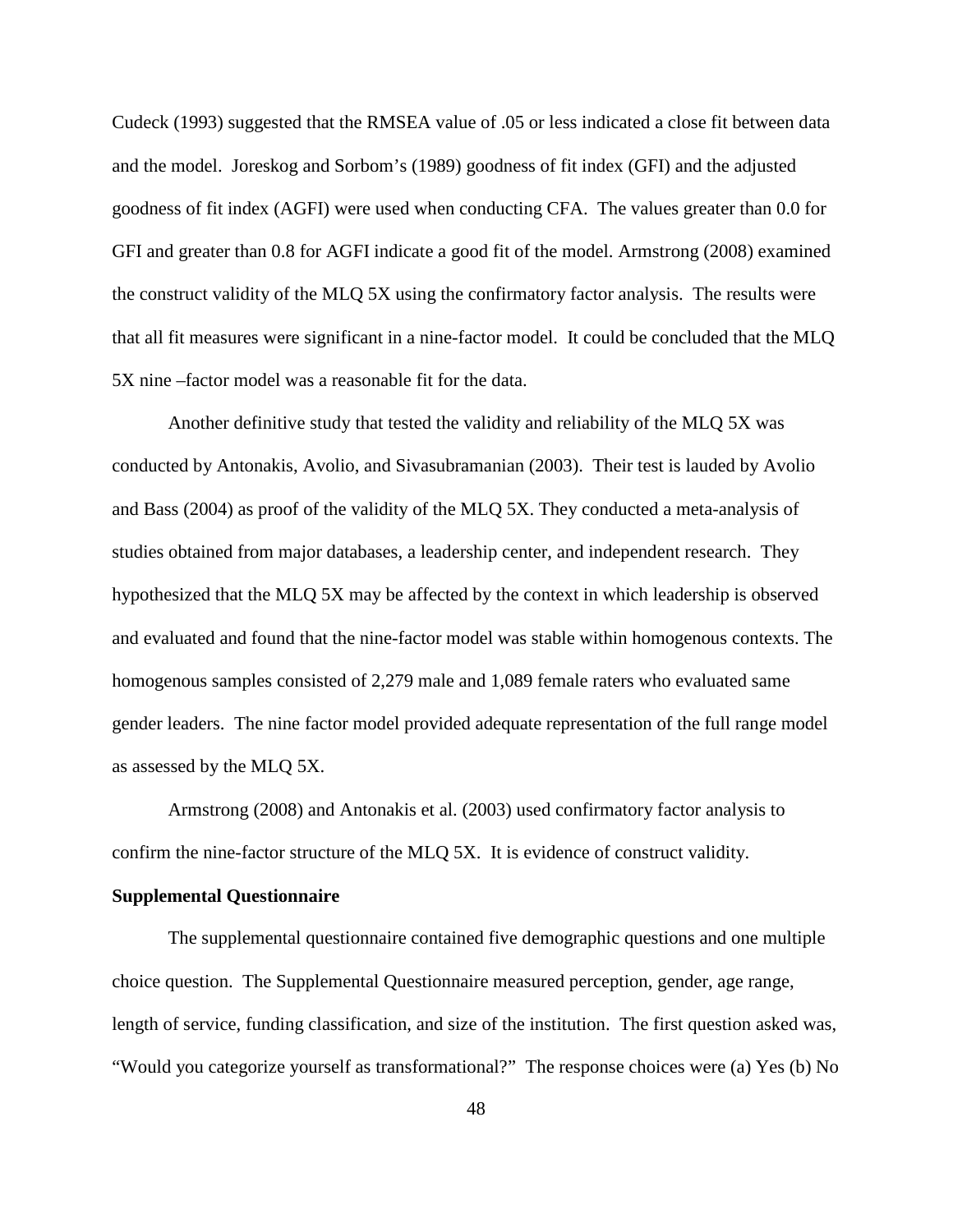Cudeck (1993) suggested that the RMSEA value of .05 or less indicated a close fit between data and the model. Joreskog and Sorbom's (1989) goodness of fit index (GFI) and the adjusted goodness of fit index (AGFI) were used when conducting CFA. The values greater than 0.0 for GFI and greater than 0.8 for AGFI indicate a good fit of the model. Armstrong (2008) examined the construct validity of the MLQ 5X using the confirmatory factor analysis. The results were that all fit measures were significant in a nine-factor model. It could be concluded that the MLQ 5X nine –factor model was a reasonable fit for the data.

Another definitive study that tested the validity and reliability of the MLQ 5X was conducted by Antonakis, Avolio, and Sivasubramanian (2003). Their test is lauded by Avolio and Bass (2004) as proof of the validity of the MLQ 5X. They conducted a meta-analysis of studies obtained from major databases, a leadership center, and independent research. They hypothesized that the MLQ 5X may be affected by the context in which leadership is observed and evaluated and found that the nine-factor model was stable within homogenous contexts. The homogenous samples consisted of 2,279 male and 1,089 female raters who evaluated same gender leaders. The nine factor model provided adequate representation of the full range model as assessed by the MLQ 5X.

Armstrong (2008) and Antonakis et al. (2003) used confirmatory factor analysis to confirm the nine-factor structure of the MLQ 5X. It is evidence of construct validity.

**Supplemental Questionnaire**

The supplemental questionnaire contained five demographic questions and one multiple choice question. The Supplemental Questionnaire measured perception, gender, age range, length of service, funding classification, and size of the institution. The first question asked was, "Would you categorize yourself as transformational?" The response choices were (a) Yes (b) No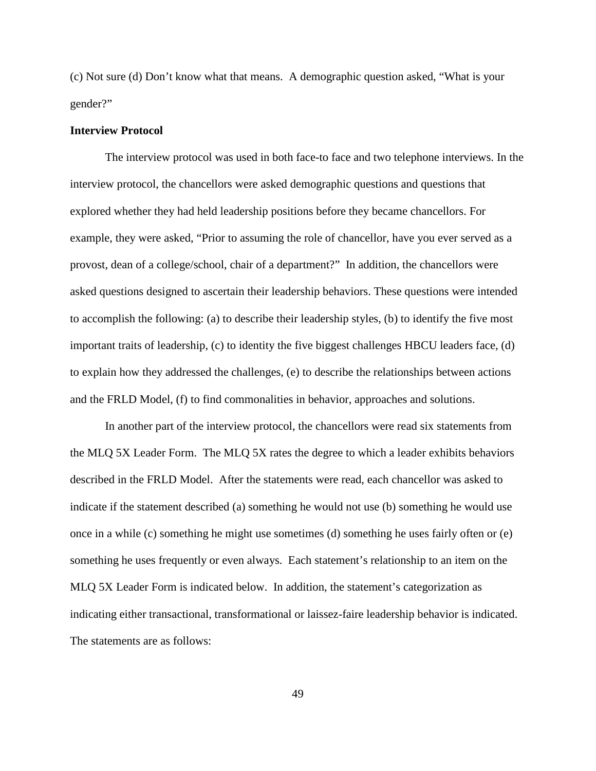(c) Not sure (d) Don't know what that means.  A demographic question asked, "What is your gender?"

**Interview Protocol**

The interview protocol was used in both face-to face and two telephone interviews. In the interview protocol, the chancellors were asked demographic questions and questions that explored whether they had held leadership positions before they became chancellors. For example, they were asked, "Prior to assuming the role of chancellor, have you ever served as a provost, dean of a college/school, chair of a department?"  In addition, the chancellors were asked questions designed to ascertain their leadership behaviors. These questions were intended to accomplish the following: (a) to describe their leadership styles, (b) to identify the five most important traits of leadership, (c) to identity the five biggest challenges HBCU leaders face, (d) to explain how they addressed the challenges, (e) to describe the relationships between actions and the FRLD Model, (f) to find commonalities in behavior, approaches and solutions.

In another part of the interview protocol, the chancellors were read six statements from the MLQ 5X Leader Form.  The MLQ 5X rates the degree to which a leader exhibits behaviors described in the FRLD Model.  After the statements were read, each chancellor was asked to indicate if the statement described (a) something he would not use (b) something he would use once in a while (c) something he might use sometimes (d) something he uses fairly often or (e) something he uses frequently or even always.  Each statement's relationship to an item on the MLQ 5X Leader Form is indicated below.  In addition, the statement's categorization as indicating either transactional, transformational or laissez-faire leadership behavior is indicated. The statements are as follows: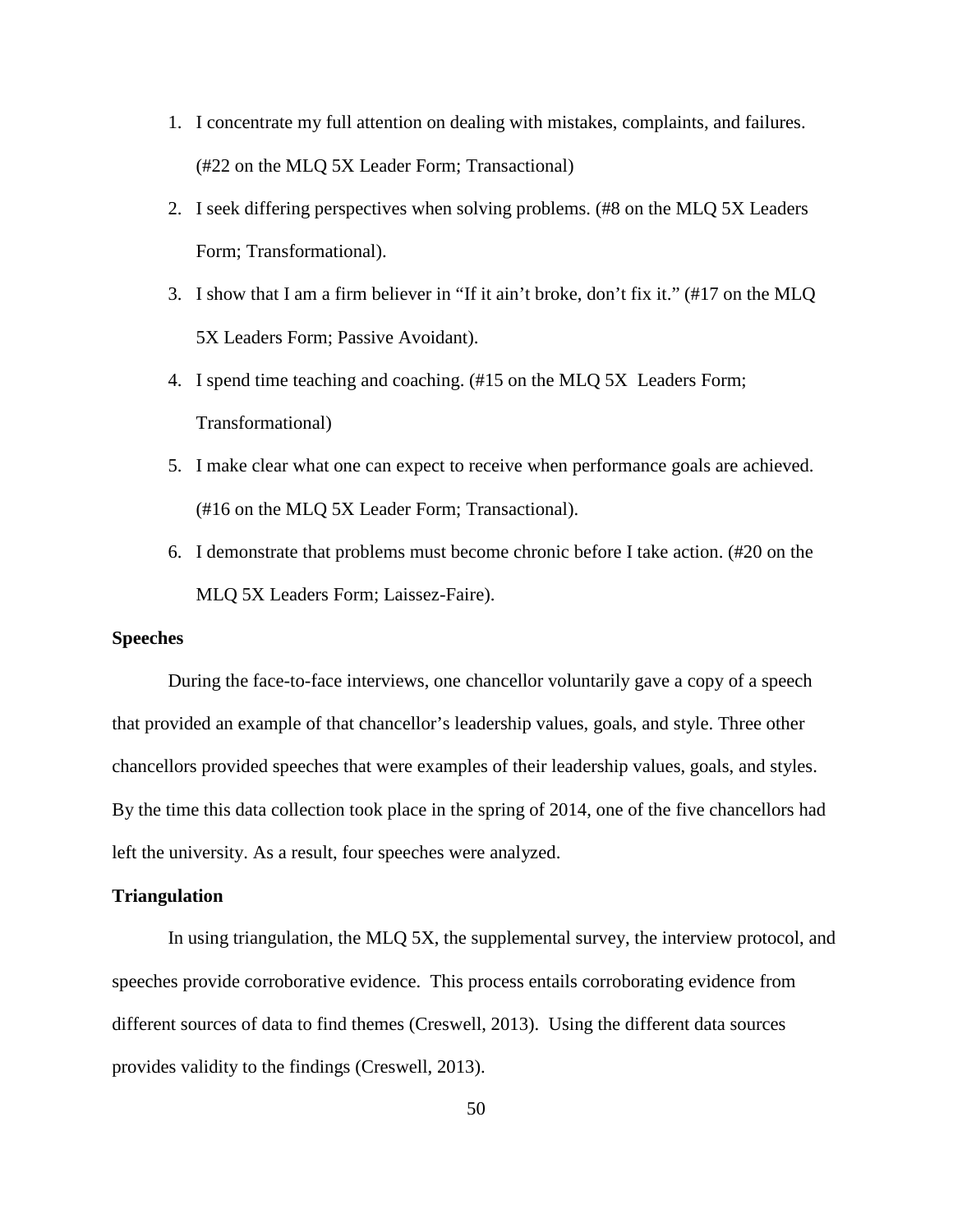1. I concentrate my full attention on dealing with mistakes, complaints, and failures. (#22 on the MLQ 5X Leader Form; Transactional)
2. I seek differing perspectives when solving problems. (#8 on the MLQ 5X Leaders Form; Transformational).
3. I show that I am a firm believer in "If it ain't broke, don't fix it." (#17 on the MLQ 5X Leaders Form; Passive Avoidant).
4. I spend time teaching and coaching. (#15 on the MLQ 5X Leaders Form; Transformational)
5. I make clear what one can expect to receive when performance goals are achieved. (#16 on the MLQ 5X Leader Form; Transactional).
6. I demonstrate that problems must become chronic before I take action. (#20 on the MLQ 5X Leaders Form; Laissez-Faire).

**Speeches**

During the face-to-face interviews, one chancellor voluntarily gave a copy of a speech that provided an example of that chancellor's leadership values, goals, and style. Three other chancellors provided speeches that were examples of their leadership values, goals, and styles. By the time this data collection took place in the spring of 2014, one of the five chancellors had left the university. As a result, four speeches were analyzed.

**Triangulation**

In using triangulation, the MLQ 5X, the supplemental survey, the interview protocol, and speeches provide corroborative evidence. This process entails corroborating evidence from different sources of data to find themes (Creswell, 2013). Using the different data sources provides validity to the findings (Creswell, 2013).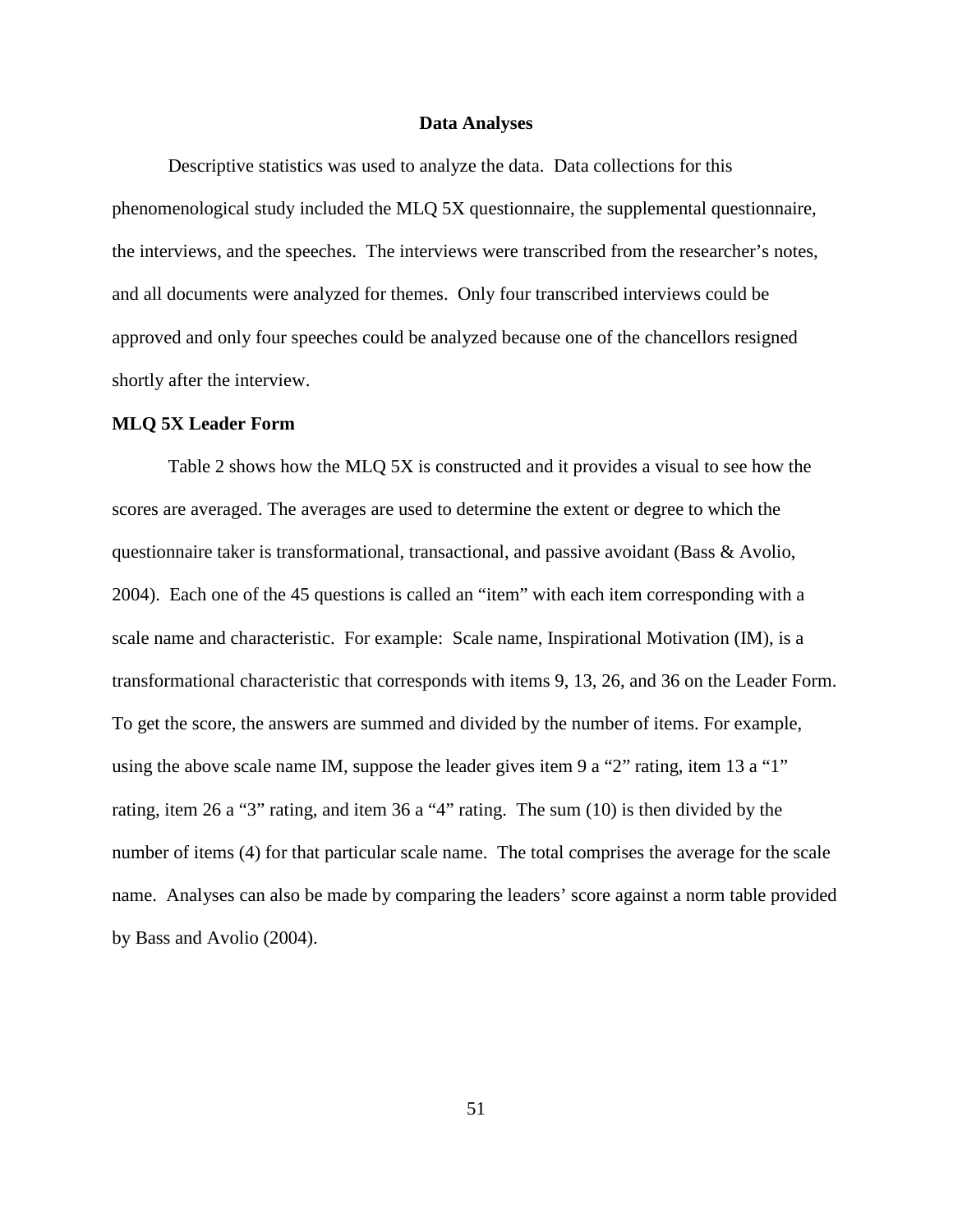## Data Analyses

Descriptive statistics was used to analyze the data. Data collections for this phenomenological study included the MLQ 5X questionnaire, the supplemental questionnaire, the interviews, and the speeches. The interviews were transcribed from the researcher's notes, and all documents were analyzed for themes. Only four transcribed interviews could be approved and only four speeches could be analyzed because one of the chancellors resigned shortly after the interview.

### MLQ 5X Leader Form

Table 2 shows how the MLQ 5X is constructed and it provides a visual to see how the scores are averaged. The averages are used to determine the extent or degree to which the questionnaire taker is transformational, transactional, and passive avoidant (Bass & Avolio, 2004). Each one of the 45 questions is called an "item" with each item corresponding with a scale name and characteristic. For example: Scale name, Inspirational Motivation (IM), is a transformational characteristic that corresponds with items 9, 13, 26, and 36 on the Leader Form. To get the score, the answers are summed and divided by the number of items. For example, using the above scale name IM, suppose the leader gives item 9 a "2" rating, item 13 a "1" rating, item 26 a "3" rating, and item 36 a "4" rating. The sum (10) is then divided by the number of items (4) for that particular scale name. The total comprises the average for the scale name. Analyses can also be made by comparing the leaders' score against a norm table provided by Bass and Avolio (2004).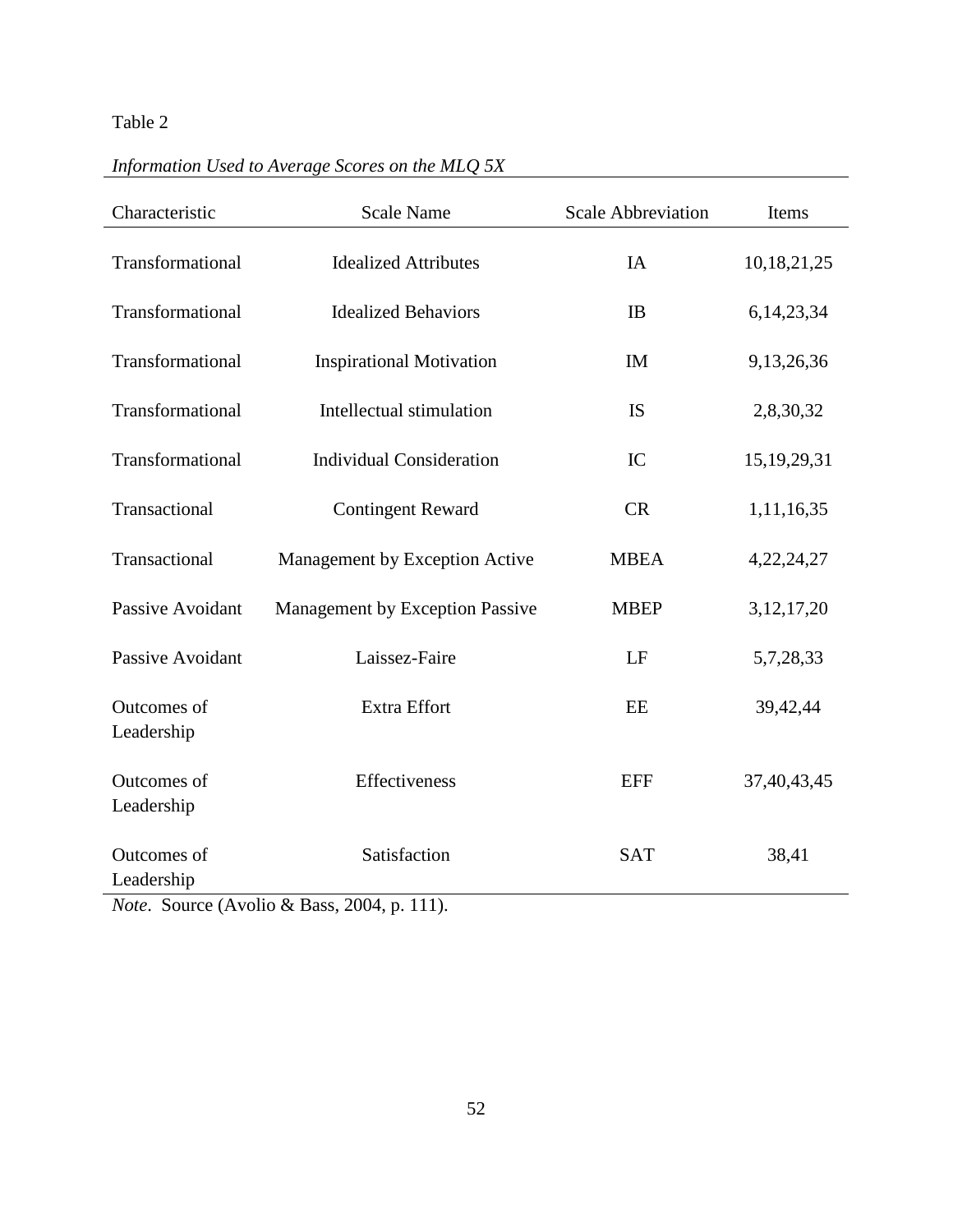Table 2

*Information Used to Average Scores on the MLQ 5X*

| Characteristic | Scale Name | Scale Abbreviation | Items |
|---|---|---|---|
| Transformational | Idealized Attributes | IA | 10,18,21,25 |
| Transformational | Idealized Behaviors | IB | 6,14,23,34 |
| Transformational | Inspirational Motivation | IM | 9,13,26,36 |
| Transformational | Intellectual stimulation | IS | 2,8,30,32 |
| Transformational | Individual Consideration | IC | 15,19,29,31 |
| Transactional | Contingent Reward | CR | 1,11,16,35 |
| Transactional | Management by Exception Active | MBEA | 4,22,24,27 |
| Passive Avoidant | Management by Exception Passive | MBEP | 3,12,17,20 |
| Passive Avoidant | Laissez-Faire | LF | 5,7,28,33 |
| Outcomes of Leadership | Extra Effort | EE | 39,42,44 |
| Outcomes of Leadership | Effectiveness | EFF | 37,40,43,45 |
| Outcomes of Leadership | Satisfaction | SAT | 38,41 |

*Note*. Source (Avolio & Bass, 2004, p. 111).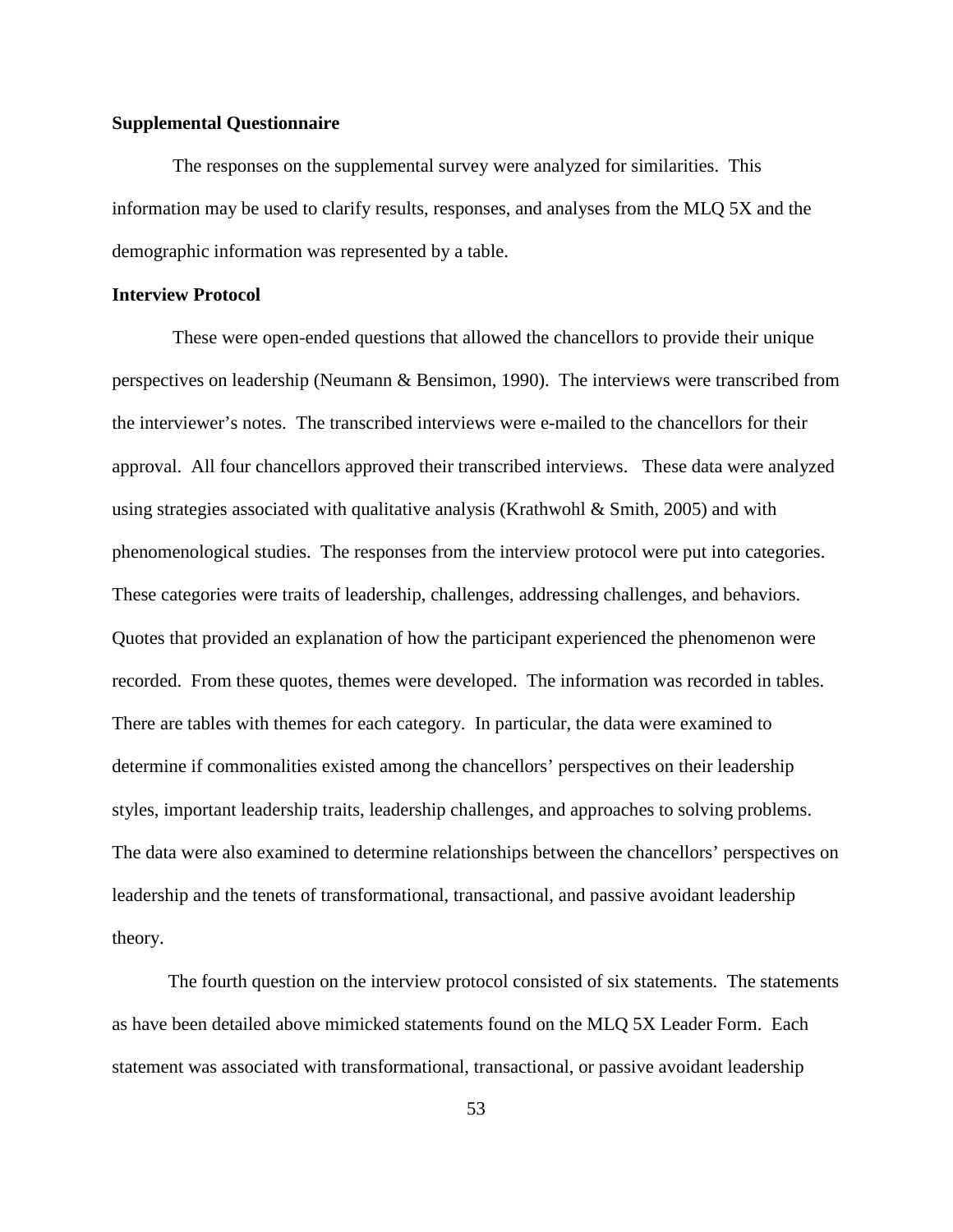**Supplemental Questionnaire**

The responses on the supplemental survey were analyzed for similarities. This information may be used to clarify results, responses, and analyses from the MLQ 5X and the demographic information was represented by a table.

**Interview Protocol**

These were open-ended questions that allowed the chancellors to provide their unique perspectives on leadership (Neumann & Bensimon, 1990). The interviews were transcribed from the interviewer's notes. The transcribed interviews were e-mailed to the chancellors for their approval. All four chancellors approved their transcribed interviews. These data were analyzed using strategies associated with qualitative analysis (Krathwohl & Smith, 2005) and with phenomenological studies. The responses from the interview protocol were put into categories. These categories were traits of leadership, challenges, addressing challenges, and behaviors. Quotes that provided an explanation of how the participant experienced the phenomenon were recorded. From these quotes, themes were developed. The information was recorded in tables. There are tables with themes for each category. In particular, the data were examined to determine if commonalities existed among the chancellors' perspectives on their leadership styles, important leadership traits, leadership challenges, and approaches to solving problems. The data were also examined to determine relationships between the chancellors' perspectives on leadership and the tenets of transformational, transactional, and passive avoidant leadership theory.

The fourth question on the interview protocol consisted of six statements. The statements as have been detailed above mimicked statements found on the MLQ 5X Leader Form. Each statement was associated with transformational, transactional, or passive avoidant leadership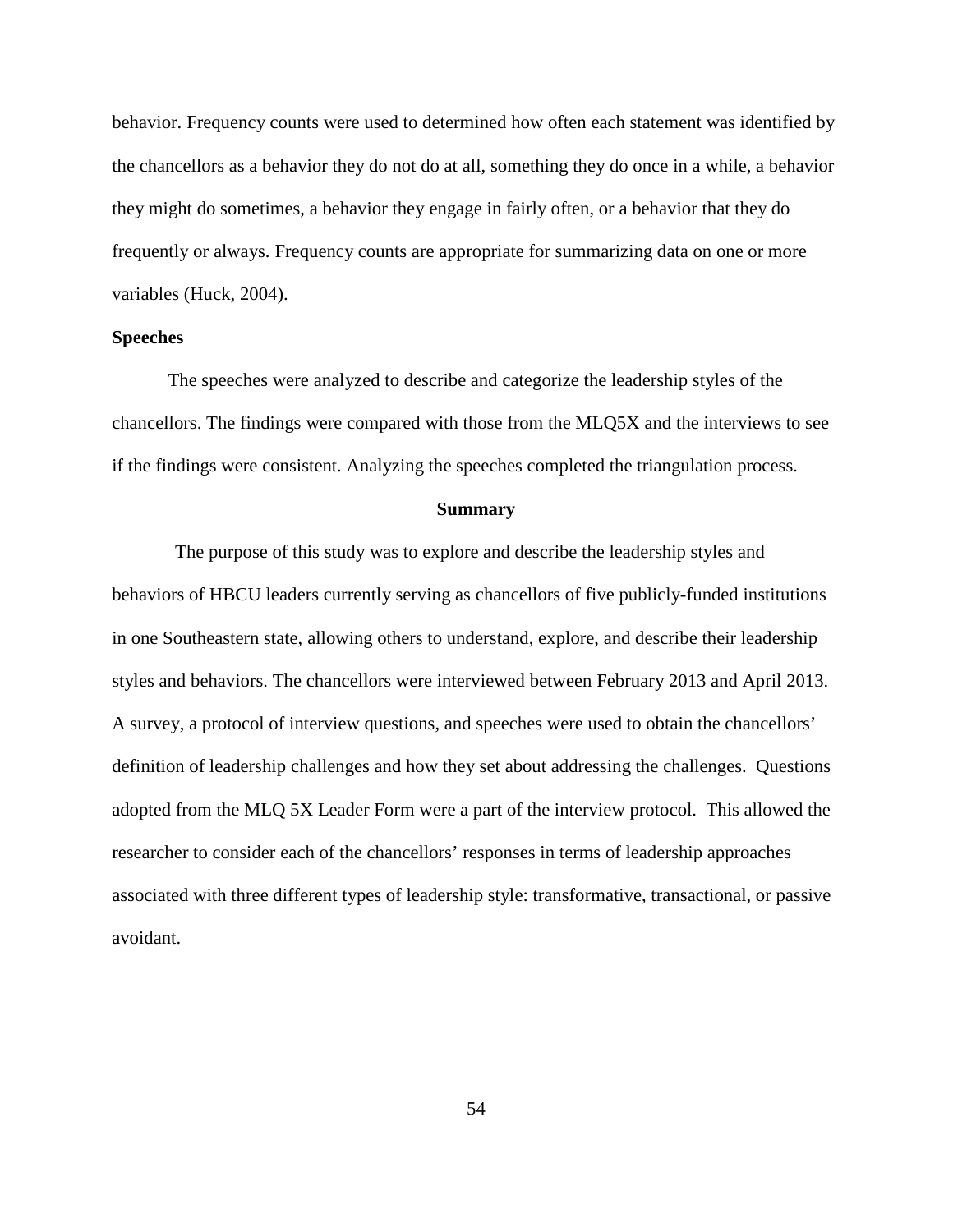behavior. Frequency counts were used to determined how often each statement was identified by the chancellors as a behavior they do not do at all, something they do once in a while, a behavior they might do sometimes, a behavior they engage in fairly often, or a behavior that they do frequently or always. Frequency counts are appropriate for summarizing data on one or more variables (Huck, 2004).

### Speeches

The speeches were analyzed to describe and categorize the leadership styles of the chancellors. The findings were compared with those from the MLQ5X and the interviews to see if the findings were consistent. Analyzing the speeches completed the triangulation process.

## Summary

The purpose of this study was to explore and describe the leadership styles and behaviors of HBCU leaders currently serving as chancellors of five publicly-funded institutions in one Southeastern state, allowing others to understand, explore, and describe their leadership styles and behaviors. The chancellors were interviewed between February 2013 and April 2013. A survey, a protocol of interview questions, and speeches were used to obtain the chancellors' definition of leadership challenges and how they set about addressing the challenges. Questions adopted from the MLQ 5X Leader Form were a part of the interview protocol. This allowed the researcher to consider each of the chancellors' responses in terms of leadership approaches associated with three different types of leadership style: transformative, transactional, or passive avoidant.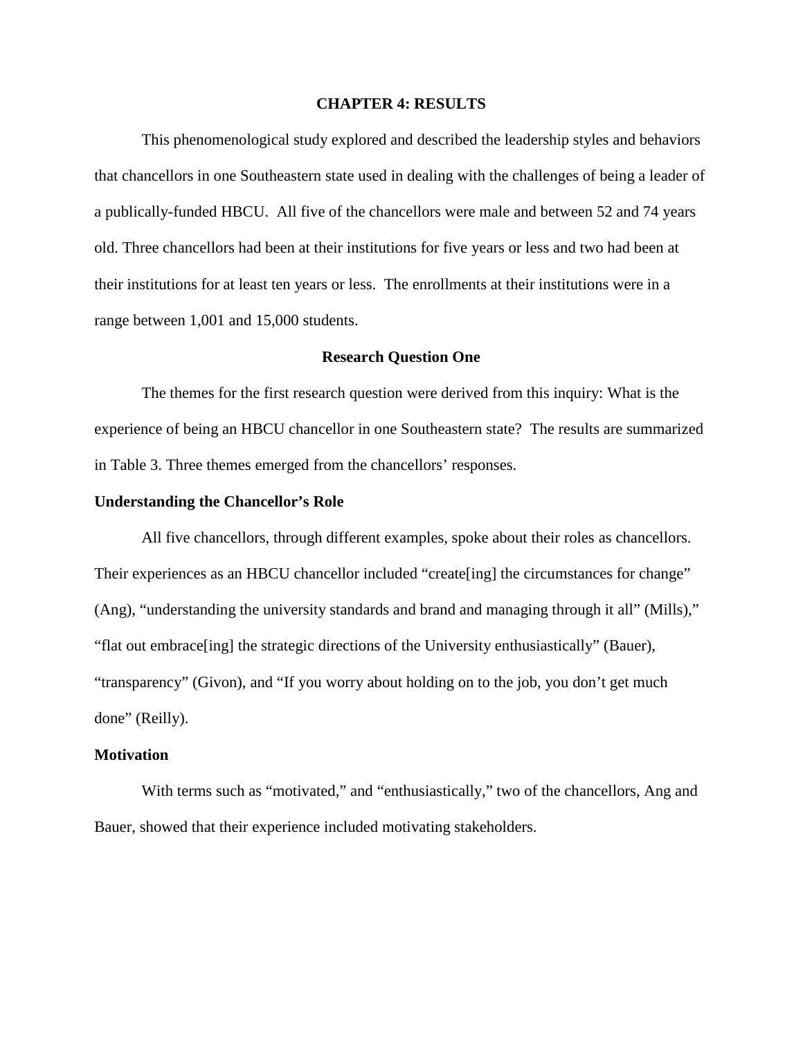# CHAPTER 4: RESULTS

This phenomenological study explored and described the leadership styles and behaviors that chancellors in one Southeastern state used in dealing with the challenges of being a leader of a publically-funded HBCU. All five of the chancellors were male and between 52 and 74 years old. Three chancellors had been at their institutions for five years or less and two had been at their institutions for at least ten years or less. The enrollments at their institutions were in a range between 1,001 and 15,000 students.

## Research Question One

The themes for the first research question were derived from this inquiry: What is the experience of being an HBCU chancellor in one Southeastern state? The results are summarized in Table 3. Three themes emerged from the chancellors' responses.

### Understanding the Chancellor's Role

All five chancellors, through different examples, spoke about their roles as chancellors. Their experiences as an HBCU chancellor included "create[ing] the circumstances for change" (Ang), "understanding the university standards and brand and managing through it all" (Mills)," "flat out embrace[ing] the strategic directions of the University enthusiastically" (Bauer), "transparency" (Givon), and "If you worry about holding on to the job, you don't get much done" (Reilly).

### Motivation

With terms such as "motivated," and "enthusiastically," two of the chancellors, Ang and Bauer, showed that their experience included motivating stakeholders.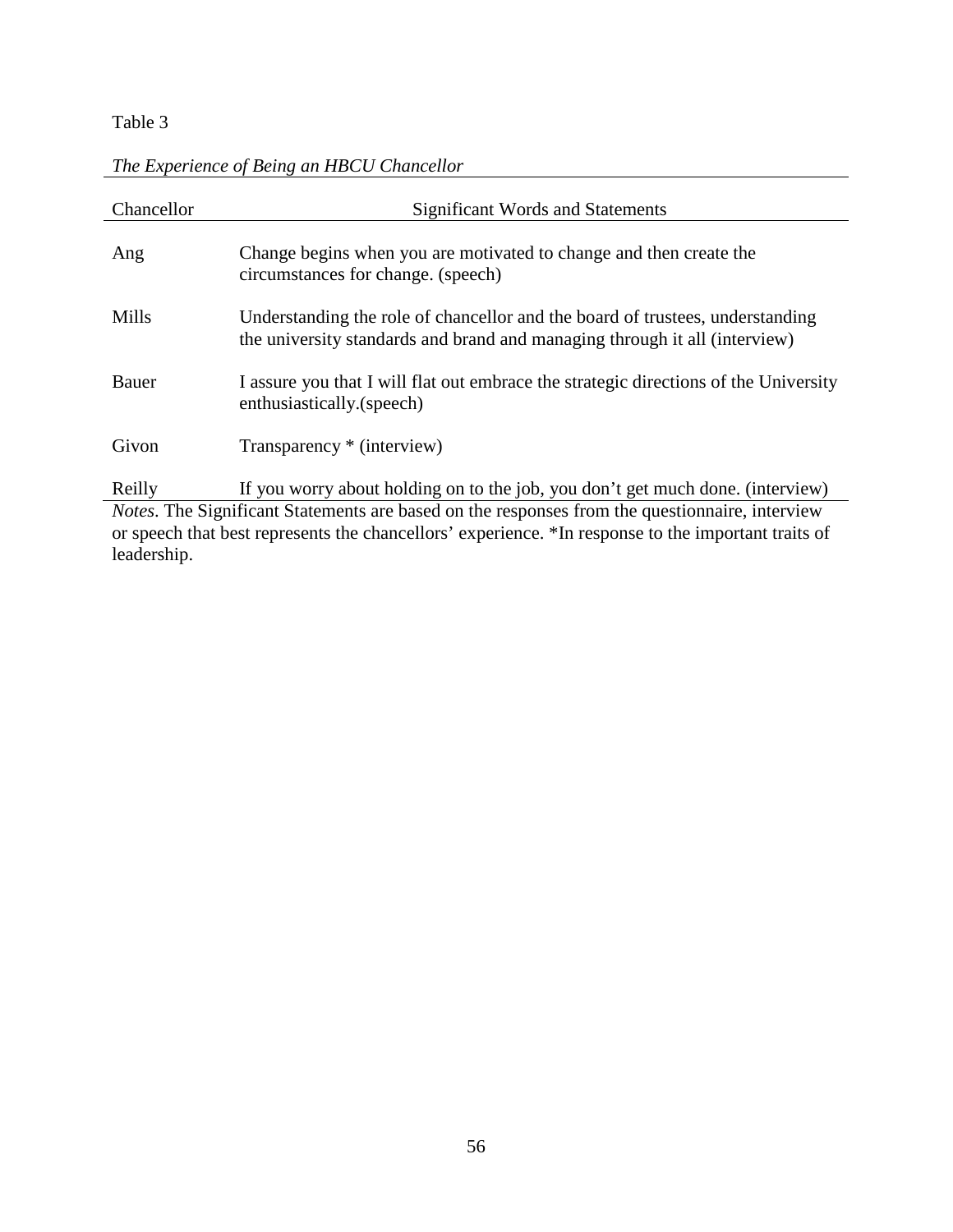Table 3

*The Experience of Being an HBCU Chancellor*

| Chancellor | Significant Words and Statements |
|---|---|
| Ang | Change begins when you are motivated to change and then create the circumstances for change. (speech) |
| Mills | Understanding the role of chancellor and the board of trustees, understanding the university standards and brand and managing through it all (interview) |
| Bauer | I assure you that I will flat out embrace the strategic directions of the University enthusiastically.(speech) |
| Givon | Transparency * (interview) |
| Reilly | If you worry about holding on to the job, you don't get much done. (interview) |

*Notes*. The Significant Statements are based on the responses from the questionnaire, interview or speech that best represents the chancellors' experience. *In response to the important traits of leadership.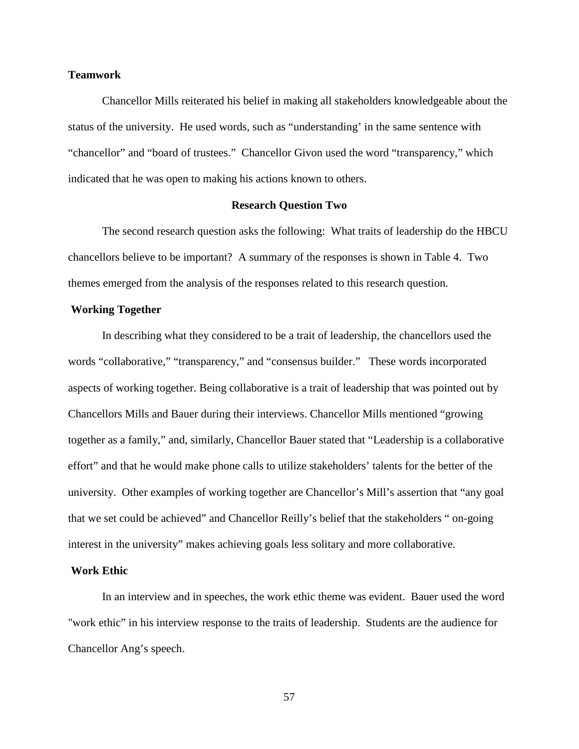**Teamwork**

Chancellor Mills reiterated his belief in making all stakeholders knowledgeable about the status of the university. He used words, such as "understanding' in the same sentence with "chancellor" and "board of trustees." Chancellor Givon used the word "transparency," which indicated that he was open to making his actions known to others.

## Research Question Two

The second research question asks the following: What traits of leadership do the HBCU chancellors believe to be important? A summary of the responses is shown in Table 4. Two themes emerged from the analysis of the responses related to this research question.

**Working Together**

In describing what they considered to be a trait of leadership, the chancellors used the words "collaborative," "transparency," and "consensus builder." These words incorporated aspects of working together. Being collaborative is a trait of leadership that was pointed out by Chancellors Mills and Bauer during their interviews. Chancellor Mills mentioned "growing together as a family," and, similarly, Chancellor Bauer stated that "Leadership is a collaborative effort" and that he would make phone calls to utilize stakeholders' talents for the better of the university. Other examples of working together are Chancellor's Mill's assertion that "any goal that we set could be achieved" and Chancellor Reilly's belief that the stakeholders " on-going interest in the university" makes achieving goals less solitary and more collaborative.

**Work Ethic**

In an interview and in speeches, the work ethic theme was evident. Bauer used the word "work ethic" in his interview response to the traits of leadership. Students are the audience for Chancellor Ang's speech.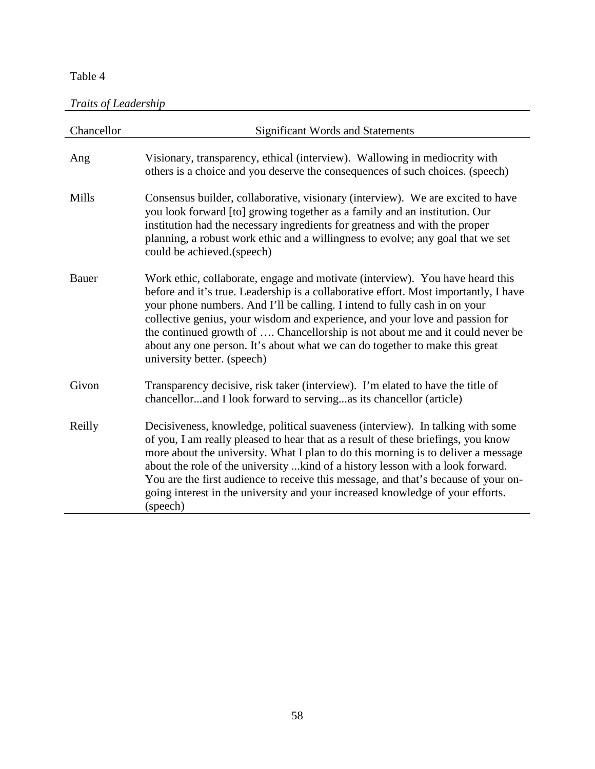Table 4

*Traits of Leadership*

| Chancellor | Significant Words and Statements |
|---|---|
| Ang | Visionary, transparency, ethical (interview). Wallowing in mediocrity with others is a choice and you deserve the consequences of such choices. (speech) |
| Mills | Consensus builder, collaborative, visionary (interview). We are excited to have you look forward [to] growing together as a family and an institution. Our institution had the necessary ingredients for greatness and with the proper planning, a robust work ethic and a willingness to evolve; any goal that we set could be achieved.(speech) |
| Bauer | Work ethic, collaborate, engage and motivate (interview). You have heard this before and it's true. Leadership is a collaborative effort. Most importantly, I have your phone numbers. And I'll be calling. I intend to fully cash in on your collective genius, your wisdom and experience, and your love and passion for the continued growth of …. Chancellorship is not about me and it could never be about any one person. It's about what we can do together to make this great university better. (speech) |
| Givon | Transparency decisive, risk taker (interview). I'm elated to have the title of chancellor...and I look forward to serving...as its chancellor (article) |
| Reilly | Decisiveness, knowledge, political suaveness (interview). In talking with some of you, I am really pleased to hear that as a result of these briefings, you know more about the university. What I plan to do this morning is to deliver a message about the role of the university ...kind of a history lesson with a look forward. You are the first audience to receive this message, and that's because of your on-going interest in the university and your increased knowledge of your efforts. (speech) |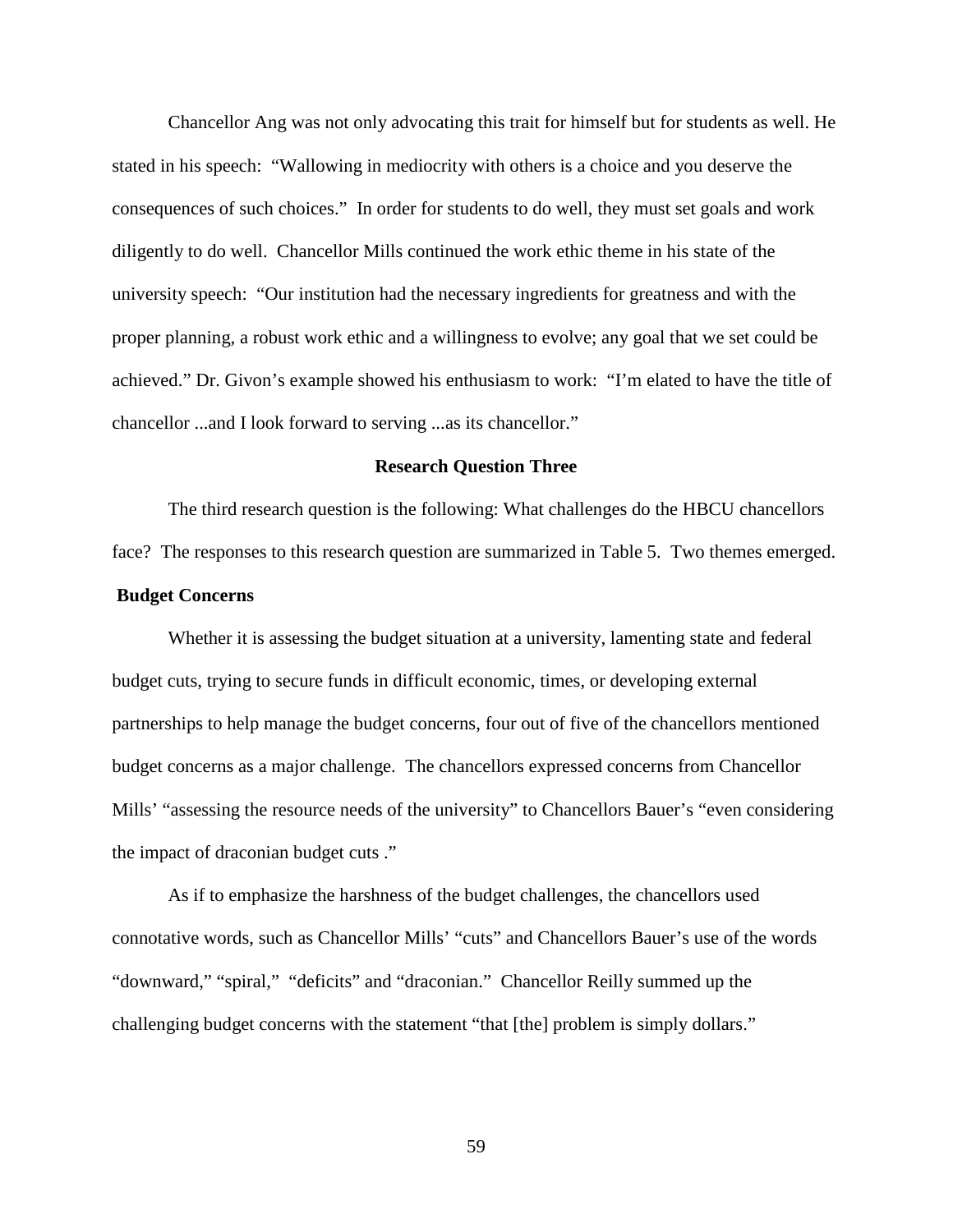Chancellor Ang was not only advocating this trait for himself but for students as well. He stated in his speech: "Wallowing in mediocrity with others is a choice and you deserve the consequences of such choices." In order for students to do well, they must set goals and work diligently to do well. Chancellor Mills continued the work ethic theme in his state of the university speech: "Our institution had the necessary ingredients for greatness and with the proper planning, a robust work ethic and a willingness to evolve; any goal that we set could be achieved." Dr. Givon's example showed his enthusiasm to work: "I'm elated to have the title of chancellor ...and I look forward to serving ...as its chancellor."

## Research Question Three

The third research question is the following: What challenges do the HBCU chancellors face? The responses to this research question are summarized in Table 5. Two themes emerged.

### Budget Concerns

Whether it is assessing the budget situation at a university, lamenting state and federal budget cuts, trying to secure funds in difficult economic, times, or developing external partnerships to help manage the budget concerns, four out of five of the chancellors mentioned budget concerns as a major challenge. The chancellors expressed concerns from Chancellor Mills' "assessing the resource needs of the university" to Chancellors Bauer's "even considering the impact of draconian budget cuts ."

As if to emphasize the harshness of the budget challenges, the chancellors used connotative words, such as Chancellor Mills' "cuts" and Chancellors Bauer's use of the words "downward," "spiral," "deficits" and "draconian." Chancellor Reilly summed up the challenging budget concerns with the statement "that [the] problem is simply dollars."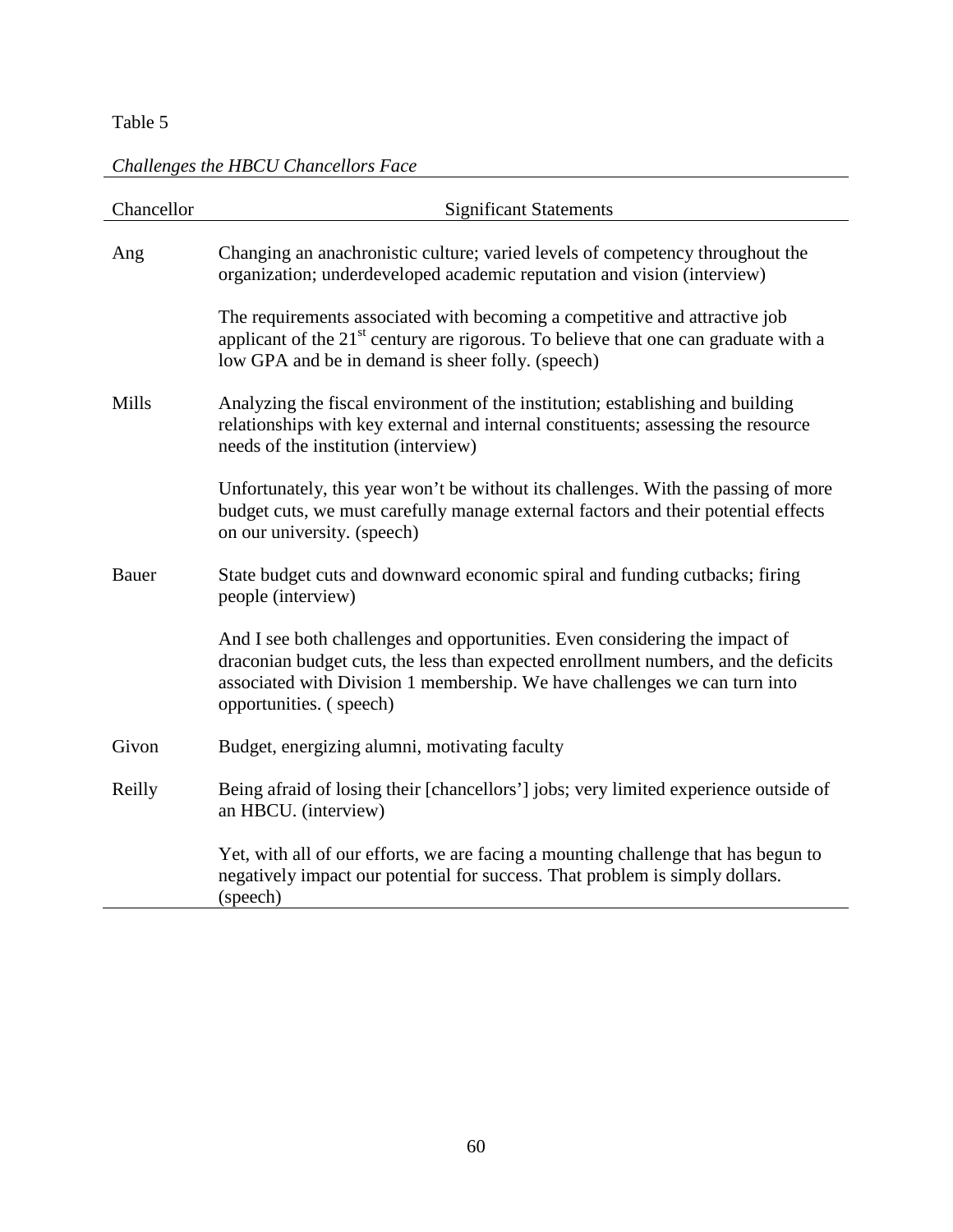Table 5

*Challenges the HBCU Chancellors Face*

| Chancellor | Significant Statements |
|---|---|
| Ang | Changing an anachronistic culture; varied levels of competency throughout the organization; underdeveloped academic reputation and vision (interview) |
| | The requirements associated with becoming a competitive and attractive job applicant of the 21st century are rigorous. To believe that one can graduate with a low GPA and be in demand is sheer folly. (speech) |
| Mills | Analyzing the fiscal environment of the institution; establishing and building relationships with key external and internal constituents; assessing the resource needs of the institution (interview) |
| | Unfortunately, this year won't be without its challenges. With the passing of more budget cuts, we must carefully manage external factors and their potential effects on our university. (speech) |
| Bauer | State budget cuts and downward economic spiral and funding cutbacks; firing people (interview) |
| | And I see both challenges and opportunities. Even considering the impact of draconian budget cuts, the less than expected enrollment numbers, and the deficits associated with Division 1 membership. We have challenges we can turn into opportunities. ( speech) |
| Givon | Budget, energizing alumni, motivating faculty |
| Reilly | Being afraid of losing their [chancellors'] jobs; very limited experience outside of an HBCU. (interview) |
| | Yet, with all of our efforts, we are facing a mounting challenge that has begun to negatively impact our potential for success. That problem is simply dollars. (speech) |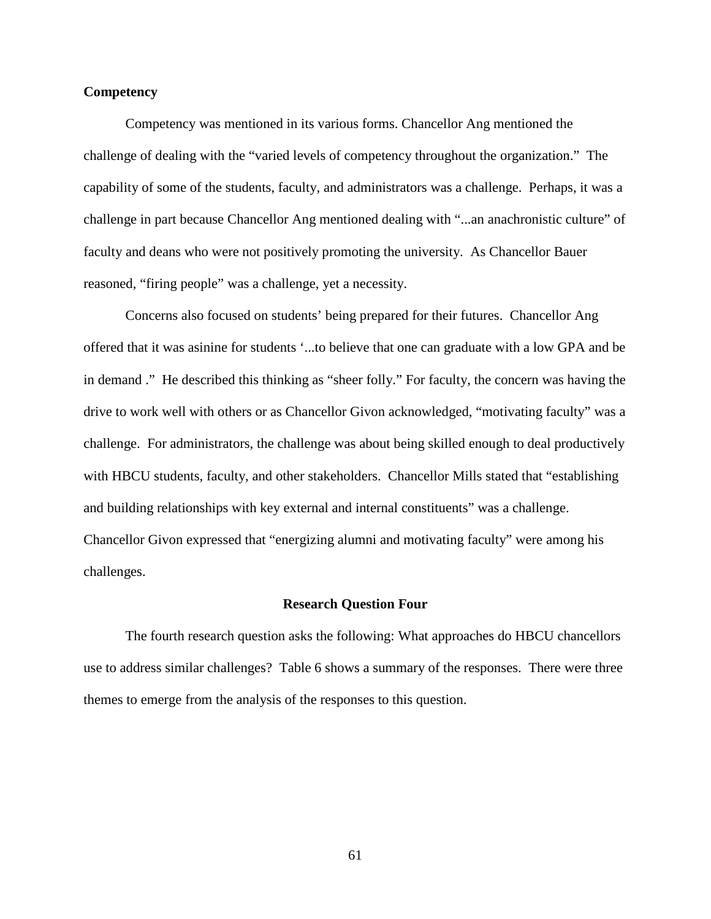**Competency**

Competency was mentioned in its various forms. Chancellor Ang mentioned the challenge of dealing with the “varied levels of competency throughout the organization.” The capability of some of the students, faculty, and administrators was a challenge. Perhaps, it was a challenge in part because Chancellor Ang mentioned dealing with “...an anachronistic culture” of faculty and deans who were not positively promoting the university. As Chancellor Bauer reasoned, “firing people” was a challenge, yet a necessity.

Concerns also focused on students’ being prepared for their futures. Chancellor Ang offered that it was asinine for students ‘...to believe that one can graduate with a low GPA and be in demand .” He described this thinking as “sheer folly.” For faculty, the concern was having the drive to work well with others or as Chancellor Givon acknowledged, “motivating faculty” was a challenge. For administrators, the challenge was about being skilled enough to deal productively with HBCU students, faculty, and other stakeholders. Chancellor Mills stated that “establishing and building relationships with key external and internal constituents” was a challenge. Chancellor Givon expressed that “energizing alumni and motivating faculty” were among his challenges.

## Research Question Four

The fourth research question asks the following: What approaches do HBCU chancellors use to address similar challenges? Table 6 shows a summary of the responses. There were three themes to emerge from the analysis of the responses to this question.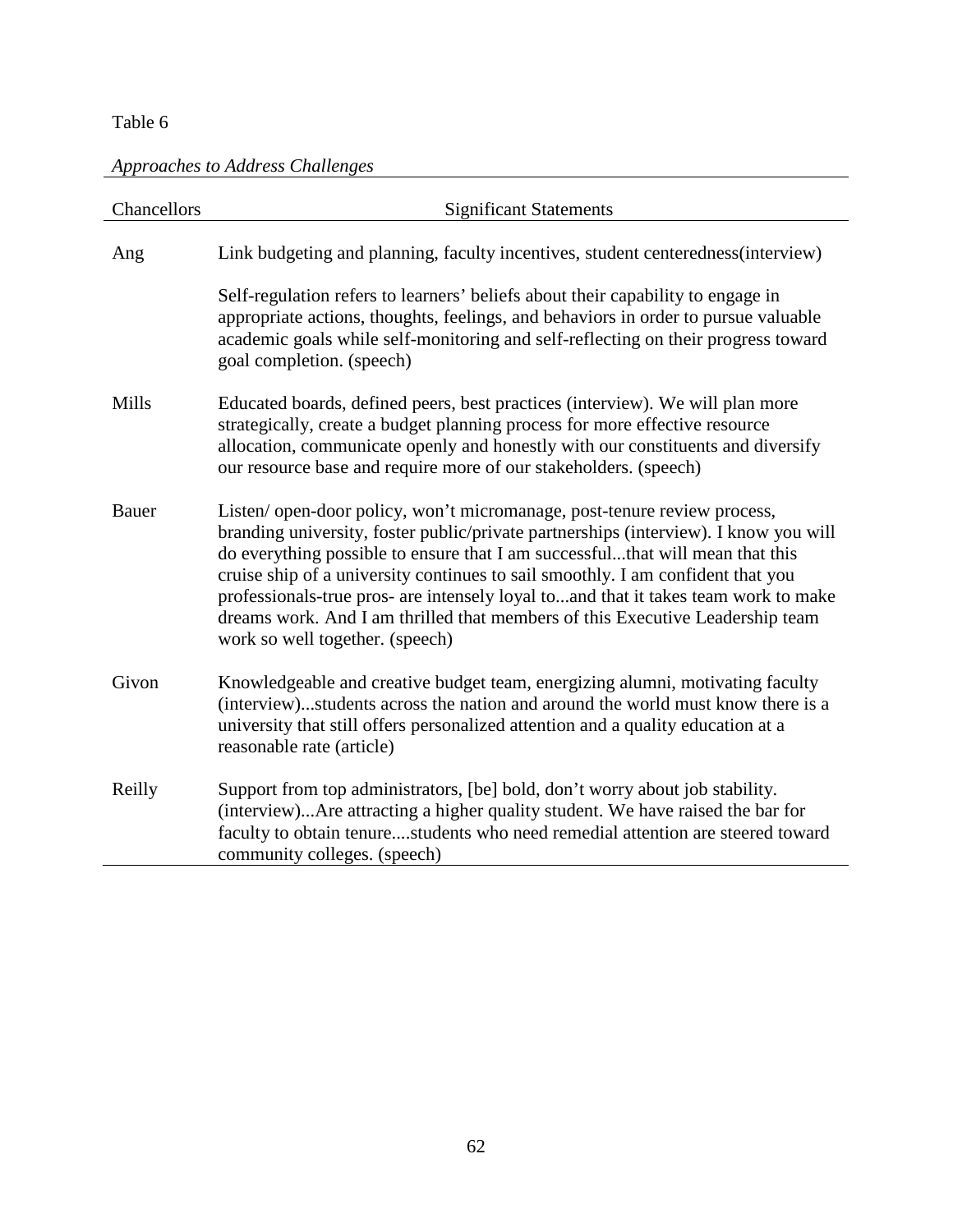Table 6

*Approaches to Address Challenges*

| Chancellors | Significant Statements |
|---|---|
| Ang | Link budgeting and planning, faculty incentives, student centeredness(interview)<br><br>Self-regulation refers to learners' beliefs about their capability to engage in appropriate actions, thoughts, feelings, and behaviors in order to pursue valuable academic goals while self-monitoring and self-reflecting on their progress toward goal completion. (speech) |
| Mills | Educated boards, defined peers, best practices (interview). We will plan more strategically, create a budget planning process for more effective resource allocation, communicate openly and honestly with our constituents and diversify our resource base and require more of our stakeholders. (speech) |
| Bauer | Listen/ open-door policy, won't micromanage, post-tenure review process, branding university, foster public/private partnerships (interview). I know you will do everything possible to ensure that I am successful...that will mean that this cruise ship of a university continues to sail smoothly. I am confident that you professionals-true pros- are intensely loyal to...and that it takes team work to make dreams work. And I am thrilled that members of this Executive Leadership team work so well together. (speech) |
| Givon | Knowledgeable and creative budget team, energizing alumni, motivating faculty (interview)...students across the nation and around the world must know there is a university that still offers personalized attention and a quality education at a reasonable rate (article) |
| Reilly | Support from top administrators, [be] bold, don't worry about job stability. (interview)...Are attracting a higher quality student. We have raised the bar for faculty to obtain tenure....students who need remedial attention are steered toward community colleges. (speech) |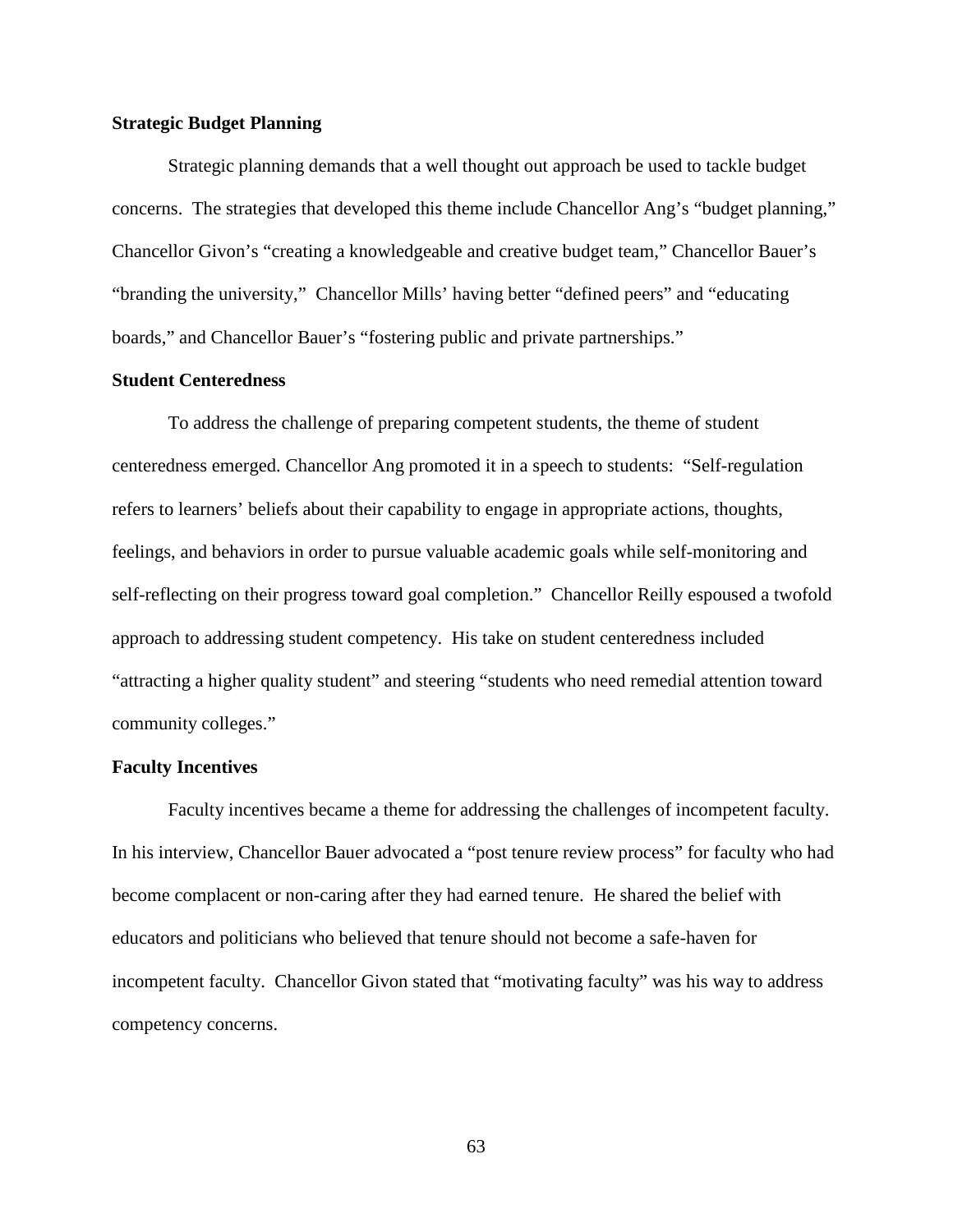**Strategic Budget Planning**

Strategic planning demands that a well thought out approach be used to tackle budget concerns. The strategies that developed this theme include Chancellor Ang's "budget planning," Chancellor Givon's "creating a knowledgeable and creative budget team," Chancellor Bauer's "branding the university," Chancellor Mills' having better "defined peers" and "educating boards," and Chancellor Bauer's "fostering public and private partnerships."

**Student Centeredness**

To address the challenge of preparing competent students, the theme of student centeredness emerged. Chancellor Ang promoted it in a speech to students: "Self-regulation refers to learners' beliefs about their capability to engage in appropriate actions, thoughts, feelings, and behaviors in order to pursue valuable academic goals while self-monitoring and self-reflecting on their progress toward goal completion." Chancellor Reilly espoused a twofold approach to addressing student competency. His take on student centeredness included "attracting a higher quality student" and steering "students who need remedial attention toward community colleges."

**Faculty Incentives**

Faculty incentives became a theme for addressing the challenges of incompetent faculty. In his interview, Chancellor Bauer advocated a "post tenure review process" for faculty who had become complacent or non-caring after they had earned tenure. He shared the belief with educators and politicians who believed that tenure should not become a safe-haven for incompetent faculty. Chancellor Givon stated that "motivating faculty" was his way to address competency concerns.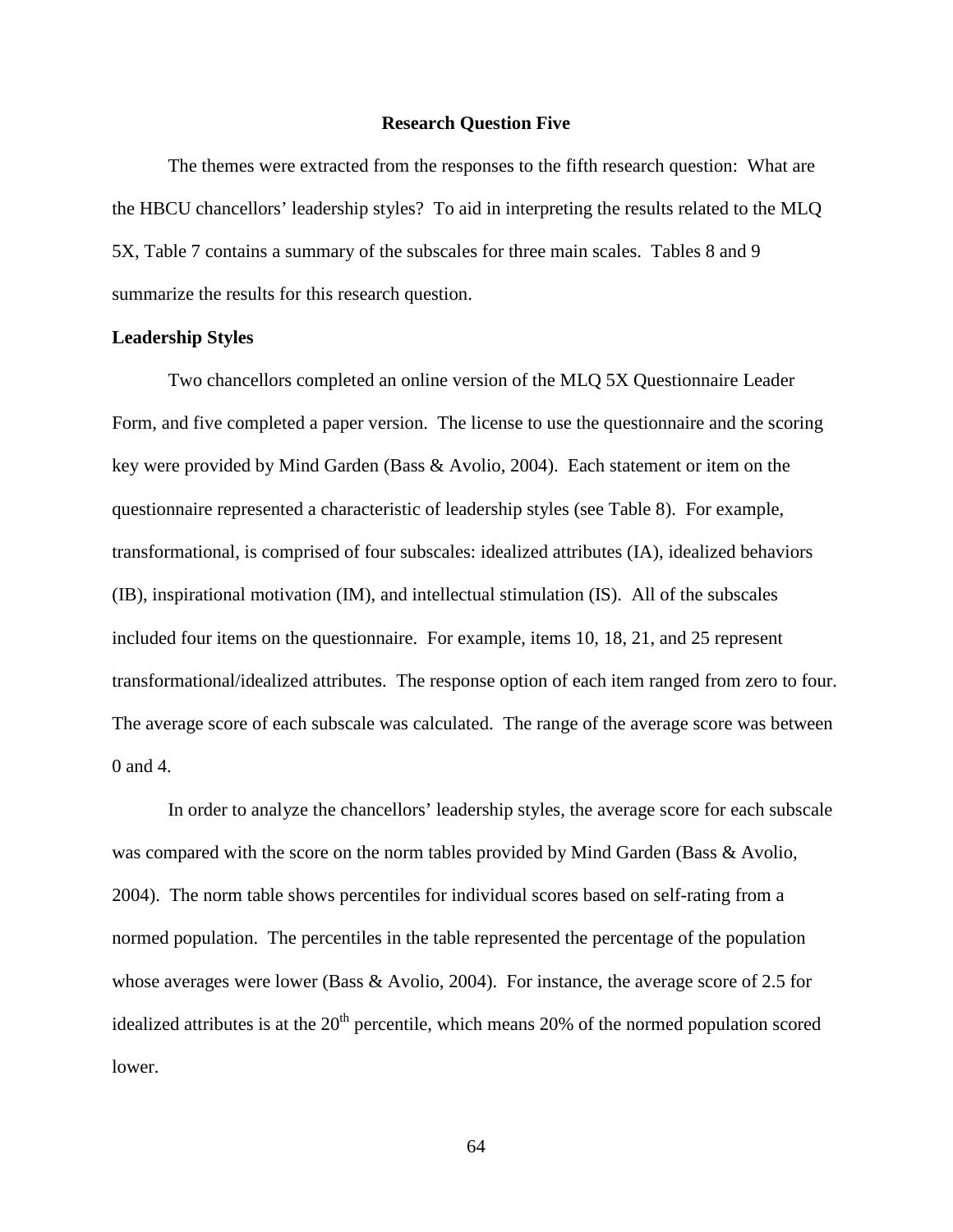## Research Question Five

The themes were extracted from the responses to the fifth research question: What are the HBCU chancellors' leadership styles? To aid in interpreting the results related to the MLQ 5X, Table 7 contains a summary of the subscales for three main scales. Tables 8 and 9 summarize the results for this research question.

### Leadership Styles

Two chancellors completed an online version of the MLQ 5X Questionnaire Leader Form, and five completed a paper version. The license to use the questionnaire and the scoring key were provided by Mind Garden (Bass & Avolio, 2004). Each statement or item on the questionnaire represented a characteristic of leadership styles (see Table 8). For example, transformational, is comprised of four subscales: idealized attributes (IA), idealized behaviors (IB), inspirational motivation (IM), and intellectual stimulation (IS). All of the subscales included four items on the questionnaire. For example, items 10, 18, 21, and 25 represent transformational/idealized attributes. The response option of each item ranged from zero to four. The average score of each subscale was calculated. The range of the average score was between 0 and 4.

In order to analyze the chancellors' leadership styles, the average score for each subscale was compared with the score on the norm tables provided by Mind Garden (Bass & Avolio, 2004). The norm table shows percentiles for individual scores based on self-rating from a normed population. The percentiles in the table represented the percentage of the population whose averages were lower (Bass & Avolio, 2004). For instance, the average score of 2.5 for idealized attributes is at the 20$^{th}$ percentile, which means 20% of the normed population scored lower.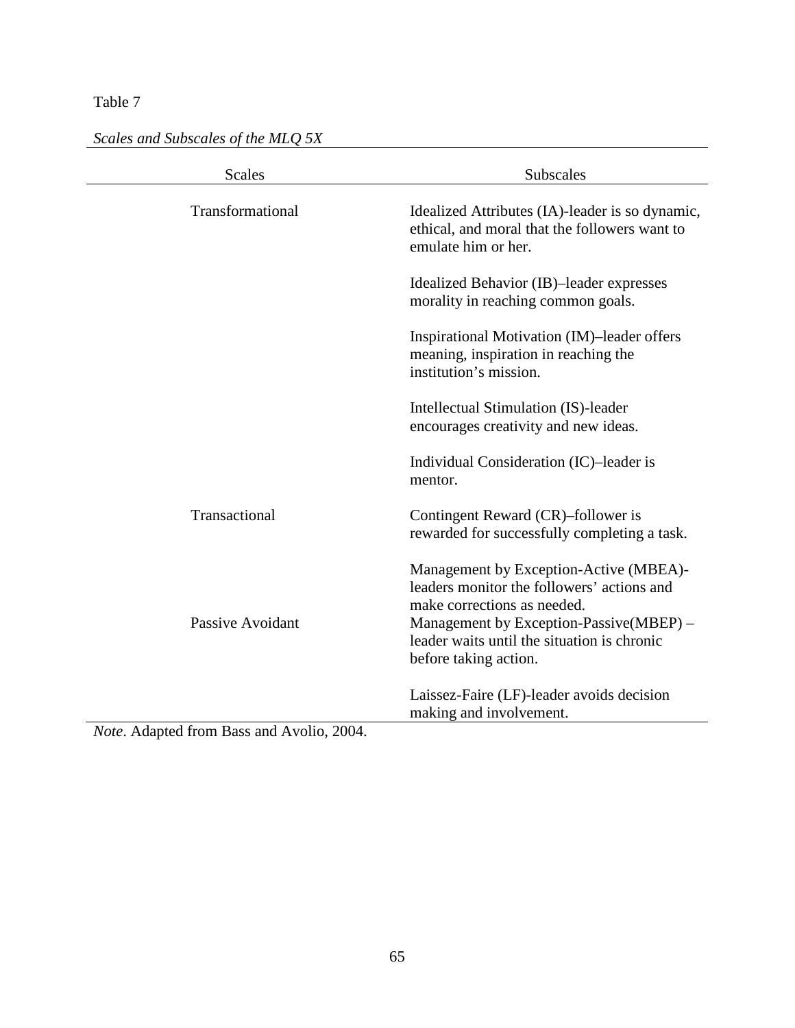Table 7

*Scales and Subscales of the MLQ 5X*

| Scales | Subscales |
| --- | --- |
| Transformational | Idealized Attributes (IA)-leader is so dynamic, ethical, and moral that the followers want to emulate him or her. |
| | Idealized Behavior (IB)–leader expresses morality in reaching common goals. |
| | Inspirational Motivation (IM)–leader offers meaning, inspiration in reaching the institution's mission. |
| | Intellectual Stimulation (IS)-leader encourages creativity and new ideas. |
| | Individual Consideration (IC)–leader is mentor. |
| Transactional | Contingent Reward (CR)–follower is rewarded for successfully completing a task. |
| | Management by Exception-Active (MBEA)-leaders monitor the followers' actions and make corrections as needed. |
| Passive Avoidant | Management by Exception-Passive(MBEP) – leader waits until the situation is chronic before taking action. |
| | Laissez-Faire (LF)-leader avoids decision making and involvement. |

*Note*. Adapted from Bass and Avolio, 2004.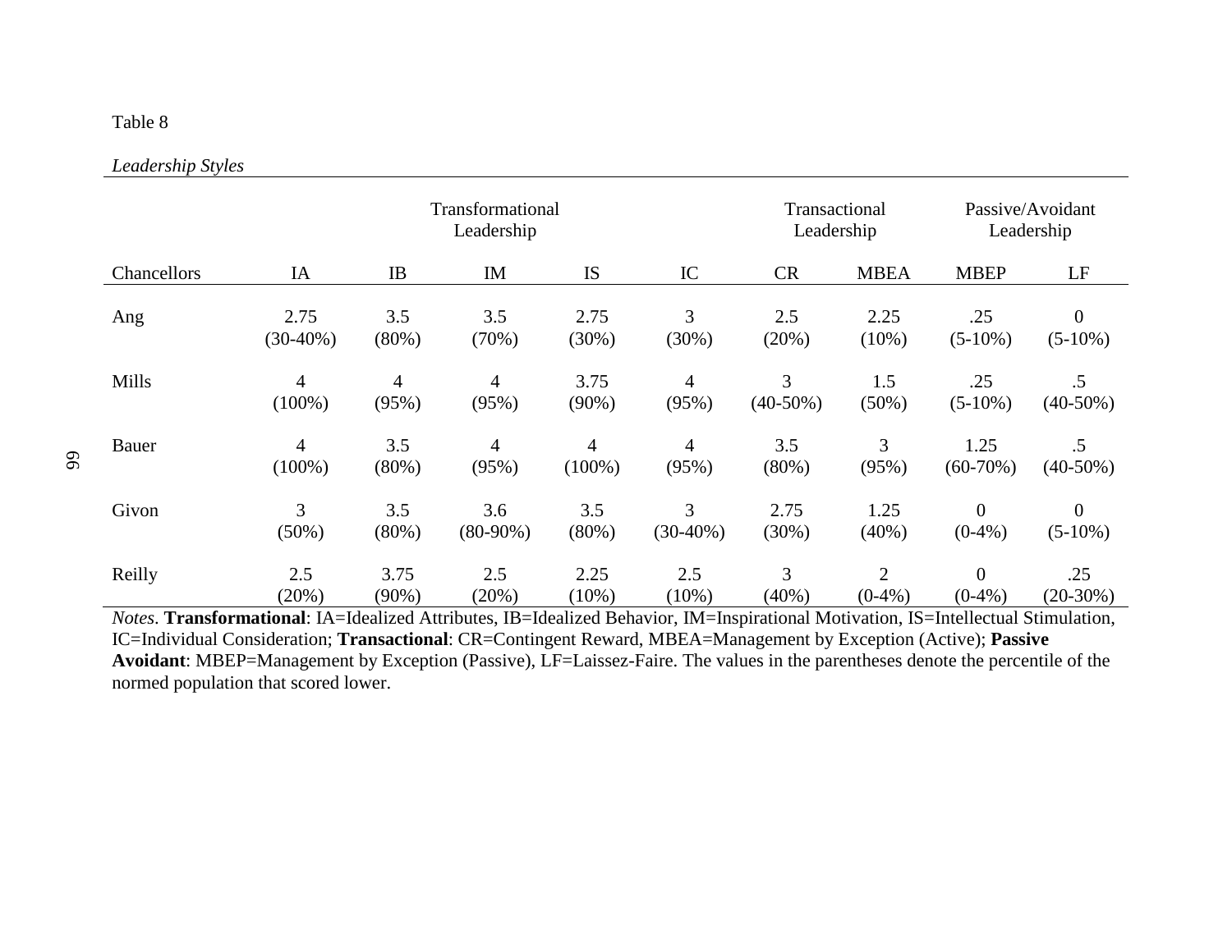Table 8

*Leadership Styles*

| | Transformational Leadership | | | | | Transactional Leadership | | Passive/Avoidant Leadership | |
|---|---|---|---|---|---|---|---|---|---|
| Chancellors | IA | IB | IM | IS | IC | CR | MBEA | MBEP | LF |
| Ang | 2.75 (30-40%) | 3.5 (80%) | 3.5 (70%) | 2.75 (30%) | 3 (30%) | 2.5 (20%) | 2.25 (10%) | .25 (5-10%) | 0 (5-10%) |
| Mills | 4 (100%) | 4 (95%) | 4 (95%) | 3.75 (90%) | 4 (95%) | 3 (40-50%) | 1.5 (50%) | .25 (5-10%) | .5 (40-50%) |
| Bauer | 4 (100%) | 3.5 (80%) | 4 (95%) | 4 (100%) | 4 (95%) | 3.5 (80%) | 3 (95%) | 1.25 (60-70%) | .5 (40-50%) |
| Givon | 3 (50%) | 3.5 (80%) | 3.6 (80-90%) | 3.5 (80%) | 3 (30-40%) | 2.75 (30%) | 1.25 (40%) | 0 (0-4%) | 0 (5-10%) |
| Reilly | 2.5 (20%) | 3.75 (90%) | 2.5 (20%) | 2.25 (10%) | 2.5 (10%) | 3 (40%) | 2 (0-4%) | 0 (0-4%) | .25 (20-30%) |

*Notes*. **Transformational**: IA=Idealized Attributes, IB=Idealized Behavior, IM=Inspirational Motivation, IS=Intellectual Stimulation, IC=Individual Consideration; **Transactional**: CR=Contingent Reward, MBEA=Management by Exception (Active); **Passive Avoidant**: MBEP=Management by Exception (Passive), LF=Laissez-Faire. The values in the parentheses denote the percentile of the normed population that scored lower.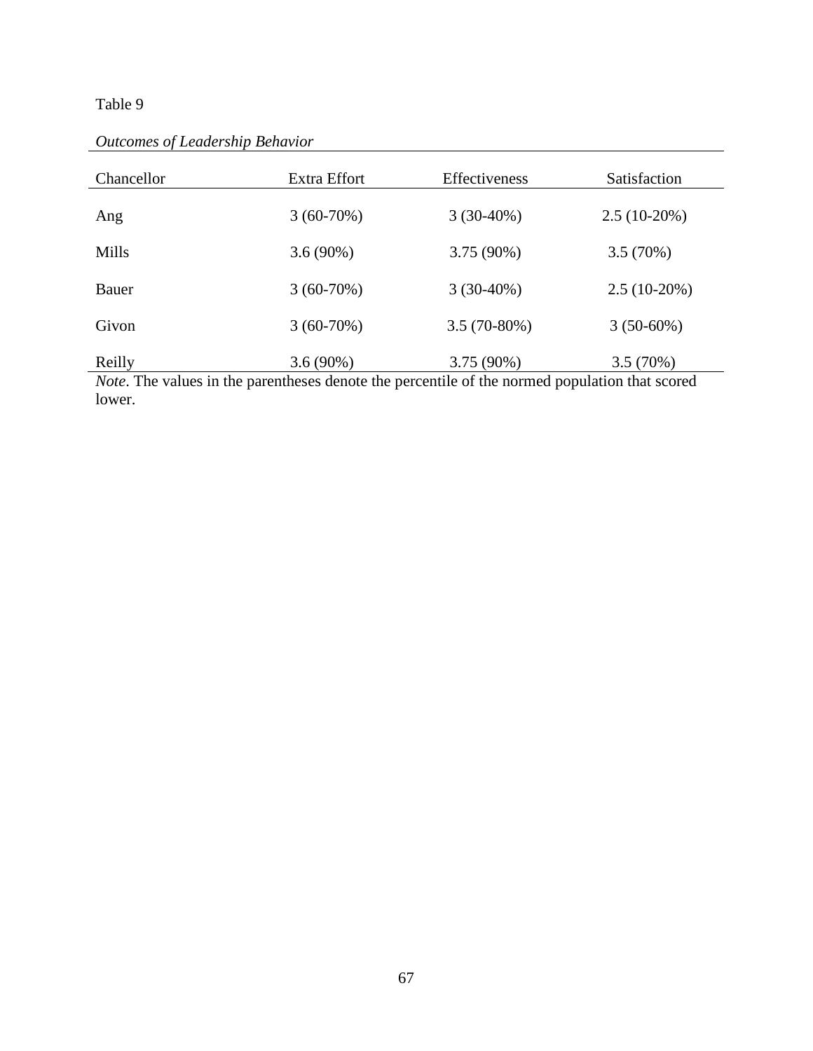Table 9

*Outcomes of Leadership Behavior*

| Chancellor | Extra Effort | Effectiveness | Satisfaction |
| --- | --- | --- | --- |
| Ang | 3 (60-70%) | 3 (30-40%) | 2.5 (10-20%) |
| Mills | 3.6 (90%) | 3.75 (90%) | 3.5 (70%) |
| Bauer | 3 (60-70%) | 3 (30-40%) | 2.5 (10-20%) |
| Givon | 3 (60-70%) | 3.5 (70-80%) | 3 (50-60%) |
| Reilly | 3.6 (90%) | 3.75 (90%) | 3.5 (70%) |

*Note*. The values in the parentheses denote the percentile of the normed population that scored lower.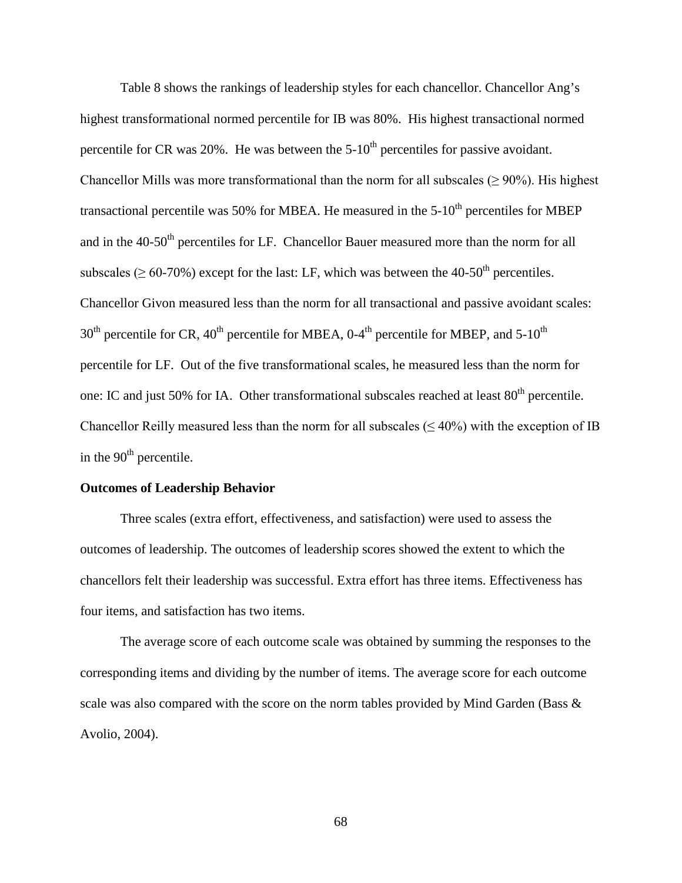Table 8 shows the rankings of leadership styles for each chancellor. Chancellor Ang's highest transformational normed percentile for IB was 80%. His highest transactional normed percentile for CR was 20%. He was between the 5-10th percentiles for passive avoidant. Chancellor Mills was more transformational than the norm for all subscales ($\geq$ 90%). His highest transactional percentile was 50% for MBEA. He measured in the 5-10th percentiles for MBEP and in the 40-50th percentiles for LF. Chancellor Bauer measured more than the norm for all subscales ($\geq$ 60-70%) except for the last: LF, which was between the 40-50th percentiles. Chancellor Givon measured less than the norm for all transactional and passive avoidant scales: 30th percentile for CR, 40th percentile for MBEA, 0-4th percentile for MBEP, and 5-10th percentile for LF. Out of the five transformational scales, he measured less than the norm for one: IC and just 50% for IA. Other transformational subscales reached at least 80th percentile. Chancellor Reilly measured less than the norm for all subscales ($\leq$ 40%) with the exception of IB in the 90th percentile.

**Outcomes of Leadership Behavior**

Three scales (extra effort, effectiveness, and satisfaction) were used to assess the outcomes of leadership. The outcomes of leadership scores showed the extent to which the chancellors felt their leadership was successful. Extra effort has three items. Effectiveness has four items, and satisfaction has two items.

The average score of each outcome scale was obtained by summing the responses to the corresponding items and dividing by the number of items. The average score for each outcome scale was also compared with the score on the norm tables provided by Mind Garden (Bass & Avolio, 2004).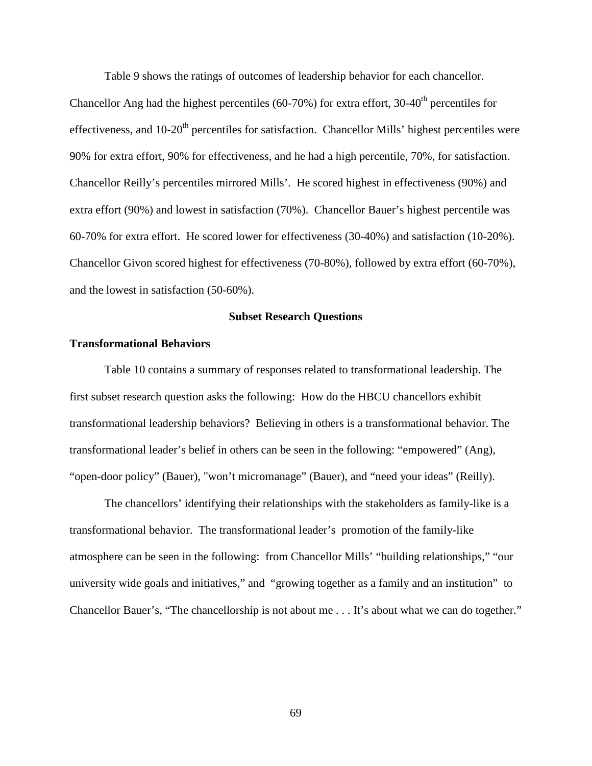Table 9 shows the ratings of outcomes of leadership behavior for each chancellor. Chancellor Ang had the highest percentiles (60-70%) for extra effort, 30-40th percentiles for effectiveness, and 10-20th percentiles for satisfaction. Chancellor Mills' highest percentiles were 90% for extra effort, 90% for effectiveness, and he had a high percentile, 70%, for satisfaction. Chancellor Reilly's percentiles mirrored Mills'. He scored highest in effectiveness (90%) and extra effort (90%) and lowest in satisfaction (70%). Chancellor Bauer's highest percentile was 60-70% for extra effort. He scored lower for effectiveness (30-40%) and satisfaction (10-20%). Chancellor Givon scored highest for effectiveness (70-80%), followed by extra effort (60-70%), and the lowest in satisfaction (50-60%).

## Subset Research Questions

### Transformational Behaviors

Table 10 contains a summary of responses related to transformational leadership. The first subset research question asks the following: How do the HBCU chancellors exhibit transformational leadership behaviors? Believing in others is a transformational behavior. The transformational leader's belief in others can be seen in the following: "empowered" (Ang), "open-door policy" (Bauer), "won't micromanage" (Bauer), and "need your ideas" (Reilly).

The chancellors' identifying their relationships with the stakeholders as family-like is a transformational behavior. The transformational leader's promotion of the family-like atmosphere can be seen in the following: from Chancellor Mills' "building relationships," "our university wide goals and initiatives," and "growing together as a family and an institution" to Chancellor Bauer's, "The chancellorship is not about me . . . It's about what we can do together."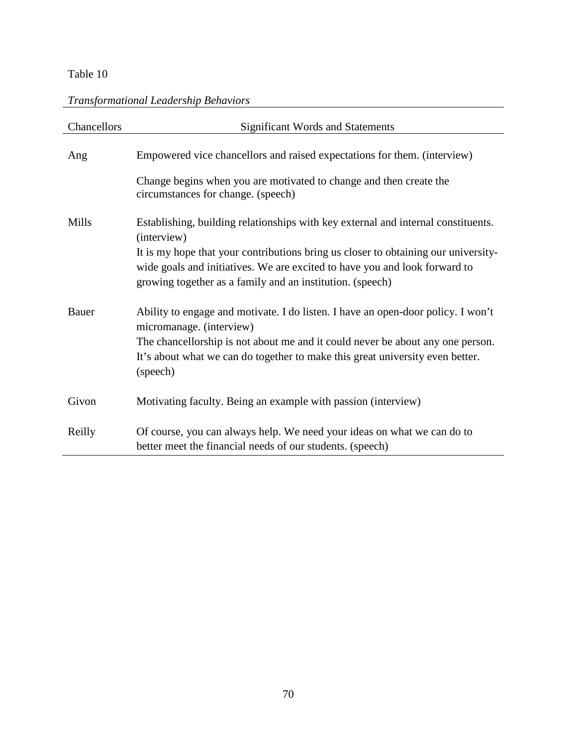Table 10

*Transformational Leadership Behaviors*

| Chancellors | Significant Words and Statements |
|---|---|
| Ang | Empowered vice chancellors and raised expectations for them. (interview)<br><br>Change begins when you are motivated to change and then create the circumstances for change. (speech) |
| Mills | Establishing, building relationships with key external and internal constituents. (interview)<br>It is my hope that your contributions bring us closer to obtaining our university-wide goals and initiatives. We are excited to have you and look forward to growing together as a family and an institution. (speech) |
| Bauer | Ability to engage and motivate. I do listen. I have an open-door policy. I won't micromanage. (interview)<br>The chancellorship is not about me and it could never be about any one person. It's about what we can do together to make this great university even better. (speech) |
| Givon | Motivating faculty. Being an example with passion (interview) |
| Reilly | Of course, you can always help. We need your ideas on what we can do to better meet the financial needs of our students. (speech) |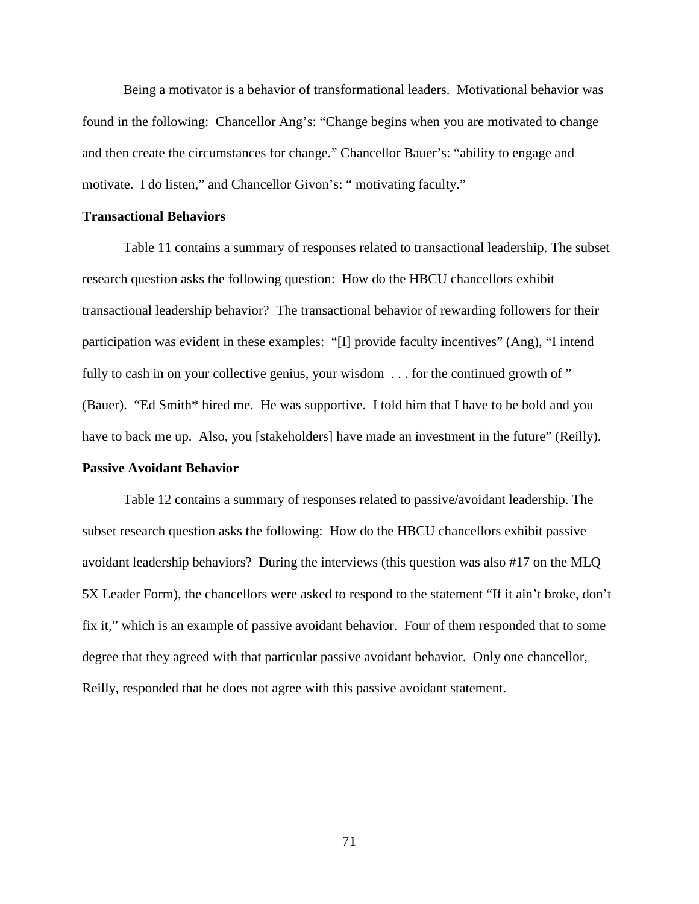Being a motivator is a behavior of transformational leaders. Motivational behavior was found in the following: Chancellor Ang's: "Change begins when you are motivated to change and then create the circumstances for change." Chancellor Bauer's: "ability to engage and motivate. I do listen," and Chancellor Givon's: " motivating faculty."

### Transactional Behaviors

Table 11 contains a summary of responses related to transactional leadership. The subset research question asks the following question: How do the HBCU chancellors exhibit transactional leadership behavior? The transactional behavior of rewarding followers for their participation was evident in these examples: "[I] provide faculty incentives" (Ang), "I intend fully to cash in on your collective genius, your wisdom . . . for the continued growth of " (Bauer). "Ed Smith* hired me. He was supportive. I told him that I have to be bold and you have to back me up. Also, you [stakeholders] have made an investment in the future" (Reilly).

### Passive Avoidant Behavior

Table 12 contains a summary of responses related to passive/avoidant leadership. The subset research question asks the following: How do the HBCU chancellors exhibit passive avoidant leadership behaviors? During the interviews (this question was also #17 on the MLQ 5X Leader Form), the chancellors were asked to respond to the statement "If it ain't broke, don't fix it," which is an example of passive avoidant behavior. Four of them responded that to some degree that they agreed with that particular passive avoidant behavior. Only one chancellor, Reilly, responded that he does not agree with this passive avoidant statement.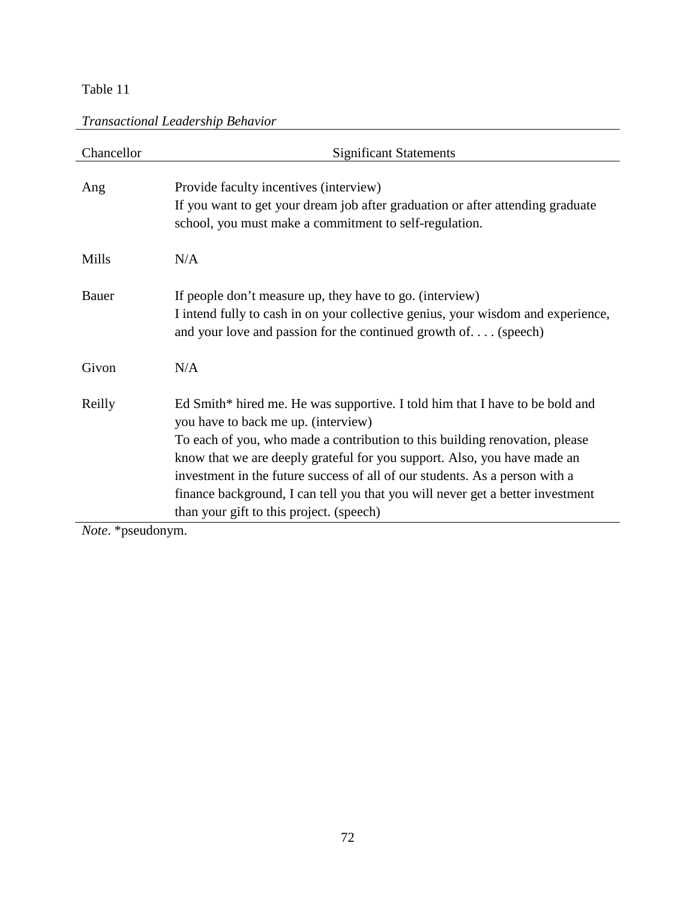Table 11

*Transactional Leadership Behavior*

| Chancellor | Significant Statements |
|---|---|
| Ang | Provide faculty incentives (interview)<br>If you want to get your dream job after graduation or after attending graduate school, you must make a commitment to self-regulation. |
| Mills | N/A |
| Bauer | If people don't measure up, they have to go. (interview)<br>I intend fully to cash in on your collective genius, your wisdom and experience, and your love and passion for the continued growth of. . . . (speech) |
| Givon | N/A |
| Reilly | Ed Smith* hired me. He was supportive. I told him that I have to be bold and you have to back me up. (interview)<br>To each of you, who made a contribution to this building renovation, please know that we are deeply grateful for you support. Also, you have made an investment in the future success of all of our students. As a person with a finance background, I can tell you that you will never get a better investment than your gift to this project. (speech) |

*Note*. *pseudonym.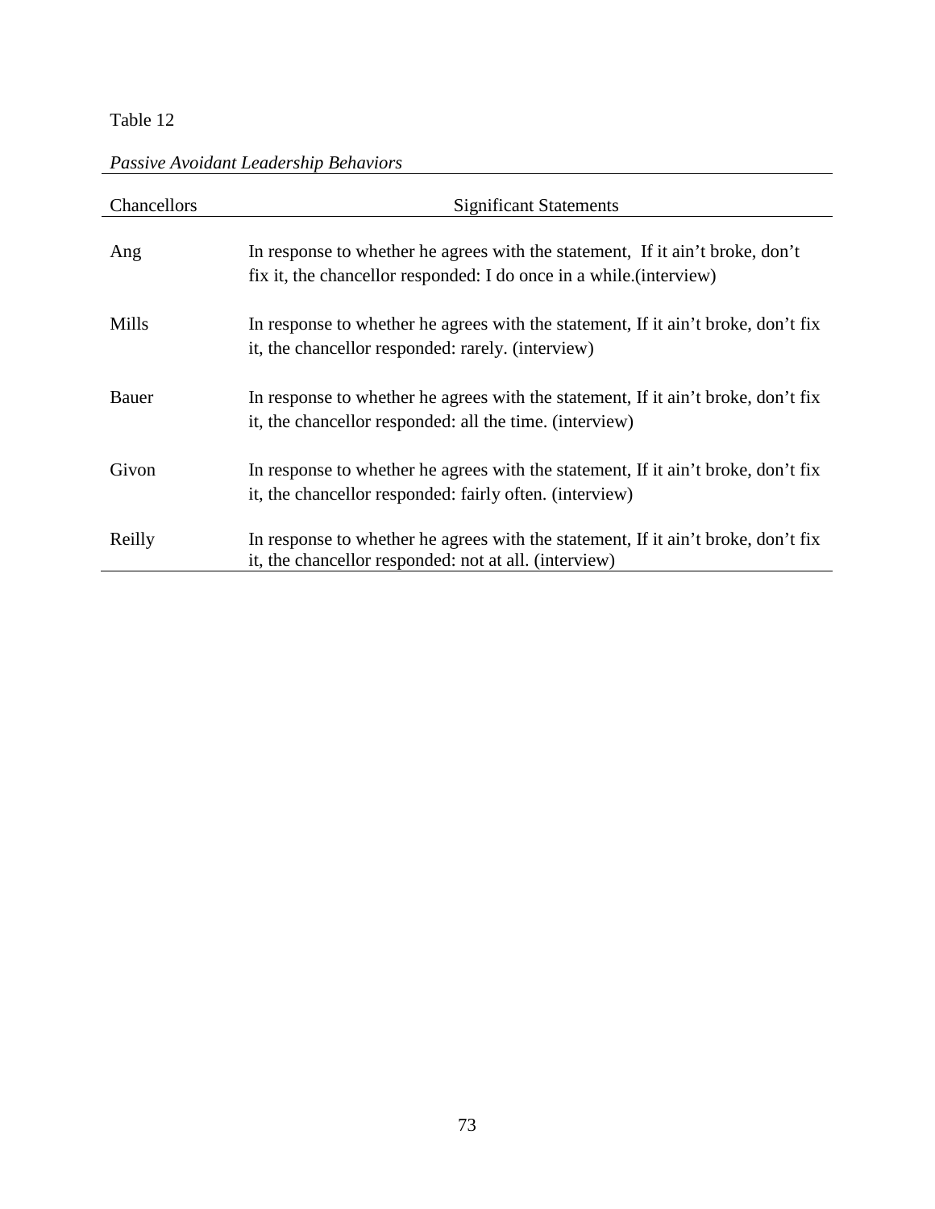Table 12

*Passive Avoidant Leadership Behaviors*

| Chancellors | Significant Statements |
| --- | --- |
| Ang | In response to whether he agrees with the statement,  If it ain't broke, don't fix it, the chancellor responded: I do once in a while.(interview) |
| Mills | In response to whether he agrees with the statement, If it ain't broke, don't fix it, the chancellor responded: rarely. (interview) |
| Bauer | In response to whether he agrees with the statement, If it ain't broke, don't fix it, the chancellor responded: all the time. (interview) |
| Givon | In response to whether he agrees with the statement, If it ain't broke, don't fix it, the chancellor responded: fairly often. (interview) |
| Reilly | In response to whether he agrees with the statement, If it ain't broke, don't fix it, the chancellor responded: not at all. (interview) |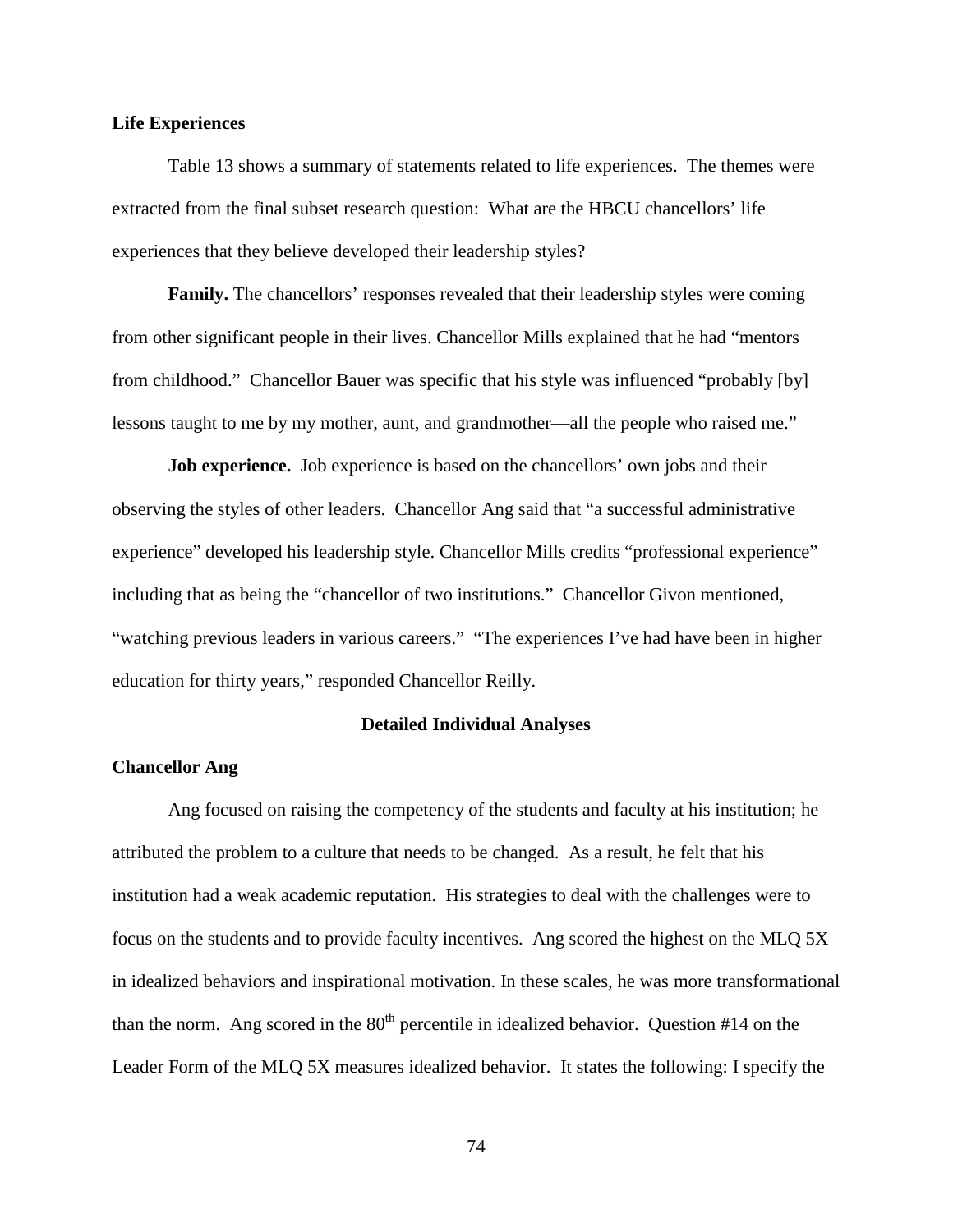## Life Experiences

Table 13 shows a summary of statements related to life experiences. The themes were extracted from the final subset research question: What are the HBCU chancellors' life experiences that they believe developed their leadership styles?

**Family.** The chancellors' responses revealed that their leadership styles were coming from other significant people in their lives. Chancellor Mills explained that he had "mentors from childhood." Chancellor Bauer was specific that his style was influenced "probably [by] lessons taught to me by my mother, aunt, and grandmother—all the people who raised me."

**Job experience.** Job experience is based on the chancellors' own jobs and their observing the styles of other leaders. Chancellor Ang said that "a successful administrative experience" developed his leadership style. Chancellor Mills credits "professional experience" including that as being the "chancellor of two institutions." Chancellor Givon mentioned, "watching previous leaders in various careers." "The experiences I've had have been in higher education for thirty years," responded Chancellor Reilly.

# Detailed Individual Analyses

## Chancellor Ang

Ang focused on raising the competency of the students and faculty at his institution; he attributed the problem to a culture that needs to be changed. As a result, he felt that his institution had a weak academic reputation. His strategies to deal with the challenges were to focus on the students and to provide faculty incentives. Ang scored the highest on the MLQ 5X in idealized behaviors and inspirational motivation. In these scales, he was more transformational than the norm. Ang scored in the $80^{th}$ percentile in idealized behavior. Question #14 on the Leader Form of the MLQ 5X measures idealized behavior. It states the following: I specify the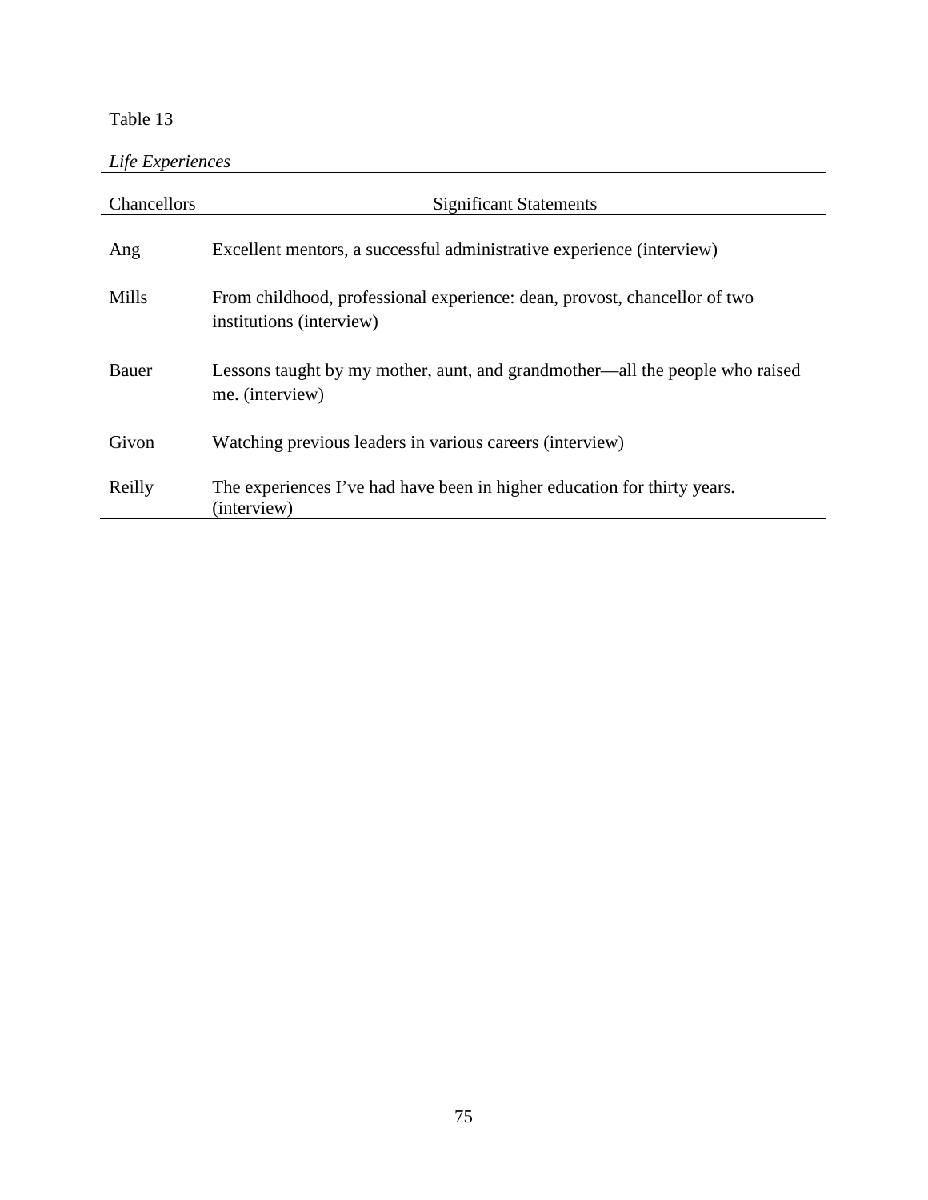Table 13

*Life Experiences*

| Chancellors | Significant Statements |
| --- | --- |
| Ang | Excellent mentors, a successful administrative experience (interview) |
| Mills | From childhood, professional experience: dean, provost, chancellor of two institutions (interview) |
| Bauer | Lessons taught by my mother, aunt, and grandmother—all the people who raised me. (interview) |
| Givon | Watching previous leaders in various careers (interview) |
| Reilly | The experiences I've had have been in higher education for thirty years. (interview) |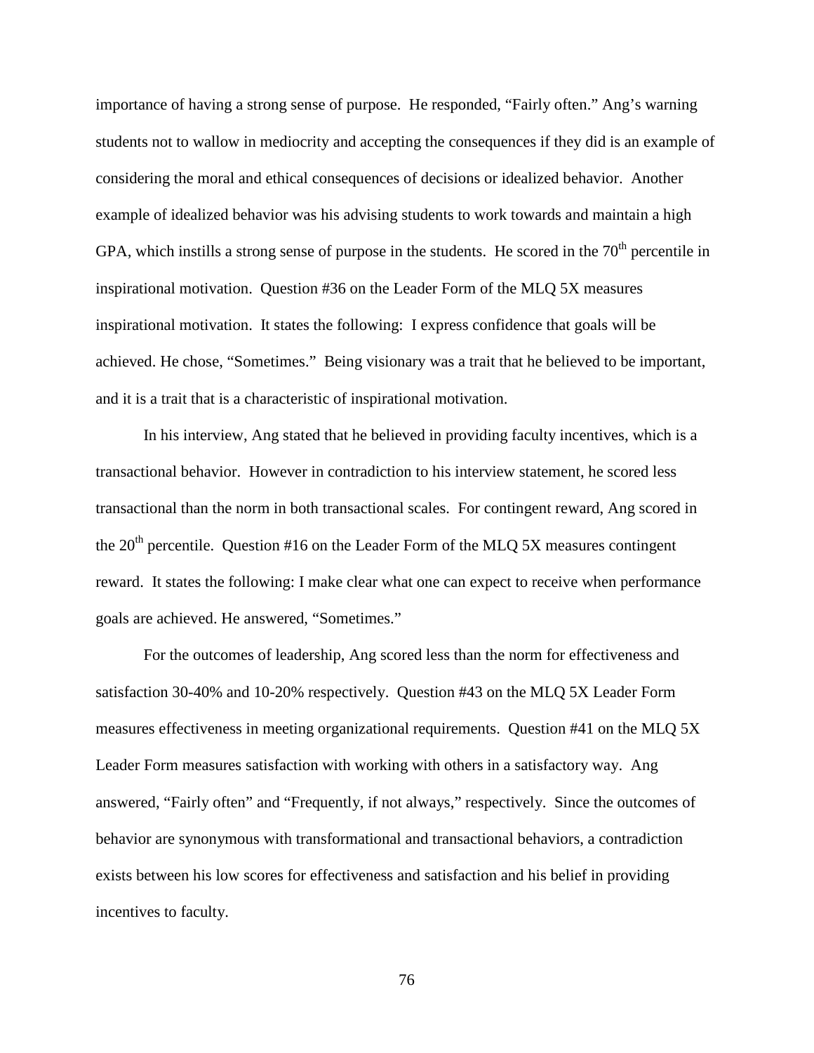importance of having a strong sense of purpose. He responded, "Fairly often." Ang's warning students not to wallow in mediocrity and accepting the consequences if they did is an example of considering the moral and ethical consequences of decisions or idealized behavior. Another example of idealized behavior was his advising students to work towards and maintain a high GPA, which instills a strong sense of purpose in the students. He scored in the 70th percentile in inspirational motivation. Question #36 on the Leader Form of the MLQ 5X measures inspirational motivation. It states the following: I express confidence that goals will be achieved. He chose, "Sometimes." Being visionary was a trait that he believed to be important, and it is a trait that is a characteristic of inspirational motivation.

In his interview, Ang stated that he believed in providing faculty incentives, which is a transactional behavior. However in contradiction to his interview statement, he scored less transactional than the norm in both transactional scales. For contingent reward, Ang scored in the 20th percentile. Question #16 on the Leader Form of the MLQ 5X measures contingent reward. It states the following: I make clear what one can expect to receive when performance goals are achieved. He answered, "Sometimes."

For the outcomes of leadership, Ang scored less than the norm for effectiveness and satisfaction 30-40% and 10-20% respectively. Question #43 on the MLQ 5X Leader Form measures effectiveness in meeting organizational requirements. Question #41 on the MLQ 5X Leader Form measures satisfaction with working with others in a satisfactory way. Ang answered, "Fairly often" and "Frequently, if not always," respectively. Since the outcomes of behavior are synonymous with transformational and transactional behaviors, a contradiction exists between his low scores for effectiveness and satisfaction and his belief in providing incentives to faculty.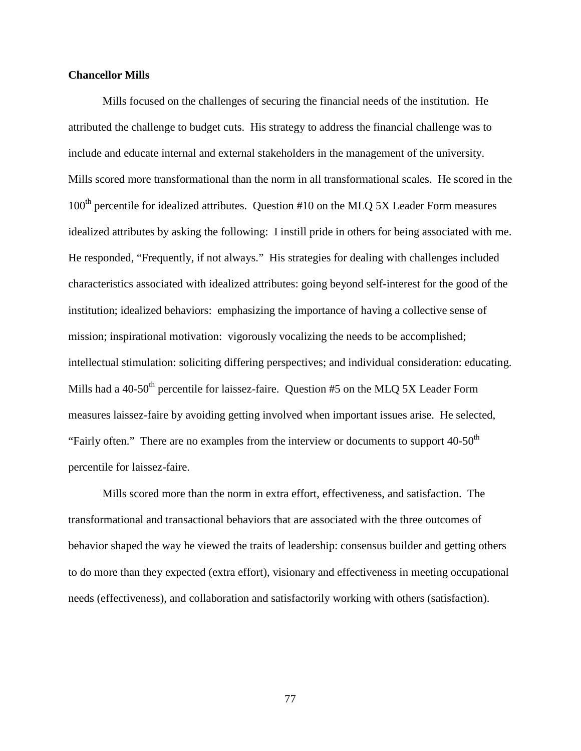**Chancellor Mills**

Mills focused on the challenges of securing the financial needs of the institution. He attributed the challenge to budget cuts. His strategy to address the financial challenge was to include and educate internal and external stakeholders in the management of the university. Mills scored more transformational than the norm in all transformational scales. He scored in the 100th percentile for idealized attributes. Question #10 on the MLQ 5X Leader Form measures idealized attributes by asking the following: I instill pride in others for being associated with me. He responded, "Frequently, if not always." His strategies for dealing with challenges included characteristics associated with idealized attributes: going beyond self-interest for the good of the institution; idealized behaviors: emphasizing the importance of having a collective sense of mission; inspirational motivation: vigorously vocalizing the needs to be accomplished; intellectual stimulation: soliciting differing perspectives; and individual consideration: educating. Mills had a 40-50th percentile for laissez-faire. Question #5 on the MLQ 5X Leader Form measures laissez-faire by avoiding getting involved when important issues arise. He selected, "Fairly often." There are no examples from the interview or documents to support 40-50th percentile for laissez-faire.

Mills scored more than the norm in extra effort, effectiveness, and satisfaction. The transformational and transactional behaviors that are associated with the three outcomes of behavior shaped the way he viewed the traits of leadership: consensus builder and getting others to do more than they expected (extra effort), visionary and effectiveness in meeting occupational needs (effectiveness), and collaboration and satisfactorily working with others (satisfaction).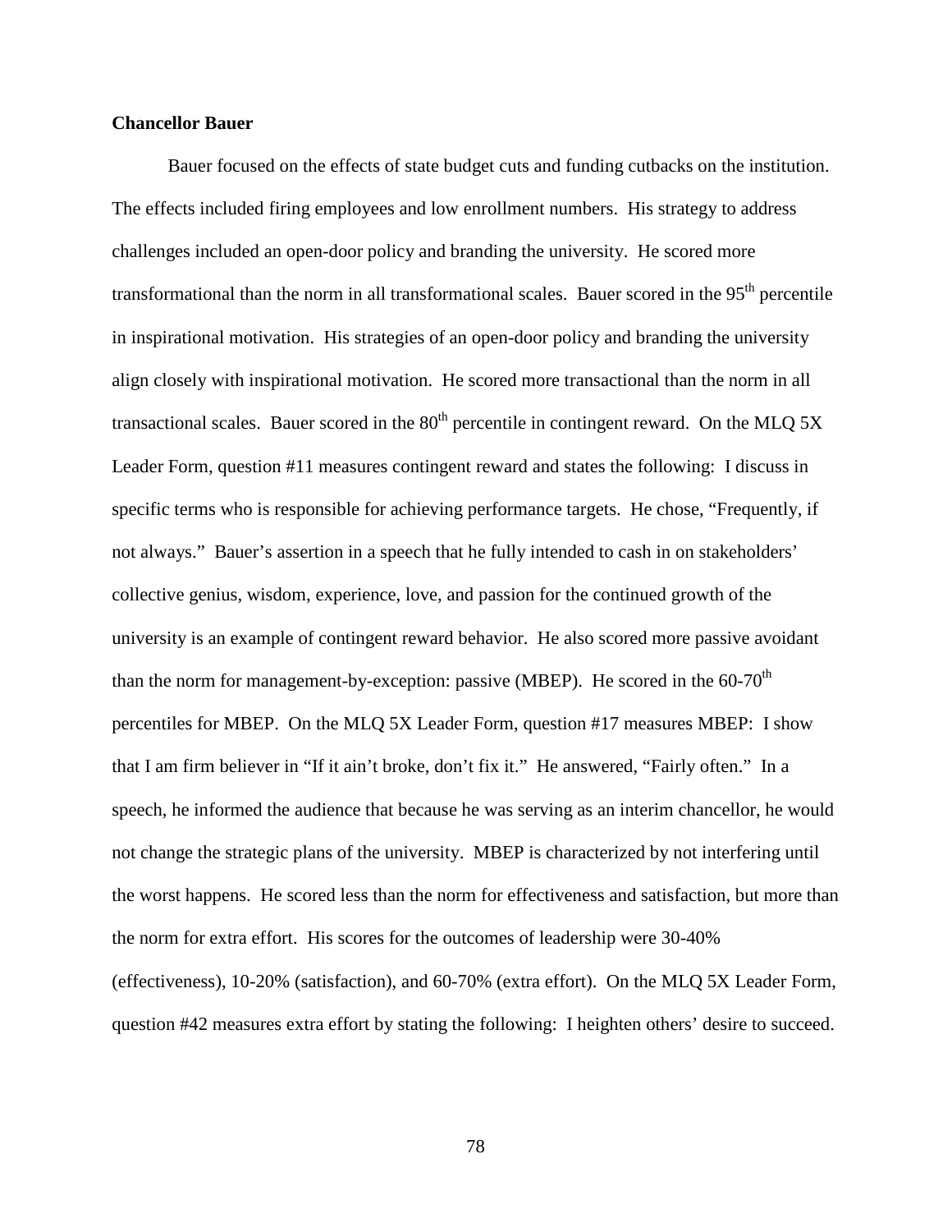**Chancellor Bauer**

Bauer focused on the effects of state budget cuts and funding cutbacks on the institution. The effects included firing employees and low enrollment numbers. His strategy to address challenges included an open-door policy and branding the university. He scored more transformational than the norm in all transformational scales. Bauer scored in the 95th percentile in inspirational motivation. His strategies of an open-door policy and branding the university align closely with inspirational motivation. He scored more transactional than the norm in all transactional scales. Bauer scored in the 80th percentile in contingent reward. On the MLQ 5X Leader Form, question #11 measures contingent reward and states the following: I discuss in specific terms who is responsible for achieving performance targets. He chose, "Frequently, if not always." Bauer's assertion in a speech that he fully intended to cash in on stakeholders' collective genius, wisdom, experience, love, and passion for the continued growth of the university is an example of contingent reward behavior. He also scored more passive avoidant than the norm for management-by-exception: passive (MBEP). He scored in the 60-70th percentiles for MBEP. On the MLQ 5X Leader Form, question #17 measures MBEP: I show that I am firm believer in "If it ain't broke, don't fix it." He answered, "Fairly often." In a speech, he informed the audience that because he was serving as an interim chancellor, he would not change the strategic plans of the university. MBEP is characterized by not interfering until the worst happens. He scored less than the norm for effectiveness and satisfaction, but more than the norm for extra effort. His scores for the outcomes of leadership were 30-40% (effectiveness), 10-20% (satisfaction), and 60-70% (extra effort). On the MLQ 5X Leader Form, question #42 measures extra effort by stating the following: I heighten others' desire to succeed.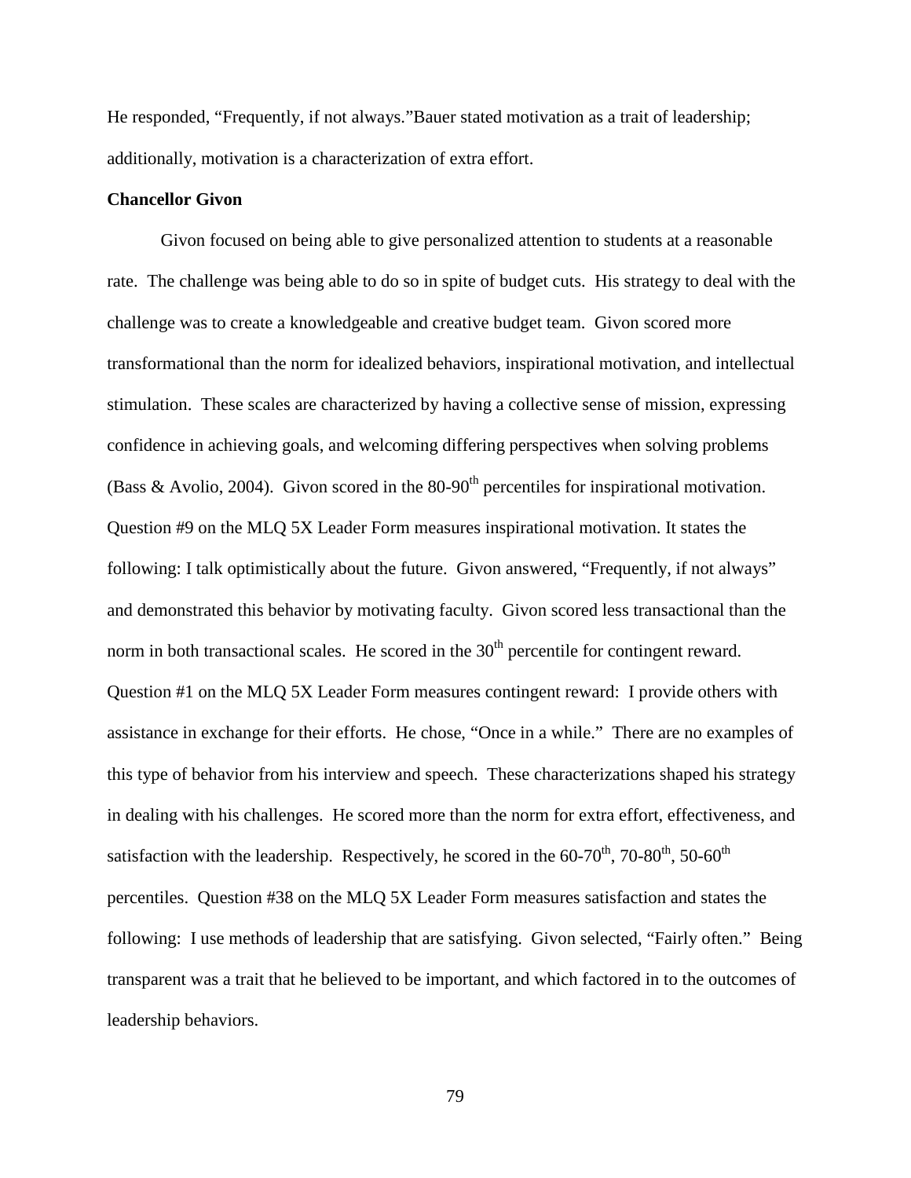He responded, “Frequently, if not always.”Bauer stated motivation as a trait of leadership; additionally, motivation is a characterization of extra effort.

**Chancellor Givon**

Givon focused on being able to give personalized attention to students at a reasonable rate. The challenge was being able to do so in spite of budget cuts. His strategy to deal with the challenge was to create a knowledgeable and creative budget team. Givon scored more transformational than the norm for idealized behaviors, inspirational motivation, and intellectual stimulation. These scales are characterized by having a collective sense of mission, expressing confidence in achieving goals, and welcoming differing perspectives when solving problems (Bass & Avolio, 2004). Givon scored in the 80-90$^{th}$ percentiles for inspirational motivation. Question #9 on the MLQ 5X Leader Form measures inspirational motivation. It states the following: I talk optimistically about the future. Givon answered, “Frequently, if not always” and demonstrated this behavior by motivating faculty. Givon scored less transactional than the norm in both transactional scales. He scored in the 30$^{th}$ percentile for contingent reward. Question #1 on the MLQ 5X Leader Form measures contingent reward: I provide others with assistance in exchange for their efforts. He chose, “Once in a while.” There are no examples of this type of behavior from his interview and speech. These characterizations shaped his strategy in dealing with his challenges. He scored more than the norm for extra effort, effectiveness, and satisfaction with the leadership. Respectively, he scored in the 60-70$^{th}$, 70-80$^{th}$, 50-60$^{th}$ percentiles. Question #38 on the MLQ 5X Leader Form measures satisfaction and states the following: I use methods of leadership that are satisfying. Givon selected, “Fairly often.” Being transparent was a trait that he believed to be important, and which factored in to the outcomes of leadership behaviors.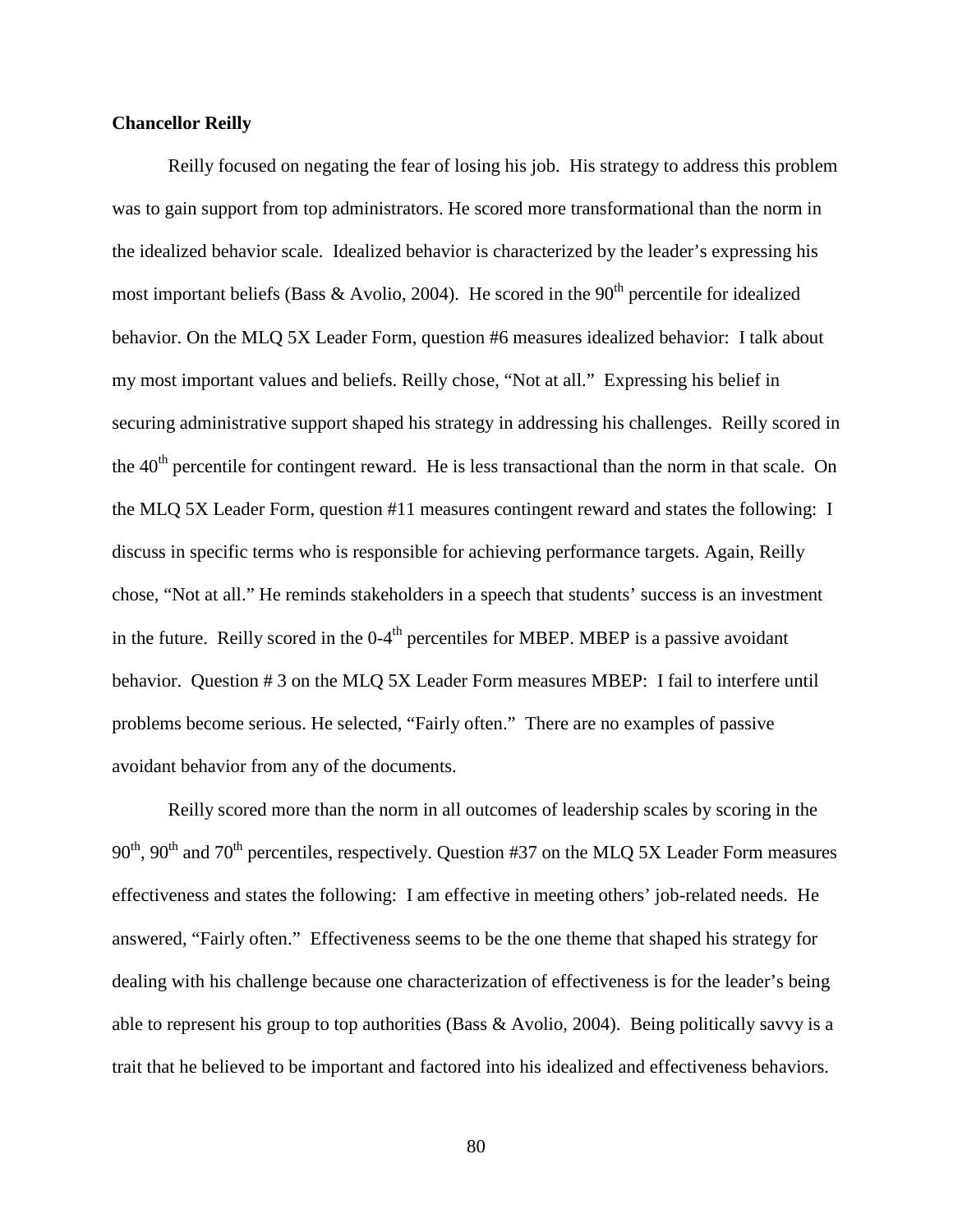**Chancellor Reilly**

Reilly focused on negating the fear of losing his job. His strategy to address this problem was to gain support from top administrators. He scored more transformational than the norm in the idealized behavior scale. Idealized behavior is characterized by the leader's expressing his most important beliefs (Bass & Avolio, 2004). He scored in the 90th percentile for idealized behavior. On the MLQ 5X Leader Form, question #6 measures idealized behavior: I talk about my most important values and beliefs. Reilly chose, "Not at all." Expressing his belief in securing administrative support shaped his strategy in addressing his challenges. Reilly scored in the 40th percentile for contingent reward. He is less transactional than the norm in that scale. On the MLQ 5X Leader Form, question #11 measures contingent reward and states the following: I discuss in specific terms who is responsible for achieving performance targets. Again, Reilly chose, "Not at all." He reminds stakeholders in a speech that students' success is an investment in the future. Reilly scored in the 0-4th percentiles for MBEP. MBEP is a passive avoidant behavior. Question # 3 on the MLQ 5X Leader Form measures MBEP: I fail to interfere until problems become serious. He selected, "Fairly often." There are no examples of passive avoidant behavior from any of the documents.

Reilly scored more than the norm in all outcomes of leadership scales by scoring in the 90th, 90th and 70th percentiles, respectively. Question #37 on the MLQ 5X Leader Form measures effectiveness and states the following: I am effective in meeting others' job-related needs. He answered, "Fairly often." Effectiveness seems to be the one theme that shaped his strategy for dealing with his challenge because one characterization of effectiveness is for the leader's being able to represent his group to top authorities (Bass & Avolio, 2004). Being politically savvy is a trait that he believed to be important and factored into his idealized and effectiveness behaviors.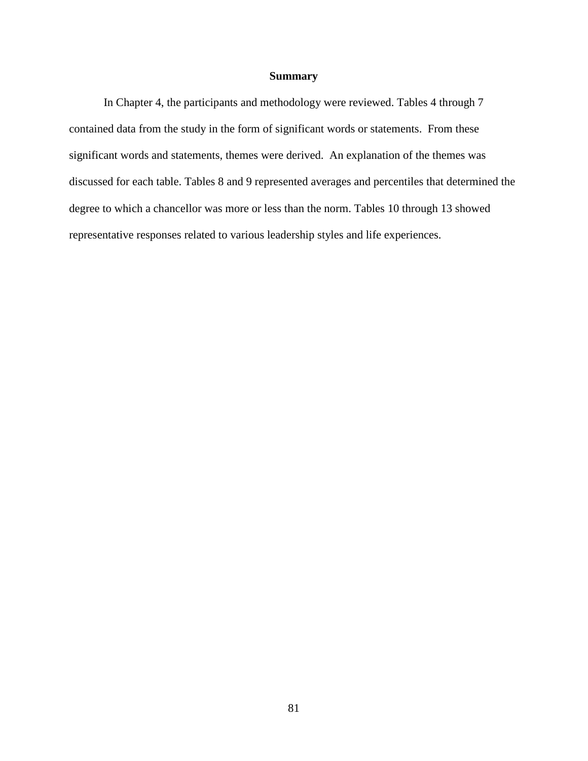## Summary

In Chapter 4, the participants and methodology were reviewed. Tables 4 through 7 contained data from the study in the form of significant words or statements. From these significant words and statements, themes were derived. An explanation of the themes was discussed for each table. Tables 8 and 9 represented averages and percentiles that determined the degree to which a chancellor was more or less than the norm. Tables 10 through 13 showed representative responses related to various leadership styles and life experiences.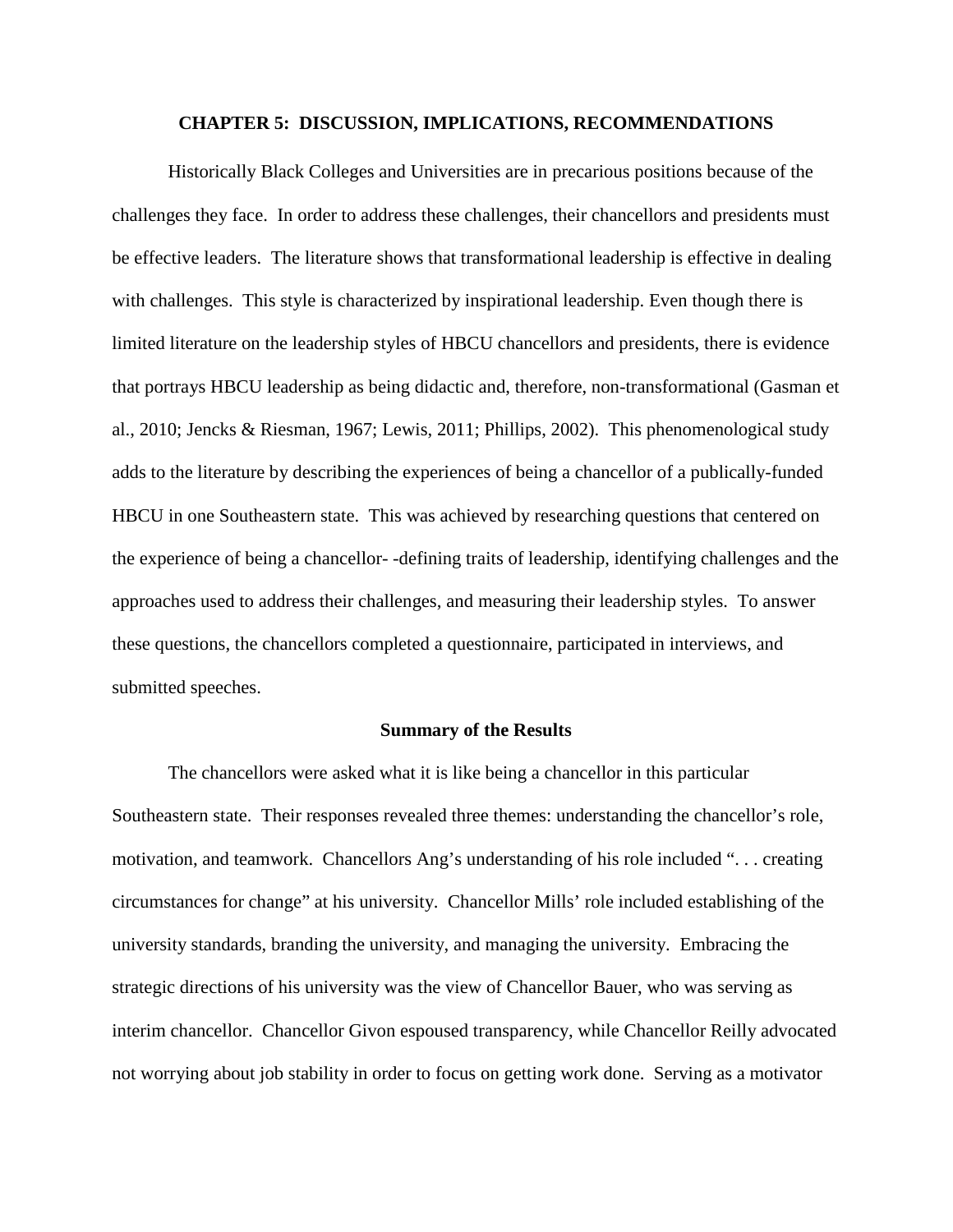## CHAPTER 5: DISCUSSION, IMPLICATIONS, RECOMMENDATIONS

Historically Black Colleges and Universities are in precarious positions because of the challenges they face. In order to address these challenges, their chancellors and presidents must be effective leaders. The literature shows that transformational leadership is effective in dealing with challenges. This style is characterized by inspirational leadership. Even though there is limited literature on the leadership styles of HBCU chancellors and presidents, there is evidence that portrays HBCU leadership as being didactic and, therefore, non-transformational (Gasman et al., 2010; Jencks & Riesman, 1967; Lewis, 2011; Phillips, 2002). This phenomenological study adds to the literature by describing the experiences of being a chancellor of a publically-funded HBCU in one Southeastern state. This was achieved by researching questions that centered on the experience of being a chancellor- -defining traits of leadership, identifying challenges and the approaches used to address their challenges, and measuring their leadership styles. To answer these questions, the chancellors completed a questionnaire, participated in interviews, and submitted speeches.

### Summary of the Results

The chancellors were asked what it is like being a chancellor in this particular Southeastern state. Their responses revealed three themes: understanding the chancellor's role, motivation, and teamwork. Chancellors Ang's understanding of his role included ". . . creating circumstances for change" at his university. Chancellor Mills' role included establishing of the university standards, branding the university, and managing the university. Embracing the strategic directions of his university was the view of Chancellor Bauer, who was serving as interim chancellor. Chancellor Givon espoused transparency, while Chancellor Reilly advocated not worrying about job stability in order to focus on getting work done. Serving as a motivator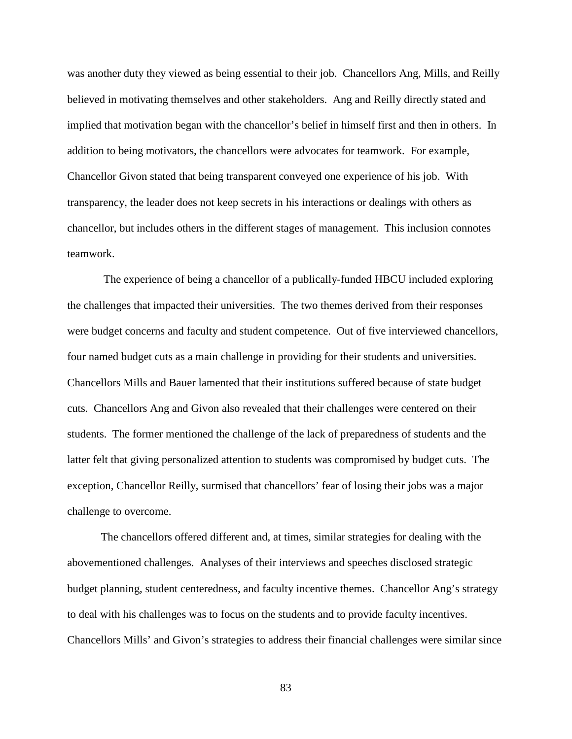was another duty they viewed as being essential to their job. Chancellors Ang, Mills, and Reilly believed in motivating themselves and other stakeholders. Ang and Reilly directly stated and implied that motivation began with the chancellor's belief in himself first and then in others. In addition to being motivators, the chancellors were advocates for teamwork. For example, Chancellor Givon stated that being transparent conveyed one experience of his job. With transparency, the leader does not keep secrets in his interactions or dealings with others as chancellor, but includes others in the different stages of management. This inclusion connotes teamwork.

The experience of being a chancellor of a publically-funded HBCU included exploring the challenges that impacted their universities. The two themes derived from their responses were budget concerns and faculty and student competence. Out of five interviewed chancellors, four named budget cuts as a main challenge in providing for their students and universities. Chancellors Mills and Bauer lamented that their institutions suffered because of state budget cuts. Chancellors Ang and Givon also revealed that their challenges were centered on their students. The former mentioned the challenge of the lack of preparedness of students and the latter felt that giving personalized attention to students was compromised by budget cuts. The exception, Chancellor Reilly, surmised that chancellors' fear of losing their jobs was a major challenge to overcome.

The chancellors offered different and, at times, similar strategies for dealing with the abovementioned challenges. Analyses of their interviews and speeches disclosed strategic budget planning, student centeredness, and faculty incentive themes. Chancellor Ang's strategy to deal with his challenges was to focus on the students and to provide faculty incentives. Chancellors Mills' and Givon's strategies to address their financial challenges were similar since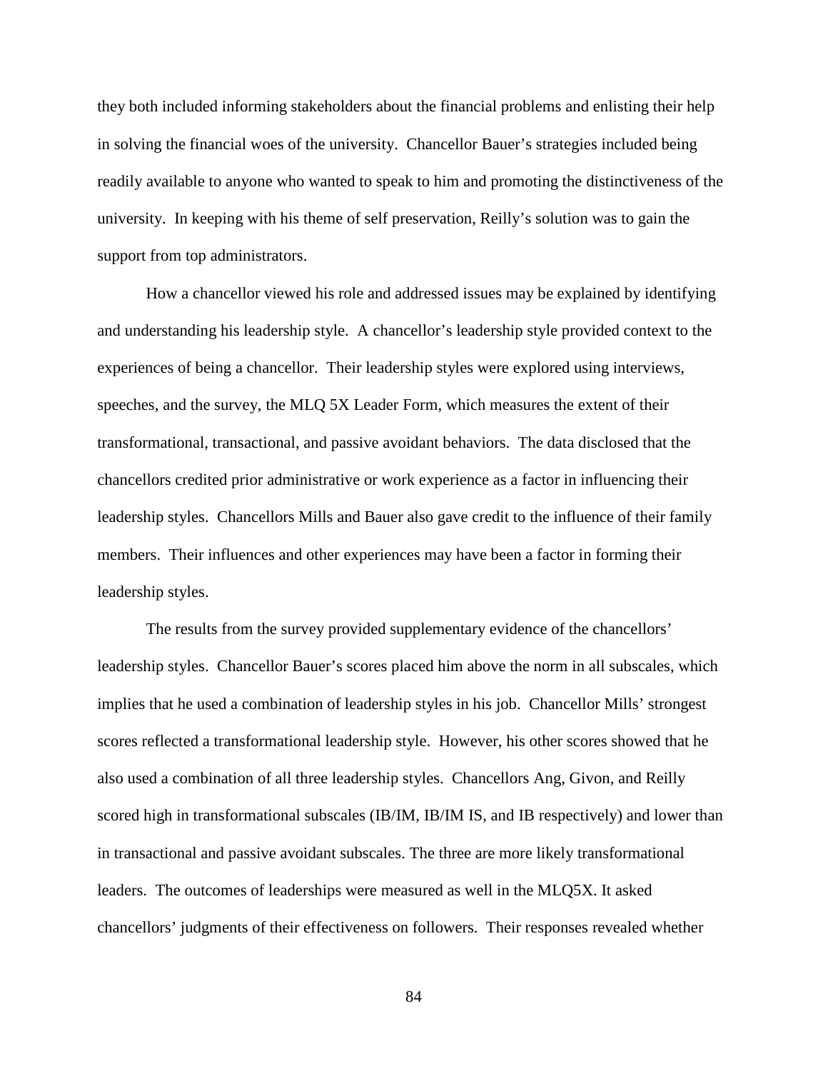they both included informing stakeholders about the financial problems and enlisting their help in solving the financial woes of the university. Chancellor Bauer's strategies included being readily available to anyone who wanted to speak to him and promoting the distinctiveness of the university. In keeping with his theme of self preservation, Reilly's solution was to gain the support from top administrators.

How a chancellor viewed his role and addressed issues may be explained by identifying and understanding his leadership style. A chancellor's leadership style provided context to the experiences of being a chancellor. Their leadership styles were explored using interviews, speeches, and the survey, the MLQ 5X Leader Form, which measures the extent of their transformational, transactional, and passive avoidant behaviors. The data disclosed that the chancellors credited prior administrative or work experience as a factor in influencing their leadership styles. Chancellors Mills and Bauer also gave credit to the influence of their family members. Their influences and other experiences may have been a factor in forming their leadership styles.

The results from the survey provided supplementary evidence of the chancellors' leadership styles. Chancellor Bauer's scores placed him above the norm in all subscales, which implies that he used a combination of leadership styles in his job. Chancellor Mills' strongest scores reflected a transformational leadership style. However, his other scores showed that he also used a combination of all three leadership styles. Chancellors Ang, Givon, and Reilly scored high in transformational subscales (IB/IM, IB/IM IS, and IB respectively) and lower than in transactional and passive avoidant subscales. The three are more likely transformational leaders. The outcomes of leaderships were measured as well in the MLQ5X. It asked chancellors' judgments of their effectiveness on followers. Their responses revealed whether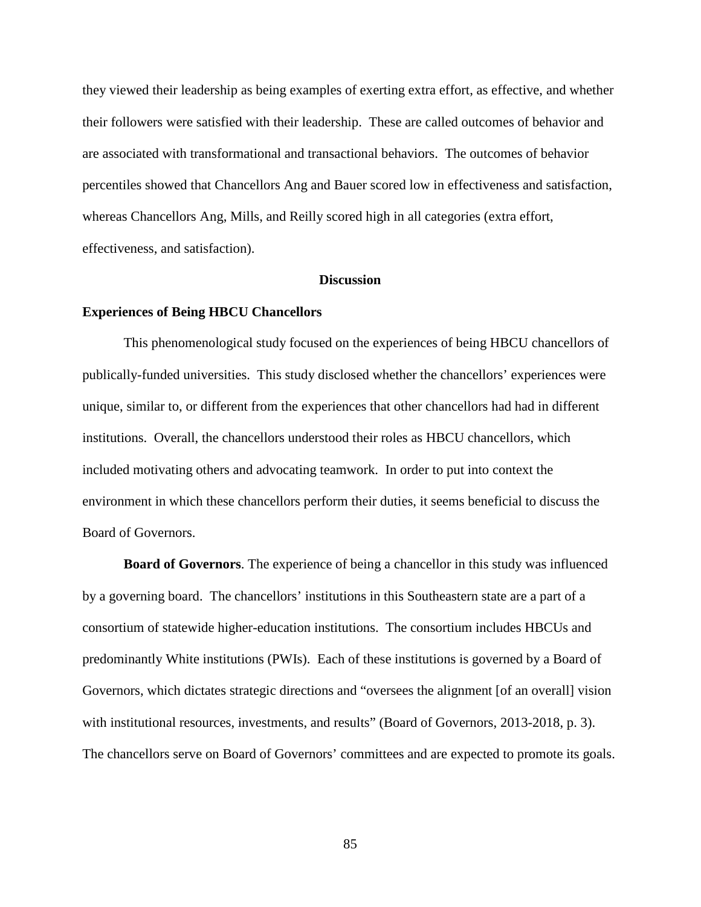they viewed their leadership as being examples of exerting extra effort, as effective, and whether their followers were satisfied with their leadership. These are called outcomes of behavior and are associated with transformational and transactional behaviors. The outcomes of behavior percentiles showed that Chancellors Ang and Bauer scored low in effectiveness and satisfaction, whereas Chancellors Ang, Mills, and Reilly scored high in all categories (extra effort, effectiveness, and satisfaction).

## Discussion

### Experiences of Being HBCU Chancellors

This phenomenological study focused on the experiences of being HBCU chancellors of publically-funded universities. This study disclosed whether the chancellors' experiences were unique, similar to, or different from the experiences that other chancellors had had in different institutions. Overall, the chancellors understood their roles as HBCU chancellors, which included motivating others and advocating teamwork. In order to put into context the environment in which these chancellors perform their duties, it seems beneficial to discuss the Board of Governors.

**Board of Governors**. The experience of being a chancellor in this study was influenced by a governing board. The chancellors' institutions in this Southeastern state are a part of a consortium of statewide higher-education institutions. The consortium includes HBCUs and predominantly White institutions (PWIs). Each of these institutions is governed by a Board of Governors, which dictates strategic directions and "oversees the alignment [of an overall] vision with institutional resources, investments, and results" (Board of Governors, 2013-2018, p. 3). The chancellors serve on Board of Governors' committees and are expected to promote its goals.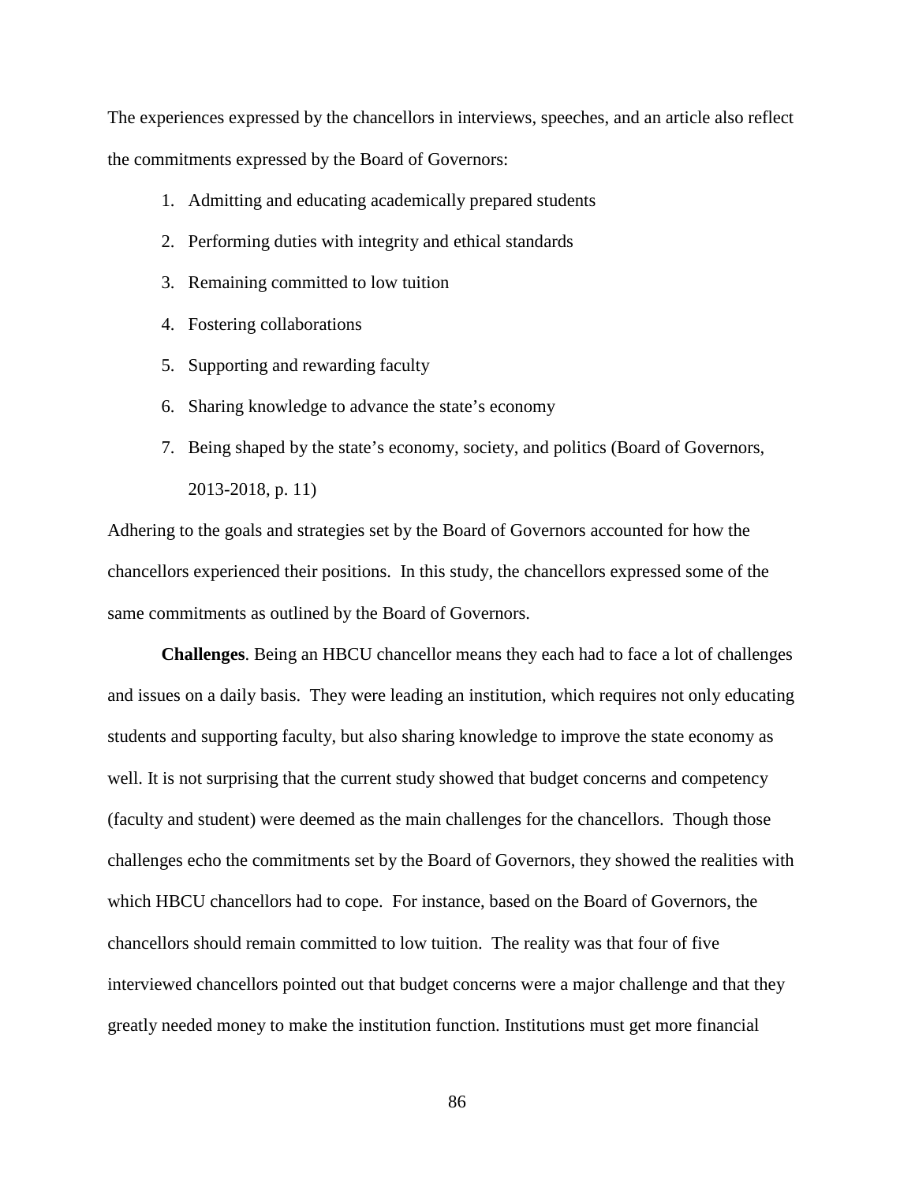The experiences expressed by the chancellors in interviews, speeches, and an article also reflect the commitments expressed by the Board of Governors:

1. Admitting and educating academically prepared students
2. Performing duties with integrity and ethical standards
3. Remaining committed to low tuition
4. Fostering collaborations
5. Supporting and rewarding faculty
6. Sharing knowledge to advance the state's economy
7. Being shaped by the state's economy, society, and politics (Board of Governors, 2013-2018, p. 11)

Adhering to the goals and strategies set by the Board of Governors accounted for how the chancellors experienced their positions. In this study, the chancellors expressed some of the same commitments as outlined by the Board of Governors.

**Challenges**. Being an HBCU chancellor means they each had to face a lot of challenges and issues on a daily basis. They were leading an institution, which requires not only educating students and supporting faculty, but also sharing knowledge to improve the state economy as well. It is not surprising that the current study showed that budget concerns and competency (faculty and student) were deemed as the main challenges for the chancellors. Though those challenges echo the commitments set by the Board of Governors, they showed the realities with which HBCU chancellors had to cope. For instance, based on the Board of Governors, the chancellors should remain committed to low tuition. The reality was that four of five interviewed chancellors pointed out that budget concerns were a major challenge and that they greatly needed money to make the institution function. Institutions must get more financial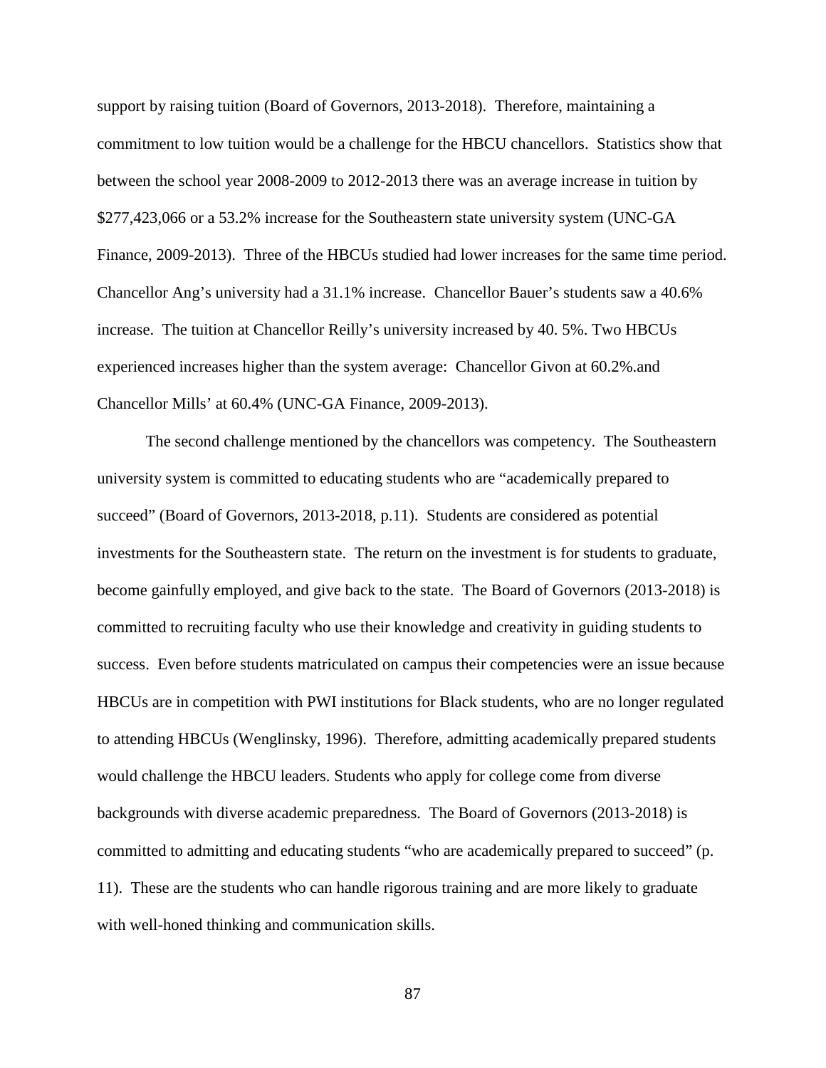support by raising tuition (Board of Governors, 2013-2018). Therefore, maintaining a commitment to low tuition would be a challenge for the HBCU chancellors. Statistics show that between the school year 2008-2009 to 2012-2013 there was an average increase in tuition by $277,423,066 or a 53.2% increase for the Southeastern state university system (UNC-GA Finance, 2009-2013). Three of the HBCUs studied had lower increases for the same time period. Chancellor Ang's university had a 31.1% increase. Chancellor Bauer's students saw a 40.6% increase. The tuition at Chancellor Reilly's university increased by 40. 5%. Two HBCUs experienced increases higher than the system average: Chancellor Givon at 60.2%.and Chancellor Mills' at 60.4% (UNC-GA Finance, 2009-2013).

The second challenge mentioned by the chancellors was competency. The Southeastern university system is committed to educating students who are "academically prepared to succeed" (Board of Governors, 2013-2018, p.11). Students are considered as potential investments for the Southeastern state. The return on the investment is for students to graduate, become gainfully employed, and give back to the state. The Board of Governors (2013-2018) is committed to recruiting faculty who use their knowledge and creativity in guiding students to success. Even before students matriculated on campus their competencies were an issue because HBCUs are in competition with PWI institutions for Black students, who are no longer regulated to attending HBCUs (Wenglinsky, 1996). Therefore, admitting academically prepared students would challenge the HBCU leaders. Students who apply for college come from diverse backgrounds with diverse academic preparedness. The Board of Governors (2013-2018) is committed to admitting and educating students "who are academically prepared to succeed" (p. 11). These are the students who can handle rigorous training and are more likely to graduate with well-honed thinking and communication skills.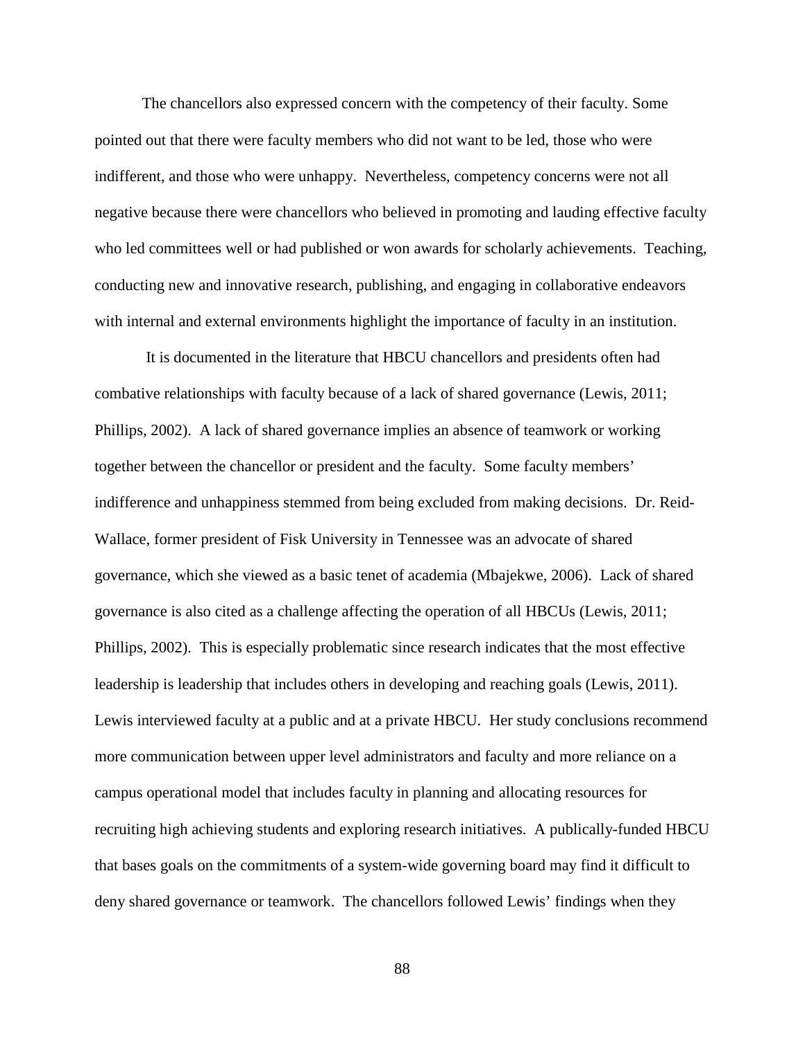The chancellors also expressed concern with the competency of their faculty. Some pointed out that there were faculty members who did not want to be led, those who were indifferent, and those who were unhappy. Nevertheless, competency concerns were not all negative because there were chancellors who believed in promoting and lauding effective faculty who led committees well or had published or won awards for scholarly achievements. Teaching, conducting new and innovative research, publishing, and engaging in collaborative endeavors with internal and external environments highlight the importance of faculty in an institution.

It is documented in the literature that HBCU chancellors and presidents often had combative relationships with faculty because of a lack of shared governance (Lewis, 2011; Phillips, 2002). A lack of shared governance implies an absence of teamwork or working together between the chancellor or president and the faculty. Some faculty members' indifference and unhappiness stemmed from being excluded from making decisions. Dr. Reid-Wallace, former president of Fisk University in Tennessee was an advocate of shared governance, which she viewed as a basic tenet of academia (Mbajekwe, 2006). Lack of shared governance is also cited as a challenge affecting the operation of all HBCUs (Lewis, 2011; Phillips, 2002). This is especially problematic since research indicates that the most effective leadership is leadership that includes others in developing and reaching goals (Lewis, 2011). Lewis interviewed faculty at a public and at a private HBCU. Her study conclusions recommend more communication between upper level administrators and faculty and more reliance on a campus operational model that includes faculty in planning and allocating resources for recruiting high achieving students and exploring research initiatives. A publically-funded HBCU that bases goals on the commitments of a system-wide governing board may find it difficult to deny shared governance or teamwork. The chancellors followed Lewis' findings when they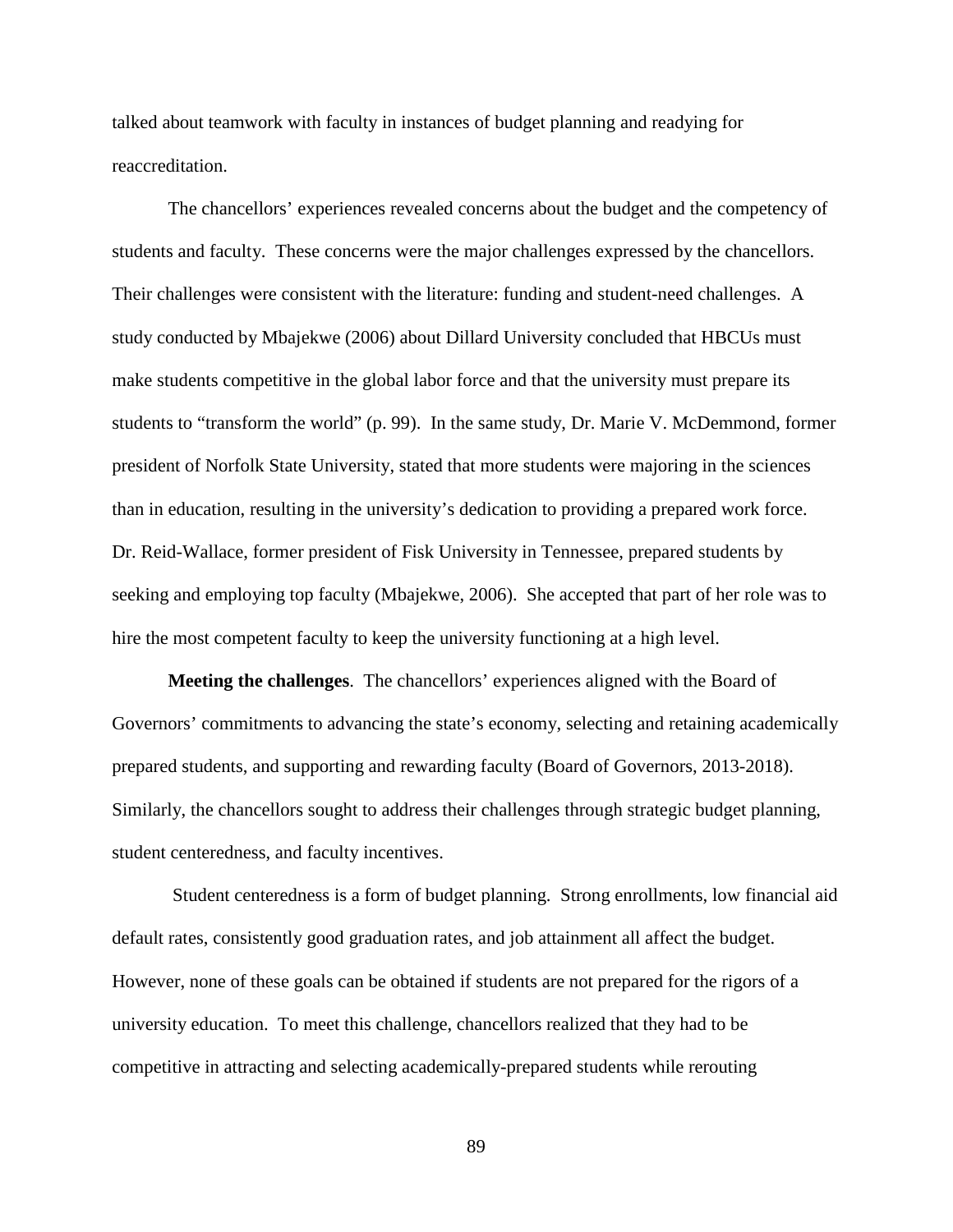talked about teamwork with faculty in instances of budget planning and readying for reaccreditation.

The chancellors' experiences revealed concerns about the budget and the competency of students and faculty. These concerns were the major challenges expressed by the chancellors. Their challenges were consistent with the literature: funding and student-need challenges. A study conducted by Mbajekwe (2006) about Dillard University concluded that HBCUs must make students competitive in the global labor force and that the university must prepare its students to "transform the world" (p. 99). In the same study, Dr. Marie V. McDemmond, former president of Norfolk State University, stated that more students were majoring in the sciences than in education, resulting in the university's dedication to providing a prepared work force. Dr. Reid-Wallace, former president of Fisk University in Tennessee, prepared students by seeking and employing top faculty (Mbajekwe, 2006). She accepted that part of her role was to hire the most competent faculty to keep the university functioning at a high level.

**Meeting the challenges**. The chancellors' experiences aligned with the Board of Governors' commitments to advancing the state's economy, selecting and retaining academically prepared students, and supporting and rewarding faculty (Board of Governors, 2013-2018). Similarly, the chancellors sought to address their challenges through strategic budget planning, student centeredness, and faculty incentives.

Student centeredness is a form of budget planning. Strong enrollments, low financial aid default rates, consistently good graduation rates, and job attainment all affect the budget. However, none of these goals can be obtained if students are not prepared for the rigors of a university education. To meet this challenge, chancellors realized that they had to be competitive in attracting and selecting academically-prepared students while rerouting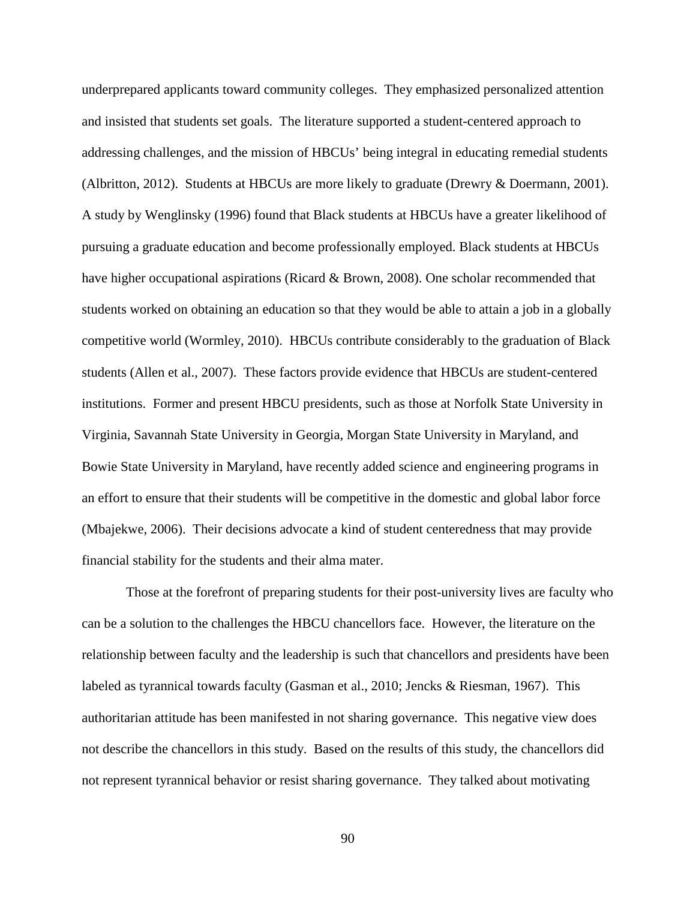underprepared applicants toward community colleges. They emphasized personalized attention and insisted that students set goals. The literature supported a student-centered approach to addressing challenges, and the mission of HBCUs' being integral in educating remedial students (Albritton, 2012). Students at HBCUs are more likely to graduate (Drewry & Doermann, 2001). A study by Wenglinsky (1996) found that Black students at HBCUs have a greater likelihood of pursuing a graduate education and become professionally employed. Black students at HBCUs have higher occupational aspirations (Ricard & Brown, 2008). One scholar recommended that students worked on obtaining an education so that they would be able to attain a job in a globally competitive world (Wormley, 2010). HBCUs contribute considerably to the graduation of Black students (Allen et al., 2007). These factors provide evidence that HBCUs are student-centered institutions. Former and present HBCU presidents, such as those at Norfolk State University in Virginia, Savannah State University in Georgia, Morgan State University in Maryland, and Bowie State University in Maryland, have recently added science and engineering programs in an effort to ensure that their students will be competitive in the domestic and global labor force (Mbajekwe, 2006). Their decisions advocate a kind of student centeredness that may provide financial stability for the students and their alma mater.

Those at the forefront of preparing students for their post-university lives are faculty who can be a solution to the challenges the HBCU chancellors face. However, the literature on the relationship between faculty and the leadership is such that chancellors and presidents have been labeled as tyrannical towards faculty (Gasman et al., 2010; Jencks & Riesman, 1967). This authoritarian attitude has been manifested in not sharing governance. This negative view does not describe the chancellors in this study. Based on the results of this study, the chancellors did not represent tyrannical behavior or resist sharing governance. They talked about motivating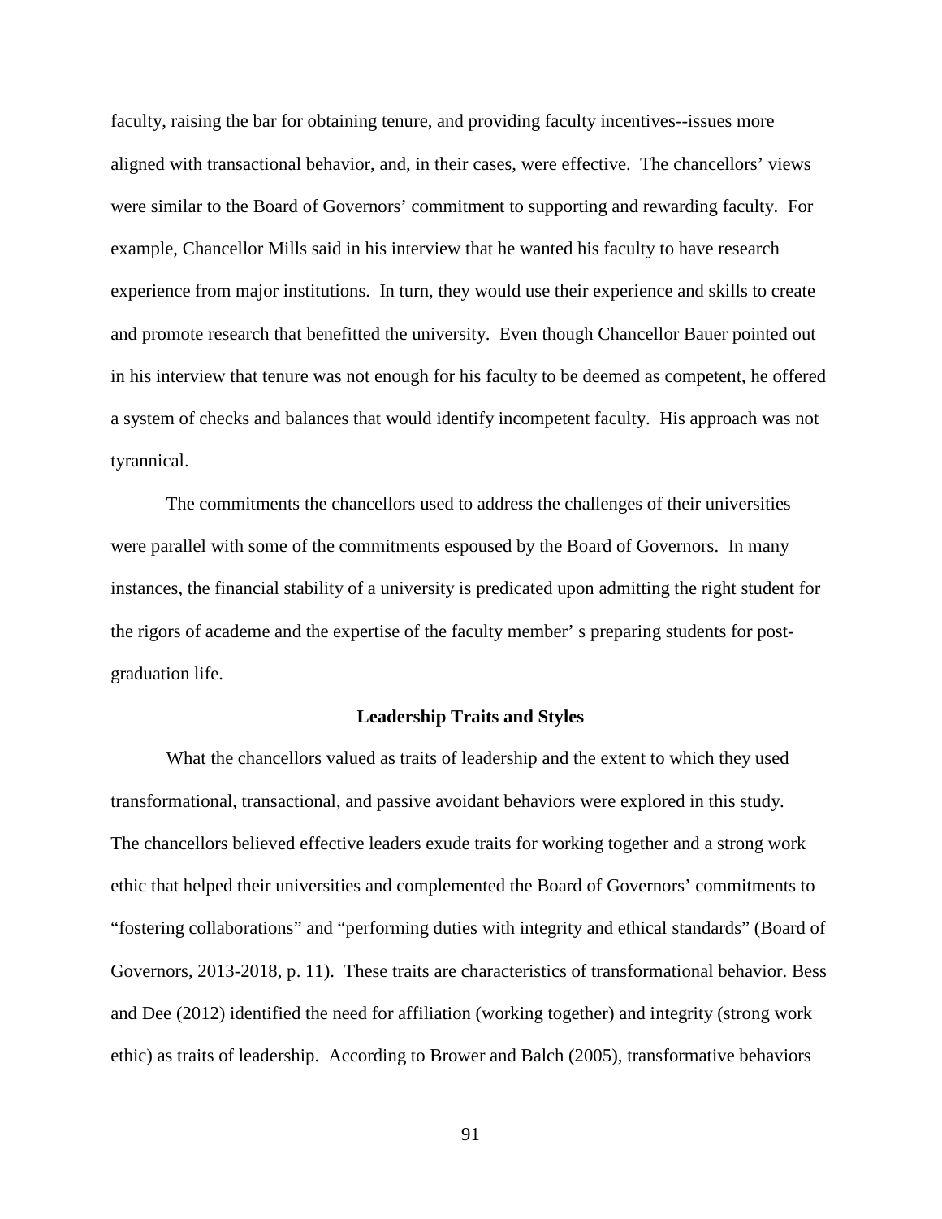faculty, raising the bar for obtaining tenure, and providing faculty incentives--issues more aligned with transactional behavior, and, in their cases, were effective. The chancellors' views were similar to the Board of Governors' commitment to supporting and rewarding faculty. For example, Chancellor Mills said in his interview that he wanted his faculty to have research experience from major institutions. In turn, they would use their experience and skills to create and promote research that benefitted the university. Even though Chancellor Bauer pointed out in his interview that tenure was not enough for his faculty to be deemed as competent, he offered a system of checks and balances that would identify incompetent faculty. His approach was not tyrannical.

The commitments the chancellors used to address the challenges of their universities were parallel with some of the commitments espoused by the Board of Governors. In many instances, the financial stability of a university is predicated upon admitting the right student for the rigors of academe and the expertise of the faculty member' s preparing students for post-graduation life.

## Leadership Traits and Styles

What the chancellors valued as traits of leadership and the extent to which they used transformational, transactional, and passive avoidant behaviors were explored in this study. The chancellors believed effective leaders exude traits for working together and a strong work ethic that helped their universities and complemented the Board of Governors' commitments to "fostering collaborations" and "performing duties with integrity and ethical standards" (Board of Governors, 2013-2018, p. 11). These traits are characteristics of transformational behavior. Bess and Dee (2012) identified the need for affiliation (working together) and integrity (strong work ethic) as traits of leadership. According to Brower and Balch (2005), transformative behaviors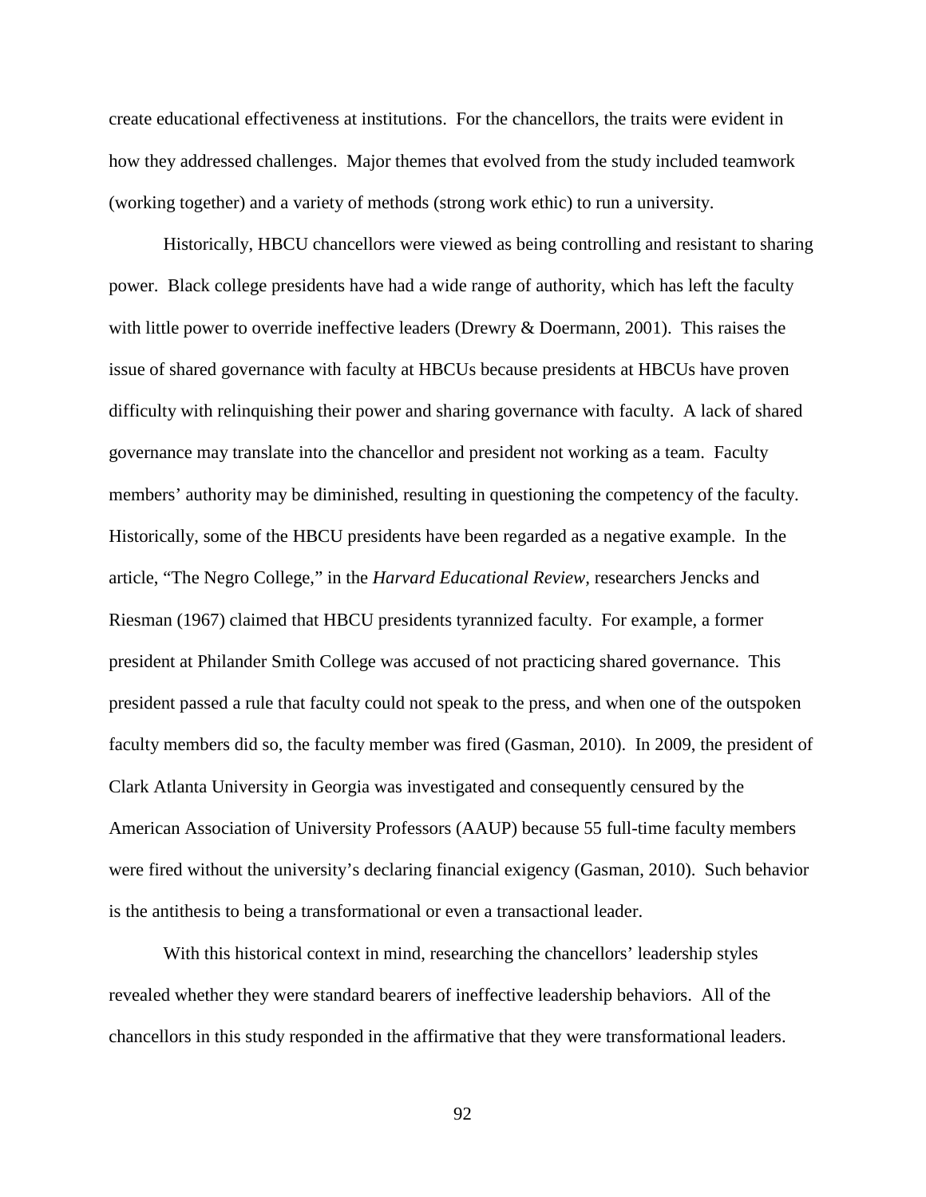create educational effectiveness at institutions. For the chancellors, the traits were evident in how they addressed challenges. Major themes that evolved from the study included teamwork (working together) and a variety of methods (strong work ethic) to run a university.

Historically, HBCU chancellors were viewed as being controlling and resistant to sharing power. Black college presidents have had a wide range of authority, which has left the faculty with little power to override ineffective leaders (Drewry & Doermann, 2001). This raises the issue of shared governance with faculty at HBCUs because presidents at HBCUs have proven difficulty with relinquishing their power and sharing governance with faculty. A lack of shared governance may translate into the chancellor and president not working as a team. Faculty members' authority may be diminished, resulting in questioning the competency of the faculty. Historically, some of the HBCU presidents have been regarded as a negative example. In the article, "The Negro College," in the *Harvard Educational Review,* researchers Jencks and Riesman (1967) claimed that HBCU presidents tyrannized faculty. For example, a former president at Philander Smith College was accused of not practicing shared governance. This president passed a rule that faculty could not speak to the press, and when one of the outspoken faculty members did so, the faculty member was fired (Gasman, 2010). In 2009, the president of Clark Atlanta University in Georgia was investigated and consequently censured by the American Association of University Professors (AAUP) because 55 full-time faculty members were fired without the university's declaring financial exigency (Gasman, 2010). Such behavior is the antithesis to being a transformational or even a transactional leader.

With this historical context in mind, researching the chancellors' leadership styles revealed whether they were standard bearers of ineffective leadership behaviors. All of the chancellors in this study responded in the affirmative that they were transformational leaders.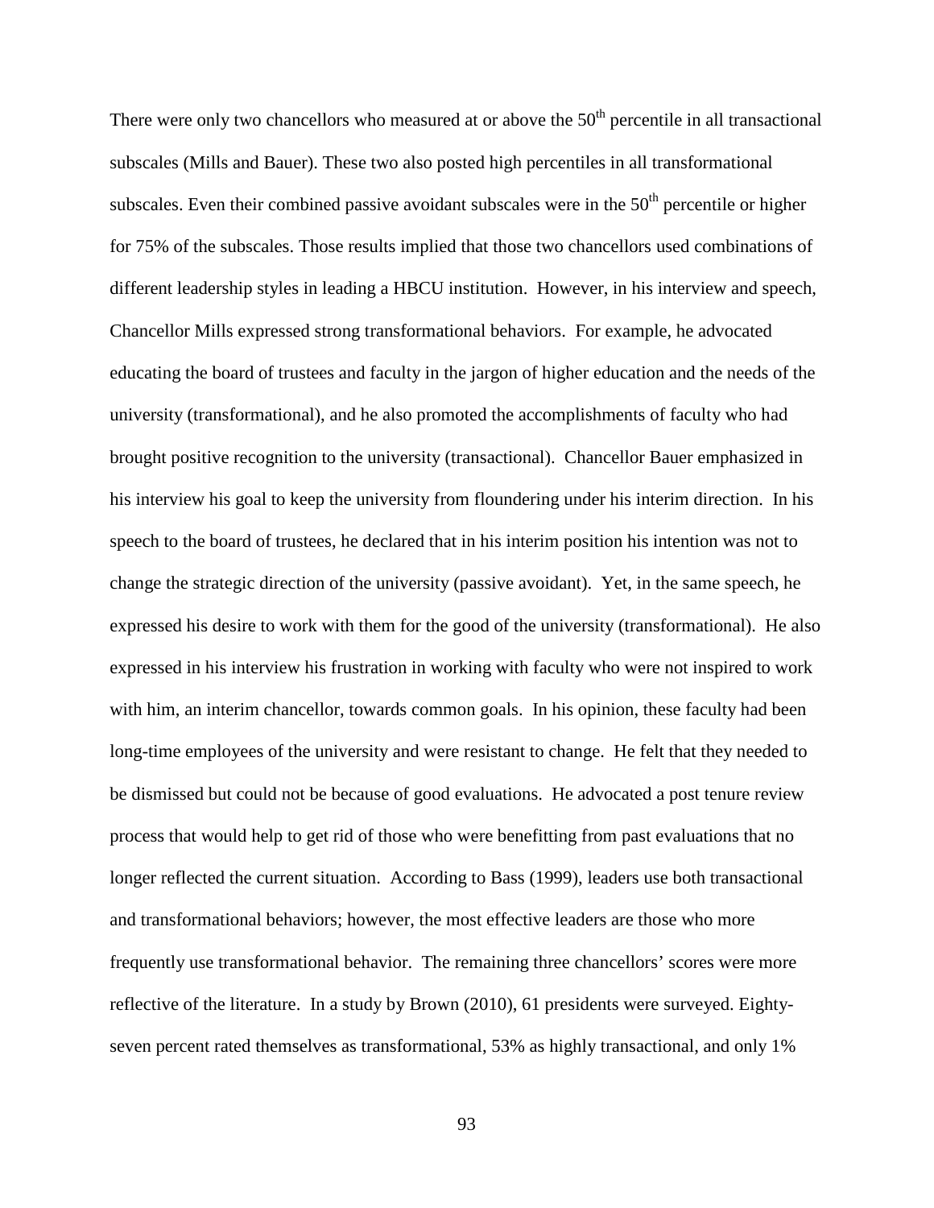There were only two chancellors who measured at or above the $50^{th}$ percentile in all transactional subscales (Mills and Bauer). These two also posted high percentiles in all transformational subscales. Even their combined passive avoidant subscales were in the $50^{th}$ percentile or higher for 75% of the subscales. Those results implied that those two chancellors used combinations of different leadership styles in leading a HBCU institution. However, in his interview and speech, Chancellor Mills expressed strong transformational behaviors. For example, he advocated educating the board of trustees and faculty in the jargon of higher education and the needs of the university (transformational), and he also promoted the accomplishments of faculty who had brought positive recognition to the university (transactional). Chancellor Bauer emphasized in his interview his goal to keep the university from floundering under his interim direction. In his speech to the board of trustees, he declared that in his interim position his intention was not to change the strategic direction of the university (passive avoidant). Yet, in the same speech, he expressed his desire to work with them for the good of the university (transformational). He also expressed in his interview his frustration in working with faculty who were not inspired to work with him, an interim chancellor, towards common goals. In his opinion, these faculty had been long-time employees of the university and were resistant to change. He felt that they needed to be dismissed but could not be because of good evaluations. He advocated a post tenure review process that would help to get rid of those who were benefitting from past evaluations that no longer reflected the current situation. According to Bass (1999), leaders use both transactional and transformational behaviors; however, the most effective leaders are those who more frequently use transformational behavior. The remaining three chancellors' scores were more reflective of the literature. In a study by Brown (2010), 61 presidents were surveyed. Eighty-seven percent rated themselves as transformational, 53% as highly transactional, and only 1%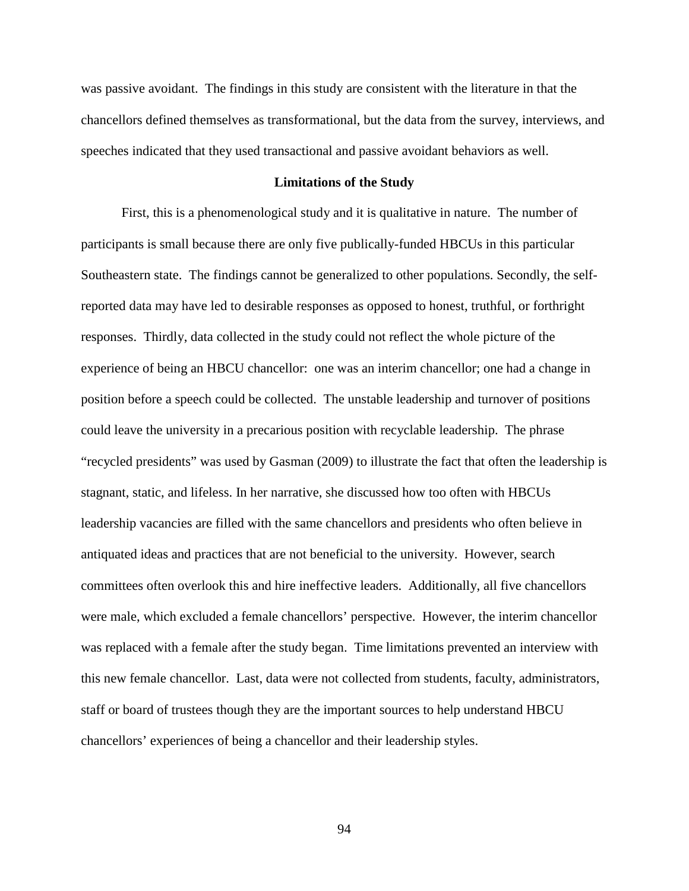was passive avoidant. The findings in this study are consistent with the literature in that the chancellors defined themselves as transformational, but the data from the survey, interviews, and speeches indicated that they used transactional and passive avoidant behaviors as well.

## Limitations of the Study

First, this is a phenomenological study and it is qualitative in nature. The number of participants is small because there are only five publically-funded HBCUs in this particular Southeastern state. The findings cannot be generalized to other populations. Secondly, the self-reported data may have led to desirable responses as opposed to honest, truthful, or forthright responses. Thirdly, data collected in the study could not reflect the whole picture of the experience of being an HBCU chancellor: one was an interim chancellor; one had a change in position before a speech could be collected. The unstable leadership and turnover of positions could leave the university in a precarious position with recyclable leadership. The phrase "recycled presidents" was used by Gasman (2009) to illustrate the fact that often the leadership is stagnant, static, and lifeless. In her narrative, she discussed how too often with HBCUs leadership vacancies are filled with the same chancellors and presidents who often believe in antiquated ideas and practices that are not beneficial to the university. However, search committees often overlook this and hire ineffective leaders. Additionally, all five chancellors were male, which excluded a female chancellors' perspective. However, the interim chancellor was replaced with a female after the study began. Time limitations prevented an interview with this new female chancellor. Last, data were not collected from students, faculty, administrators, staff or board of trustees though they are the important sources to help understand HBCU chancellors' experiences of being a chancellor and their leadership styles.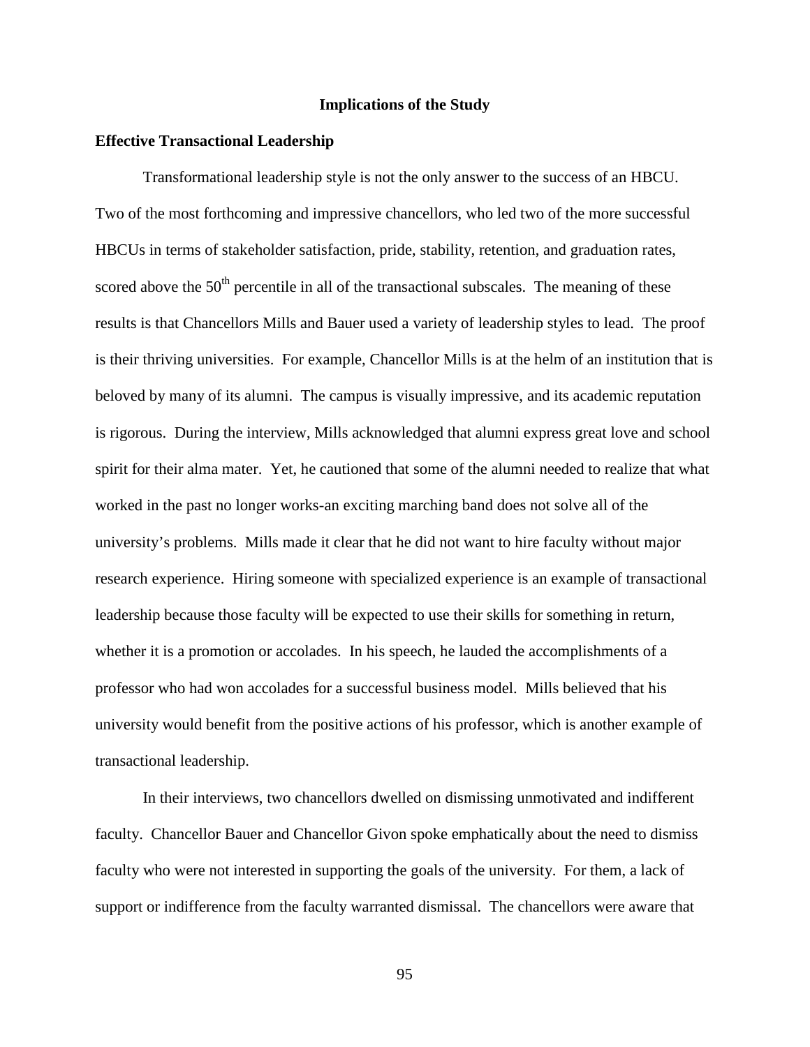## Implications of the Study

### Effective Transactional Leadership

Transformational leadership style is not the only answer to the success of an HBCU. Two of the most forthcoming and impressive chancellors, who led two of the more successful HBCUs in terms of stakeholder satisfaction, pride, stability, retention, and graduation rates, scored above the $50^{th}$ percentile in all of the transactional subscales. The meaning of these results is that Chancellors Mills and Bauer used a variety of leadership styles to lead. The proof is their thriving universities. For example, Chancellor Mills is at the helm of an institution that is beloved by many of its alumni. The campus is visually impressive, and its academic reputation is rigorous. During the interview, Mills acknowledged that alumni express great love and school spirit for their alma mater. Yet, he cautioned that some of the alumni needed to realize that what worked in the past no longer works-an exciting marching band does not solve all of the university's problems. Mills made it clear that he did not want to hire faculty without major research experience. Hiring someone with specialized experience is an example of transactional leadership because those faculty will be expected to use their skills for something in return, whether it is a promotion or accolades. In his speech, he lauded the accomplishments of a professor who had won accolades for a successful business model. Mills believed that his university would benefit from the positive actions of his professor, which is another example of transactional leadership.

In their interviews, two chancellors dwelled on dismissing unmotivated and indifferent faculty. Chancellor Bauer and Chancellor Givon spoke emphatically about the need to dismiss faculty who were not interested in supporting the goals of the university. For them, a lack of support or indifference from the faculty warranted dismissal. The chancellors were aware that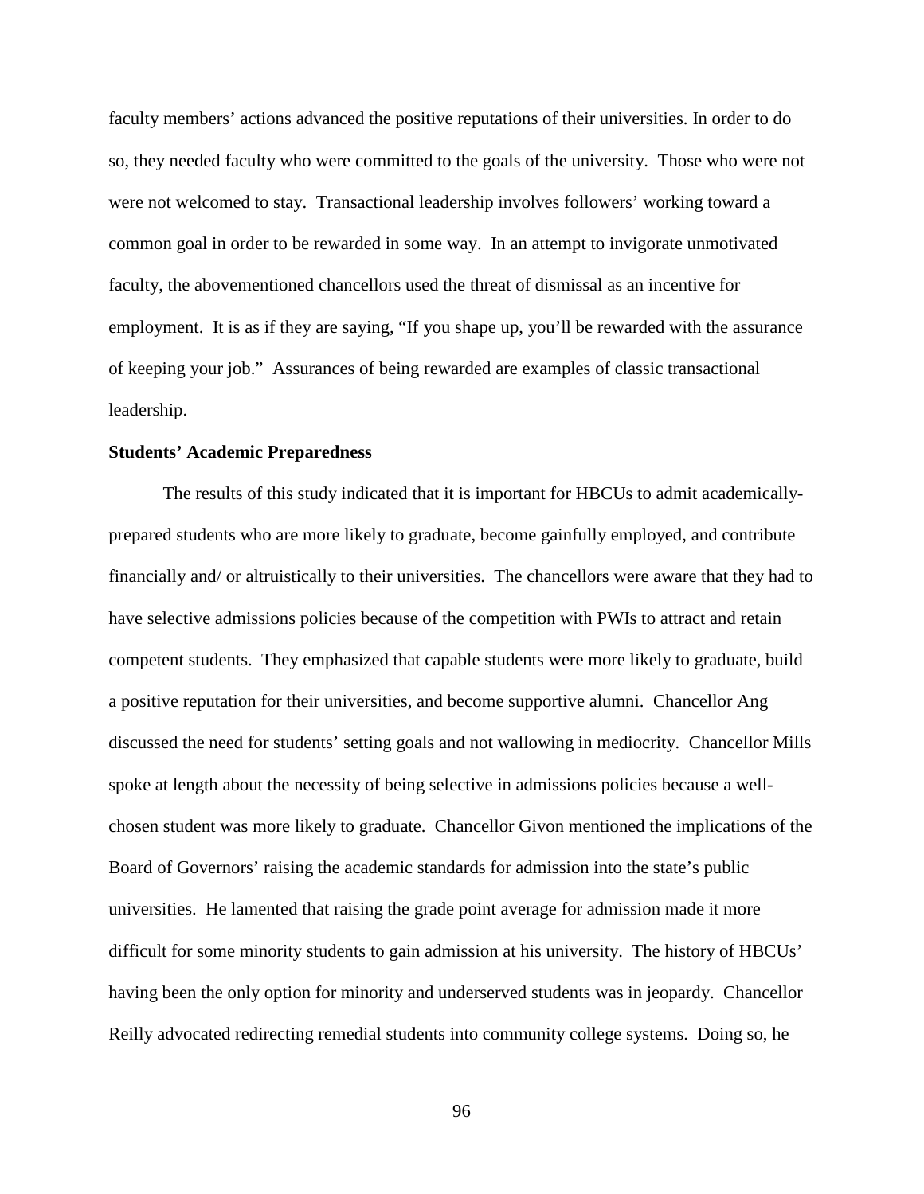faculty members' actions advanced the positive reputations of their universities. In order to do so, they needed faculty who were committed to the goals of the university. Those who were not were not welcomed to stay. Transactional leadership involves followers' working toward a common goal in order to be rewarded in some way. In an attempt to invigorate unmotivated faculty, the abovementioned chancellors used the threat of dismissal as an incentive for employment. It is as if they are saying, "If you shape up, you'll be rewarded with the assurance of keeping your job." Assurances of being rewarded are examples of classic transactional leadership.

**Students' Academic Preparedness**

The results of this study indicated that it is important for HBCUs to admit academically-prepared students who are more likely to graduate, become gainfully employed, and contribute financially and/ or altruistically to their universities. The chancellors were aware that they had to have selective admissions policies because of the competition with PWIs to attract and retain competent students. They emphasized that capable students were more likely to graduate, build a positive reputation for their universities, and become supportive alumni. Chancellor Ang discussed the need for students' setting goals and not wallowing in mediocrity. Chancellor Mills spoke at length about the necessity of being selective in admissions policies because a well-chosen student was more likely to graduate. Chancellor Givon mentioned the implications of the Board of Governors' raising the academic standards for admission into the state's public universities. He lamented that raising the grade point average for admission made it more difficult for some minority students to gain admission at his university. The history of HBCUs' having been the only option for minority and underserved students was in jeopardy. Chancellor Reilly advocated redirecting remedial students into community college systems. Doing so, he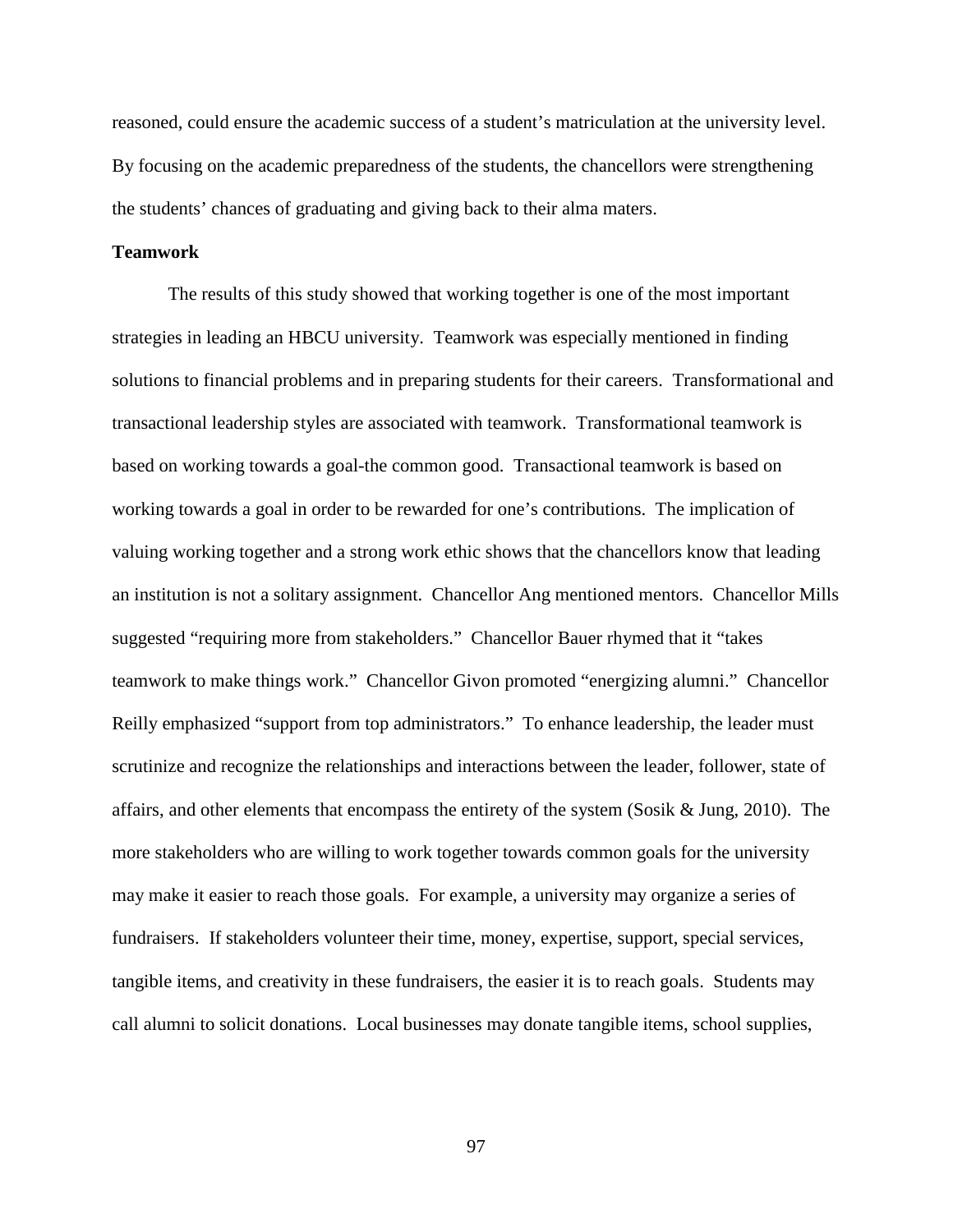reasoned, could ensure the academic success of a student's matriculation at the university level. By focusing on the academic preparedness of the students, the chancellors were strengthening the students' chances of graduating and giving back to their alma maters.

**Teamwork**

The results of this study showed that working together is one of the most important strategies in leading an HBCU university. Teamwork was especially mentioned in finding solutions to financial problems and in preparing students for their careers. Transformational and transactional leadership styles are associated with teamwork. Transformational teamwork is based on working towards a goal-the common good. Transactional teamwork is based on working towards a goal in order to be rewarded for one's contributions. The implication of valuing working together and a strong work ethic shows that the chancellors know that leading an institution is not a solitary assignment. Chancellor Ang mentioned mentors. Chancellor Mills suggested "requiring more from stakeholders." Chancellor Bauer rhymed that it "takes teamwork to make things work." Chancellor Givon promoted "energizing alumni." Chancellor Reilly emphasized "support from top administrators." To enhance leadership, the leader must scrutinize and recognize the relationships and interactions between the leader, follower, state of affairs, and other elements that encompass the entirety of the system (Sosik & Jung, 2010). The more stakeholders who are willing to work together towards common goals for the university may make it easier to reach those goals. For example, a university may organize a series of fundraisers. If stakeholders volunteer their time, money, expertise, support, special services, tangible items, and creativity in these fundraisers, the easier it is to reach goals. Students may call alumni to solicit donations. Local businesses may donate tangible items, school supplies,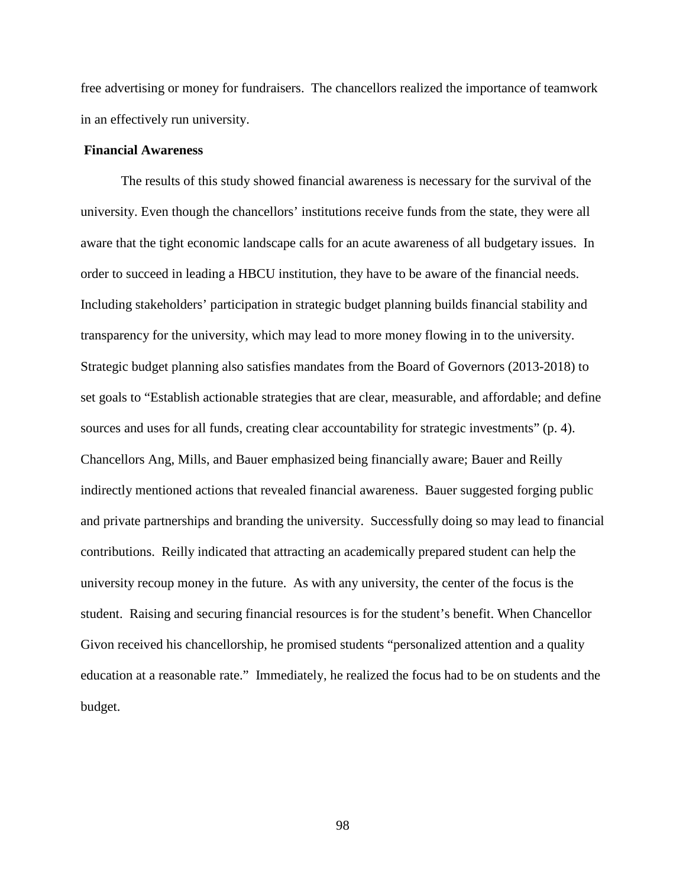free advertising or money for fundraisers. The chancellors realized the importance of teamwork in an effectively run university.

**Financial Awareness**

The results of this study showed financial awareness is necessary for the survival of the university. Even though the chancellors' institutions receive funds from the state, they were all aware that the tight economic landscape calls for an acute awareness of all budgetary issues. In order to succeed in leading a HBCU institution, they have to be aware of the financial needs. Including stakeholders' participation in strategic budget planning builds financial stability and transparency for the university, which may lead to more money flowing in to the university. Strategic budget planning also satisfies mandates from the Board of Governors (2013-2018) to set goals to "Establish actionable strategies that are clear, measurable, and affordable; and define sources and uses for all funds, creating clear accountability for strategic investments" (p. 4). Chancellors Ang, Mills, and Bauer emphasized being financially aware; Bauer and Reilly indirectly mentioned actions that revealed financial awareness. Bauer suggested forging public and private partnerships and branding the university. Successfully doing so may lead to financial contributions. Reilly indicated that attracting an academically prepared student can help the university recoup money in the future. As with any university, the center of the focus is the student. Raising and securing financial resources is for the student's benefit. When Chancellor Givon received his chancellorship, he promised students "personalized attention and a quality education at a reasonable rate." Immediately, he realized the focus had to be on students and the budget.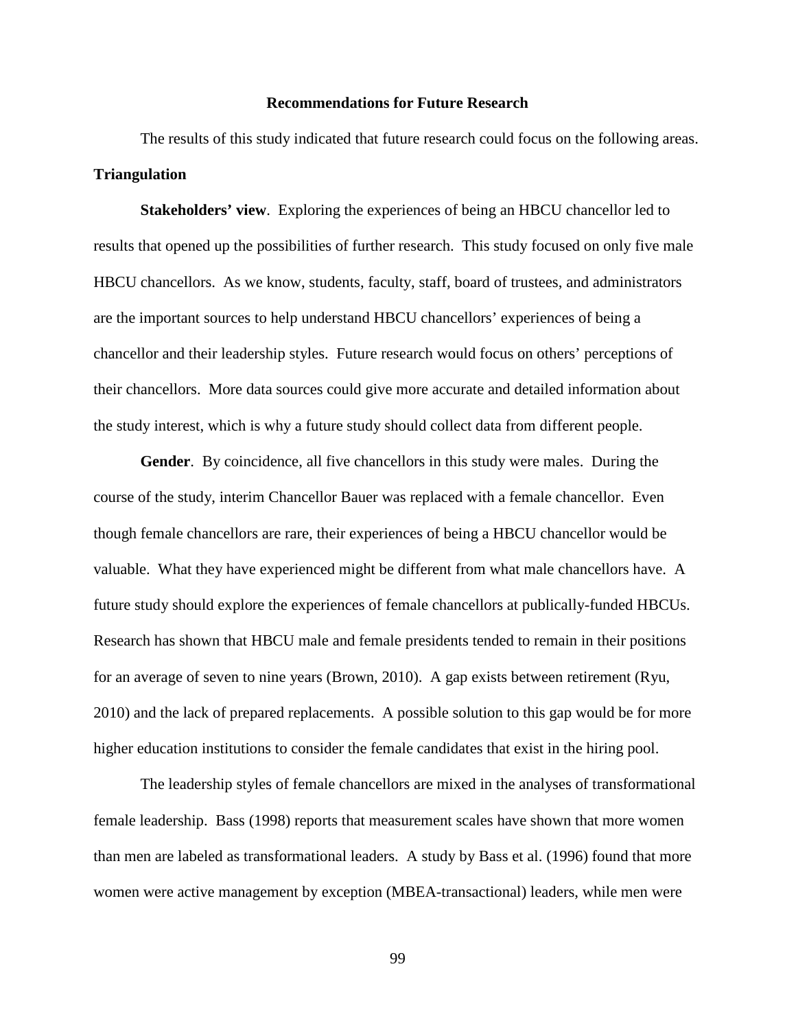## Recommendations for Future Research

The results of this study indicated that future research could focus on the following areas.

### Triangulation

**Stakeholders' view**. Exploring the experiences of being an HBCU chancellor led to results that opened up the possibilities of further research. This study focused on only five male HBCU chancellors. As we know, students, faculty, staff, board of trustees, and administrators are the important sources to help understand HBCU chancellors' experiences of being a chancellor and their leadership styles. Future research would focus on others' perceptions of their chancellors. More data sources could give more accurate and detailed information about the study interest, which is why a future study should collect data from different people.

**Gender**. By coincidence, all five chancellors in this study were males. During the course of the study, interim Chancellor Bauer was replaced with a female chancellor. Even though female chancellors are rare, their experiences of being a HBCU chancellor would be valuable. What they have experienced might be different from what male chancellors have. A future study should explore the experiences of female chancellors at publically-funded HBCUs. Research has shown that HBCU male and female presidents tended to remain in their positions for an average of seven to nine years (Brown, 2010). A gap exists between retirement (Ryu, 2010) and the lack of prepared replacements. A possible solution to this gap would be for more higher education institutions to consider the female candidates that exist in the hiring pool.

The leadership styles of female chancellors are mixed in the analyses of transformational female leadership. Bass (1998) reports that measurement scales have shown that more women than men are labeled as transformational leaders. A study by Bass et al. (1996) found that more women were active management by exception (MBEA-transactional) leaders, while men were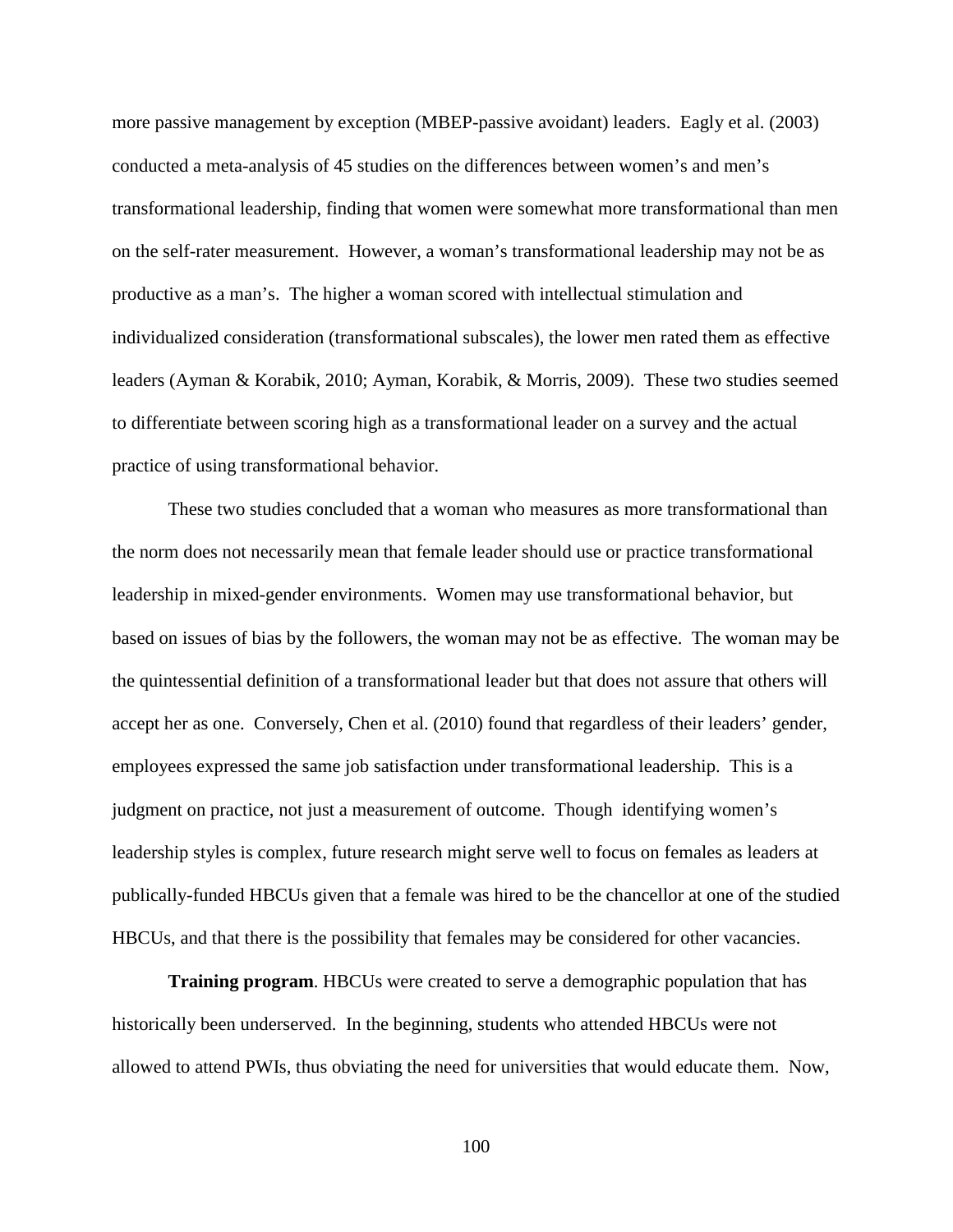more passive management by exception (MBEP-passive avoidant) leaders. Eagly et al. (2003) conducted a meta-analysis of 45 studies on the differences between women's and men's transformational leadership, finding that women were somewhat more transformational than men on the self-rater measurement. However, a woman's transformational leadership may not be as productive as a man's. The higher a woman scored with intellectual stimulation and individualized consideration (transformational subscales), the lower men rated them as effective leaders (Ayman & Korabik, 2010; Ayman, Korabik, & Morris, 2009). These two studies seemed to differentiate between scoring high as a transformational leader on a survey and the actual practice of using transformational behavior.

These two studies concluded that a woman who measures as more transformational than the norm does not necessarily mean that female leader should use or practice transformational leadership in mixed-gender environments. Women may use transformational behavior, but based on issues of bias by the followers, the woman may not be as effective. The woman may be the quintessential definition of a transformational leader but that does not assure that others will accept her as one. Conversely, Chen et al. (2010) found that regardless of their leaders' gender, employees expressed the same job satisfaction under transformational leadership. This is a judgment on practice, not just a measurement of outcome. Though identifying women's leadership styles is complex, future research might serve well to focus on females as leaders at publically-funded HBCUs given that a female was hired to be the chancellor at one of the studied HBCUs, and that there is the possibility that females may be considered for other vacancies.

**Training program**. HBCUs were created to serve a demographic population that has historically been underserved. In the beginning, students who attended HBCUs were not allowed to attend PWIs, thus obviating the need for universities that would educate them. Now,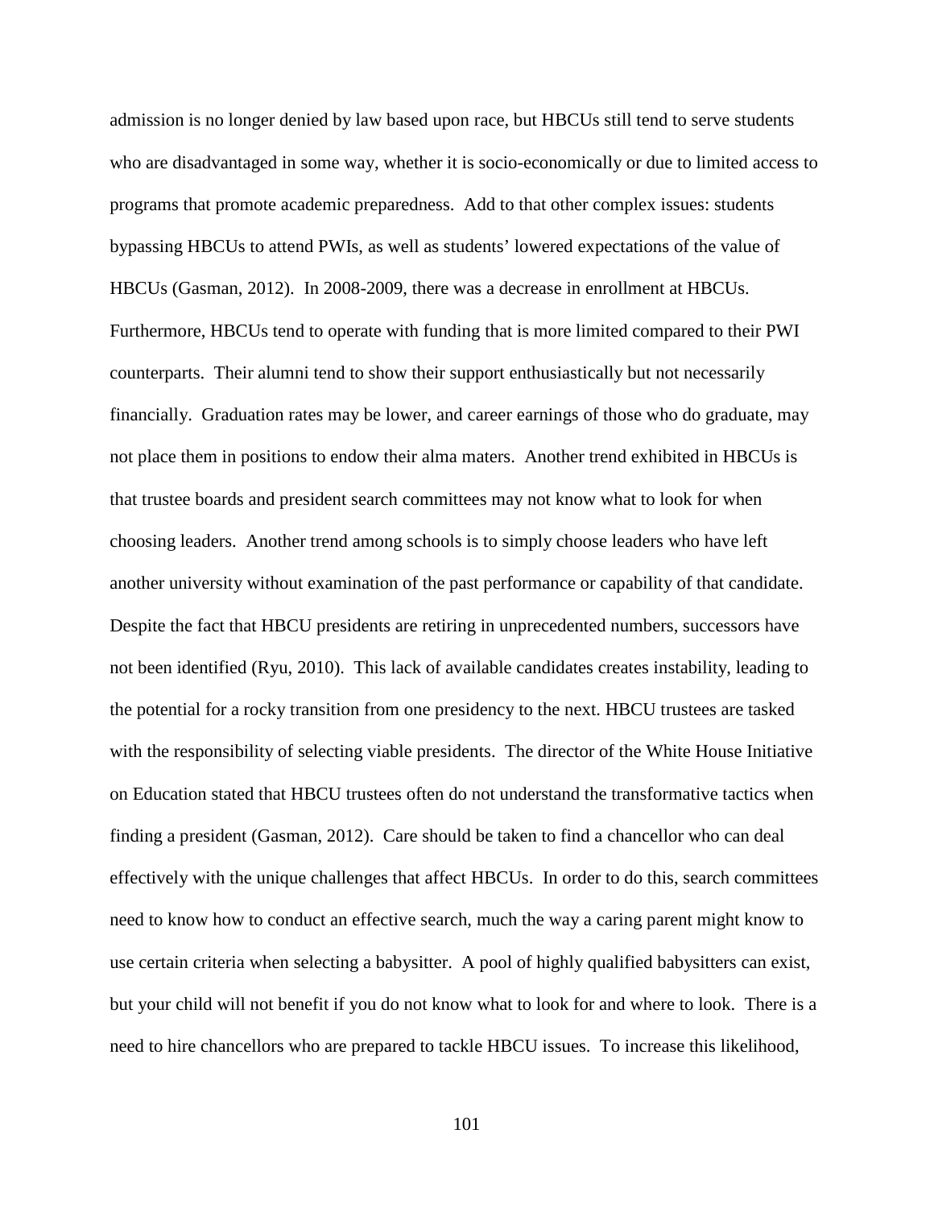admission is no longer denied by law based upon race, but HBCUs still tend to serve students who are disadvantaged in some way, whether it is socio-economically or due to limited access to programs that promote academic preparedness. Add to that other complex issues: students bypassing HBCUs to attend PWIs, as well as students' lowered expectations of the value of HBCUs (Gasman, 2012). In 2008-2009, there was a decrease in enrollment at HBCUs. Furthermore, HBCUs tend to operate with funding that is more limited compared to their PWI counterparts. Their alumni tend to show their support enthusiastically but not necessarily financially. Graduation rates may be lower, and career earnings of those who do graduate, may not place them in positions to endow their alma maters. Another trend exhibited in HBCUs is that trustee boards and president search committees may not know what to look for when choosing leaders. Another trend among schools is to simply choose leaders who have left another university without examination of the past performance or capability of that candidate. Despite the fact that HBCU presidents are retiring in unprecedented numbers, successors have not been identified (Ryu, 2010). This lack of available candidates creates instability, leading to the potential for a rocky transition from one presidency to the next. HBCU trustees are tasked with the responsibility of selecting viable presidents. The director of the White House Initiative on Education stated that HBCU trustees often do not understand the transformative tactics when finding a president (Gasman, 2012). Care should be taken to find a chancellor who can deal effectively with the unique challenges that affect HBCUs. In order to do this, search committees need to know how to conduct an effective search, much the way a caring parent might know to use certain criteria when selecting a babysitter. A pool of highly qualified babysitters can exist, but your child will not benefit if you do not know what to look for and where to look. There is a need to hire chancellors who are prepared to tackle HBCU issues. To increase this likelihood,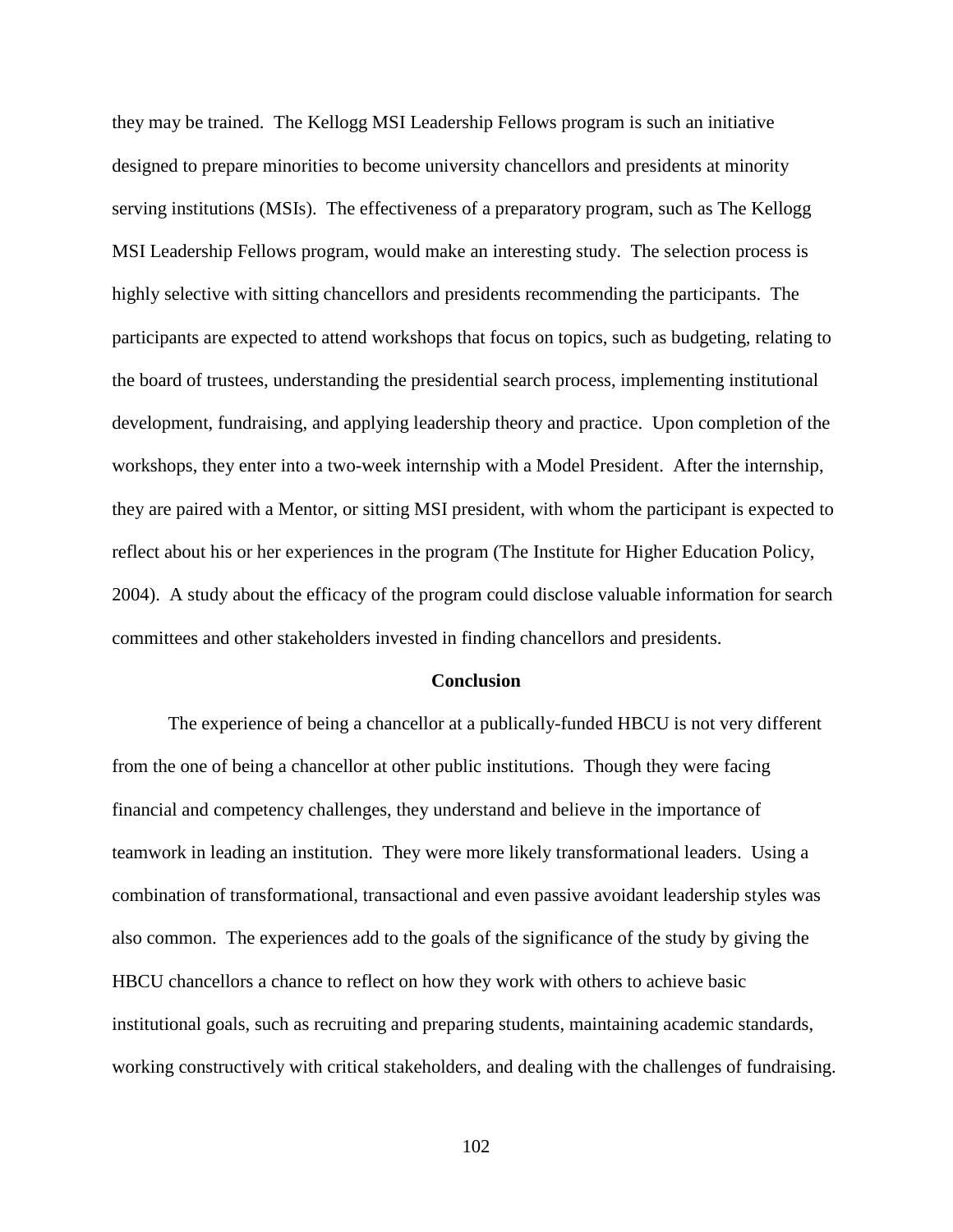they may be trained. The Kellogg MSI Leadership Fellows program is such an initiative designed to prepare minorities to become university chancellors and presidents at minority serving institutions (MSIs). The effectiveness of a preparatory program, such as The Kellogg MSI Leadership Fellows program, would make an interesting study. The selection process is highly selective with sitting chancellors and presidents recommending the participants. The participants are expected to attend workshops that focus on topics, such as budgeting, relating to the board of trustees, understanding the presidential search process, implementing institutional development, fundraising, and applying leadership theory and practice. Upon completion of the workshops, they enter into a two-week internship with a Model President. After the internship, they are paired with a Mentor, or sitting MSI president, with whom the participant is expected to reflect about his or her experiences in the program (The Institute for Higher Education Policy, 2004). A study about the efficacy of the program could disclose valuable information for search committees and other stakeholders invested in finding chancellors and presidents.

## Conclusion

The experience of being a chancellor at a publically-funded HBCU is not very different from the one of being a chancellor at other public institutions. Though they were facing financial and competency challenges, they understand and believe in the importance of teamwork in leading an institution. They were more likely transformational leaders. Using a combination of transformational, transactional and even passive avoidant leadership styles was also common. The experiences add to the goals of the significance of the study by giving the HBCU chancellors a chance to reflect on how they work with others to achieve basic institutional goals, such as recruiting and preparing students, maintaining academic standards, working constructively with critical stakeholders, and dealing with the challenges of fundraising.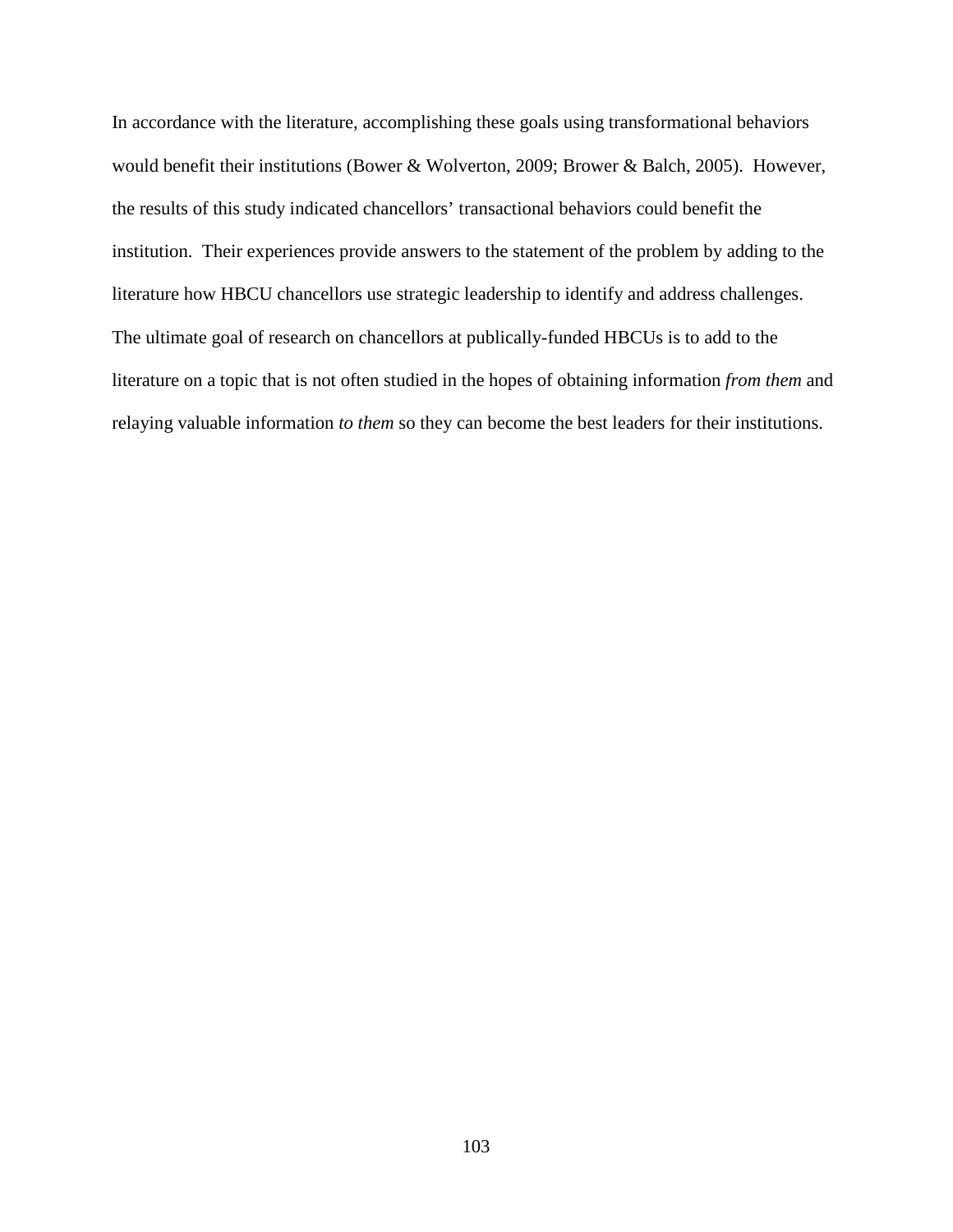In accordance with the literature, accomplishing these goals using transformational behaviors would benefit their institutions (Bower & Wolverton, 2009; Brower & Balch, 2005). However, the results of this study indicated chancellors' transactional behaviors could benefit the institution. Their experiences provide answers to the statement of the problem by adding to the literature how HBCU chancellors use strategic leadership to identify and address challenges. The ultimate goal of research on chancellors at publically-funded HBCUs is to add to the literature on a topic that is not often studied in the hopes of obtaining information *from them* and relaying valuable information *to them* so they can become the best leaders for their institutions.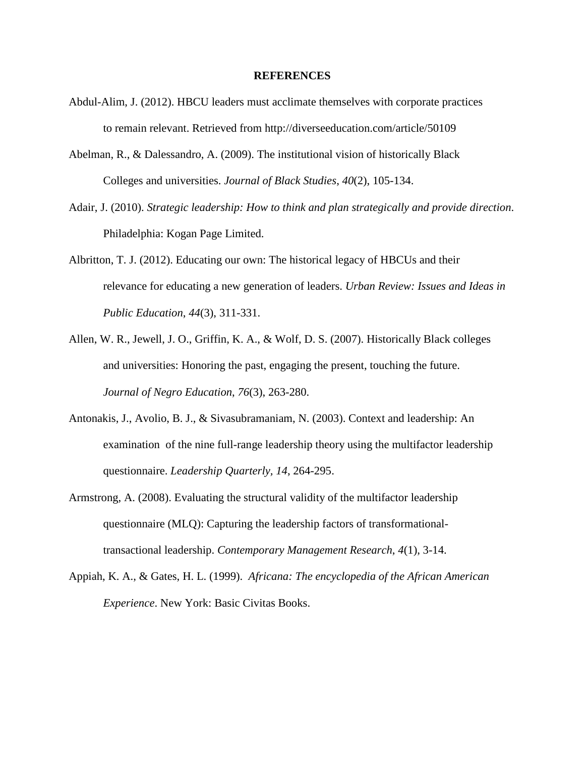# REFERENCES

Abdul-Alim, J. (2012). HBCU leaders must acclimate themselves with corporate practices to remain relevant. Retrieved from http://diverseeducation.com/article/50109

Abelman, R., & Dalessandro, A. (2009). The institutional vision of historically Black Colleges and universities. *Journal of Black Studies*, *40*(2), 105-134.

Adair, J. (2010). *Strategic leadership: How to think and plan strategically and provide direction*. Philadelphia: Kogan Page Limited.

Albritton, T. J. (2012). Educating our own: The historical legacy of HBCUs and their relevance for educating a new generation of leaders. *Urban Review: Issues and Ideas in Public Education*, *44*(3), 311-331.

Allen, W. R., Jewell, J. O., Griffin, K. A., & Wolf, D. S. (2007). Historically Black colleges and universities: Honoring the past, engaging the present, touching the future. *Journal of Negro Education*, *76*(3), 263-280.

Antonakis, J., Avolio, B. J., & Sivasubramaniam, N. (2003). Context and leadership: An examination of the nine full-range leadership theory using the multifactor leadership questionnaire. *Leadership Quarterly, 14*, 264-295.

Armstrong, A. (2008). Evaluating the structural validity of the multifactor leadership questionnaire (MLQ): Capturing the leadership factors of transformational-transactional leadership. *Contemporary Management Research*, *4*(1), 3-14.

Appiah, K. A., & Gates, H. L. (1999). *Africana: The encyclopedia of the African American Experience*. New York: Basic Civitas Books.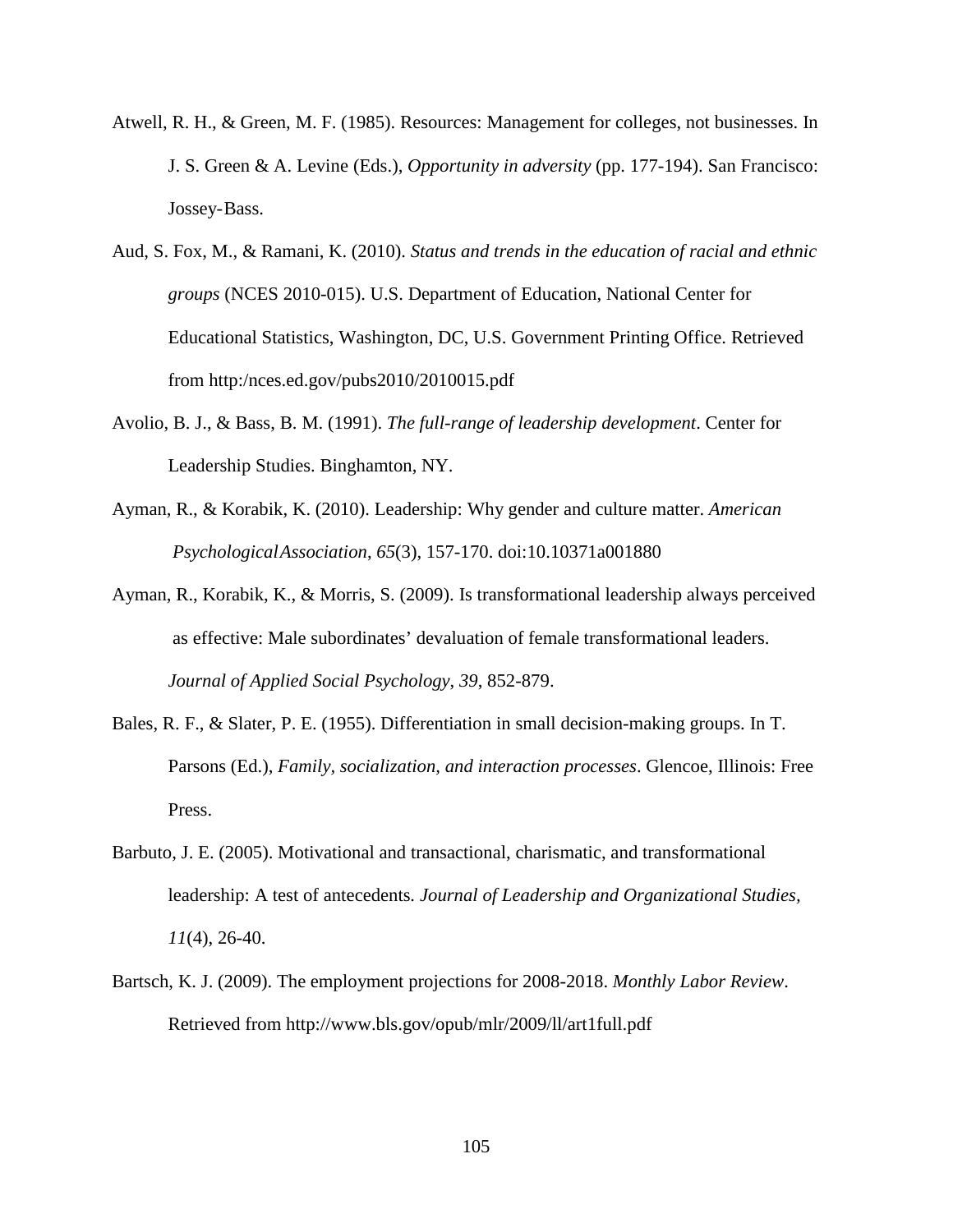Atwell, R. H., & Green, M. F. (1985). Resources: Management for colleges, not businesses. In J. S. Green & A. Levine (Eds.), *Opportunity in adversity* (pp. 177-194). San Francisco: Jossey-Bass.

Aud, S. Fox, M., & Ramani, K. (2010). *Status and trends in the education of racial and ethnic groups* (NCES 2010-015). U.S. Department of Education, National Center for Educational Statistics, Washington, DC, U.S. Government Printing Office. Retrieved from http:/nces.ed.gov/pubs2010/2010015.pdf

Avolio, B. J., & Bass, B. M. (1991). *The full-range of leadership development*. Center for Leadership Studies. Binghamton, NY.

Ayman, R., & Korabik, K. (2010). Leadership: Why gender and culture matter. *American PsychologicalAssociation*, *65*(3), 157-170. doi:10.10371a001880

Ayman, R., Korabik, K., & Morris, S. (2009). Is transformational leadership always perceived as effective: Male subordinates' devaluation of female transformational leaders. *Journal of Applied Social Psychology*, *39*, 852-879.

Bales, R. F., & Slater, P. E. (1955). Differentiation in small decision-making groups. In T. Parsons (Ed.), *Family, socialization, and interaction processes*. Glencoe, Illinois: Free Press.

Barbuto, J. E. (2005). Motivational and transactional, charismatic, and transformational leadership: A test of antecedents. *Journal of Leadership and Organizational Studies, 11*(4), 26-40.

Bartsch, K. J. (2009). The employment projections for 2008-2018. *Monthly Labor Review*. Retrieved from http://www.bls.gov/opub/mlr/2009/ll/art1full.pdf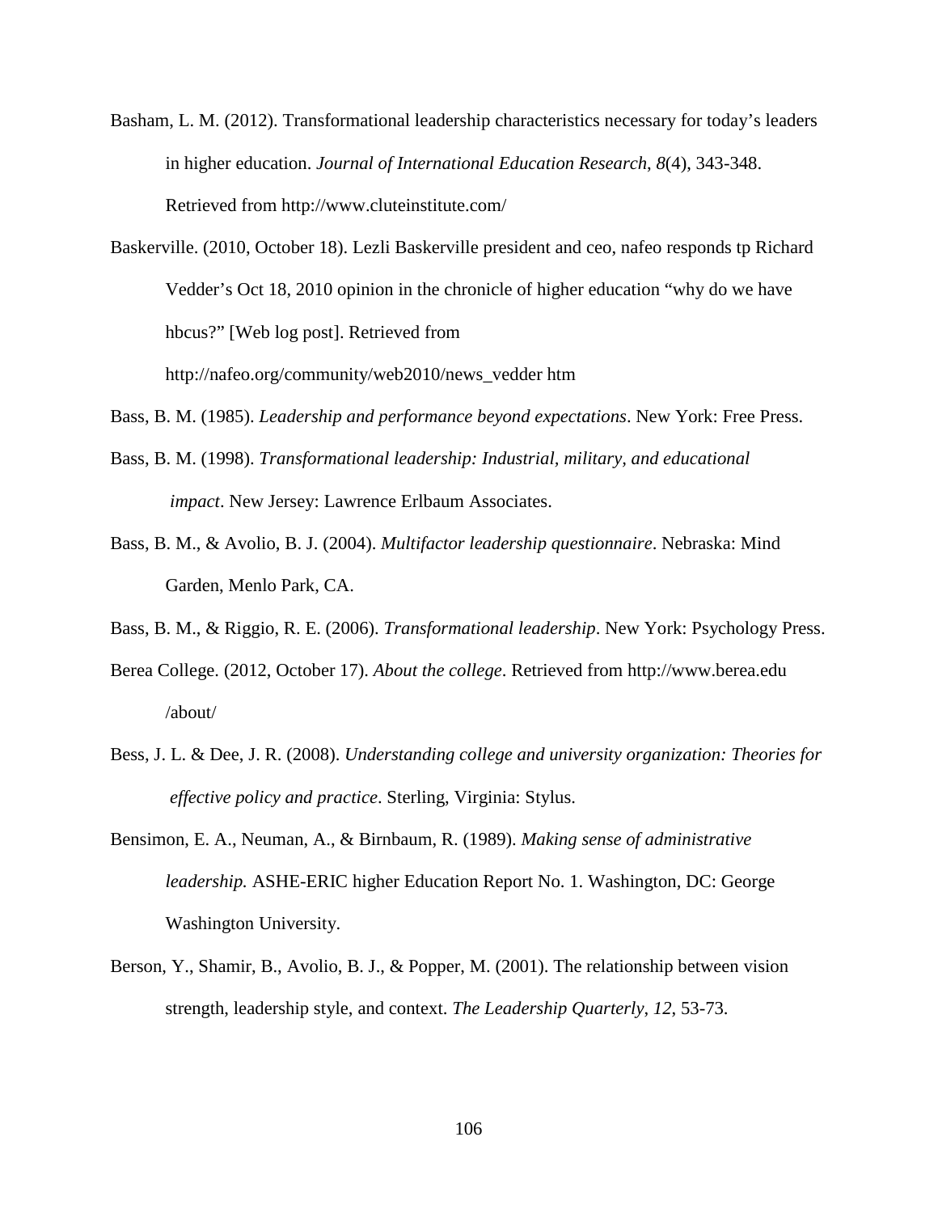Basham, L. M. (2012). Transformational leadership characteristics necessary for today's leaders in higher education. *Journal of International Education Research*, *8*(4), 343-348. Retrieved from http://www.cluteinstitute.com/

Baskerville. (2010, October 18). Lezli Baskerville president and ceo, nafeo responds tp Richard Vedder's Oct 18, 2010 opinion in the chronicle of higher education "why do we have hbcus?" [Web log post]. Retrieved from http://nafeo.org/community/web2010/news_vedder htm

Bass, B. M. (1985). *Leadership and performance beyond expectations*. New York: Free Press.

Bass, B. M. (1998). *Transformational leadership: Industrial, military, and educational impact*. New Jersey: Lawrence Erlbaum Associates.

Bass, B. M., & Avolio, B. J. (2004). *Multifactor leadership questionnaire*. Nebraska: Mind Garden, Menlo Park, CA.

Bass, B. M., & Riggio, R. E. (2006). *Transformational leadership*. New York: Psychology Press.

Berea College. (2012, October 17). *About the college*. Retrieved from http://www.berea.edu /about/

Bess, J. L. & Dee, J. R. (2008). *Understanding college and university organization: Theories for effective policy and practice*. Sterling, Virginia: Stylus.

Bensimon, E. A., Neuman, A., & Birnbaum, R. (1989). *Making sense of administrative leadership.* ASHE-ERIC higher Education Report No. 1. Washington, DC: George Washington University.

Berson, Y., Shamir, B., Avolio, B. J., & Popper, M. (2001). The relationship between vision strength, leadership style, and context. *The Leadership Quarterly*, *12*, 53-73.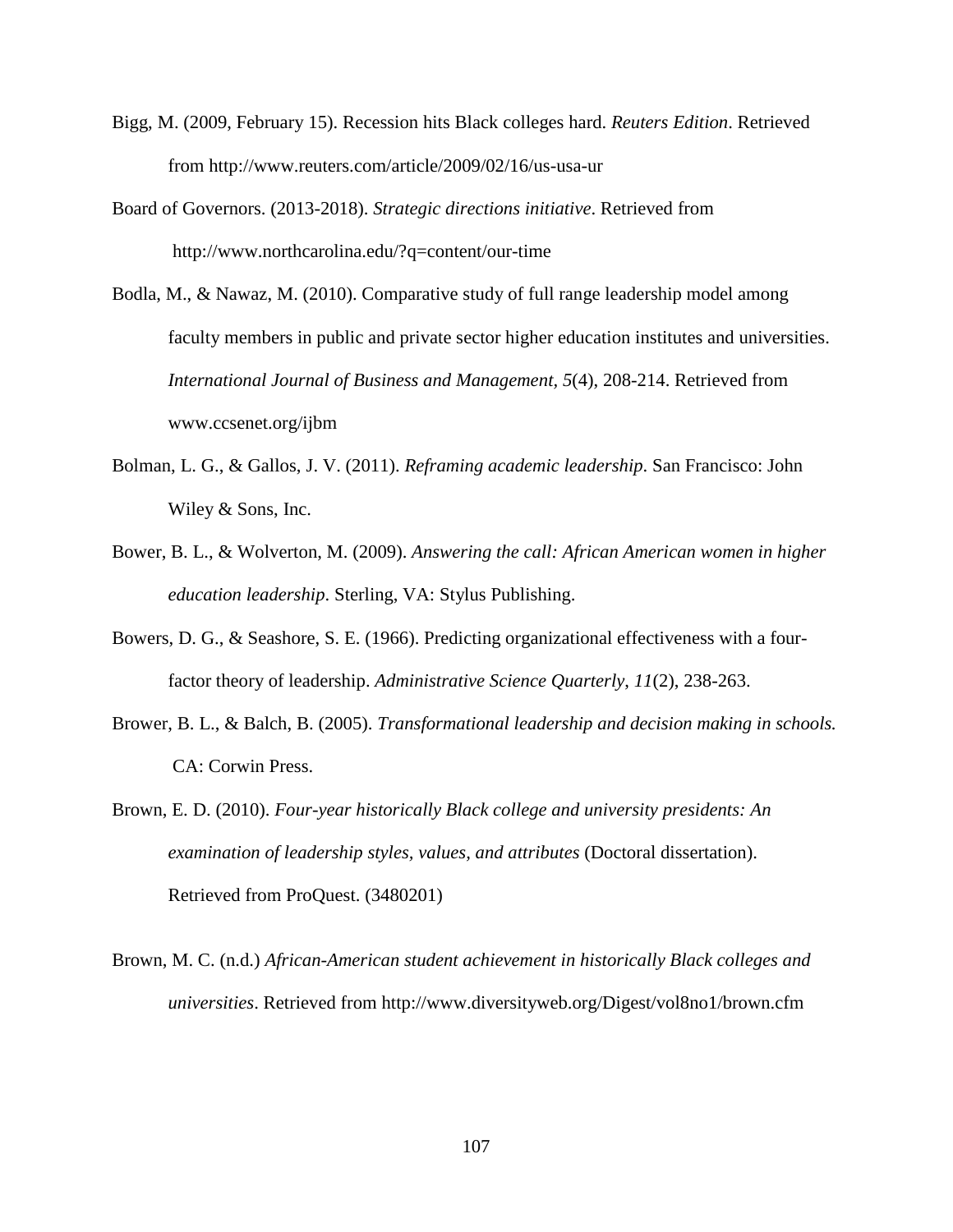Bigg, M. (2009, February 15). Recession hits Black colleges hard. *Reuters Edition*. Retrieved from http://www.reuters.com/article/2009/02/16/us-usa-ur

Board of Governors. (2013-2018). *Strategic directions initiative*. Retrieved from http://www.northcarolina.edu/?q=content/our-time

Bodla, M., & Nawaz, M. (2010). Comparative study of full range leadership model among faculty members in public and private sector higher education institutes and universities. *International Journal of Business and Management*, *5*(4), 208-214. Retrieved from www.ccsenet.org/ijbm

Bolman, L. G., & Gallos, J. V. (2011). *Reframing academic leadership.* San Francisco: John Wiley & Sons, Inc.

Bower, B. L., & Wolverton, M. (2009). *Answering the call: African American women in higher education leadership*. Sterling, VA: Stylus Publishing.

Bowers, D. G., & Seashore, S. E. (1966). Predicting organizational effectiveness with a four-factor theory of leadership. *Administrative Science Quarterly*, *11*(2), 238-263.

Brower, B. L., & Balch, B. (2005). *Transformational leadership and decision making in schools.* CA: Corwin Press.

Brown, E. D. (2010). *Four-year historically Black college and university presidents: An examination of leadership styles, values, and attributes* (Doctoral dissertation). Retrieved from ProQuest. (3480201)

Brown, M. C. (n.d.) *African-American student achievement in historically Black colleges and universities*. Retrieved from http://www.diversityweb.org/Digest/vol8no1/brown.cfm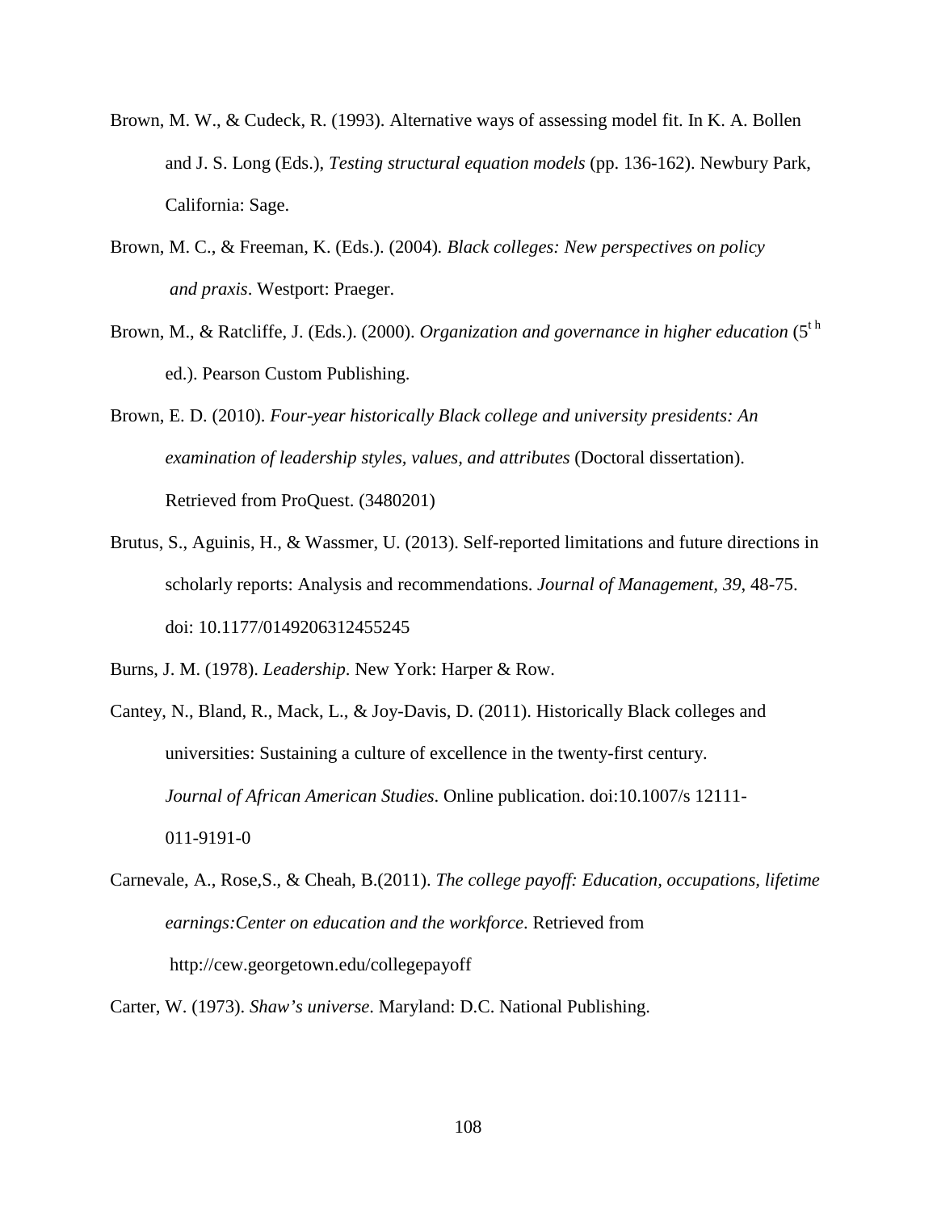Brown, M. W., & Cudeck, R. (1993). Alternative ways of assessing model fit. In K. A. Bollen and J. S. Long (Eds.), *Testing structural equation models* (pp. 136-162). Newbury Park, California: Sage.

Brown, M. C., & Freeman, K. (Eds.). (2004)*. Black colleges: New perspectives on policy and praxis*. Westport: Praeger.

Brown, M., & Ratcliffe, J. (Eds.). (2000). *Organization and governance in higher education* (5th ed.). Pearson Custom Publishing.

Brown, E. D. (2010). *Four-year historically Black college and university presidents: An examination of leadership styles, values, and attributes* (Doctoral dissertation). Retrieved from ProQuest. (3480201)

Brutus, S., Aguinis, H., & Wassmer, U. (2013). Self-reported limitations and future directions in scholarly reports: Analysis and recommendations. *Journal of Management, 39*, 48-75. doi: 10.1177/0149206312455245

Burns, J. M. (1978). *Leadership*. New York: Harper & Row.

Cantey, N., Bland, R., Mack, L., & Joy-Davis, D. (2011). Historically Black colleges and universities: Sustaining a culture of excellence in the twenty-first century. *Journal of African American Studies*. Online publication. doi:10.1007/s 12111-011-9191-0

Carnevale, A., Rose,S., & Cheah, B.(2011). *The college payoff: Education, occupations, lifetime earnings:Center on education and the workforce*. Retrieved from http://cew.georgetown.edu/collegepayoff

Carter, W. (1973). *Shaw's universe*. Maryland: D.C. National Publishing.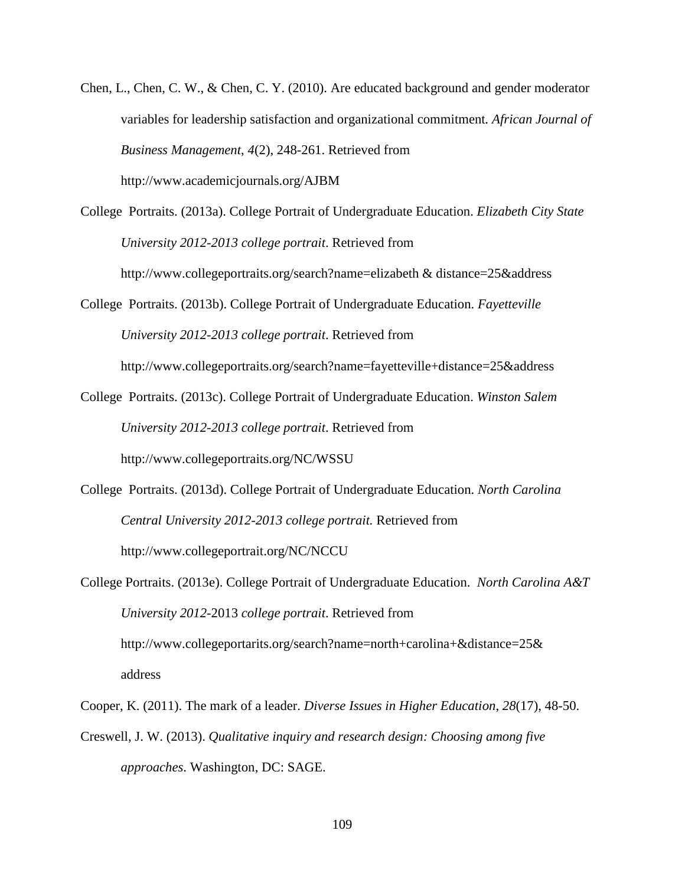Chen, L., Chen, C. W., & Chen, C. Y. (2010). Are educated background and gender moderator variables for leadership satisfaction and organizational commitment. *African Journal of Business Management*, *4*(2), 248-261. Retrieved from http://www.academicjournals.org/AJBM

College Portraits. (2013a). College Portrait of Undergraduate Education. *Elizabeth City State University 2012-2013 college portrait*. Retrieved from http://www.collegeportraits.org/search?name=elizabeth & distance=25&address

College Portraits. (2013b). College Portrait of Undergraduate Education. *Fayetteville University 2012-2013 college portrait*. Retrieved from http://www.collegeportraits.org/search?name=fayetteville+distance=25&address

College Portraits. (2013c). College Portrait of Undergraduate Education. *Winston Salem University 2012-2013 college portrait*. Retrieved from http://www.collegeportraits.org/NC/WSSU

College Portraits. (2013d). College Portrait of Undergraduate Education. *North Carolina Central University 2012-2013 college portrait.* Retrieved from http://www.collegeportrait.org/NC/NCCU

College Portraits. (2013e). College Portrait of Undergraduate Education. *North Carolina A&T University 2012-*2013 *college portrait*. Retrieved from http://www.collegeportarits.org/search?name=north+carolina+&distance=25& address

Cooper, K. (2011). The mark of a leader. *Diverse Issues in Higher Education*, *28*(17), 48-50.

Creswell, J. W. (2013). *Qualitative inquiry and research design: Choosing among five approaches*. Washington, DC: SAGE.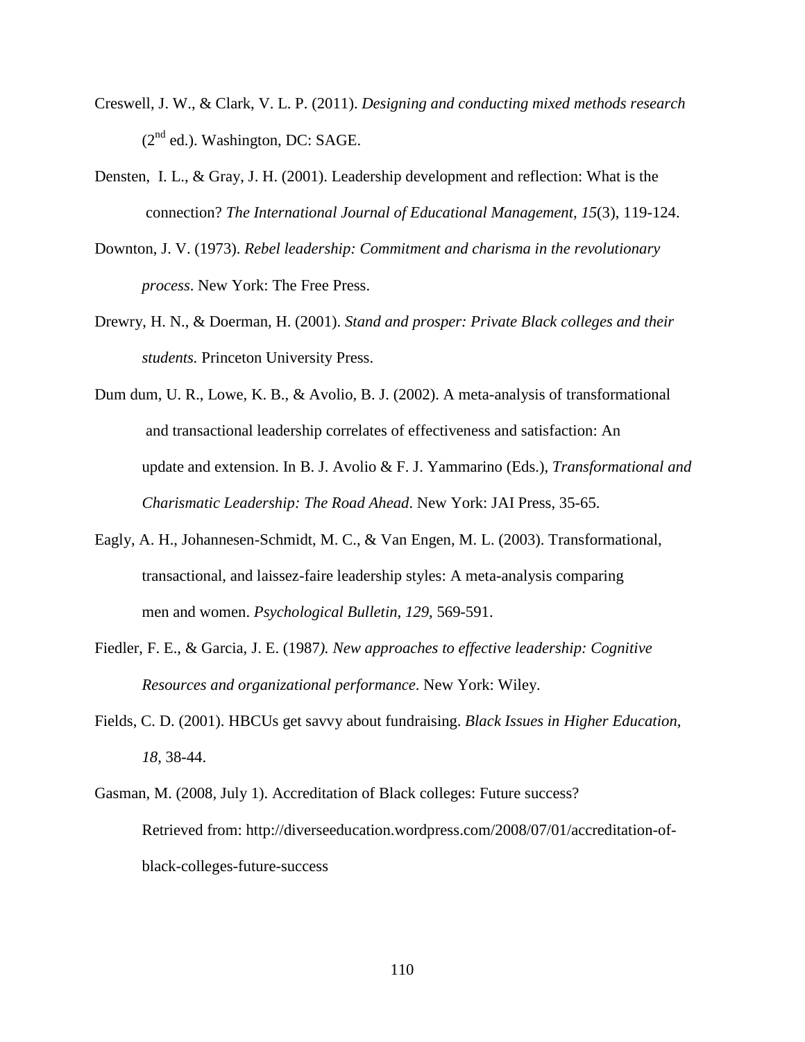Creswell, J. W., & Clark, V. L. P. (2011). *Designing and conducting mixed methods research* ($2^{nd}$ ed.). Washington, DC: SAGE.

Densten, I. L., & Gray, J. H. (2001). Leadership development and reflection: What is the connection? *The International Journal of Educational Management, 15*(3), 119-124.

Downton, J. V. (1973). *Rebel leadership: Commitment and charisma in the revolutionary process*. New York: The Free Press.

Drewry, H. N., & Doerman, H. (2001). *Stand and prosper: Private Black colleges and their students.* Princeton University Press.

Dum dum, U. R., Lowe, K. B., & Avolio, B. J. (2002). A meta-analysis of transformational and transactional leadership correlates of effectiveness and satisfaction: An update and extension. In B. J. Avolio & F. J. Yammarino (Eds.), *Transformational and Charismatic Leadership: The Road Ahead*. New York: JAI Press, 35-65.

Eagly, A. H., Johannesen-Schmidt, M. C., & Van Engen, M. L. (2003). Transformational, transactional, and laissez-faire leadership styles: A meta-analysis comparing men and women. *Psychological Bulletin*, *129*, 569-591.

Fiedler, F. E., & Garcia, J. E. (1987*). New approaches to effective leadership: Cognitive Resources and organizational performance*. New York: Wiley.

Fields, C. D. (2001). HBCUs get savvy about fundraising. *Black Issues in Higher Education*, *18*, 38-44.

Gasman, M. (2008, July 1). Accreditation of Black colleges: Future success? Retrieved from: http://diverseeducation.wordpress.com/2008/07/01/accreditation-of-black-colleges-future-success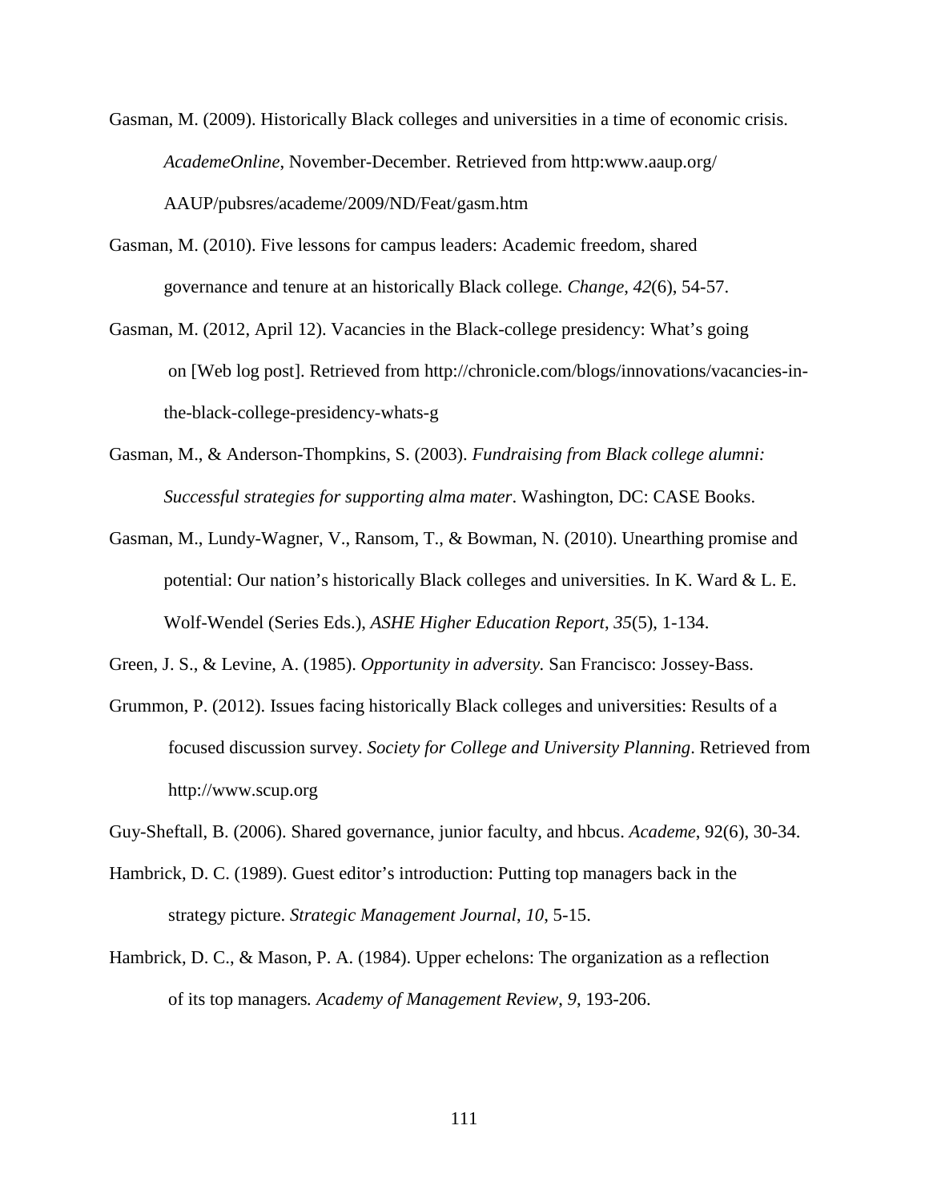Gasman, M. (2009). Historically Black colleges and universities in a time of economic crisis. *AcademeOnline*, November-December. Retrieved from http:www.aaup.org/ AAUP/pubsres/academe/2009/ND/Feat/gasm.htm

Gasman, M. (2010). Five lessons for campus leaders: Academic freedom, shared governance and tenure at an historically Black college*. Change*, *42*(6), 54-57.

Gasman, M. (2012, April 12). Vacancies in the Black-college presidency: What's going on [Web log post]. Retrieved from http://chronicle.com/blogs/innovations/vacancies-in-the-black-college-presidency-whats-g

Gasman, M., & Anderson-Thompkins, S. (2003). *Fundraising from Black college alumni: Successful strategies for supporting alma mater*. Washington, DC: CASE Books.

Gasman, M., Lundy-Wagner, V., Ransom, T., & Bowman, N. (2010). Unearthing promise and potential: Our nation's historically Black colleges and universities. In K. Ward & L. E. Wolf-Wendel (Series Eds.), *ASHE Higher Education Report*, *35*(5), 1-134.

Green, J. S., & Levine, A. (1985). *Opportunity in adversity.* San Francisco: Jossey-Bass.

Grummon, P. (2012). Issues facing historically Black colleges and universities: Results of a focused discussion survey. *Society for College and University Planning*. Retrieved from http://www.scup.org

Guy-Sheftall, B. (2006). Shared governance, junior faculty, and hbcus. *Academe*, 92(6), 30-34.

Hambrick, D. C. (1989). Guest editor's introduction: Putting top managers back in the strategy picture. *Strategic Management Journal*, *10*, 5-15.

Hambrick, D. C., & Mason, P. A. (1984). Upper echelons: The organization as a reflection of its top managers*. Academy of Management Review*, *9*, 193-206.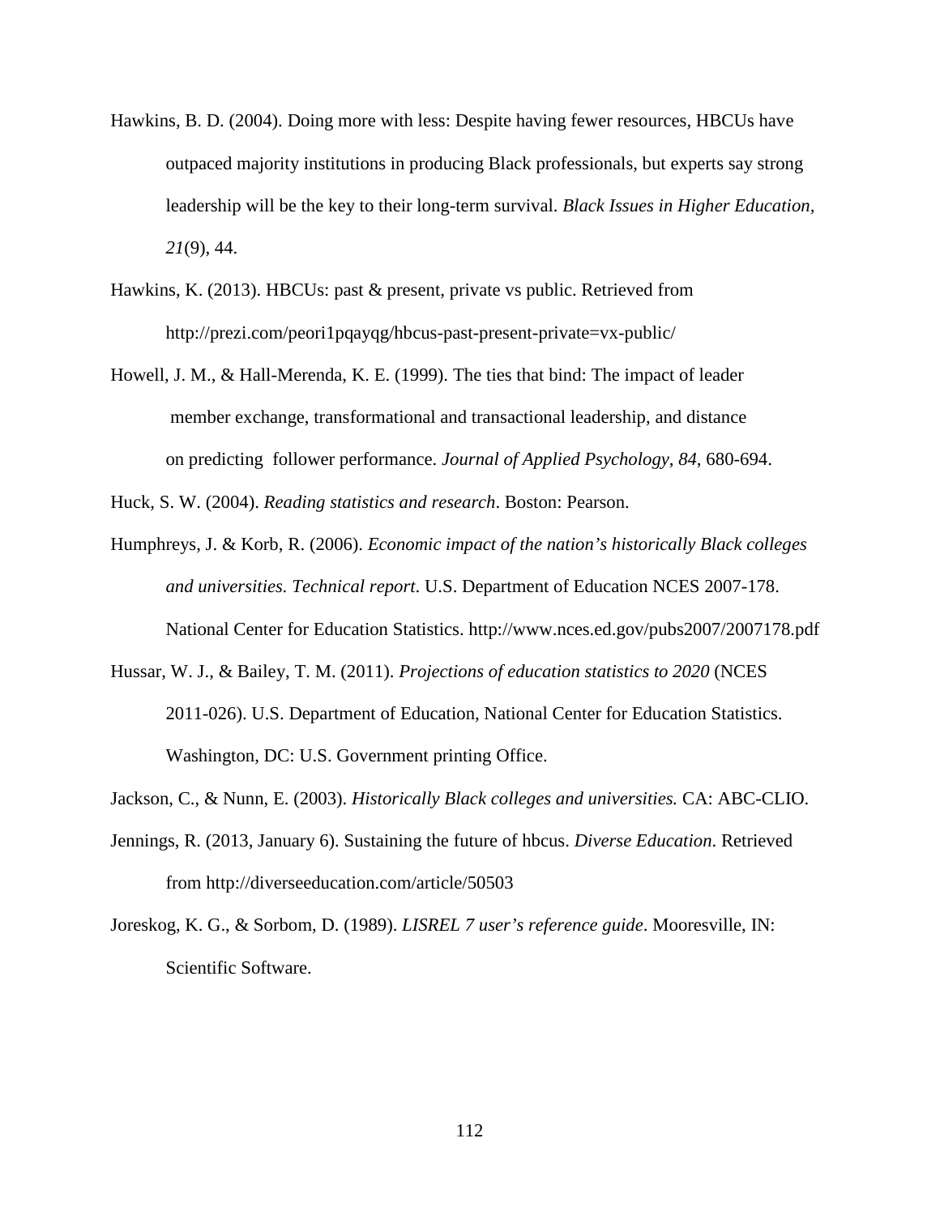Hawkins, B. D. (2004). Doing more with less: Despite having fewer resources, HBCUs have outpaced majority institutions in producing Black professionals, but experts say strong leadership will be the key to their long-term survival. *Black Issues in Higher Education, 21*(9), 44.

Hawkins, K. (2013). HBCUs: past & present, private vs public. Retrieved from http://prezi.com/peori1pqayqg/hbcus-past-present-private=vx-public/

Howell, J. M., & Hall-Merenda, K. E. (1999). The ties that bind: The impact of leader member exchange, transformational and transactional leadership, and distance on predicting follower performance. *Journal of Applied Psychology, 84,* 680-694.

Huck, S. W. (2004). *Reading statistics and research*. Boston: Pearson.

Humphreys, J. & Korb, R. (2006). *Economic impact of the nation's historically Black colleges and universities. Technical report*. U.S. Department of Education NCES 2007-178. National Center for Education Statistics. http://www.nces.ed.gov/pubs2007/2007178.pdf

Hussar, W. J., & Bailey, T. M. (2011). *Projections of education statistics to 2020* (NCES 2011-026). U.S. Department of Education, National Center for Education Statistics. Washington, DC: U.S. Government printing Office.

Jackson, C., & Nunn, E. (2003). *Historically Black colleges and universities.* CA: ABC-CLIO.

Jennings, R. (2013, January 6). Sustaining the future of hbcus. *Diverse Education*. Retrieved from http://diverseeducation.com/article/50503

Joreskog, K. G., & Sorbom, D. (1989). *LISREL 7 user's reference guide*. Mooresville, IN: Scientific Software.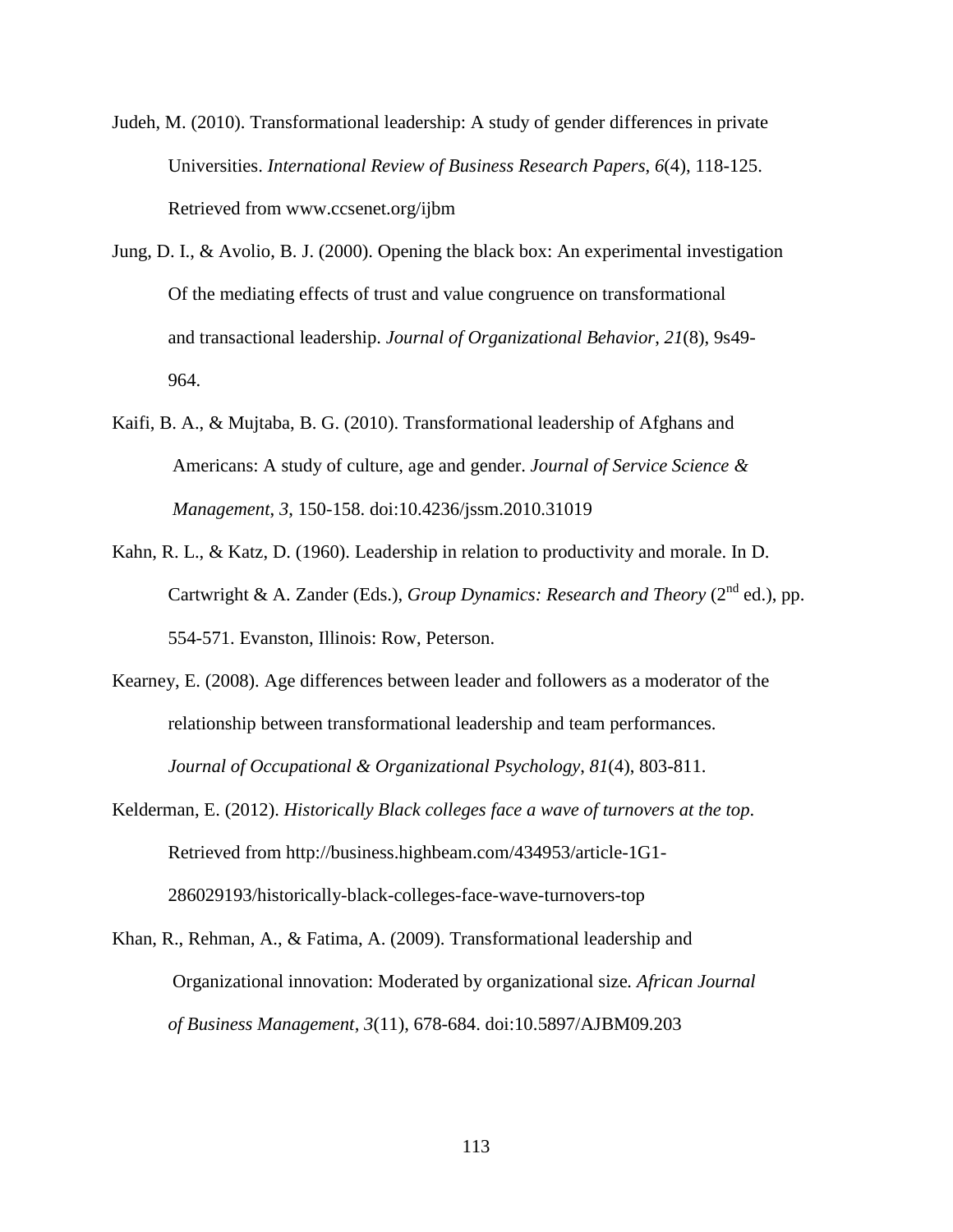Judeh, M. (2010). Transformational leadership: A study of gender differences in private Universities. *International Review of Business Research Papers*, *6*(4), 118-125. Retrieved from www.ccsenet.org/ijbm

Jung, D. I., & Avolio, B. J. (2000). Opening the black box: An experimental investigation Of the mediating effects of trust and value congruence on transformational and transactional leadership. *Journal of Organizational Behavior*, *21*(8), 9s49-964.

Kaifi, B. A., & Mujtaba, B. G. (2010). Transformational leadership of Afghans and Americans: A study of culture, age and gender. *Journal of Service Science & Management*, *3*, 150-158. doi:10.4236/jssm.2010.31019

Kahn, R. L., & Katz, D. (1960). Leadership in relation to productivity and morale. In D. Cartwright & A. Zander (Eds.), *Group Dynamics: Research and Theory* (2nd ed.), pp. 554-571. Evanston, Illinois: Row, Peterson.

Kearney, E. (2008). Age differences between leader and followers as a moderator of the relationship between transformational leadership and team performances. *Journal of Occupational & Organizational Psychology*, *81*(4), 803-811.

Kelderman, E. (2012). *Historically Black colleges face a wave of turnovers at the top*. Retrieved from http://business.highbeam.com/434953/article-1G1-286029193/historically-black-colleges-face-wave-turnovers-top

Khan, R., Rehman, A., & Fatima, A. (2009). Transformational leadership and Organizational innovation: Moderated by organizational size. *African Journal of Business Management*, *3*(11), 678-684. doi:10.5897/AJBM09.203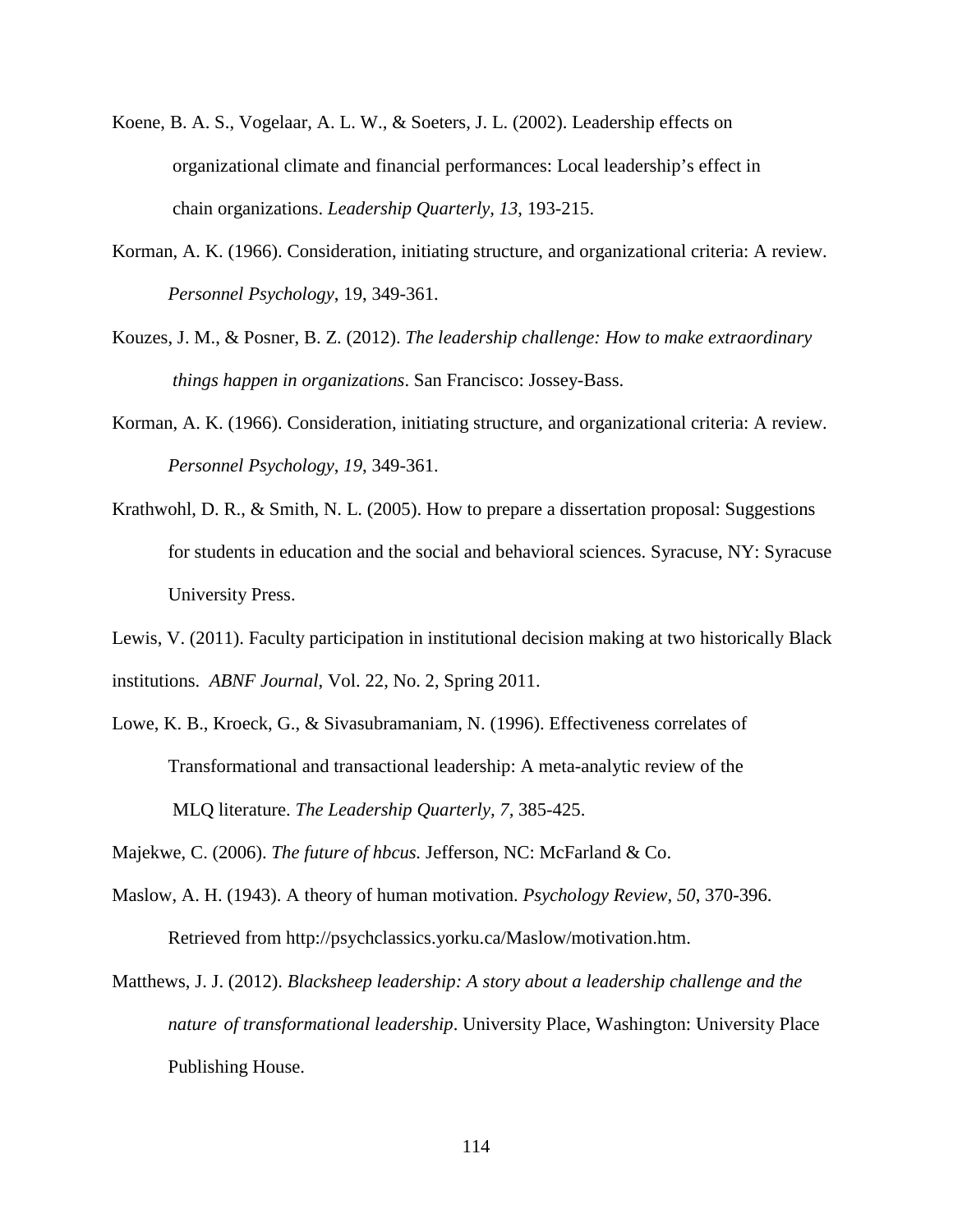Koene, B. A. S., Vogelaar, A. L. W., & Soeters, J. L. (2002). Leadership effects on organizational climate and financial performances: Local leadership's effect in chain organizations. *Leadership Quarterly, 13*, 193-215.

Korman, A. K. (1966). Consideration, initiating structure, and organizational criteria: A review. *Personnel Psychology*, 19, 349-361.

Kouzes, J. M., & Posner, B. Z. (2012). *The leadership challenge: How to make extraordinary things happen in organizations*. San Francisco: Jossey-Bass.

Korman, A. K. (1966). Consideration, initiating structure, and organizational criteria: A review. *Personnel Psychology*, *19*, 349-361.

Krathwohl, D. R., & Smith, N. L. (2005). How to prepare a dissertation proposal: Suggestions for students in education and the social and behavioral sciences. Syracuse, NY: Syracuse University Press.

Lewis, V. (2011). Faculty participation in institutional decision making at two historically Black institutions. *ABNF Journal*, Vol. 22, No. 2, Spring 2011.

Lowe, K. B., Kroeck, G., & Sivasubramaniam, N. (1996). Effectiveness correlates of Transformational and transactional leadership: A meta-analytic review of the MLQ literature. *The Leadership Quarterly, 7*, 385-425.

Majekwe, C. (2006). *The future of hbcus.* Jefferson, NC: McFarland & Co.

Maslow, A. H. (1943). A theory of human motivation. *Psychology Review*, *50*, 370-396. Retrieved from http://psychclassics.yorku.ca/Maslow/motivation.htm.

Matthews, J. J. (2012). *Blacksheep leadership: A story about a leadership challenge and the nature of transformational leadership*. University Place, Washington: University Place Publishing House.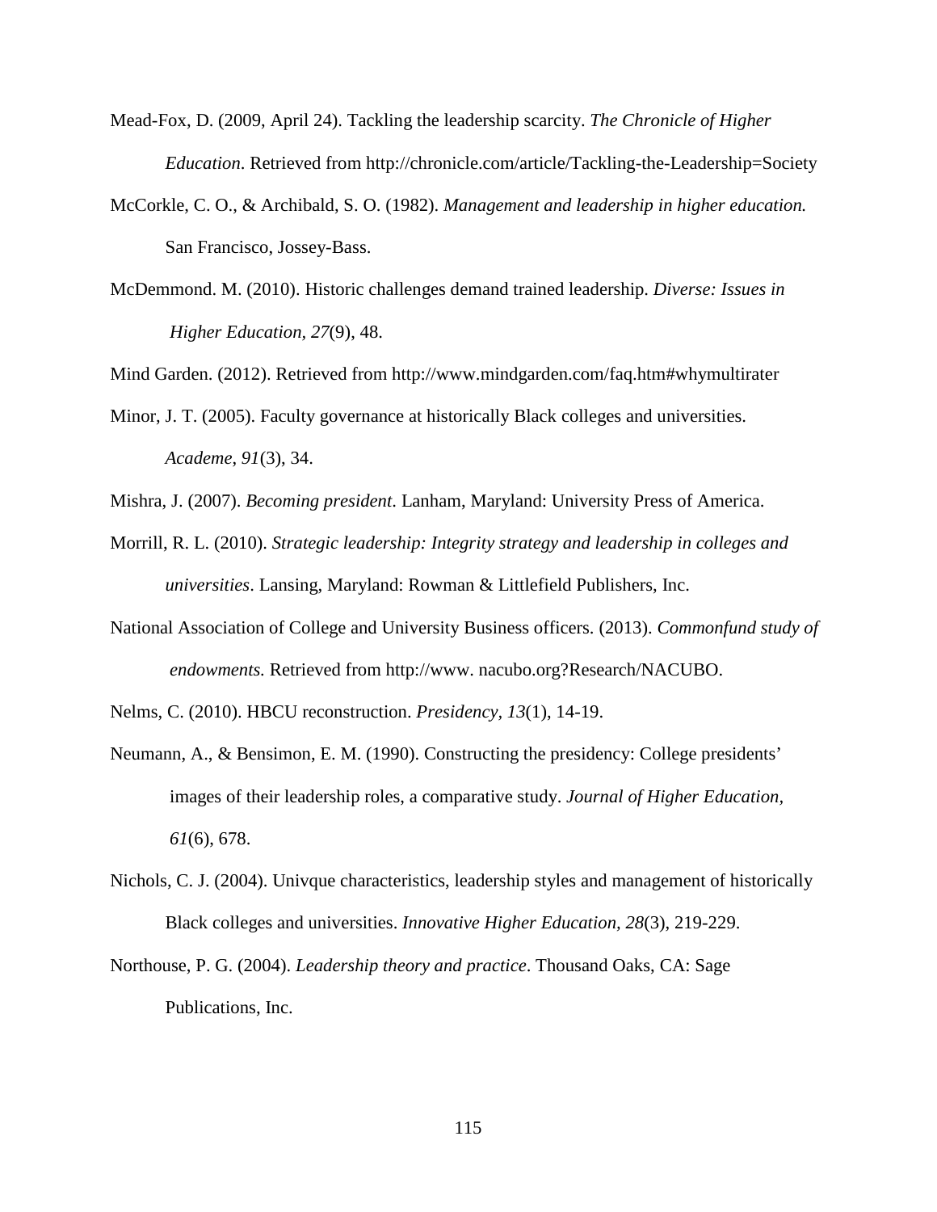Mead-Fox, D. (2009, April 24). Tackling the leadership scarcity. *The Chronicle of Higher Education*. Retrieved from http://chronicle.com/article/Tackling-the-Leadership=Society

McCorkle, C. O., & Archibald, S. O. (1982). *Management and leadership in higher education.* San Francisco, Jossey-Bass.

McDemmond. M. (2010). Historic challenges demand trained leadership. *Diverse: Issues in Higher Education*, *27*(9), 48.

Mind Garden. (2012). Retrieved from http://www.mindgarden.com/faq.htm#whymultirater

Minor, J. T. (2005). Faculty governance at historically Black colleges and universities. *Academe*, *91*(3), 34.

Mishra, J. (2007). *Becoming president*. Lanham, Maryland: University Press of America.

Morrill, R. L. (2010). *Strategic leadership: Integrity strategy and leadership in colleges and universities*. Lansing, Maryland: Rowman & Littlefield Publishers, Inc.

National Association of College and University Business officers. (2013). *Commonfund study of endowments.* Retrieved from http://www. nacubo.org?Research/NACUBO.

Nelms, C. (2010). HBCU reconstruction. *Presidency*, *13*(1), 14-19.

Neumann, A., & Bensimon, E. M. (1990). Constructing the presidency: College presidents' images of their leadership roles, a comparative study. *Journal of Higher Education*, *61*(6), 678.

Nichols, C. J. (2004). Univque characteristics, leadership styles and management of historically Black colleges and universities. *Innovative Higher Education, 28*(3), 219-229.

Northouse, P. G. (2004). *Leadership theory and practice*. Thousand Oaks, CA: Sage Publications, Inc.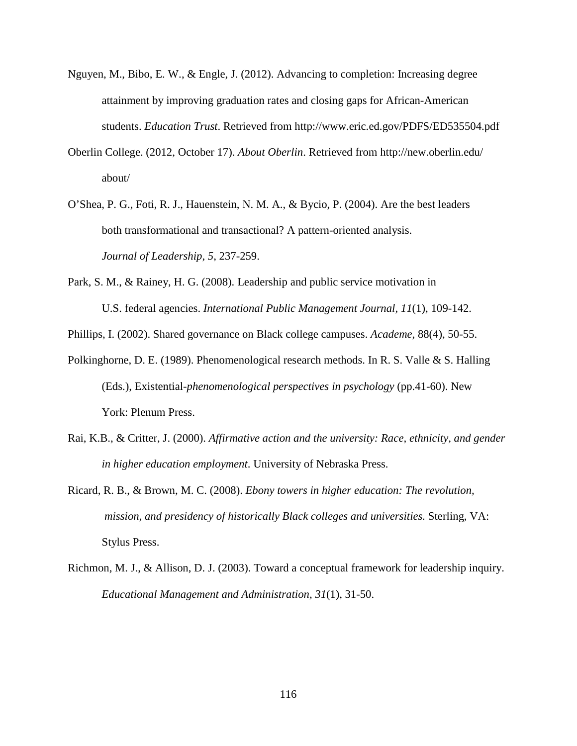Nguyen, M., Bibo, E. W., & Engle, J. (2012). Advancing to completion: Increasing degree attainment by improving graduation rates and closing gaps for African-American students. *Education Trust*. Retrieved from http://www.eric.ed.gov/PDFS/ED535504.pdf

Oberlin College. (2012, October 17). *About Oberlin*. Retrieved from http://new.oberlin.edu/ about/

O'Shea, P. G., Foti, R. J., Hauenstein, N. M. A., & Bycio, P. (2004). Are the best leaders both transformational and transactional? A pattern-oriented analysis. *Journal of Leadership*, *5*, 237-259.

Park, S. M., & Rainey, H. G. (2008). Leadership and public service motivation in U.S. federal agencies. *International Public Management Journal*, *11*(1), 109-142.

Phillips, I. (2002). Shared governance on Black college campuses. *Academe*, 88(4), 50-55.

Polkinghorne, D. E. (1989). Phenomenological research methods. In R. S. Valle & S. Halling (Eds.), Existential-*phenomenological perspectives in psychology* (pp.41-60). New York: Plenum Press.

Rai, K.B., & Critter, J. (2000). *Affirmative action and the university: Race, ethnicity, and gender in higher education employment*. University of Nebraska Press.

Ricard, R. B., & Brown, M. C. (2008). *Ebony towers in higher education: The revolution, mission, and presidency of historically Black colleges and universities.* Sterling, VA: Stylus Press.

Richmon, M. J., & Allison, D. J. (2003). Toward a conceptual framework for leadership inquiry. *Educational Management and Administration, 31*(1), 31-50.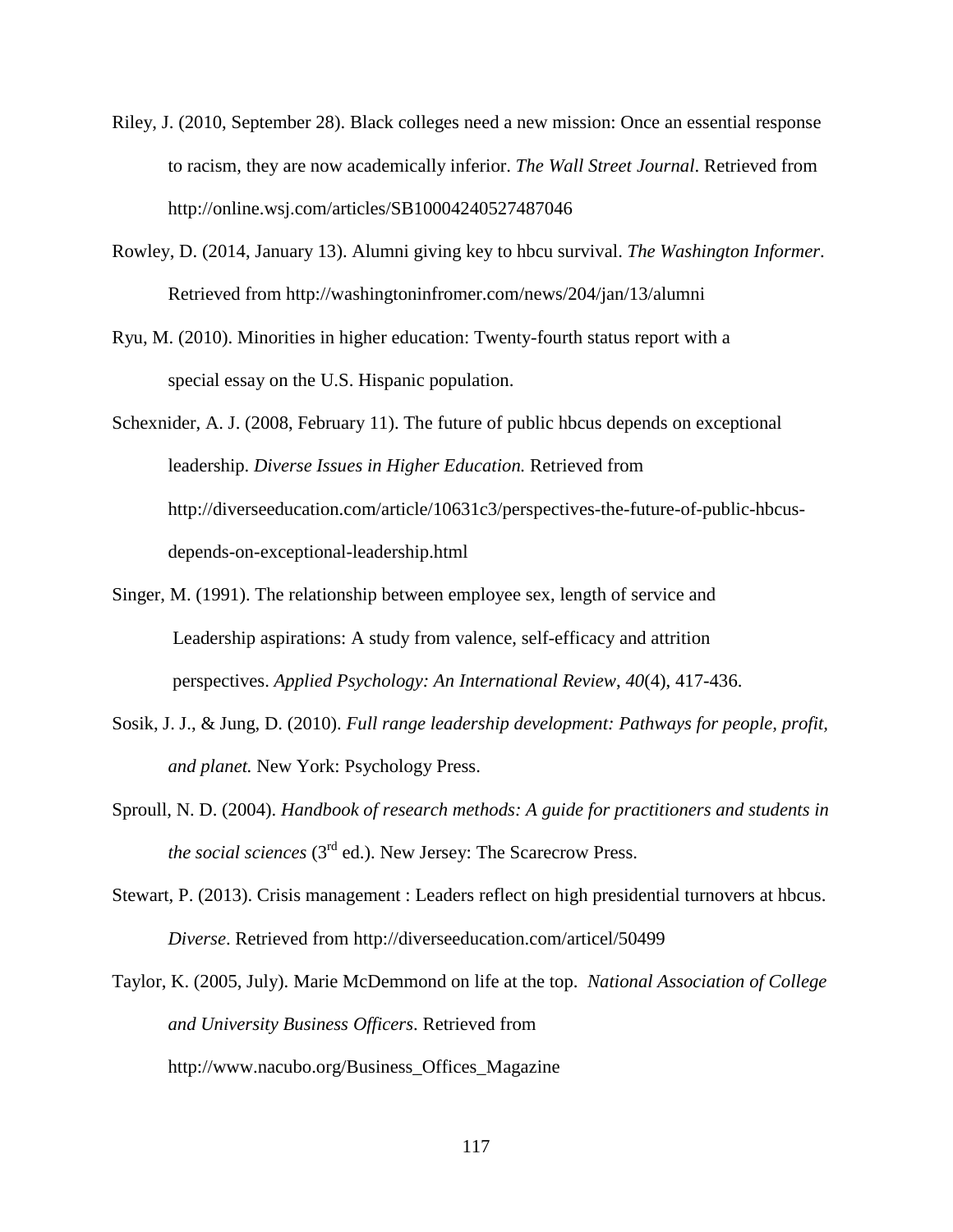Riley, J. (2010, September 28). Black colleges need a new mission: Once an essential response to racism, they are now academically inferior. *The Wall Street Journal*. Retrieved from http://online.wsj.com/articles/SB10004240527487046

Rowley, D. (2014, January 13). Alumni giving key to hbcu survival. *The Washington Informer*. Retrieved from http://washingtoninfromer.com/news/204/jan/13/alumni

Ryu, M. (2010). Minorities in higher education: Twenty-fourth status report with a special essay on the U.S. Hispanic population.

Schexnider, A. J. (2008, February 11). The future of public hbcus depends on exceptional leadership. *Diverse Issues in Higher Education.* Retrieved from http://diverseeducation.com/article/10631c3/perspectives-the-future-of-public-hbcus-depends-on-exceptional-leadership.html

Singer, M. (1991). The relationship between employee sex, length of service and Leadership aspirations: A study from valence, self-efficacy and attrition perspectives. *Applied Psychology: An International Review*, *40*(4), 417-436.

Sosik, J. J., & Jung, D. (2010). *Full range leadership development: Pathways for people, profit, and planet.* New York: Psychology Press.

Sproull, N. D. (2004). *Handbook of research methods: A guide for practitioners and students in the social sciences* (3rd ed.). New Jersey: The Scarecrow Press.

Stewart, P. (2013). Crisis management : Leaders reflect on high presidential turnovers at hbcus. *Diverse*. Retrieved from http://diverseeducation.com/articel/50499

Taylor, K. (2005, July). Marie McDemmond on life at the top. *National Association of College and University Business Officers*. Retrieved from http://www.nacubo.org/Business_Offices_Magazine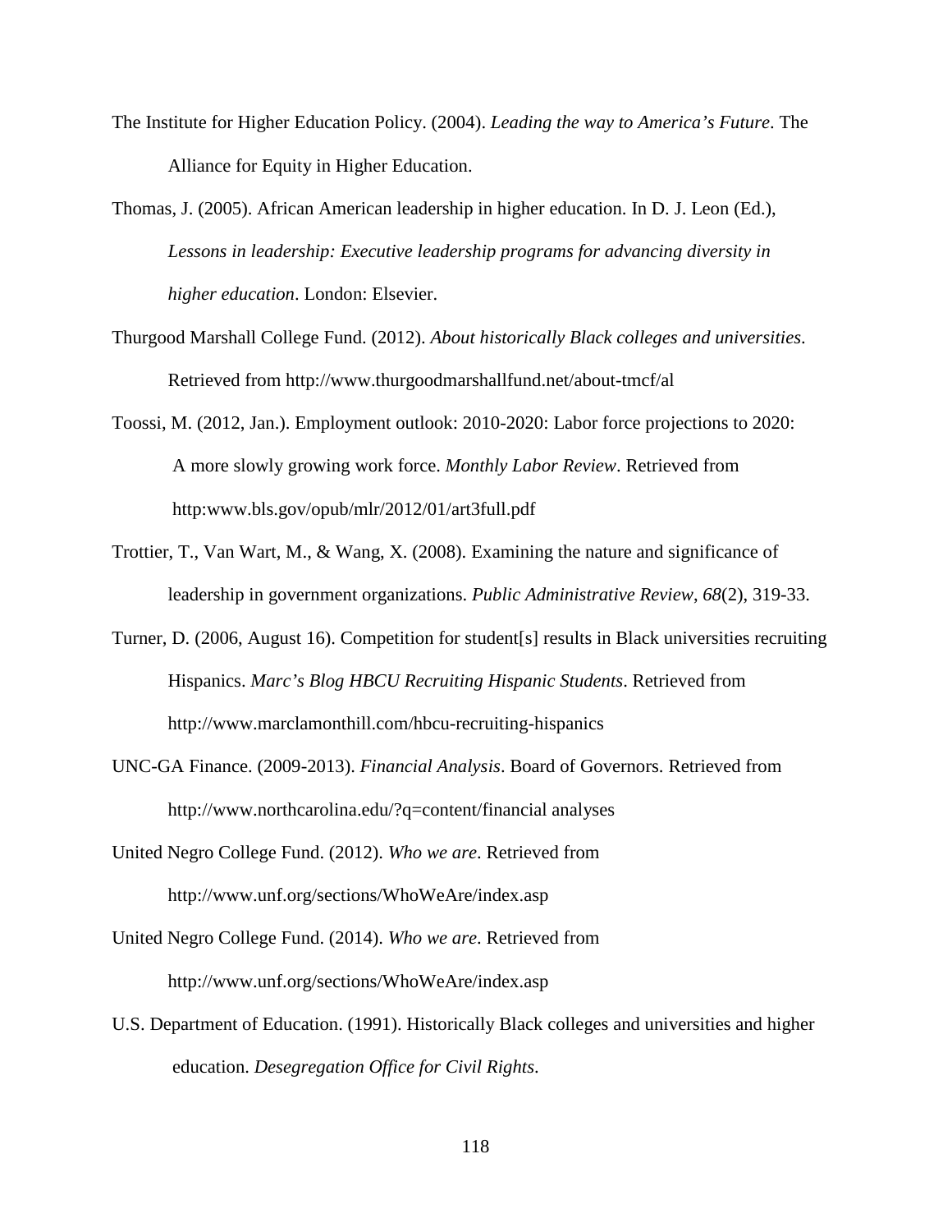The Institute for Higher Education Policy. (2004). *Leading the way to America's Future*. The Alliance for Equity in Higher Education.

Thomas, J. (2005). African American leadership in higher education. In D. J. Leon (Ed.), *Lessons in leadership: Executive leadership programs for advancing diversity in higher education*. London: Elsevier.

Thurgood Marshall College Fund. (2012). *About historically Black colleges and universities*. Retrieved from http://www.thurgoodmarshallfund.net/about-tmcf/al

Toossi, M. (2012, Jan.). Employment outlook: 2010-2020: Labor force projections to 2020: A more slowly growing work force. *Monthly Labor Review*. Retrieved from http:www.bls.gov/opub/mlr/2012/01/art3full.pdf

Trottier, T., Van Wart, M., & Wang, X. (2008). Examining the nature and significance of leadership in government organizations. *Public Administrative Review*, *68*(2), 319-33.

Turner, D. (2006, August 16). Competition for student[s] results in Black universities recruiting Hispanics. *Marc's Blog HBCU Recruiting Hispanic Students*. Retrieved from http://www.marclamonthill.com/hbcu-recruiting-hispanics

UNC-GA Finance. (2009-2013). *Financial Analysis*. Board of Governors. Retrieved from http://www.northcarolina.edu/?q=content/financial analyses

United Negro College Fund. (2012). *Who we are*. Retrieved from http://www.unf.org/sections/WhoWeAre/index.asp

United Negro College Fund. (2014). *Who we are*. Retrieved from http://www.unf.org/sections/WhoWeAre/index.asp

U.S. Department of Education. (1991). Historically Black colleges and universities and higher education. *Desegregation Office for Civil Rights*.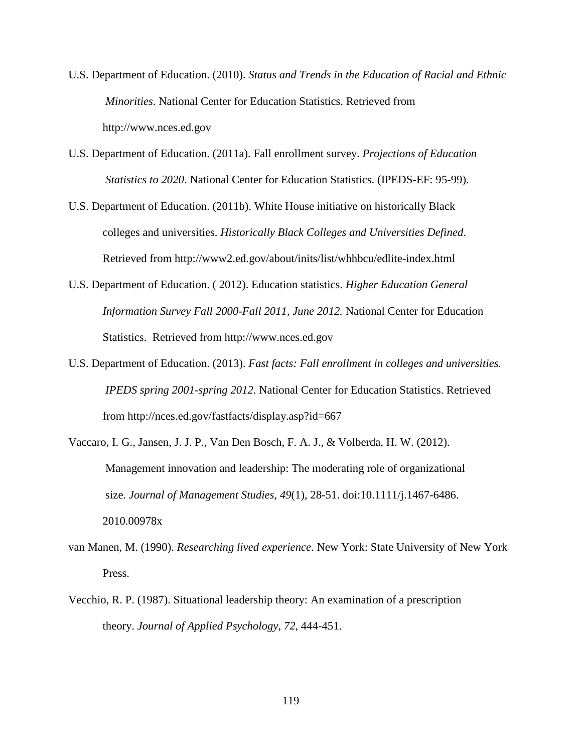U.S. Department of Education. (2010). *Status and Trends in the Education of Racial and Ethnic Minorities.* National Center for Education Statistics. Retrieved from http://www.nces.ed.gov

U.S. Department of Education. (2011a). Fall enrollment survey. *Projections of Education Statistics to 2020*. National Center for Education Statistics. (IPEDS-EF: 95-99).

U.S. Department of Education. (2011b). White House initiative on historically Black colleges and universities. *Historically Black Colleges and Universities Defined*. Retrieved from http://www2.ed.gov/about/inits/list/whhbcu/edlite-index.html

U.S. Department of Education. ( 2012). Education statistics. *Higher Education General Information Survey Fall 2000-Fall 2011, June 2012.* National Center for Education Statistics. Retrieved from http://www.nces.ed.gov

U.S. Department of Education. (2013). *Fast facts: Fall enrollment in colleges and universities. IPEDS spring 2001-spring 2012.* National Center for Education Statistics. Retrieved from http://nces.ed.gov/fastfacts/display.asp?id=667

Vaccaro, I. G., Jansen, J. J. P., Van Den Bosch, F. A. J., & Volberda, H. W. (2012). Management innovation and leadership: The moderating role of organizational size. *Journal of Management Studies*, *49*(1), 28-51. doi:10.1111/j.1467-6486. 2010.00978x

van Manen, M. (1990). *Researching lived experience*. New York: State University of New York Press.

Vecchio, R. P. (1987). Situational leadership theory: An examination of a prescription theory. *Journal of Applied Psychology, 72*, 444-451.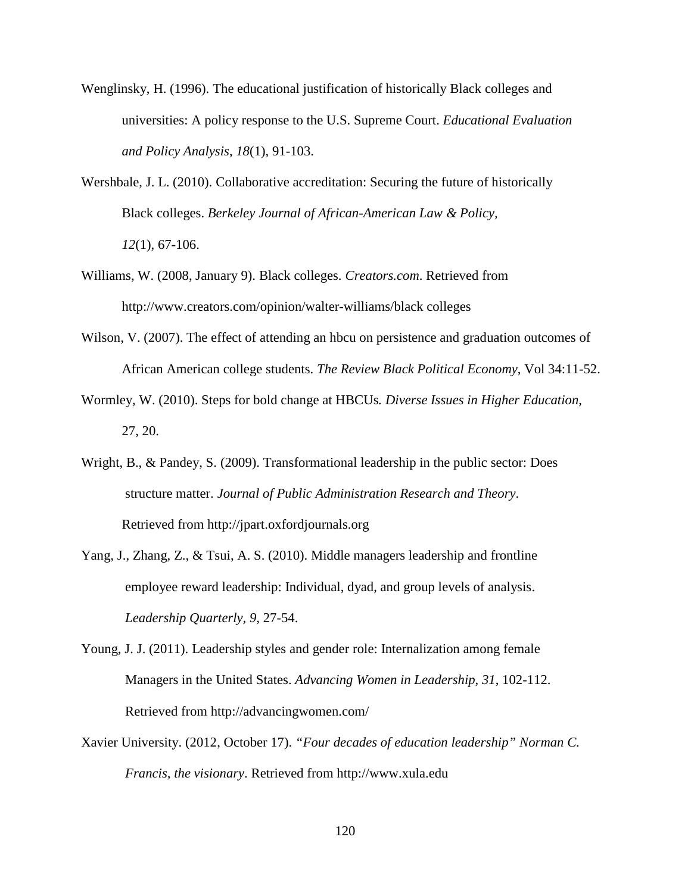Wenglinsky, H. (1996). The educational justification of historically Black colleges and universities: A policy response to the U.S. Supreme Court. *Educational Evaluation and Policy Analysis*, *18*(1), 91-103.

Wershbale, J. L. (2010). Collaborative accreditation: Securing the future of historically Black colleges. *Berkeley Journal of African-American Law & Policy, 12*(1), 67-106.

Williams, W. (2008, January 9). Black colleges. *Creators.com*. Retrieved from http://www.creators.com/opinion/walter-williams/black colleges

Wilson, V. (2007). The effect of attending an hbcu on persistence and graduation outcomes of African American college students. *The Review Black Political Economy*, Vol 34:11-52.

Wormley, W. (2010). Steps for bold change at HBCUs*. Diverse Issues in Higher Education*, 27, 20.

Wright, B., & Pandey, S. (2009). Transformational leadership in the public sector: Does structure matter. *Journal of Public Administration Research and Theory*. Retrieved from http://jpart.oxfordjournals.org

Yang, J., Zhang, Z., & Tsui, A. S. (2010). Middle managers leadership and frontline employee reward leadership: Individual, dyad, and group levels of analysis. *Leadership Quarterly*, *9*, 27-54.

Young, J. J. (2011). Leadership styles and gender role: Internalization among female Managers in the United States. *Advancing Women in Leadership*, *31*, 102-112. Retrieved from http://advancingwomen.com/

Xavier University. (2012, October 17). *"Four decades of education leadership" Norman C. Francis, the visionary*. Retrieved from http://www.xula.edu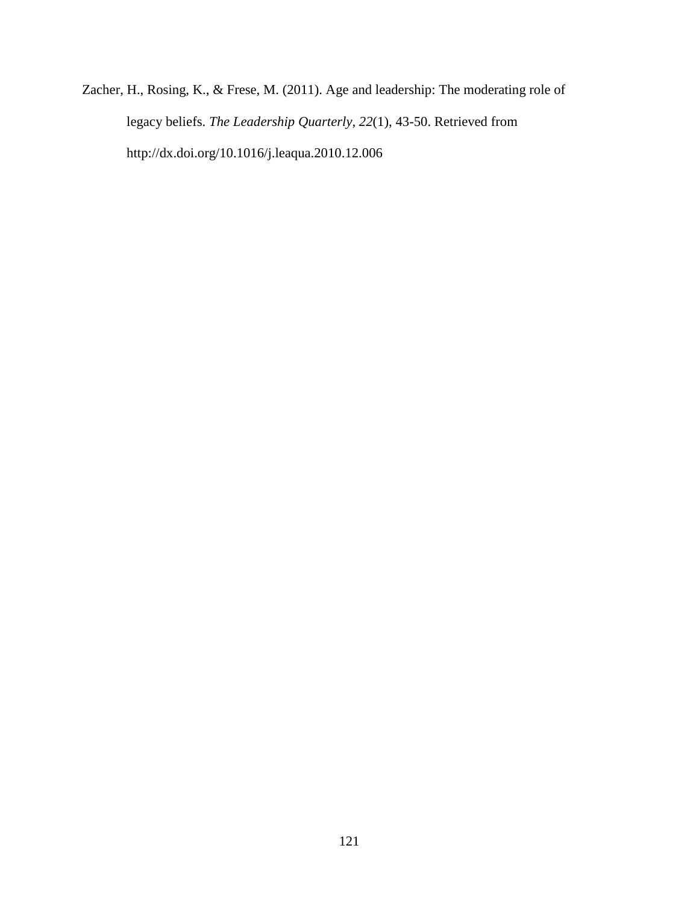Zacher, H., Rosing, K., & Frese, M. (2011). Age and leadership: The moderating role of legacy beliefs. *The Leadership Quarterly, 22*(1), 43-50. Retrieved from http://dx.doi.org/10.1016/j.leaqua.2010.12.006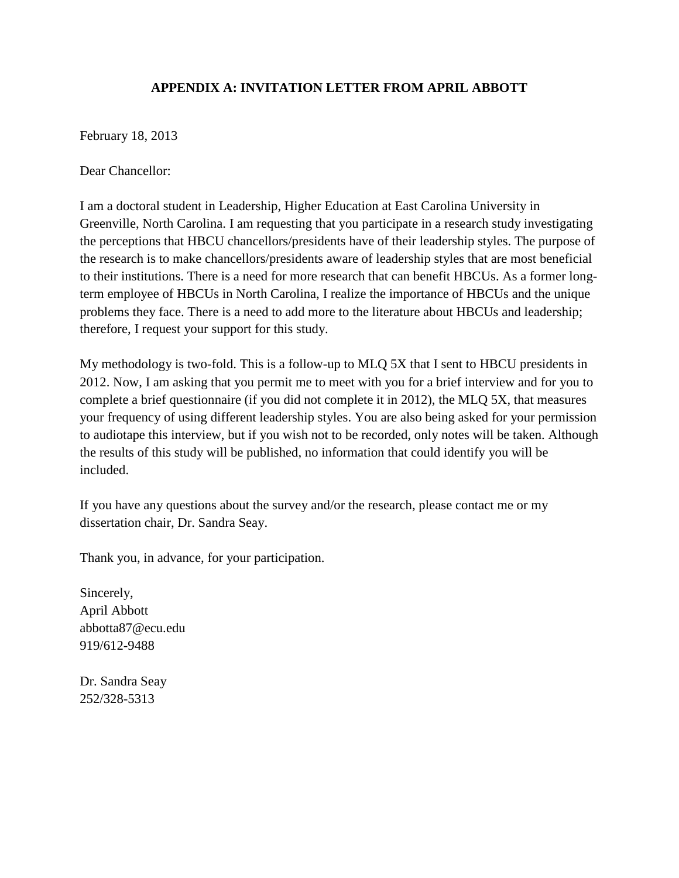## APPENDIX A: INVITATION LETTER FROM APRIL ABBOTT

February 18, 2013

Dear Chancellor:

I am a doctoral student in Leadership, Higher Education at East Carolina University in Greenville, North Carolina. I am requesting that you participate in a research study investigating the perceptions that HBCU chancellors/presidents have of their leadership styles. The purpose of the research is to make chancellors/presidents aware of leadership styles that are most beneficial to their institutions. There is a need for more research that can benefit HBCUs. As a former long-term employee of HBCUs in North Carolina, I realize the importance of HBCUs and the unique problems they face. There is a need to add more to the literature about HBCUs and leadership; therefore, I request your support for this study.

My methodology is two-fold. This is a follow-up to MLQ 5X that I sent to HBCU presidents in 2012. Now, I am asking that you permit me to meet with you for a brief interview and for you to complete a brief questionnaire (if you did not complete it in 2012), the MLQ 5X, that measures your frequency of using different leadership styles. You are also being asked for your permission to audiotape this interview, but if you wish not to be recorded, only notes will be taken. Although the results of this study will be published, no information that could identify you will be included.

If you have any questions about the survey and/or the research, please contact me or my dissertation chair, Dr. Sandra Seay.

Thank you, in advance, for your participation.

Sincerely,  
April Abbott  
abbotta87@ecu.edu  
919/612-9488

Dr. Sandra Seay  
252/328-5313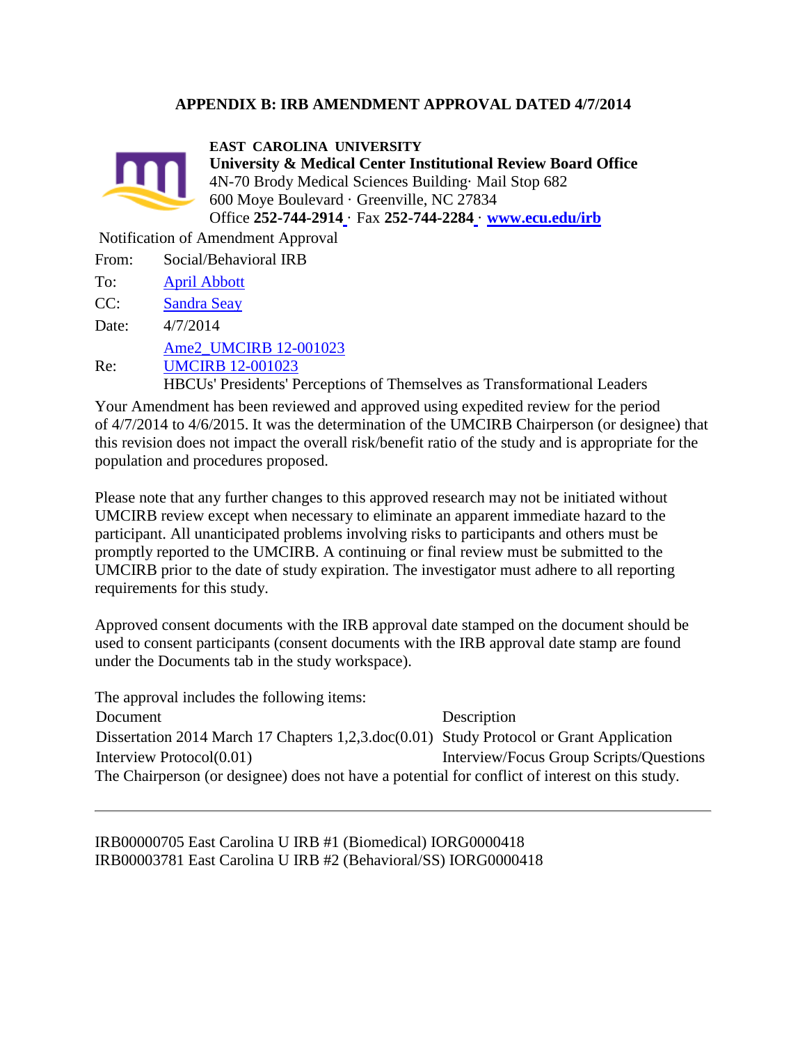## APPENDIX B: IRB AMENDMENT APPROVAL DATED 4/7/2014

**EAST CAROLINA UNIVERSITY**
**University & Medical Center Institutional Review Board Office**
4N-70 Brody Medical Sciences Building· Mail Stop 682
600 Moye Boulevard · Greenville, NC 27834
Office **252-744-2914** · Fax **252-744-2284** · **www.ecu.edu/irb**

Notification of Amendment Approval

From: Social/Behavioral IRB

To: April Abbott

CC: Sandra Seay

Date: 4/7/2014

Re: Ame2_UMCIRB 12-001023
UMCIRB 12-001023
HBCUs' Presidents' Perceptions of Themselves as Transformational Leaders

Your Amendment has been reviewed and approved using expedited review for the period of 4/7/2014 to 4/6/2015. It was the determination of the UMCIRB Chairperson (or designee) that this revision does not impact the overall risk/benefit ratio of the study and is appropriate for the population and procedures proposed.

Please note that any further changes to this approved research may not be initiated without UMCIRB review except when necessary to eliminate an apparent immediate hazard to the participant. All unanticipated problems involving risks to participants and others must be promptly reported to the UMCIRB. A continuing or final review must be submitted to the UMCIRB prior to the date of study expiration. The investigator must adhere to all reporting requirements for this study.

Approved consent documents with the IRB approval date stamped on the document should be used to consent participants (consent documents with the IRB approval date stamp are found under the Documents tab in the study workspace).

The approval includes the following items:

| Document | Description |
|---|---|
| Dissertation 2014 March 17 Chapters 1,2,3.doc(0.01) | Study Protocol or Grant Application |
| Interview Protocol(0.01) | Interview/Focus Group Scripts/Questions |

The Chairperson (or designee) does not have a potential for conflict of interest on this study.

---

IRB00000705 East Carolina U IRB #1 (Biomedical) IORG0000418
IRB00003781 East Carolina U IRB #2 (Behavioral/SS) IORG0000418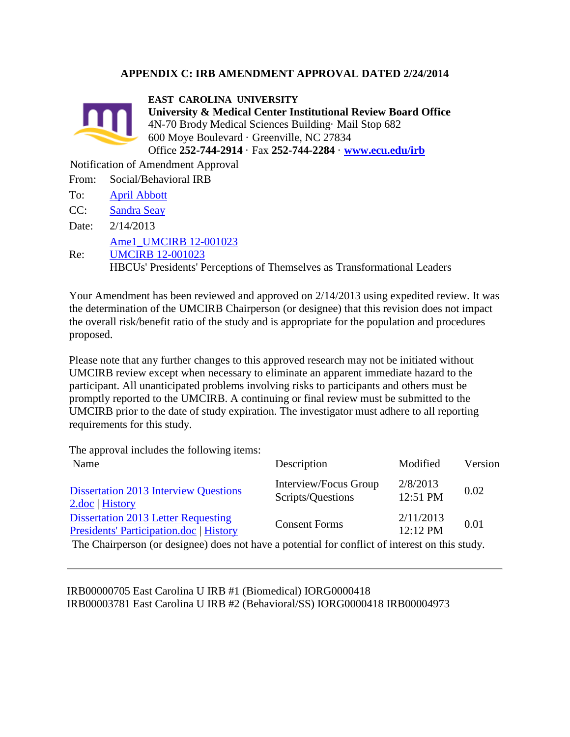## APPENDIX C: IRB AMENDMENT APPROVAL DATED 2/24/2014

**EAST CAROLINA UNIVERSITY**
**University & Medical Center Institutional Review Board Office**
4N-70 Brody Medical Sciences Building· Mail Stop 682
600 Moye Boulevard · Greenville, NC 27834
Office **252-744-2914** · Fax **252-744-2284** · **www.ecu.edu/irb**

Notification of Amendment Approval

From: Social/Behavioral IRB

To: April Abbott

CC: Sandra Seay

Date: 2/14/2013

Re: Ame1_UMCIRB 12-001023
UMCIRB 12-001023
HBCUs' Presidents' Perceptions of Themselves as Transformational Leaders

Your Amendment has been reviewed and approved on 2/14/2013 using expedited review. It was the determination of the UMCIRB Chairperson (or designee) that this revision does not impact the overall risk/benefit ratio of the study and is appropriate for the population and procedures proposed.

Please note that any further changes to this approved research may not be initiated without UMCIRB review except when necessary to eliminate an apparent immediate hazard to the participant. All unanticipated problems involving risks to participants and others must be promptly reported to the UMCIRB. A continuing or final review must be submitted to the UMCIRB prior to the date of study expiration. The investigator must adhere to all reporting requirements for this study.

The approval includes the following items:

| Name | Description | Modified | Version |
|---|---|---|---|
| Dissertation 2013 Interview Questions 2.doc \| History | Interview/Focus Group Scripts/Questions | 2/8/2013 12:51 PM | 0.02 |
| Dissertation 2013 Letter Requesting Presidents' Participation.doc \| History | Consent Forms | 2/11/2013 12:12 PM | 0.01 |

The Chairperson (or designee) does not have a potential for conflict of interest on this study.

---

IRB00000705 East Carolina U IRB #1 (Biomedical) IORG0000418
IRB00003781 East Carolina U IRB #2 (Behavioral/SS) IORG0000418 IRB00004973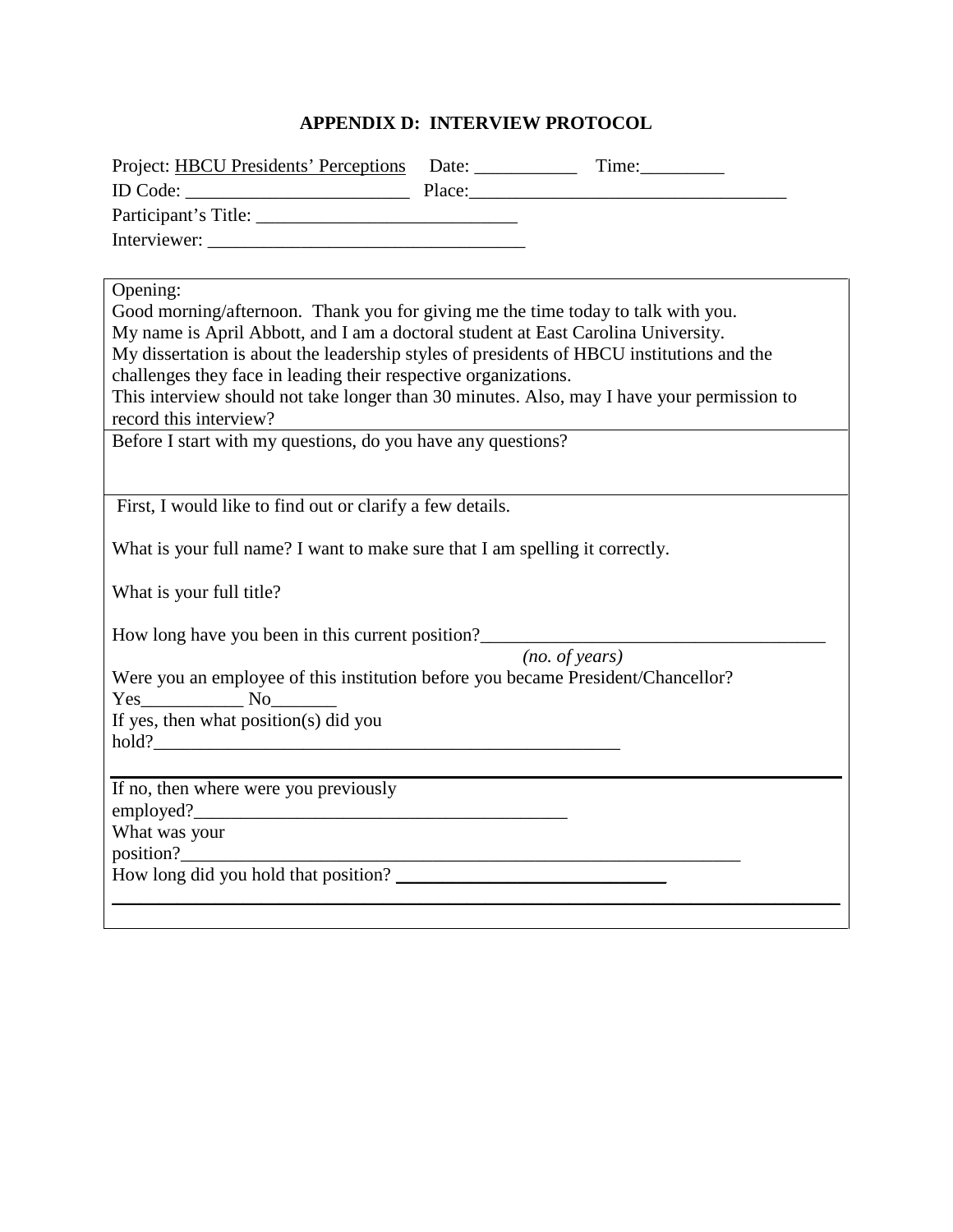## APPENDIX D: INTERVIEW PROTOCOL

Project: HBCU Presidents' Perceptions Date: ___________ Time:_________

ID Code: ________________________ Place:__________________________________

Participant's Title: ____________________________

Interviewer: __________________________________

Opening:

Good morning/afternoon. Thank you for giving me the time today to talk with you.

My name is April Abbott, and I am a doctoral student at East Carolina University.

My dissertation is about the leadership styles of presidents of HBCU institutions and the challenges they face in leading their respective organizations.

This interview should not take longer than 30 minutes. Also, may I have your permission to record this interview?

Before I start with my questions, do you have any questions?

First, I would like to find out or clarify a few details.

What is your full name? I want to make sure that I am spelling it correctly.

What is your full title?

How long have you been in this current position?_____________________________________
*(no. of years)*

Were you an employee of this institution before you became President/Chancellor?

Yes___________ No_______

If yes, then what position(s) did you hold?____________________________________________________

If no, then where were you previously employed?________________________________________

What was your position?______________________________________________________________

How long did you hold that position? ____________________________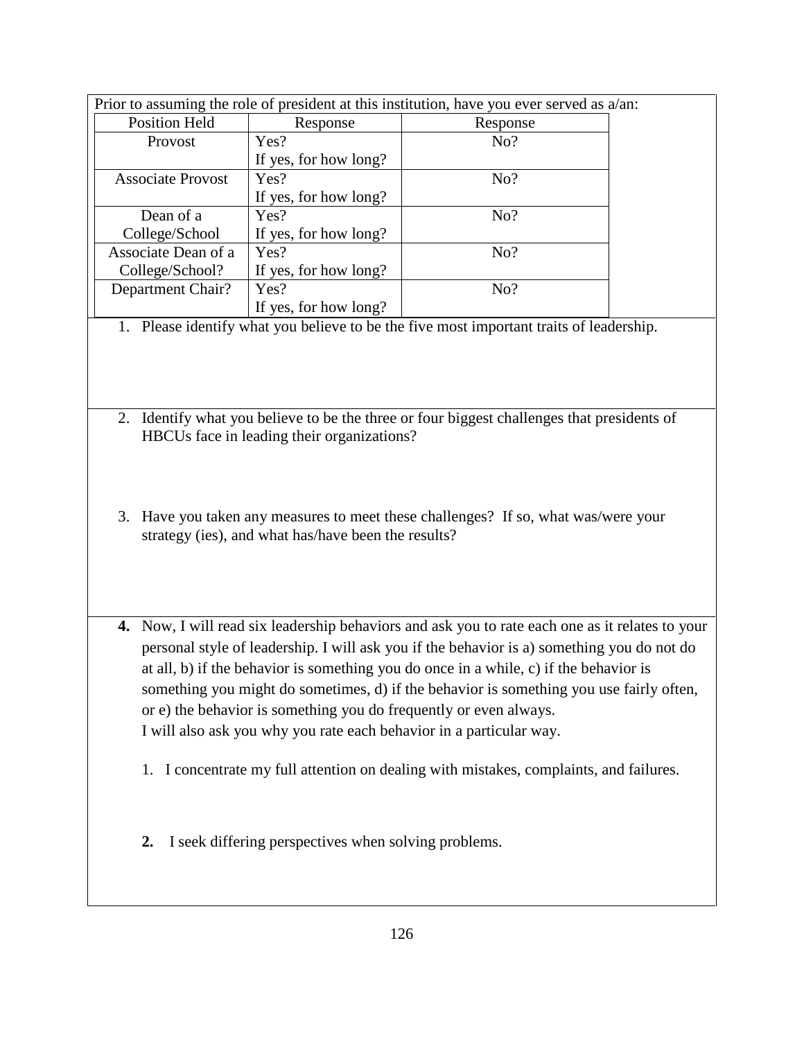Prior to assuming the role of president at this institution, have you ever served as a/an:

| Position Held | Response | Response |
|---|---|---|
| Provost | Yes?<br>If yes, for how long? | No? |
| Associate Provost | Yes?<br>If yes, for how long? | No? |
| Dean of a College/School | Yes?<br>If yes, for how long? | No? |
| Associate Dean of a College/School? | Yes?<br>If yes, for how long? | No? |
| Department Chair? | Yes?<br>If yes, for how long? | No? |

1. Please identify what you believe to be the five most important traits of leadership.

2. Identify what you believe to be the three or four biggest challenges that presidents of HBCUs face in leading their organizations?

3. Have you taken any measures to meet these challenges? If so, what was/were your strategy (ies), and what has/have been the results?

**4.** Now, I will read six leadership behaviors and ask you to rate each one as it relates to your personal style of leadership. I will ask you if the behavior is a) something you do not do at all, b) if the behavior is something you do once in a while, c) if the behavior is something you might do sometimes, d) if the behavior is something you use fairly often, or e) the behavior is something you do frequently or even always.
I will also ask you why you rate each behavior in a particular way.

1. I concentrate my full attention on dealing with mistakes, complaints, and failures.

**2.** I seek differing perspectives when solving problems.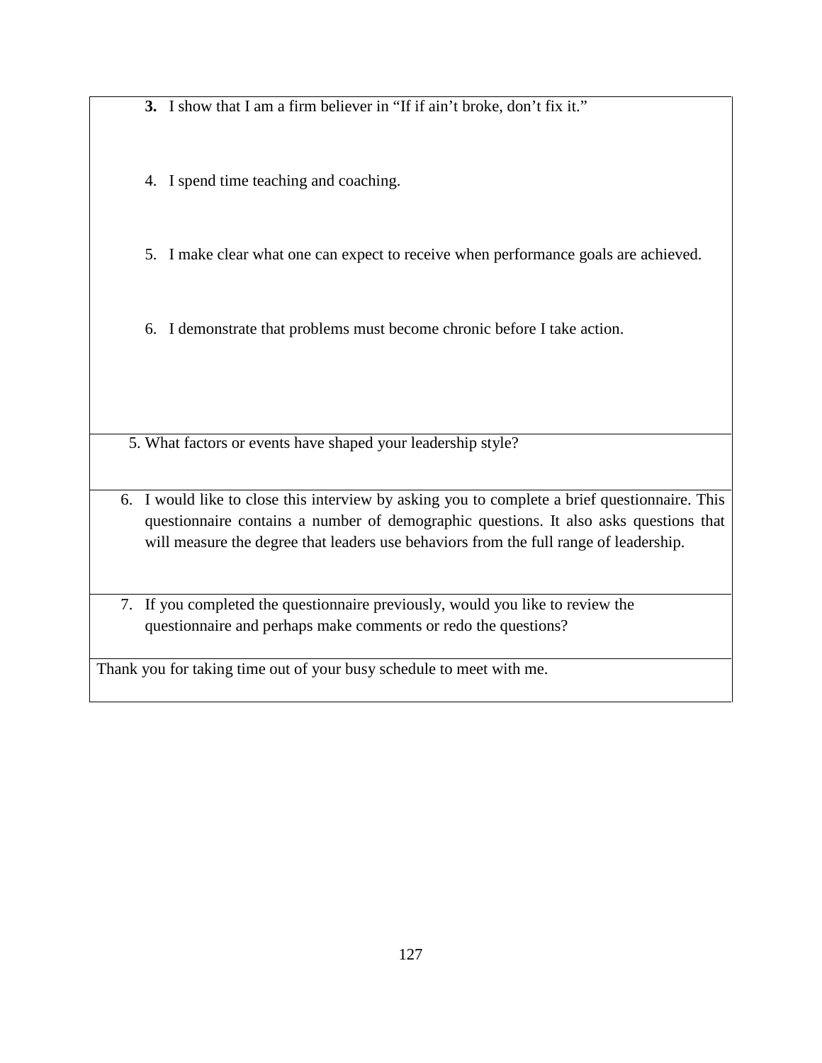| |
|---|
| **3.** I show that I am a firm believer in "If if ain't broke, don't fix it."<br><br>4. I spend time teaching and coaching.<br><br>5. I make clear what one can expect to receive when performance goals are achieved.<br><br>6. I demonstrate that problems must become chronic before I take action. |
| 5. What factors or events have shaped your leadership style? |
| 6. I would like to close this interview by asking you to complete a brief questionnaire. This questionnaire contains a number of demographic questions. It also asks questions that will measure the degree that leaders use behaviors from the full range of leadership. |
| 7. If you completed the questionnaire previously, would you like to review the questionnaire and perhaps make comments or redo the questions? |
| Thank you for taking time out of your busy schedule to meet with me. |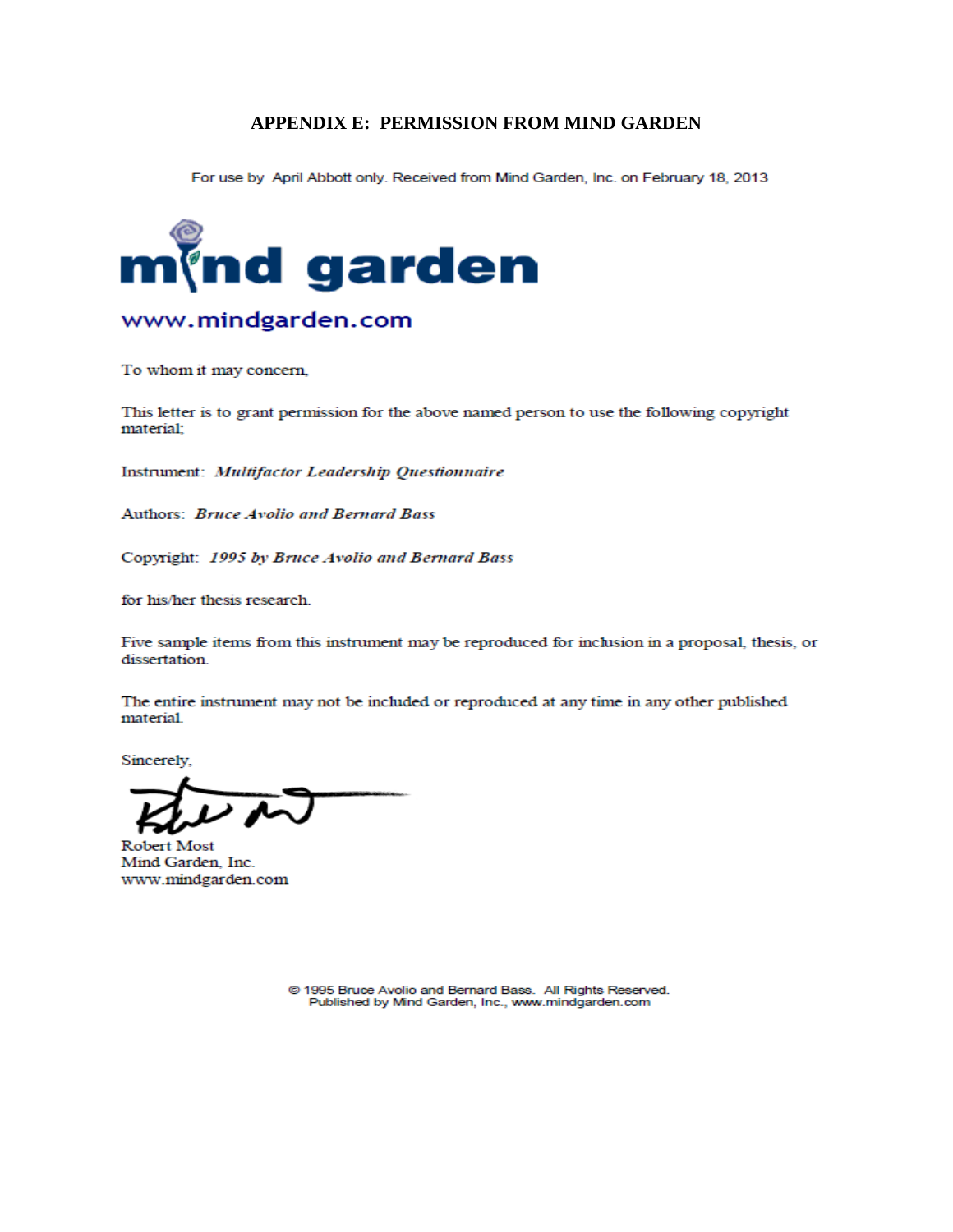# APPENDIX E: PERMISSION FROM MIND GARDEN

For use by April Abbott only. Received from Mind Garden, Inc. on February 18, 2013

**mind garden**

www.mindgarden.com

To whom it may concern,

This letter is to grant permission for the above named person to use the following copyright material;

Instrument: *Multifactor Leadership Questionnaire*

Authors: *Bruce Avolio and Bernard Bass*

Copyright: *1995 by Bruce Avolio and Bernard Bass*

for his/her thesis research.

Five sample items from this instrument may be reproduced for inclusion in a proposal, thesis, or dissertation.

The entire instrument may not be included or reproduced at any time in any other published material.

Sincerely,

Robert Most
Mind Garden, Inc.
www.mindgarden.com

© 1995 Bruce Avolio and Bernard Bass. All Rights Reserved.
Published by Mind Garden, Inc., www.mindgarden.com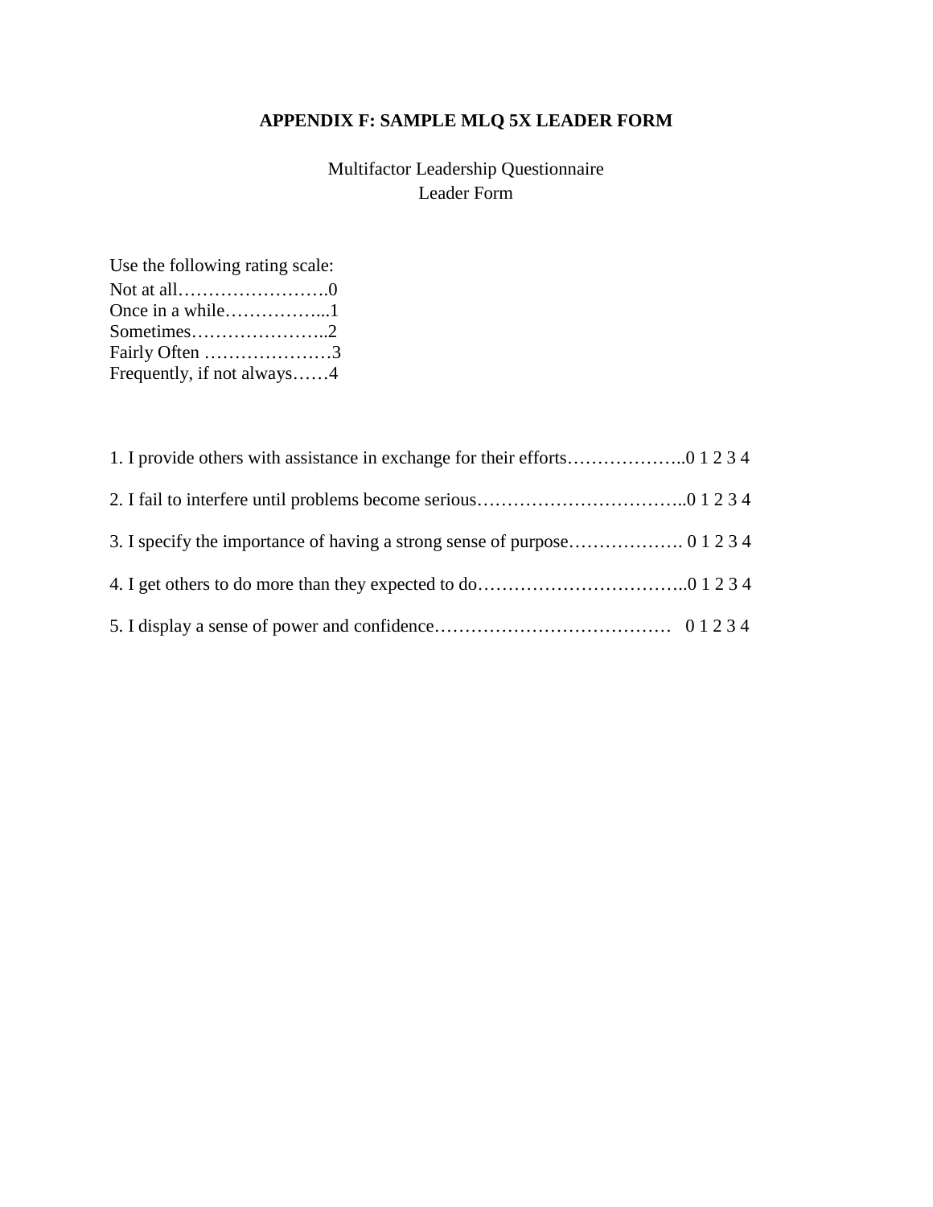**APPENDIX F: SAMPLE MLQ 5X LEADER FORM**

Multifactor Leadership Questionnaire
Leader Form

Use the following rating scale:
Not at all…………………….0
Once in a while……………...1
Sometimes…………………..2
Fairly Often …………………3
Frequently, if not always……4

1. I provide others with assistance in exchange for their efforts………………..0 1 2 3 4

2. I fail to interfere until problems become serious……………………………..0 1 2 3 4

3. I specify the importance of having a strong sense of purpose………………. 0 1 2 3 4

4. I get others to do more than they expected to do……………………………..0 1 2 3 4

5. I display a sense of power and confidence………………………………… 0 1 2 3 4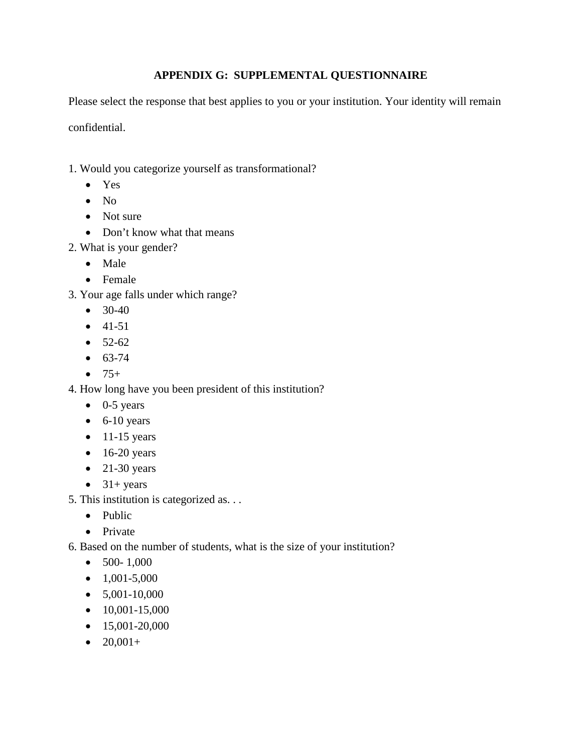## APPENDIX G: SUPPLEMENTAL QUESTIONNAIRE

Please select the response that best applies to you or your institution. Your identity will remain confidential.

1. Would you categorize yourself as transformational?
   - Yes
   - No
   - Not sure
   - Don't know what that means
2. What is your gender?
   - Male
   - Female
3. Your age falls under which range?
   - 30-40
   - 41-51
   - 52-62
   - 63-74
   - 75+
4. How long have you been president of this institution?
   - 0-5 years
   - 6-10 years
   - 11-15 years
   - 16-20 years
   - 21-30 years
   - 31+ years
5. This institution is categorized as. . .
   - Public
   - Private
6. Based on the number of students, what is the size of your institution?
   - 500- 1,000
   - 1,001-5,000
   - 5,001-10,000
   - 10,001-15,000
   - 15,001-20,000
   - 20,001+